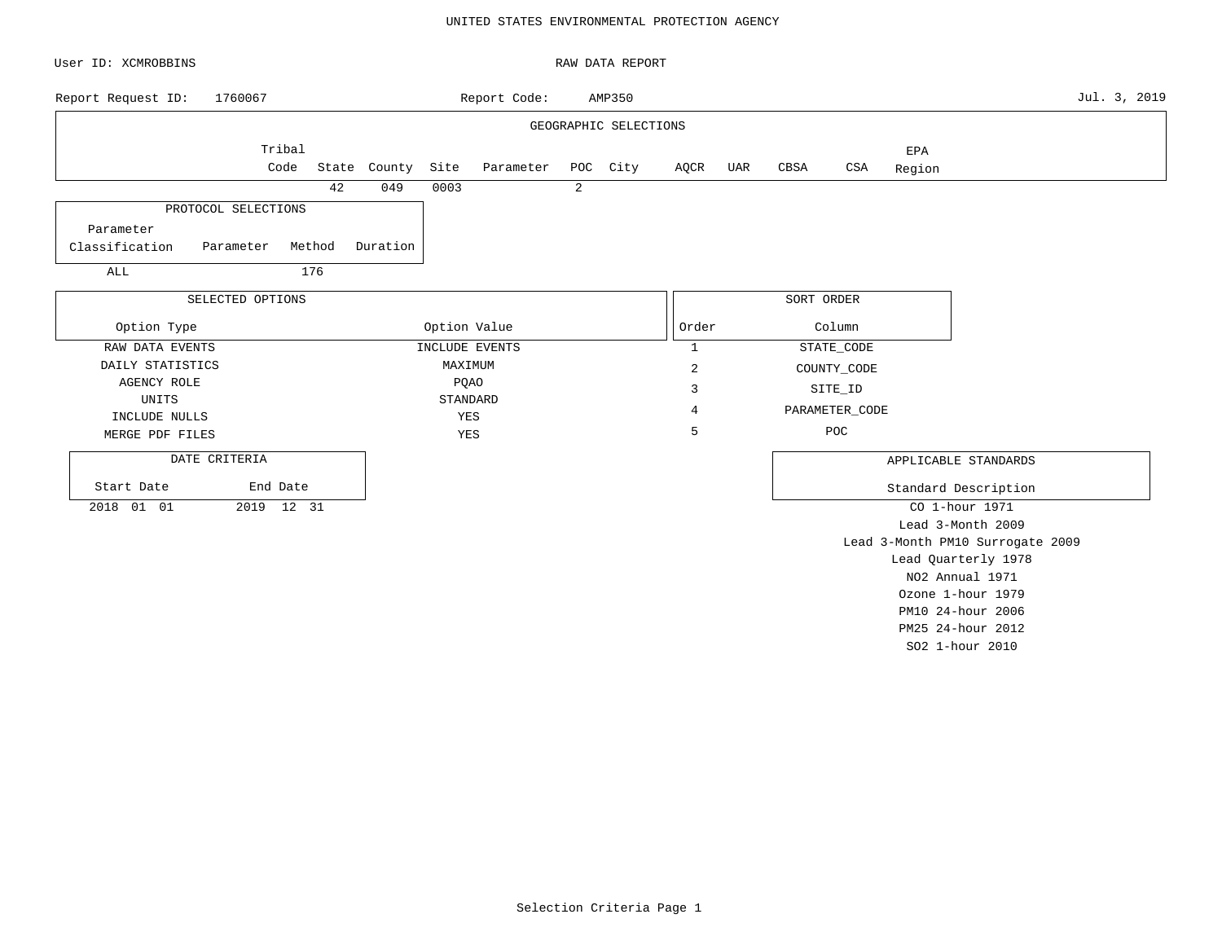UNITED STATES ENVIRONMENTAL PROTECTION AGENCY

User ID: XCMROBBINS

RAW DATA REPORT

Report Request ID: 1760067

Report Code: AMP350

Jul. 3, 2019

## GEOGRAPHIC SELECTIONS

| Tribal Code | State | County | Site | Parameter | POC | City | AQCR | UAR | CBSA | CSA | EPA Region |
|---|---|---|---|---|---|---|---|---|---|---|---|
| | 42 | 049 | 0003 | | 2 | | | | | | |

## PROTOCOL SELECTIONS

| Parameter Classification | Parameter | Method | Duration |
|---|---|---|---|
| ALL | | 176 | |

## SELECTED OPTIONS

| Option Type | Option Value |
|---|---|
| RAW DATA EVENTS | INCLUDE EVENTS |
| DAILY STATISTICS | MAXIMUM |
| AGENCY ROLE | PQAO |
| UNITS | STANDARD |
| INCLUDE NULLS | YES |
| MERGE PDF FILES | YES |

## SORT ORDER

| Order | Column |
|---|---|
| 1 | STATE_CODE |
| 2 | COUNTY_CODE |
| 3 | SITE_ID |
| 4 | PARAMETER_CODE |
| 5 | POC |

## DATE CRITERIA

| Start Date | End Date |
|---|---|
| 2018 01 01 | 2019 12 31 |

## APPLICABLE STANDARDS

| Standard Description |
|---|
| CO 1-hour 1971 |
| Lead 3-Month 2009 |
| Lead 3-Month PM10 Surrogate 2009 |
| Lead Quarterly 1978 |
| NO2 Annual 1971 |
| Ozone 1-hour 1979 |
| PM10 24-hour 2006 |
| PM25 24-hour 2012 |
| SO2 1-hour 2010 |

Selection Criteria Page 1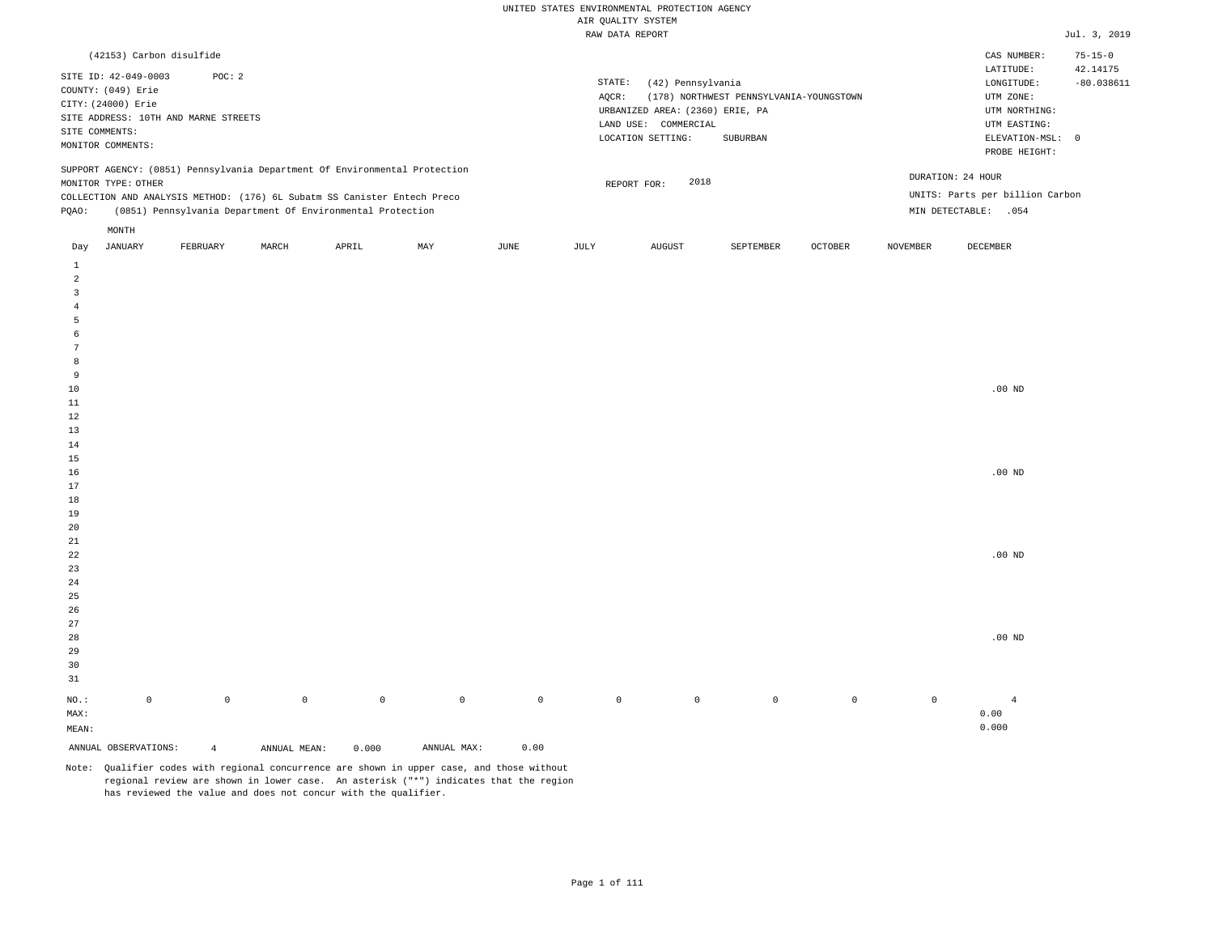UNITED STATES ENVIRONMENTAL PROTECTION AGENCY
AIR QUALITY SYSTEM
RAW DATA REPORT

Jul. 3, 2019

(42153) Carbon disulfide

SITE ID: 42-049-0003 POC: 2
COUNTY: (049) Erie
CITY: (24000) Erie
SITE ADDRESS: 10TH AND MARNE STREETS
SITE COMMENTS:
MONITOR COMMENTS:

STATE: (42) Pennsylvania
AQCR: (178) NORTHWEST PENNSYLVANIA-YOUNGSTOWN
URBANIZED AREA: (2360) ERIE, PA
LAND USE: COMMERCIAL
LOCATION SETTING: SUBURBAN

CAS NUMBER: 75-15-0
LATITUDE: 42.14175
LONGITUDE: -80.038611
UTM ZONE:
UTM NORTHING:
UTM EASTING:
ELEVATION-MSL: 0
PROBE HEIGHT:

SUPPORT AGENCY: (0851) Pennsylvania Department Of Environmental Protection
MONITOR TYPE: OTHER
COLLECTION AND ANALYSIS METHOD: (176) 6L Subatm SS Canister Entech Preco
PQAO: (0851) Pennsylvania Department Of Environmental Protection

REPORT FOR: 2018

DURATION: 24 HOUR
UNITS: Parts per billion Carbon
MIN DETECTABLE: .054

| Day | JANUARY | FEBRUARY | MARCH | APRIL | MAY | JUNE | JULY | AUGUST | SEPTEMBER | OCTOBER | NOVEMBER | DECEMBER |
|---|---|---|---|---|---|---|---|---|---|---|---|---|
| 1 | | | | | | | | | | | | |
| 2 | | | | | | | | | | | | |
| 3 | | | | | | | | | | | | |
| 4 | | | | | | | | | | | | |
| 5 | | | | | | | | | | | | |
| 6 | | | | | | | | | | | | |
| 7 | | | | | | | | | | | | |
| 8 | | | | | | | | | | | | |
| 9 | | | | | | | | | | | | |
| 10 | | | | | | | | | | | | .00 ND |
| 11 | | | | | | | | | | | | |
| 12 | | | | | | | | | | | | |
| 13 | | | | | | | | | | | | |
| 14 | | | | | | | | | | | | |
| 15 | | | | | | | | | | | | |
| 16 | | | | | | | | | | | | .00 ND |
| 17 | | | | | | | | | | | | |
| 18 | | | | | | | | | | | | |
| 19 | | | | | | | | | | | | |
| 20 | | | | | | | | | | | | |
| 21 | | | | | | | | | | | | |
| 22 | | | | | | | | | | | | .00 ND |
| 23 | | | | | | | | | | | | |
| 24 | | | | | | | | | | | | |
| 25 | | | | | | | | | | | | |
| 26 | | | | | | | | | | | | |
| 27 | | | | | | | | | | | | |
| 28 | | | | | | | | | | | | .00 ND |
| 29 | | | | | | | | | | | | |
| 30 | | | | | | | | | | | | |
| 31 | | | | | | | | | | | | |
| NO.: | 0 | 0 | 0 | 0 | 0 | 0 | 0 | 0 | 0 | 0 | 0 | 4 |
| MAX: | | | | | | | | | | | | 0.00 |
| MEAN: | | | | | | | | | | | | 0.000 |

ANNUAL OBSERVATIONS: 4 ANNUAL MEAN: 0.000 ANNUAL MAX: 0.00

Note: Qualifier codes with regional concurrence are shown in upper case, and those without regional review are shown in lower case. An asterisk ("*") indicates that the region has reviewed the value and does not concur with the qualifier.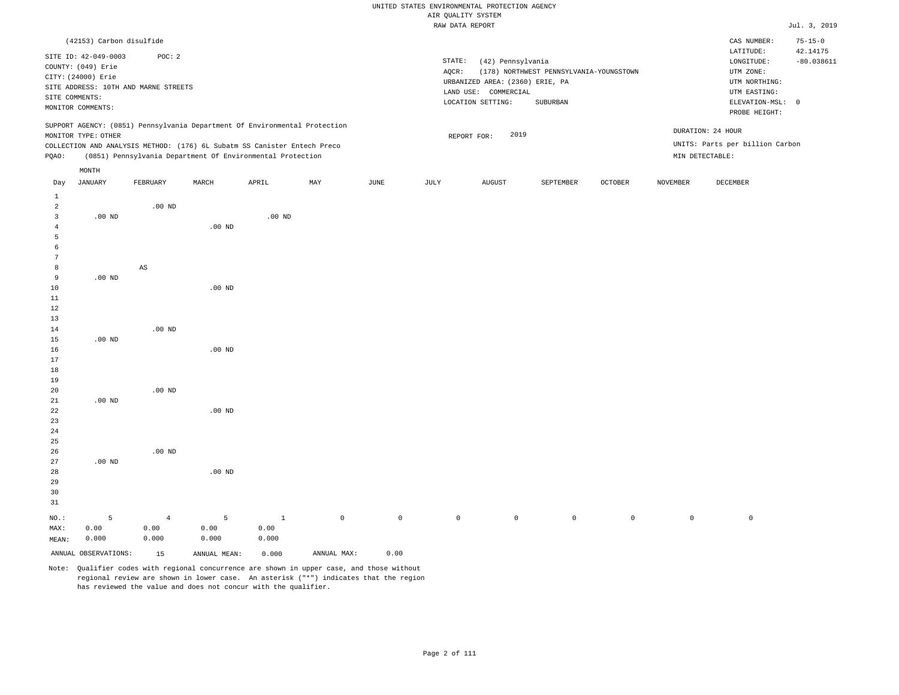UNITED STATES ENVIRONMENTAL PROTECTION AGENCY
AIR QUALITY SYSTEM
RAW DATA REPORT

Jul. 3, 2019

(42153) Carbon disulfide

SITE ID: 42-049-0003 POC: 2
COUNTY: (049) Erie
CITY: (24000) Erie
SITE ADDRESS: 10TH AND MARNE STREETS
SITE COMMENTS:
MONITOR COMMENTS:

STATE: (42) Pennsylvania
AQCR: (178) NORTHWEST PENNSYLVANIA-YOUNGSTOWN
URBANIZED AREA: (2360) ERIE, PA
LAND USE: COMMERCIAL
LOCATION SETTING: SUBURBAN

CAS NUMBER: 75-15-0
LATITUDE: 42.14175
LONGITUDE: -80.038611
UTM ZONE:
UTM NORTHING:
UTM EASTING:
ELEVATION-MSL: 0
PROBE HEIGHT:

SUPPORT AGENCY: (0851) Pennsylvania Department Of Environmental Protection
MONITOR TYPE: OTHER
COLLECTION AND ANALYSIS METHOD: (176) 6L Subatm SS Canister Entech Preco
PQAO: (0851) Pennsylvania Department Of Environmental Protection

REPORT FOR: 2019

DURATION: 24 HOUR
UNITS: Parts per billion Carbon
MIN DETECTABLE:

| Day | JANUARY | FEBRUARY | MARCH | APRIL | MAY | JUNE | JULY | AUGUST | SEPTEMBER | OCTOBER | NOVEMBER | DECEMBER |
|---|---|---|---|---|---|---|---|---|---|---|---|---|
| 1 | | | | | | | | | | | | |
| 2 | | .00 ND | | | | | | | | | | |
| 3 | .00 ND | | | .00 ND | | | | | | | | |
| 4 | | | .00 ND | | | | | | | | | |
| 5 | | | | | | | | | | | | |
| 6 | | | | | | | | | | | | |
| 7 | | | | | | | | | | | | |
| 8 | | AS | | | | | | | | | | |
| 9 | .00 ND | | | | | | | | | | | |
| 10 | | | .00 ND | | | | | | | | | |
| 11 | | | | | | | | | | | | |
| 12 | | | | | | | | | | | | |
| 13 | | | | | | | | | | | | |
| 14 | | .00 ND | | | | | | | | | | |
| 15 | .00 ND | | | | | | | | | | | |
| 16 | | | .00 ND | | | | | | | | | |
| 17 | | | | | | | | | | | | |
| 18 | | | | | | | | | | | | |
| 19 | | | | | | | | | | | | |
| 20 | | .00 ND | | | | | | | | | | |
| 21 | .00 ND | | | | | | | | | | | |
| 22 | | | .00 ND | | | | | | | | | |
| 23 | | | | | | | | | | | | |
| 24 | | | | | | | | | | | | |
| 25 | | | | | | | | | | | | |
| 26 | | .00 ND | | | | | | | | | | |
| 27 | .00 ND | | | | | | | | | | | |
| 28 | | | .00 ND | | | | | | | | | |
| 29 | | | | | | | | | | | | |
| 30 | | | | | | | | | | | | |
| 31 | | | | | | | | | | | | |
| NO.: | 5 | 4 | 5 | 1 | 0 | 0 | 0 | 0 | 0 | 0 | 0 | 0 |
| MAX: | 0.00 | 0.00 | 0.00 | 0.00 | | | | | | | | |
| MEAN: | 0.000 | 0.000 | 0.000 | 0.000 | | | | | | | | |

ANNUAL OBSERVATIONS: 15 ANNUAL MEAN: 0.000 ANNUAL MAX: 0.00

Note: Qualifier codes with regional concurrence are shown in upper case, and those without regional review are shown in lower case. An asterisk ("*") indicates that the region has reviewed the value and does not concur with the qualifier.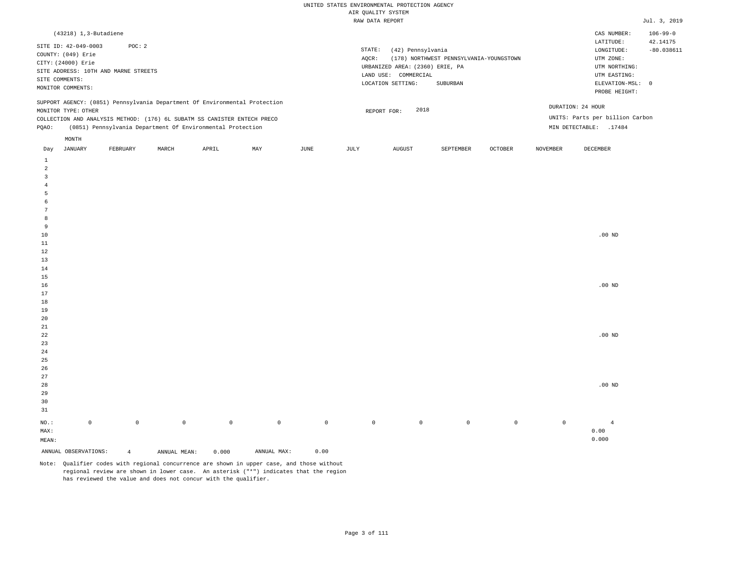UNITED STATES ENVIRONMENTAL PROTECTION AGENCY
AIR QUALITY SYSTEM
RAW DATA REPORT

Jul. 3, 2019

(43218) 1,3-Butadiene

SITE ID: 42-049-0003 POC: 2
COUNTY: (049) Erie
CITY: (24000) Erie
SITE ADDRESS: 10TH AND MARNE STREETS
SITE COMMENTS:
MONITOR COMMENTS:

STATE: (42) Pennsylvania
AQCR: (178) NORTHWEST PENNSYLVANIA-YOUNGSTOWN
URBANIZED AREA: (2360) ERIE, PA
LAND USE: COMMERCIAL
LOCATION SETTING: SUBURBAN

CAS NUMBER: 106-99-0
LATITUDE: 42.14175
LONGITUDE: -80.038611
UTM ZONE:
UTM NORTHING:
UTM EASTING:
ELEVATION-MSL: 0
PROBE HEIGHT:

SUPPORT AGENCY: (0851) Pennsylvania Department Of Environmental Protection
MONITOR TYPE: OTHER
COLLECTION AND ANALYSIS METHOD: (176) 6L SUBATM SS CANISTER ENTECH PRECO
PQAO: (0851) Pennsylvania Department Of Environmental Protection

REPORT FOR: 2018

DURATION: 24 HOUR
UNITS: Parts per billion Carbon
MIN DETECTABLE: .17484

| Day | JANUARY | FEBRUARY | MARCH | APRIL | MAY | JUNE | JULY | AUGUST | SEPTEMBER | OCTOBER | NOVEMBER | DECEMBER |
|---|---|---|---|---|---|---|---|---|---|---|---|---|
| 1 | | | | | | | | | | | | |
| 2 | | | | | | | | | | | | |
| 3 | | | | | | | | | | | | |
| 4 | | | | | | | | | | | | |
| 5 | | | | | | | | | | | | |
| 6 | | | | | | | | | | | | |
| 7 | | | | | | | | | | | | |
| 8 | | | | | | | | | | | | |
| 9 | | | | | | | | | | | | |
| 10 | | | | | | | | | | | | .00 ND |
| 11 | | | | | | | | | | | | |
| 12 | | | | | | | | | | | | |
| 13 | | | | | | | | | | | | |
| 14 | | | | | | | | | | | | |
| 15 | | | | | | | | | | | | |
| 16 | | | | | | | | | | | | .00 ND |
| 17 | | | | | | | | | | | | |
| 18 | | | | | | | | | | | | |
| 19 | | | | | | | | | | | | |
| 20 | | | | | | | | | | | | |
| 21 | | | | | | | | | | | | |
| 22 | | | | | | | | | | | | .00 ND |
| 23 | | | | | | | | | | | | |
| 24 | | | | | | | | | | | | |
| 25 | | | | | | | | | | | | |
| 26 | | | | | | | | | | | | |
| 27 | | | | | | | | | | | | |
| 28 | | | | | | | | | | | | .00 ND |
| 29 | | | | | | | | | | | | |
| 30 | | | | | | | | | | | | |
| 31 | | | | | | | | | | | | |
| NO.: | 0 | 0 | 0 | 0 | 0 | 0 | 0 | 0 | 0 | 0 | 0 | 4 |
| MAX: | | | | | | | | | | | | 0.00 |
| MEAN: | | | | | | | | | | | | 0.000 |

ANNUAL OBSERVATIONS: 4 ANNUAL MEAN: 0.000 ANNUAL MAX: 0.00

Note: Qualifier codes with regional concurrence are shown in upper case, and those without regional review are shown in lower case. An asterisk ("*") indicates that the region has reviewed the value and does not concur with the qualifier.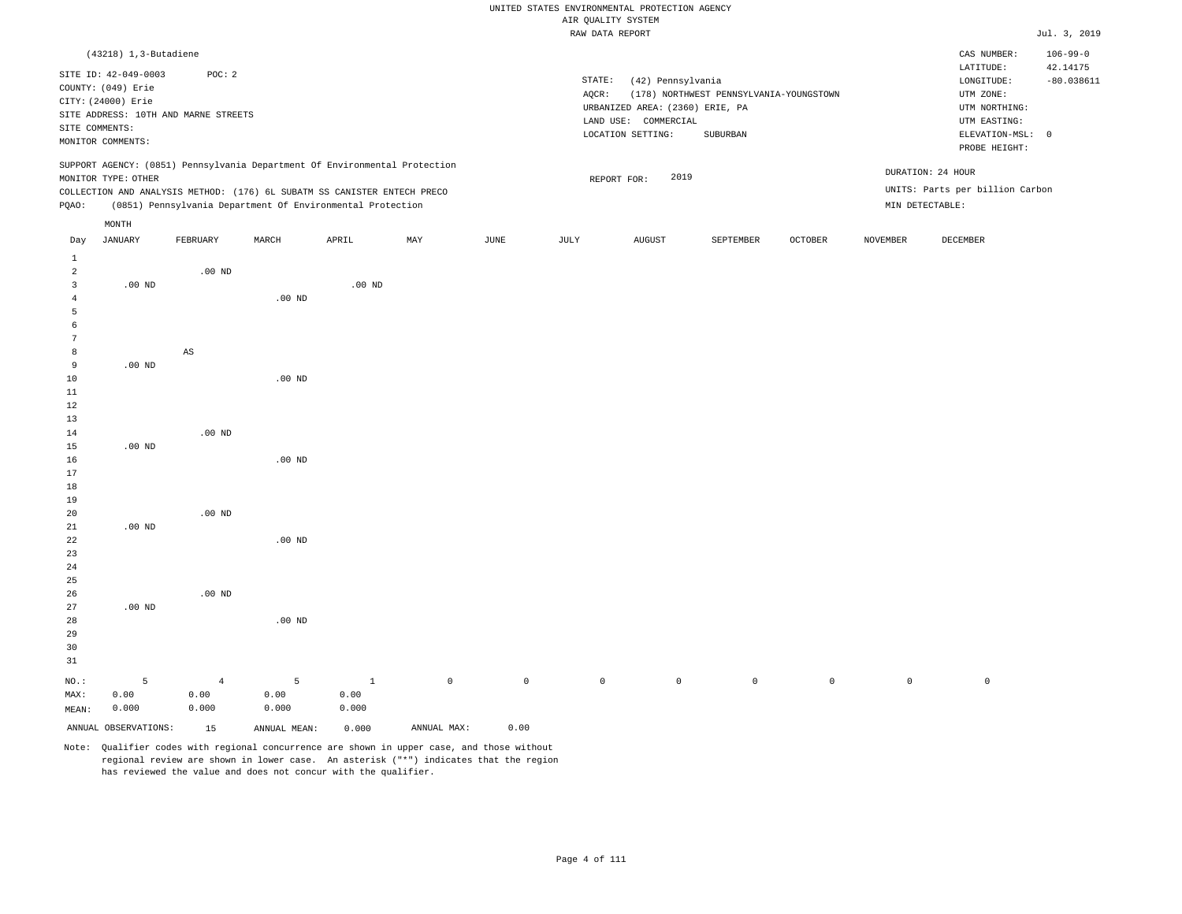UNITED STATES ENVIRONMENTAL PROTECTION AGENCY
AIR QUALITY SYSTEM
RAW DATA REPORT

Jul. 3, 2019

(43218) 1,3-Butadiene

SITE ID: 42-049-0003 POC: 2
COUNTY: (049) Erie
CITY: (24000) Erie
SITE ADDRESS: 10TH AND MARNE STREETS
SITE COMMENTS:
MONITOR COMMENTS:

STATE: (42) Pennsylvania
AQCR: (178) NORTHWEST PENNSYLVANIA-YOUNGSTOWN
URBANIZED AREA: (2360) ERIE, PA
LAND USE: COMMERCIAL
LOCATION SETTING: SUBURBAN

CAS NUMBER: 106-99-0
LATITUDE: 42.14175
LONGITUDE: -80.038611
UTM ZONE:
UTM NORTHING:
UTM EASTING:
ELEVATION-MSL: 0
PROBE HEIGHT:

SUPPORT AGENCY: (0851) Pennsylvania Department Of Environmental Protection
MONITOR TYPE: OTHER
COLLECTION AND ANALYSIS METHOD: (176) 6L SUBATM SS CANISTER ENTECH PRECO
PQAO: (0851) Pennsylvania Department Of Environmental Protection

REPORT FOR: 2019

DURATION: 24 HOUR
UNITS: Parts per billion Carbon
MIN DETECTABLE:

| Day | JANUARY | FEBRUARY | MARCH | APRIL | MAY | JUNE | JULY | AUGUST | SEPTEMBER | OCTOBER | NOVEMBER | DECEMBER |
|---|---|---|---|---|---|---|---|---|---|---|---|---|
| 1 | | | | | | | | | | | | |
| 2 | | .00 ND | | | | | | | | | | |
| 3 | .00 ND | | | .00 ND | | | | | | | | |
| 4 | | | .00 ND | | | | | | | | | |
| 5 | | | | | | | | | | | | |
| 6 | | | | | | | | | | | | |
| 7 | | | | | | | | | | | | |
| 8 | | AS | | | | | | | | | | |
| 9 | .00 ND | | | | | | | | | | | |
| 10 | | | .00 ND | | | | | | | | | |
| 11 | | | | | | | | | | | | |
| 12 | | | | | | | | | | | | |
| 13 | | | | | | | | | | | | |
| 14 | | .00 ND | | | | | | | | | | |
| 15 | .00 ND | | | | | | | | | | | |
| 16 | | | .00 ND | | | | | | | | | |
| 17 | | | | | | | | | | | | |
| 18 | | | | | | | | | | | | |
| 19 | | | | | | | | | | | | |
| 20 | | .00 ND | | | | | | | | | | |
| 21 | .00 ND | | | | | | | | | | | |
| 22 | | | .00 ND | | | | | | | | | |
| 23 | | | | | | | | | | | | |
| 24 | | | | | | | | | | | | |
| 25 | | | | | | | | | | | | |
| 26 | | .00 ND | | | | | | | | | | |
| 27 | .00 ND | | | | | | | | | | | |
| 28 | | | .00 ND | | | | | | | | | |
| 29 | | | | | | | | | | | | |
| 30 | | | | | | | | | | | | |
| 31 | | | | | | | | | | | | |
| NO.: | 5 | 4 | 5 | 1 | 0 | 0 | 0 | 0 | 0 | 0 | 0 | 0 |
| MAX: | 0.00 | 0.00 | 0.00 | 0.00 | | | | | | | | |
| MEAN: | 0.000 | 0.000 | 0.000 | 0.000 | | | | | | | | |

ANNUAL OBSERVATIONS: 15 ANNUAL MEAN: 0.000 ANNUAL MAX: 0.00

Note: Qualifier codes with regional concurrence are shown in upper case, and those without regional review are shown in lower case. An asterisk ("*") indicates that the region has reviewed the value and does not concur with the qualifier.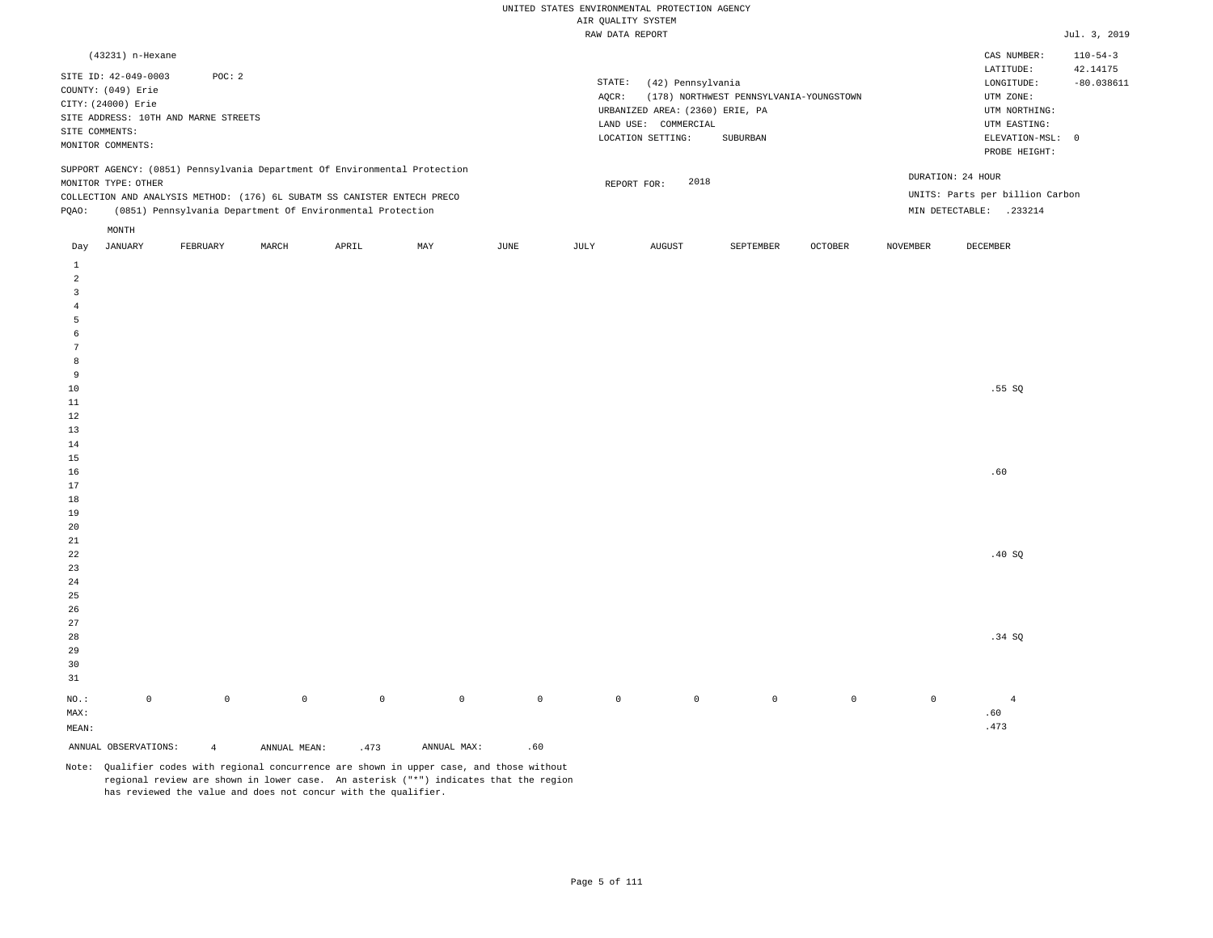UNITED STATES ENVIRONMENTAL PROTECTION AGENCY
AIR QUALITY SYSTEM
RAW DATA REPORT

Jul. 3, 2019

(43231) n-Hexane

SITE ID: 42-049-0003 POC: 2
COUNTY: (049) Erie
CITY: (24000) Erie
SITE ADDRESS: 10TH AND MARNE STREETS
SITE COMMENTS:
MONITOR COMMENTS:

STATE: (42) Pennsylvania
AQCR: (178) NORTHWEST PENNSYLVANIA-YOUNGSTOWN
URBANIZED AREA: (2360) ERIE, PA
LAND USE: COMMERCIAL
LOCATION SETTING: SUBURBAN

CAS NUMBER: 110-54-3
LATITUDE: 42.14175
LONGITUDE: -80.038611
UTM ZONE:
UTM NORTHING:
UTM EASTING:
ELEVATION-MSL: 0
PROBE HEIGHT:

SUPPORT AGENCY: (0851) Pennsylvania Department Of Environmental Protection
MONITOR TYPE: OTHER
COLLECTION AND ANALYSIS METHOD: (176) 6L SUBATM SS CANISTER ENTECH PRECO
PQAO: (0851) Pennsylvania Department Of Environmental Protection

REPORT FOR: 2018

DURATION: 24 HOUR
UNITS: Parts per billion Carbon
MIN DETECTABLE: .233214

| Day | JANUARY | FEBRUARY | MARCH | APRIL | MAY | JUNE | JULY | AUGUST | SEPTEMBER | OCTOBER | NOVEMBER | DECEMBER |
|---|---|---|---|---|---|---|---|---|---|---|---|---|
| 1 | | | | | | | | | | | | |
| 2 | | | | | | | | | | | | |
| 3 | | | | | | | | | | | | |
| 4 | | | | | | | | | | | | |
| 5 | | | | | | | | | | | | |
| 6 | | | | | | | | | | | | |
| 7 | | | | | | | | | | | | |
| 8 | | | | | | | | | | | | |
| 9 | | | | | | | | | | | | |
| 10 | | | | | | | | | | | | .55 SQ |
| 11 | | | | | | | | | | | | |
| 12 | | | | | | | | | | | | |
| 13 | | | | | | | | | | | | |
| 14 | | | | | | | | | | | | |
| 15 | | | | | | | | | | | | |
| 16 | | | | | | | | | | | | .60 |
| 17 | | | | | | | | | | | | |
| 18 | | | | | | | | | | | | |
| 19 | | | | | | | | | | | | |
| 20 | | | | | | | | | | | | |
| 21 | | | | | | | | | | | | |
| 22 | | | | | | | | | | | | .40 SQ |
| 23 | | | | | | | | | | | | |
| 24 | | | | | | | | | | | | |
| 25 | | | | | | | | | | | | |
| 26 | | | | | | | | | | | | |
| 27 | | | | | | | | | | | | |
| 28 | | | | | | | | | | | | .34 SQ |
| 29 | | | | | | | | | | | | |
| 30 | | | | | | | | | | | | |
| 31 | | | | | | | | | | | | |
| NO.: | 0 | 0 | 0 | 0 | 0 | 0 | 0 | 0 | 0 | 0 | 0 | 4 |
| MAX: | | | | | | | | | | | | .60 |
| MEAN: | | | | | | | | | | | | .473 |

ANNUAL OBSERVATIONS: 4 ANNUAL MEAN: .473 ANNUAL MAX: .60

Note: Qualifier codes with regional concurrence are shown in upper case, and those without regional review are shown in lower case. An asterisk ("*") indicates that the region has reviewed the value and does not concur with the qualifier.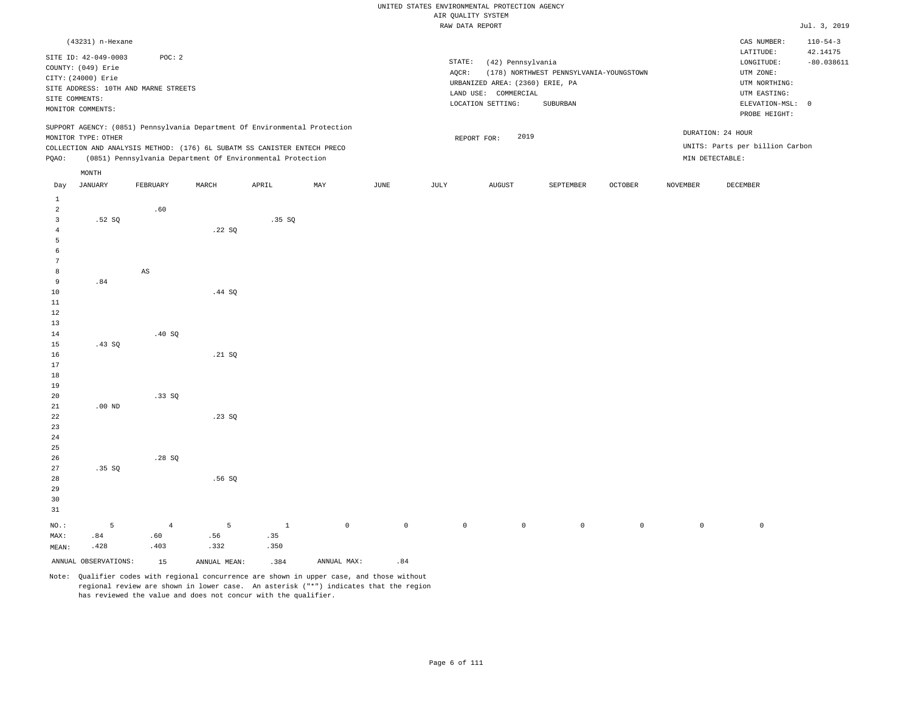UNITED STATES ENVIRONMENTAL PROTECTION AGENCY
AIR QUALITY SYSTEM
RAW DATA REPORT

Jul. 3, 2019

(43231) n-Hexane

SITE ID: 42-049-0003    POC: 2
COUNTY: (049) Erie
CITY: (24000) Erie
SITE ADDRESS: 10TH AND MARNE STREETS
SITE COMMENTS:
MONITOR COMMENTS:

STATE: (42) Pennsylvania
AQCR: (178) NORTHWEST PENNSYLVANIA-YOUNGSTOWN
URBANIZED AREA: (2360) ERIE, PA
LAND USE: COMMERCIAL
LOCATION SETTING: SUBURBAN

CAS NUMBER: 110-54-3
LATITUDE: 42.14175
LONGITUDE: -80.038611
UTM ZONE:
UTM NORTHING:
UTM EASTING:
ELEVATION-MSL: 0
PROBE HEIGHT:

SUPPORT AGENCY: (0851) Pennsylvania Department Of Environmental Protection
MONITOR TYPE: OTHER
COLLECTION AND ANALYSIS METHOD: (176) 6L SUBATM SS CANISTER ENTECH PRECO
PQAO: (0851) Pennsylvania Department Of Environmental Protection

REPORT FOR: 2019

DURATION: 24 HOUR
UNITS: Parts per billion Carbon
MIN DETECTABLE:

| Day | JANUARY | FEBRUARY | MARCH | APRIL | MAY | JUNE | JULY | AUGUST | SEPTEMBER | OCTOBER | NOVEMBER | DECEMBER |
|---|---|---|---|---|---|---|---|---|---|---|---|---|
| 1 | | | | | | | | | | | | |
| 2 | | .60 | | | | | | | | | | |
| 3 | .52 SQ | | | .35 SQ | | | | | | | | |
| 4 | | | .22 SQ | | | | | | | | | |
| 5 | | | | | | | | | | | | |
| 6 | | | | | | | | | | | | |
| 7 | | | | | | | | | | | | |
| 8 | | AS | | | | | | | | | | |
| 9 | .84 | | | | | | | | | | | |
| 10 | | | .44 SQ | | | | | | | | | |
| 11 | | | | | | | | | | | | |
| 12 | | | | | | | | | | | | |
| 13 | | | | | | | | | | | | |
| 14 | | .40 SQ | | | | | | | | | | |
| 15 | .43 SQ | | | | | | | | | | | |
| 16 | | | .21 SQ | | | | | | | | | |
| 17 | | | | | | | | | | | | |
| 18 | | | | | | | | | | | | |
| 19 | | | | | | | | | | | | |
| 20 | | .33 SQ | | | | | | | | | | |
| 21 | .00 ND | | | | | | | | | | | |
| 22 | | | .23 SQ | | | | | | | | | |
| 23 | | | | | | | | | | | | |
| 24 | | | | | | | | | | | | |
| 25 | | | | | | | | | | | | |
| 26 | | .28 SQ | | | | | | | | | | |
| 27 | .35 SQ | | | | | | | | | | | |
| 28 | | | .56 SQ | | | | | | | | | |
| 29 | | | | | | | | | | | | |
| 30 | | | | | | | | | | | | |
| 31 | | | | | | | | | | | | |
| NO.: | 5 | 4 | 5 | 1 | 0 | 0 | 0 | 0 | 0 | 0 | 0 | 0 |
| MAX: | .84 | .60 | .56 | .35 | | | | | | | | |
| MEAN: | .428 | .403 | .332 | .350 | | | | | | | | |

ANNUAL OBSERVATIONS: 15    ANNUAL MEAN: .384    ANNUAL MAX: .84

Note: Qualifier codes with regional concurrence are shown in upper case, and those without regional review are shown in lower case. An asterisk ("*") indicates that the region has reviewed the value and does not concur with the qualifier.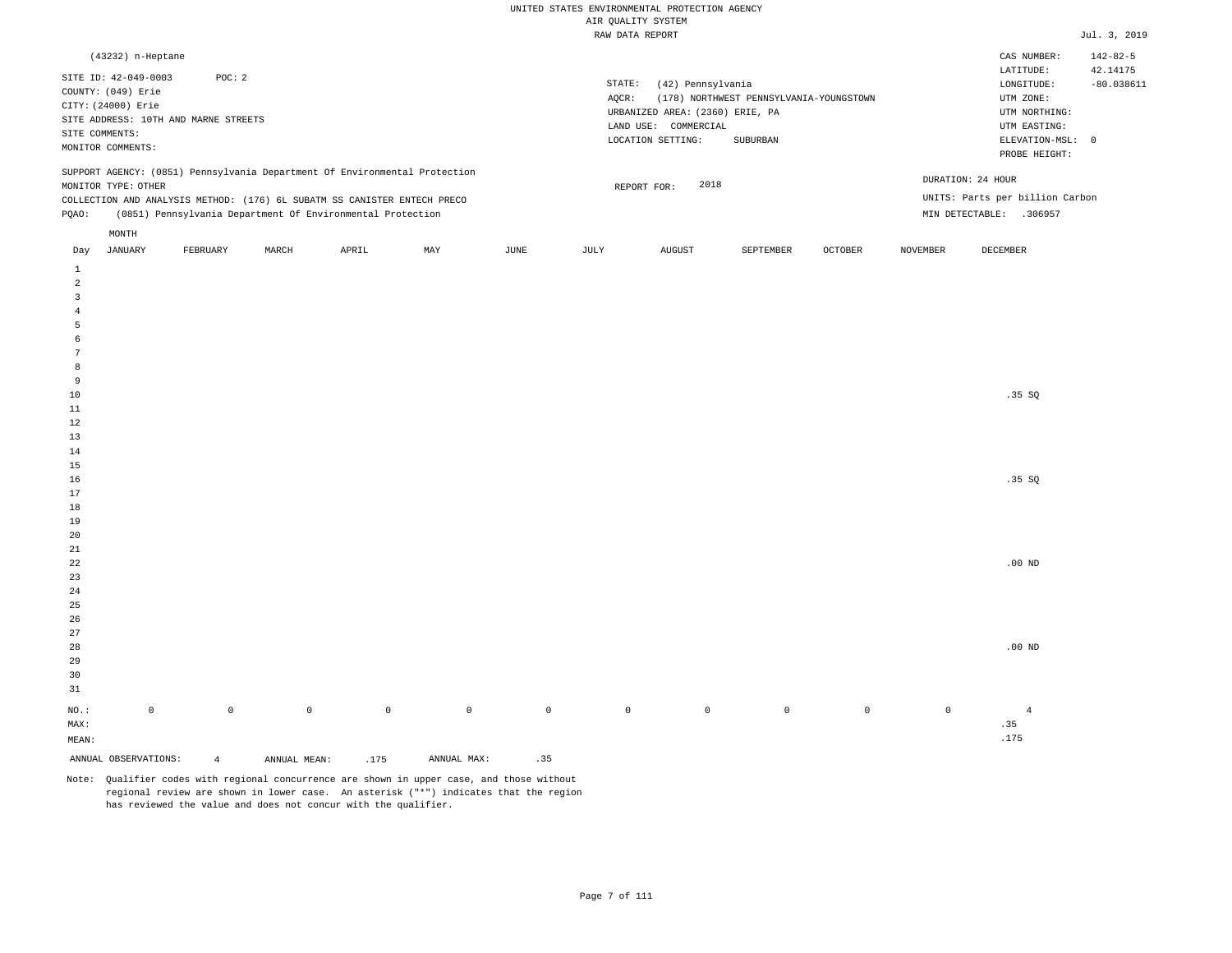UNITED STATES ENVIRONMENTAL PROTECTION AGENCY
AIR QUALITY SYSTEM
RAW DATA REPORT

Jul. 3, 2019

(43232) n-Heptane

SITE ID: 42-049-0003 POC: 2
COUNTY: (049) Erie
CITY: (24000) Erie
SITE ADDRESS: 10TH AND MARNE STREETS
SITE COMMENTS:
MONITOR COMMENTS:

STATE: (42) Pennsylvania
AQCR: (178) NORTHWEST PENNSYLVANIA-YOUNGSTOWN
URBANIZED AREA: (2360) ERIE, PA
LAND USE: COMMERCIAL
LOCATION SETTING: SUBURBAN

CAS NUMBER: 142-82-5
LATITUDE: 42.14175
LONGITUDE: -80.038611
UTM ZONE:
UTM NORTHING:
UTM EASTING:
ELEVATION-MSL: 0
PROBE HEIGHT:

SUPPORT AGENCY: (0851) Pennsylvania Department Of Environmental Protection
MONITOR TYPE: OTHER
COLLECTION AND ANALYSIS METHOD: (176) 6L SUBATM SS CANISTER ENTECH PRECO
PQAO: (0851) Pennsylvania Department Of Environmental Protection

REPORT FOR: 2018

DURATION: 24 HOUR
UNITS: Parts per billion Carbon
MIN DETECTABLE: .306957

| Day | JANUARY | FEBRUARY | MARCH | APRIL | MAY | JUNE | JULY | AUGUST | SEPTEMBER | OCTOBER | NOVEMBER | DECEMBER |
|---|---|---|---|---|---|---|---|---|---|---|---|---|
| 1 | | | | | | | | | | | | |
| 2 | | | | | | | | | | | | |
| 3 | | | | | | | | | | | | |
| 4 | | | | | | | | | | | | |
| 5 | | | | | | | | | | | | |
| 6 | | | | | | | | | | | | |
| 7 | | | | | | | | | | | | |
| 8 | | | | | | | | | | | | |
| 9 | | | | | | | | | | | | |
| 10 | | | | | | | | | | | | .35 SQ |
| 11 | | | | | | | | | | | | |
| 12 | | | | | | | | | | | | |
| 13 | | | | | | | | | | | | |
| 14 | | | | | | | | | | | | |
| 15 | | | | | | | | | | | | |
| 16 | | | | | | | | | | | | .35 SQ |
| 17 | | | | | | | | | | | | |
| 18 | | | | | | | | | | | | |
| 19 | | | | | | | | | | | | |
| 20 | | | | | | | | | | | | |
| 21 | | | | | | | | | | | | |
| 22 | | | | | | | | | | | | .00 ND |
| 23 | | | | | | | | | | | | |
| 24 | | | | | | | | | | | | |
| 25 | | | | | | | | | | | | |
| 26 | | | | | | | | | | | | |
| 27 | | | | | | | | | | | | |
| 28 | | | | | | | | | | | | .00 ND |
| 29 | | | | | | | | | | | | |
| 30 | | | | | | | | | | | | |
| 31 | | | | | | | | | | | | |
| NO.: | 0 | 0 | 0 | 0 | 0 | 0 | 0 | 0 | 0 | 0 | 0 | 4 |
| MAX: | | | | | | | | | | | | .35 |
| MEAN: | | | | | | | | | | | | .175 |

ANNUAL OBSERVATIONS: 4 ANNUAL MEAN: .175 ANNUAL MAX: .35

Note: Qualifier codes with regional concurrence are shown in upper case, and those without regional review are shown in lower case. An asterisk ("*") indicates that the region has reviewed the value and does not concur with the qualifier.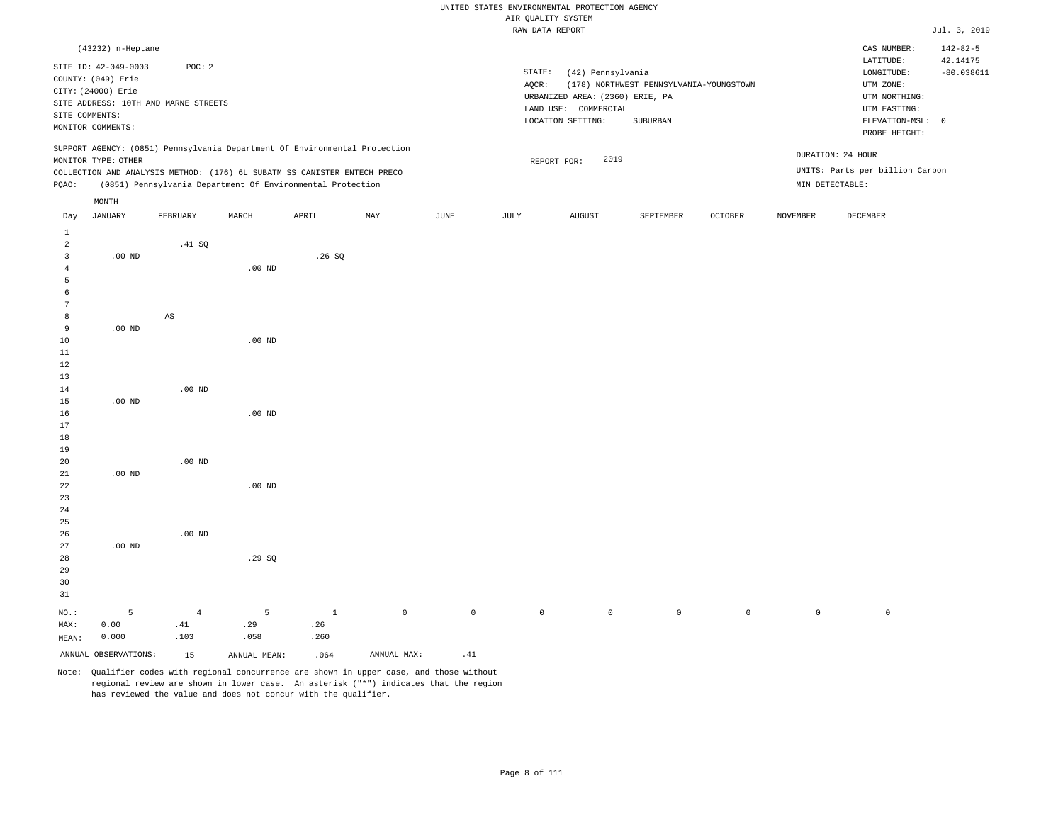UNITED STATES ENVIRONMENTAL PROTECTION AGENCY
AIR QUALITY SYSTEM
RAW DATA REPORT

Jul. 3, 2019

(43232) n-Heptane

SITE ID: 42-049-0003 POC: 2
COUNTY: (049) Erie
CITY: (24000) Erie
SITE ADDRESS: 10TH AND MARNE STREETS
SITE COMMENTS:
MONITOR COMMENTS:

STATE: (42) Pennsylvania
AQCR: (178) NORTHWEST PENNSYLVANIA-YOUNGSTOWN
URBANIZED AREA: (2360) ERIE, PA
LAND USE: COMMERCIAL
LOCATION SETTING: SUBURBAN

CAS NUMBER: 142-82-5
LATITUDE: 42.14175
LONGITUDE: -80.038611
UTM ZONE:
UTM NORTHING:
UTM EASTING:
ELEVATION-MSL: 0
PROBE HEIGHT:

SUPPORT AGENCY: (0851) Pennsylvania Department Of Environmental Protection
MONITOR TYPE: OTHER
COLLECTION AND ANALYSIS METHOD: (176) 6L SUBATM SS CANISTER ENTECH PRECO
PQAO: (0851) Pennsylvania Department Of Environmental Protection

REPORT FOR: 2019

DURATION: 24 HOUR
UNITS: Parts per billion Carbon
MIN DETECTABLE:

| Day | JANUARY | FEBRUARY | MARCH | APRIL | MAY | JUNE | JULY | AUGUST | SEPTEMBER | OCTOBER | NOVEMBER | DECEMBER |
|---|---|---|---|---|---|---|---|---|---|---|---|---|
| 1 | | | | | | | | | | | | |
| 2 | | .41 SQ | | | | | | | | | | |
| 3 | .00 ND | | | .26 SQ | | | | | | | | |
| 4 | | | .00 ND | | | | | | | | | |
| 5 | | | | | | | | | | | | |
| 6 | | | | | | | | | | | | |
| 7 | | | | | | | | | | | | |
| 8 | | AS | | | | | | | | | | |
| 9 | .00 ND | | | | | | | | | | | |
| 10 | | | .00 ND | | | | | | | | | |
| 11 | | | | | | | | | | | | |
| 12 | | | | | | | | | | | | |
| 13 | | | | | | | | | | | | |
| 14 | | .00 ND | | | | | | | | | | |
| 15 | .00 ND | | | | | | | | | | | |
| 16 | | | .00 ND | | | | | | | | | |
| 17 | | | | | | | | | | | | |
| 18 | | | | | | | | | | | | |
| 19 | | | | | | | | | | | | |
| 20 | | .00 ND | | | | | | | | | | |
| 21 | .00 ND | | | | | | | | | | | |
| 22 | | | .00 ND | | | | | | | | | |
| 23 | | | | | | | | | | | | |
| 24 | | | | | | | | | | | | |
| 25 | | | | | | | | | | | | |
| 26 | | .00 ND | | | | | | | | | | |
| 27 | .00 ND | | | | | | | | | | | |
| 28 | | | .29 SQ | | | | | | | | | |
| 29 | | | | | | | | | | | | |
| 30 | | | | | | | | | | | | |
| 31 | | | | | | | | | | | | |
| NO.: | 5 | 4 | 5 | 1 | 0 | 0 | 0 | 0 | 0 | 0 | 0 | 0 |
| MAX: | 0.00 | .41 | .29 | .26 | | | | | | | | |
| MEAN: | 0.000 | .103 | .058 | .260 | | | | | | | | |

ANNUAL OBSERVATIONS: 15 ANNUAL MEAN: .064 ANNUAL MAX: .41

Note: Qualifier codes with regional concurrence are shown in upper case, and those without regional review are shown in lower case. An asterisk ("*") indicates that the region has reviewed the value and does not concur with the qualifier.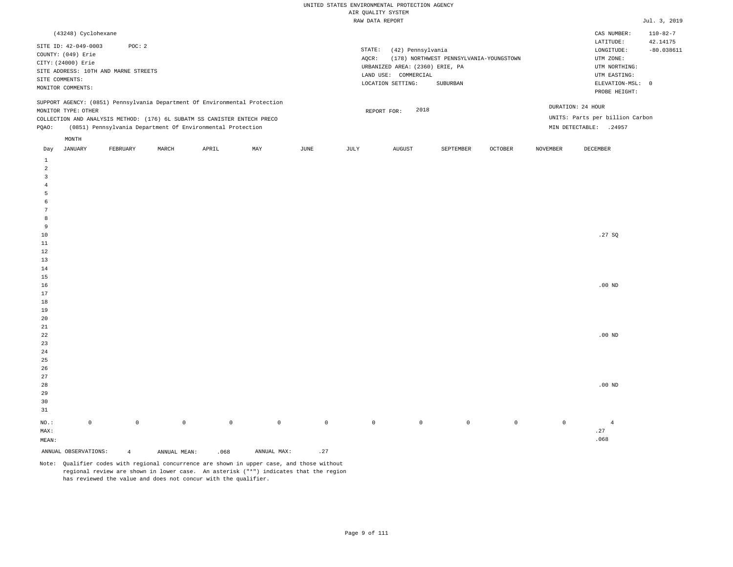UNITED STATES ENVIRONMENTAL PROTECTION AGENCY
AIR QUALITY SYSTEM
RAW DATA REPORT

Jul. 3, 2019

(43248) Cyclohexane

SITE ID: 42-049-0003 POC: 2
COUNTY: (049) Erie
CITY: (24000) Erie
SITE ADDRESS: 10TH AND MARNE STREETS
SITE COMMENTS:
MONITOR COMMENTS:

STATE: (42) Pennsylvania
AQCR: (178) NORTHWEST PENNSYLVANIA-YOUNGSTOWN
URBANIZED AREA: (2360) ERIE, PA
LAND USE: COMMERCIAL
LOCATION SETTING: SUBURBAN

CAS NUMBER: 110-82-7
LATITUDE: 42.14175
LONGITUDE: -80.038611
UTM ZONE:
UTM NORTHING:
UTM EASTING:
ELEVATION-MSL: 0
PROBE HEIGHT:

SUPPORT AGENCY: (0851) Pennsylvania Department Of Environmental Protection
MONITOR TYPE: OTHER
COLLECTION AND ANALYSIS METHOD: (176) 6L SUBATM SS CANISTER ENTECH PRECO
PQAO: (0851) Pennsylvania Department Of Environmental Protection

REPORT FOR: 2018

DURATION: 24 HOUR
UNITS: Parts per billion Carbon
MIN DETECTABLE: .24957

| Day | JANUARY | FEBRUARY | MARCH | APRIL | MAY | JUNE | JULY | AUGUST | SEPTEMBER | OCTOBER | NOVEMBER | DECEMBER |
|---|---|---|---|---|---|---|---|---|---|---|---|---|
| 1 | | | | | | | | | | | | |
| 2 | | | | | | | | | | | | |
| 3 | | | | | | | | | | | | |
| 4 | | | | | | | | | | | | |
| 5 | | | | | | | | | | | | |
| 6 | | | | | | | | | | | | |
| 7 | | | | | | | | | | | | |
| 8 | | | | | | | | | | | | |
| 9 | | | | | | | | | | | | |
| 10 | | | | | | | | | | | | .27 SQ |
| 11 | | | | | | | | | | | | |
| 12 | | | | | | | | | | | | |
| 13 | | | | | | | | | | | | |
| 14 | | | | | | | | | | | | |
| 15 | | | | | | | | | | | | |
| 16 | | | | | | | | | | | | .00 ND |
| 17 | | | | | | | | | | | | |
| 18 | | | | | | | | | | | | |
| 19 | | | | | | | | | | | | |
| 20 | | | | | | | | | | | | |
| 21 | | | | | | | | | | | | |
| 22 | | | | | | | | | | | | .00 ND |
| 23 | | | | | | | | | | | | |
| 24 | | | | | | | | | | | | |
| 25 | | | | | | | | | | | | |
| 26 | | | | | | | | | | | | |
| 27 | | | | | | | | | | | | |
| 28 | | | | | | | | | | | | .00 ND |
| 29 | | | | | | | | | | | | |
| 30 | | | | | | | | | | | | |
| 31 | | | | | | | | | | | | |
| NO.: | 0 | 0 | 0 | 0 | 0 | 0 | 0 | 0 | 0 | 0 | 0 | 4 |
| MAX: | | | | | | | | | | | | .27 |
| MEAN: | | | | | | | | | | | | .068 |

ANNUAL OBSERVATIONS: 4 ANNUAL MEAN: .068 ANNUAL MAX: .27

Note: Qualifier codes with regional concurrence are shown in upper case, and those without regional review are shown in lower case. An asterisk ("*") indicates that the region has reviewed the value and does not concur with the qualifier.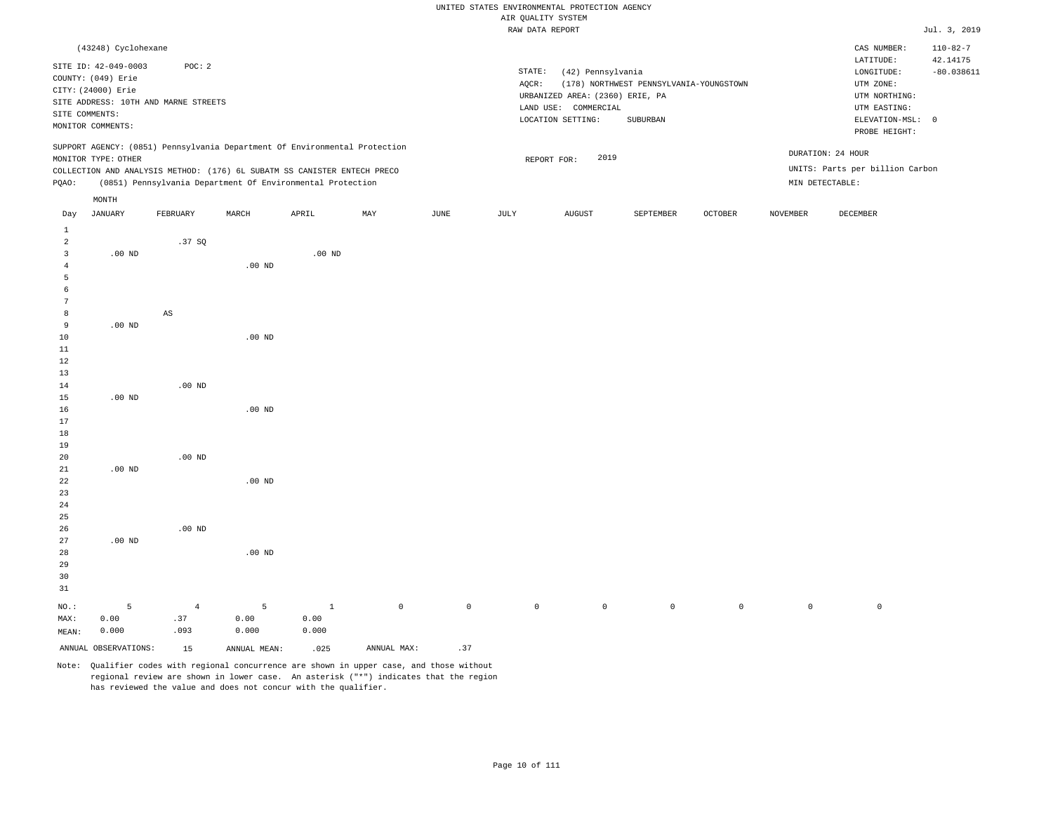UNITED STATES ENVIRONMENTAL PROTECTION AGENCY
AIR QUALITY SYSTEM
RAW DATA REPORT

Jul. 3, 2019

(43248) Cyclohexane

SITE ID: 42-049-0003 POC: 2
COUNTY: (049) Erie
CITY: (24000) Erie
SITE ADDRESS: 10TH AND MARNE STREETS
SITE COMMENTS:
MONITOR COMMENTS:

STATE: (42) Pennsylvania
AQCR: (178) NORTHWEST PENNSYLVANIA-YOUNGSTOWN
URBANIZED AREA: (2360) ERIE, PA
LAND USE: COMMERCIAL
LOCATION SETTING: SUBURBAN

CAS NUMBER: 110-82-7
LATITUDE: 42.14175
LONGITUDE: -80.038611
UTM ZONE:
UTM NORTHING:
UTM EASTING:
ELEVATION-MSL: 0
PROBE HEIGHT:

SUPPORT AGENCY: (0851) Pennsylvania Department Of Environmental Protection
MONITOR TYPE: OTHER
COLLECTION AND ANALYSIS METHOD: (176) 6L SUBATM SS CANISTER ENTECH PRECO
PQAO: (0851) Pennsylvania Department Of Environmental Protection

REPORT FOR: 2019

DURATION: 24 HOUR
UNITS: Parts per billion Carbon
MIN DETECTABLE:

| Day | JANUARY | FEBRUARY | MARCH | APRIL | MAY | JUNE | JULY | AUGUST | SEPTEMBER | OCTOBER | NOVEMBER | DECEMBER |
|---|---|---|---|---|---|---|---|---|---|---|---|---|
| 1 | | | | | | | | | | | | |
| 2 | | .37 SQ | | | | | | | | | | |
| 3 | .00 ND | | | .00 ND | | | | | | | | |
| 4 | | | .00 ND | | | | | | | | | |
| 5 | | | | | | | | | | | | |
| 6 | | | | | | | | | | | | |
| 7 | | | | | | | | | | | | |
| 8 | | AS | | | | | | | | | | |
| 9 | .00 ND | | | | | | | | | | | |
| 10 | | | .00 ND | | | | | | | | | |
| 11 | | | | | | | | | | | | |
| 12 | | | | | | | | | | | | |
| 13 | | | | | | | | | | | | |
| 14 | | .00 ND | | | | | | | | | | |
| 15 | .00 ND | | | | | | | | | | | |
| 16 | | | .00 ND | | | | | | | | | |
| 17 | | | | | | | | | | | | |
| 18 | | | | | | | | | | | | |
| 19 | | | | | | | | | | | | |
| 20 | | .00 ND | | | | | | | | | | |
| 21 | .00 ND | | | | | | | | | | | |
| 22 | | | .00 ND | | | | | | | | | |
| 23 | | | | | | | | | | | | |
| 24 | | | | | | | | | | | | |
| 25 | | | | | | | | | | | | |
| 26 | | .00 ND | | | | | | | | | | |
| 27 | .00 ND | | | | | | | | | | | |
| 28 | | | .00 ND | | | | | | | | | |
| 29 | | | | | | | | | | | | |
| 30 | | | | | | | | | | | | |
| 31 | | | | | | | | | | | | |
| NO.: | 5 | 4 | 5 | 1 | 0 | 0 | 0 | 0 | 0 | 0 | 0 | 0 |
| MAX: | 0.00 | .37 | 0.00 | 0.00 | | | | | | | | |
| MEAN: | 0.000 | .093 | 0.000 | 0.000 | | | | | | | | |

ANNUAL OBSERVATIONS: 15 ANNUAL MEAN: .025 ANNUAL MAX: .37

Note: Qualifier codes with regional concurrence are shown in upper case, and those without regional review are shown in lower case. An asterisk ("*") indicates that the region has reviewed the value and does not concur with the qualifier.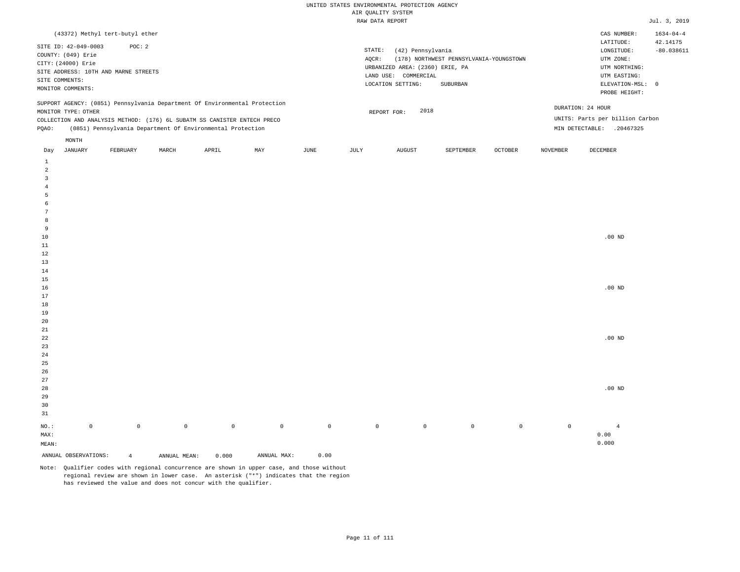UNITED STATES ENVIRONMENTAL PROTECTION AGENCY
AIR QUALITY SYSTEM
RAW DATA REPORT

Jul. 3, 2019

(43372) Methyl tert-butyl ether

SITE ID: 42-049-0003 POC: 2
COUNTY: (049) Erie
CITY: (24000) Erie
SITE ADDRESS: 10TH AND MARNE STREETS
SITE COMMENTS:
MONITOR COMMENTS:

STATE: (42) Pennsylvania
AQCR: (178) NORTHWEST PENNSYLVANIA-YOUNGSTOWN
URBANIZED AREA: (2360) ERIE, PA
LAND USE: COMMERCIAL
LOCATION SETTING: SUBURBAN

CAS NUMBER: 1634-04-4
LATITUDE: 42.14175
LONGITUDE: -80.038611
UTM ZONE:
UTM NORTHING:
UTM EASTING:
ELEVATION-MSL: 0
PROBE HEIGHT:

SUPPORT AGENCY: (0851) Pennsylvania Department Of Environmental Protection
MONITOR TYPE: OTHER
COLLECTION AND ANALYSIS METHOD: (176) 6L SUBATM SS CANISTER ENTECH PRECO
PQAO: (0851) Pennsylvania Department Of Environmental Protection

REPORT FOR: 2018

DURATION: 24 HOUR
UNITS: Parts per billion Carbon
MIN DETECTABLE: .20467325

| Day | JANUARY | FEBRUARY | MARCH | APRIL | MAY | JUNE | JULY | AUGUST | SEPTEMBER | OCTOBER | NOVEMBER | DECEMBER |
|---|---|---|---|---|---|---|---|---|---|---|---|---|
| 1 | | | | | | | | | | | | |
| 2 | | | | | | | | | | | | |
| 3 | | | | | | | | | | | | |
| 4 | | | | | | | | | | | | |
| 5 | | | | | | | | | | | | |
| 6 | | | | | | | | | | | | |
| 7 | | | | | | | | | | | | |
| 8 | | | | | | | | | | | | |
| 9 | | | | | | | | | | | | |
| 10 | | | | | | | | | | | | .00 ND |
| 11 | | | | | | | | | | | | |
| 12 | | | | | | | | | | | | |
| 13 | | | | | | | | | | | | |
| 14 | | | | | | | | | | | | |
| 15 | | | | | | | | | | | | |
| 16 | | | | | | | | | | | | .00 ND |
| 17 | | | | | | | | | | | | |
| 18 | | | | | | | | | | | | |
| 19 | | | | | | | | | | | | |
| 20 | | | | | | | | | | | | |
| 21 | | | | | | | | | | | | |
| 22 | | | | | | | | | | | | .00 ND |
| 23 | | | | | | | | | | | | |
| 24 | | | | | | | | | | | | |
| 25 | | | | | | | | | | | | |
| 26 | | | | | | | | | | | | |
| 27 | | | | | | | | | | | | |
| 28 | | | | | | | | | | | | .00 ND |
| 29 | | | | | | | | | | | | |
| 30 | | | | | | | | | | | | |
| 31 | | | | | | | | | | | | |
| NO.: | 0 | 0 | 0 | 0 | 0 | 0 | 0 | 0 | 0 | 0 | 0 | 4 |
| MAX: | | | | | | | | | | | | 0.00 |
| MEAN: | | | | | | | | | | | | 0.000 |

ANNUAL OBSERVATIONS: 4 ANNUAL MEAN: 0.000 ANNUAL MAX: 0.00

Note: Qualifier codes with regional concurrence are shown in upper case, and those without regional review are shown in lower case. An asterisk ("*") indicates that the region has reviewed the value and does not concur with the qualifier.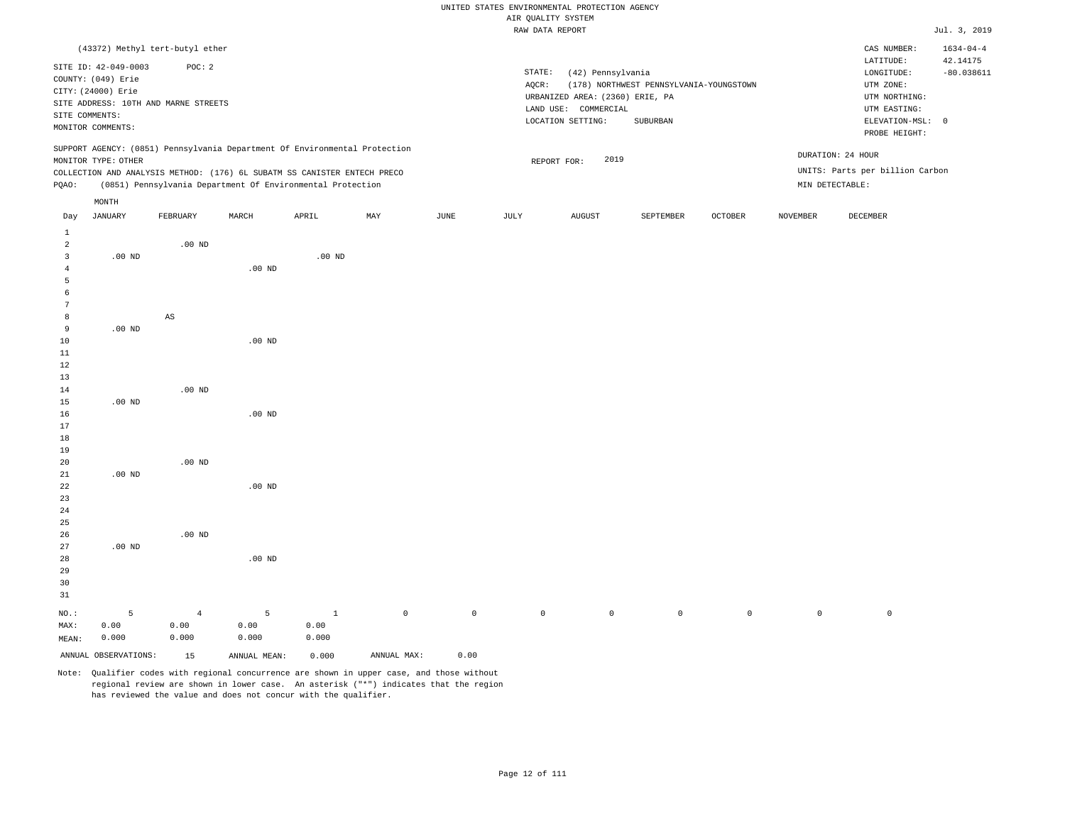UNITED STATES ENVIRONMENTAL PROTECTION AGENCY
AIR QUALITY SYSTEM
RAW DATA REPORT

Jul. 3, 2019

(43372) Methyl tert-butyl ether

SITE ID: 42-049-0003 POC: 2
COUNTY: (049) Erie
CITY: (24000) Erie
SITE ADDRESS: 10TH AND MARNE STREETS
SITE COMMENTS:
MONITOR COMMENTS:

STATE: (42) Pennsylvania
AQCR: (178) NORTHWEST PENNSYLVANIA-YOUNGSTOWN
URBANIZED AREA: (2360) ERIE, PA
LAND USE: COMMERCIAL
LOCATION SETTING: SUBURBAN

CAS NUMBER: 1634-04-4
LATITUDE: 42.14175
LONGITUDE: -80.038611
UTM ZONE:
UTM NORTHING:
UTM EASTING:
ELEVATION-MSL: 0
PROBE HEIGHT:

SUPPORT AGENCY: (0851) Pennsylvania Department Of Environmental Protection
MONITOR TYPE: OTHER
COLLECTION AND ANALYSIS METHOD: (176) 6L SUBATM SS CANISTER ENTECH PRECO
PQAO: (0851) Pennsylvania Department Of Environmental Protection

REPORT FOR: 2019

DURATION: 24 HOUR
UNITS: Parts per billion Carbon
MIN DETECTABLE:

| Day | JANUARY | FEBRUARY | MARCH | APRIL | MAY | JUNE | JULY | AUGUST | SEPTEMBER | OCTOBER | NOVEMBER | DECEMBER |
|---|---|---|---|---|---|---|---|---|---|---|---|---|
| 1 | | | | | | | | | | | | |
| 2 | | .00 ND | | | | | | | | | | |
| 3 | .00 ND | | | .00 ND | | | | | | | | |
| 4 | | | .00 ND | | | | | | | | | |
| 5 | | | | | | | | | | | | |
| 6 | | | | | | | | | | | | |
| 7 | | | | | | | | | | | | |
| 8 | | AS | | | | | | | | | | |
| 9 | .00 ND | | | | | | | | | | | |
| 10 | | | .00 ND | | | | | | | | | |
| 11 | | | | | | | | | | | | |
| 12 | | | | | | | | | | | | |
| 13 | | | | | | | | | | | | |
| 14 | | .00 ND | | | | | | | | | | |
| 15 | .00 ND | | | | | | | | | | | |
| 16 | | | .00 ND | | | | | | | | | |
| 17 | | | | | | | | | | | | |
| 18 | | | | | | | | | | | | |
| 19 | | | | | | | | | | | | |
| 20 | | .00 ND | | | | | | | | | | |
| 21 | .00 ND | | | | | | | | | | | |
| 22 | | | .00 ND | | | | | | | | | |
| 23 | | | | | | | | | | | | |
| 24 | | | | | | | | | | | | |
| 25 | | | | | | | | | | | | |
| 26 | | .00 ND | | | | | | | | | | |
| 27 | .00 ND | | | | | | | | | | | |
| 28 | | | .00 ND | | | | | | | | | |
| 29 | | | | | | | | | | | | |
| 30 | | | | | | | | | | | | |
| 31 | | | | | | | | | | | | |
| NO.: | 5 | 4 | 5 | 1 | 0 | 0 | 0 | 0 | 0 | 0 | 0 | 0 |
| MAX: | 0.00 | 0.00 | 0.00 | 0.00 | | | | | | | | |
| MEAN: | 0.000 | 0.000 | 0.000 | 0.000 | | | | | | | | |

ANNUAL OBSERVATIONS: 15 ANNUAL MEAN: 0.000 ANNUAL MAX: 0.00

Note: Qualifier codes with regional concurrence are shown in upper case, and those without regional review are shown in lower case. An asterisk ("*") indicates that the region has reviewed the value and does not concur with the qualifier.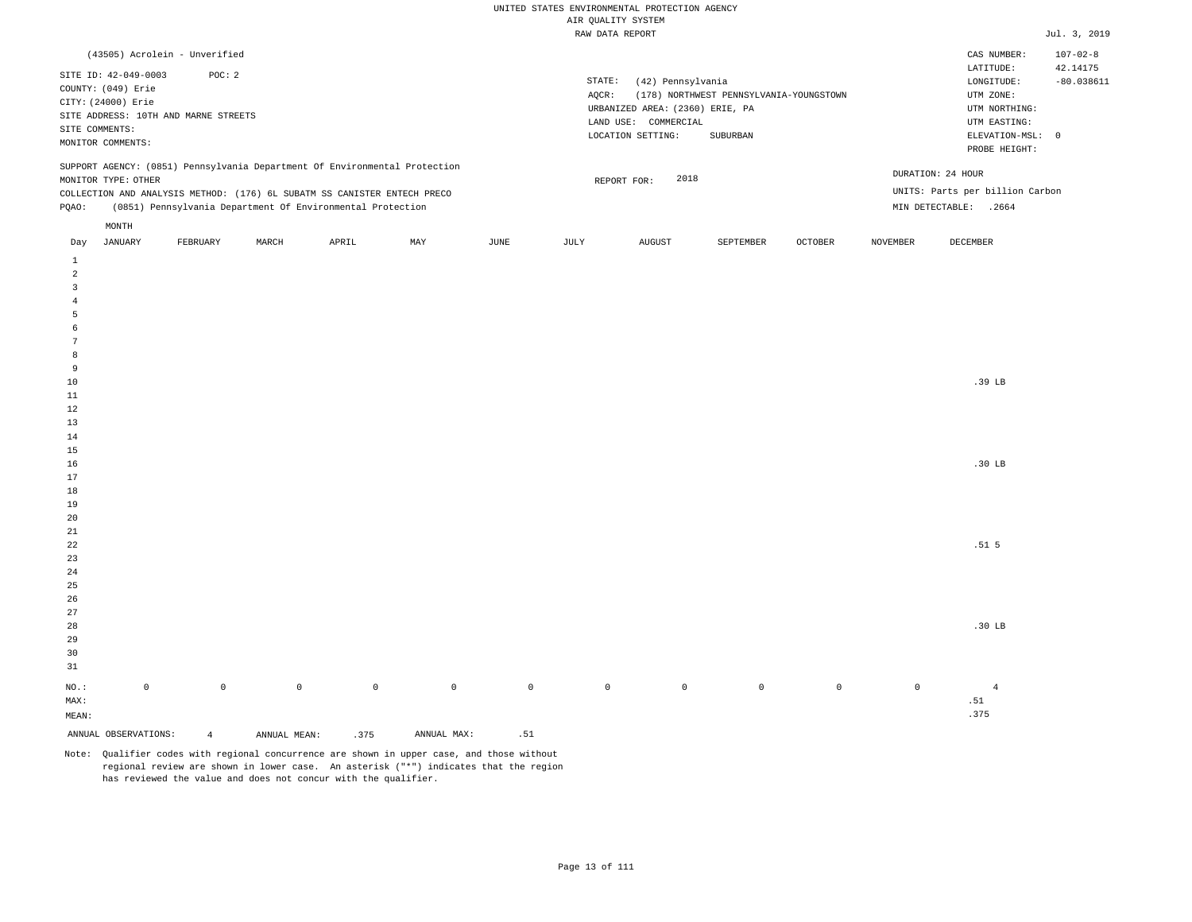UNITED STATES ENVIRONMENTAL PROTECTION AGENCY
AIR QUALITY SYSTEM
RAW DATA REPORT

Jul. 3, 2019

(43505) Acrolein - Unverified

SITE ID: 42-049-0003 POC: 2
COUNTY: (049) Erie
CITY: (24000) Erie
SITE ADDRESS: 10TH AND MARNE STREETS
SITE COMMENTS:
MONITOR COMMENTS:

STATE: (42) Pennsylvania
AQCR: (178) NORTHWEST PENNSYLVANIA-YOUNGSTOWN
URBANIZED AREA: (2360) ERIE, PA
LAND USE: COMMERCIAL
LOCATION SETTING: SUBURBAN

CAS NUMBER: 107-02-8
LATITUDE: 42.14175
LONGITUDE: -80.038611
UTM ZONE:
UTM NORTHING:
UTM EASTING:
ELEVATION-MSL: 0
PROBE HEIGHT:

SUPPORT AGENCY: (0851) Pennsylvania Department Of Environmental Protection
MONITOR TYPE: OTHER
COLLECTION AND ANALYSIS METHOD: (176) 6L SUBATM SS CANISTER ENTECH PRECO
PQAO: (0851) Pennsylvania Department Of Environmental Protection

REPORT FOR: 2018

DURATION: 24 HOUR
UNITS: Parts per billion Carbon
MIN DETECTABLE: .2664

| Day | JANUARY | FEBRUARY | MARCH | APRIL | MAY | JUNE | JULY | AUGUST | SEPTEMBER | OCTOBER | NOVEMBER | DECEMBER |
|---|---|---|---|---|---|---|---|---|---|---|---|---|
| 1 | | | | | | | | | | | | |
| 2 | | | | | | | | | | | | |
| 3 | | | | | | | | | | | | |
| 4 | | | | | | | | | | | | |
| 5 | | | | | | | | | | | | |
| 6 | | | | | | | | | | | | |
| 7 | | | | | | | | | | | | |
| 8 | | | | | | | | | | | | |
| 9 | | | | | | | | | | | | |
| 10 | | | | | | | | | | | | .39 LB |
| 11 | | | | | | | | | | | | |
| 12 | | | | | | | | | | | | |
| 13 | | | | | | | | | | | | |
| 14 | | | | | | | | | | | | |
| 15 | | | | | | | | | | | | |
| 16 | | | | | | | | | | | | .30 LB |
| 17 | | | | | | | | | | | | |
| 18 | | | | | | | | | | | | |
| 19 | | | | | | | | | | | | |
| 20 | | | | | | | | | | | | |
| 21 | | | | | | | | | | | | |
| 22 | | | | | | | | | | | | .51 5 |
| 23 | | | | | | | | | | | | |
| 24 | | | | | | | | | | | | |
| 25 | | | | | | | | | | | | |
| 26 | | | | | | | | | | | | |
| 27 | | | | | | | | | | | | |
| 28 | | | | | | | | | | | | .30 LB |
| 29 | | | | | | | | | | | | |
| 30 | | | | | | | | | | | | |
| 31 | | | | | | | | | | | | |
| NO.: | 0 | 0 | 0 | 0 | 0 | 0 | 0 | 0 | 0 | 0 | 0 | 4 |
| MAX: | | | | | | | | | | | | .51 |
| MEAN: | | | | | | | | | | | | .375 |

ANNUAL OBSERVATIONS: 4 ANNUAL MEAN: .375 ANNUAL MAX: .51

Note: Qualifier codes with regional concurrence are shown in upper case, and those without regional review are shown in lower case. An asterisk ("*") indicates that the region has reviewed the value and does not concur with the qualifier.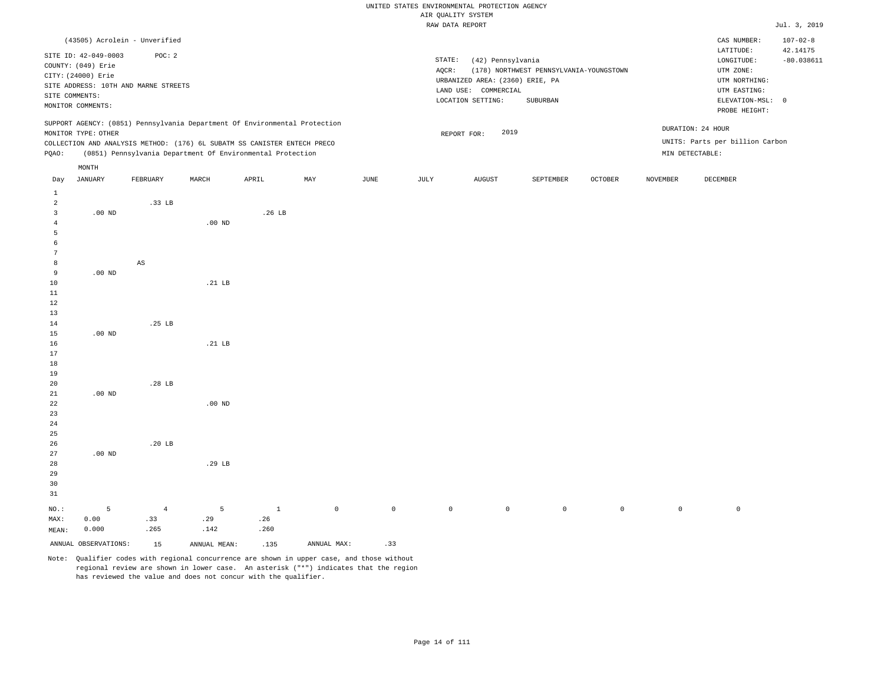UNITED STATES ENVIRONMENTAL PROTECTION AGENCY
AIR QUALITY SYSTEM
RAW DATA REPORT

Jul. 3, 2019

(43505) Acrolein - Unverified

SITE ID: 42-049-0003 POC: 2
COUNTY: (049) Erie
CITY: (24000) Erie
SITE ADDRESS: 10TH AND MARNE STREETS
SITE COMMENTS:
MONITOR COMMENTS:

STATE: (42) Pennsylvania
AQCR: (178) NORTHWEST PENNSYLVANIA-YOUNGSTOWN
URBANIZED AREA: (2360) ERIE, PA
LAND USE: COMMERCIAL
LOCATION SETTING: SUBURBAN

CAS NUMBER: 107-02-8
LATITUDE: 42.14175
LONGITUDE: -80.038611
UTM ZONE:
UTM NORTHING:
UTM EASTING:
ELEVATION-MSL: 0
PROBE HEIGHT:

SUPPORT AGENCY: (0851) Pennsylvania Department Of Environmental Protection
MONITOR TYPE: OTHER
COLLECTION AND ANALYSIS METHOD: (176) 6L SUBATM SS CANISTER ENTECH PRECO
PQAO: (0851) Pennsylvania Department Of Environmental Protection

REPORT FOR: 2019

DURATION: 24 HOUR
UNITS: Parts per billion Carbon
MIN DETECTABLE:

| Day | JANUARY | FEBRUARY | MARCH | APRIL | MAY | JUNE | JULY | AUGUST | SEPTEMBER | OCTOBER | NOVEMBER | DECEMBER |
|---|---|---|---|---|---|---|---|---|---|---|---|---|
| 1 | | | | | | | | | | | | |
| 2 | | .33 LB | | | | | | | | | | |
| 3 | .00 ND | | | .26 LB | | | | | | | | |
| 4 | | | .00 ND | | | | | | | | | |
| 5 | | | | | | | | | | | | |
| 6 | | | | | | | | | | | | |
| 7 | | | | | | | | | | | | |
| 8 | | AS | | | | | | | | | | |
| 9 | .00 ND | | | | | | | | | | | |
| 10 | | | .21 LB | | | | | | | | | |
| 11 | | | | | | | | | | | | |
| 12 | | | | | | | | | | | | |
| 13 | | | | | | | | | | | | |
| 14 | | .25 LB | | | | | | | | | | |
| 15 | .00 ND | | | | | | | | | | | |
| 16 | | | .21 LB | | | | | | | | | |
| 17 | | | | | | | | | | | | |
| 18 | | | | | | | | | | | | |
| 19 | | | | | | | | | | | | |
| 20 | | .28 LB | | | | | | | | | | |
| 21 | .00 ND | | | | | | | | | | | |
| 22 | | | .00 ND | | | | | | | | | |
| 23 | | | | | | | | | | | | |
| 24 | | | | | | | | | | | | |
| 25 | | | | | | | | | | | | |
| 26 | | .20 LB | | | | | | | | | | |
| 27 | .00 ND | | | | | | | | | | | |
| 28 | | | .29 LB | | | | | | | | | |
| 29 | | | | | | | | | | | | |
| 30 | | | | | | | | | | | | |
| 31 | | | | | | | | | | | | |
| NO.: | 5 | 4 | 5 | 1 | 0 | 0 | 0 | 0 | 0 | 0 | 0 | 0 |
| MAX: | 0.00 | .33 | .29 | .26 | | | | | | | | |
| MEAN: | 0.000 | .265 | .142 | .260 | | | | | | | | |

ANNUAL OBSERVATIONS: 15 ANNUAL MEAN: .135 ANNUAL MAX: .33

Note: Qualifier codes with regional concurrence are shown in upper case, and those without regional review are shown in lower case. An asterisk ("*") indicates that the region has reviewed the value and does not concur with the qualifier.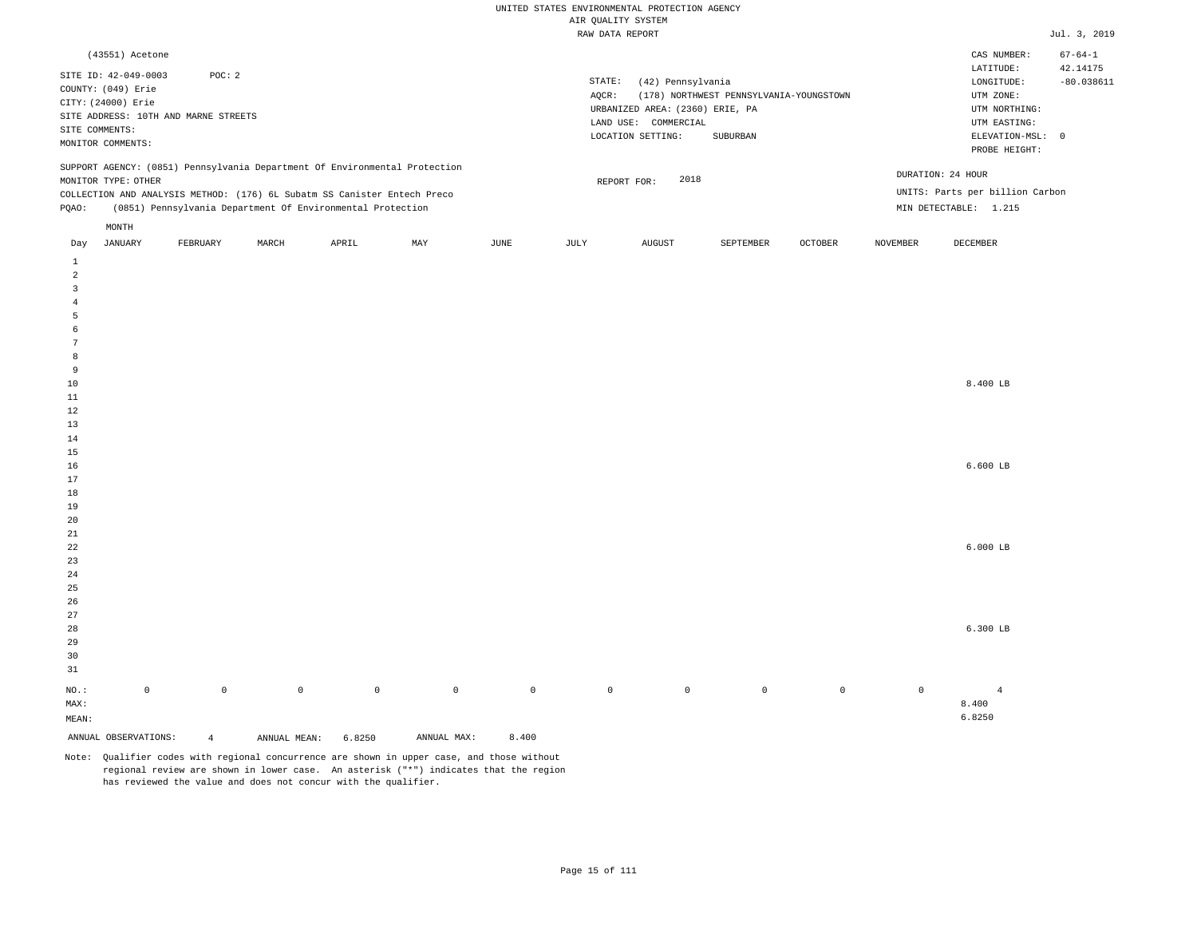UNITED STATES ENVIRONMENTAL PROTECTION AGENCY
AIR QUALITY SYSTEM
RAW DATA REPORT

Jul. 3, 2019

(43551) Acetone

SITE ID: 42-049-0003    POC: 2
COUNTY: (049) Erie
CITY: (24000) Erie
SITE ADDRESS: 10TH AND MARNE STREETS
SITE COMMENTS:
MONITOR COMMENTS:

STATE: (42) Pennsylvania
AQCR: (178) NORTHWEST PENNSYLVANIA-YOUNGSTOWN
URBANIZED AREA: (2360) ERIE, PA
LAND USE: COMMERCIAL
LOCATION SETTING: SUBURBAN

CAS NUMBER: 67-64-1
LATITUDE: 42.14175
LONGITUDE: -80.038611
UTM ZONE:
UTM NORTHING:
UTM EASTING:
ELEVATION-MSL: 0
PROBE HEIGHT:

SUPPORT AGENCY: (0851) Pennsylvania Department Of Environmental Protection
MONITOR TYPE: OTHER
COLLECTION AND ANALYSIS METHOD: (176) 6L Subatm SS Canister Entech Preco
PQAO: (0851) Pennsylvania Department Of Environmental Protection

REPORT FOR: 2018

DURATION: 24 HOUR
UNITS: Parts per billion Carbon
MIN DETECTABLE: 1.215

| Day | JANUARY | FEBRUARY | MARCH | APRIL | MAY | JUNE | JULY | AUGUST | SEPTEMBER | OCTOBER | NOVEMBER | DECEMBER |
|---|---|---|---|---|---|---|---|---|---|---|---|---|
| 1 | | | | | | | | | | | | |
| 2 | | | | | | | | | | | | |
| 3 | | | | | | | | | | | | |
| 4 | | | | | | | | | | | | |
| 5 | | | | | | | | | | | | |
| 6 | | | | | | | | | | | | |
| 7 | | | | | | | | | | | | |
| 8 | | | | | | | | | | | | |
| 9 | | | | | | | | | | | | |
| 10 | | | | | | | | | | | | 8.400 LB |
| 11 | | | | | | | | | | | | |
| 12 | | | | | | | | | | | | |
| 13 | | | | | | | | | | | | |
| 14 | | | | | | | | | | | | |
| 15 | | | | | | | | | | | | |
| 16 | | | | | | | | | | | | 6.600 LB |
| 17 | | | | | | | | | | | | |
| 18 | | | | | | | | | | | | |
| 19 | | | | | | | | | | | | |
| 20 | | | | | | | | | | | | |
| 21 | | | | | | | | | | | | |
| 22 | | | | | | | | | | | | 6.000 LB |
| 23 | | | | | | | | | | | | |
| 24 | | | | | | | | | | | | |
| 25 | | | | | | | | | | | | |
| 26 | | | | | | | | | | | | |
| 27 | | | | | | | | | | | | |
| 28 | | | | | | | | | | | | 6.300 LB |
| 29 | | | | | | | | | | | | |
| 30 | | | | | | | | | | | | |
| 31 | | | | | | | | | | | | |
| NO.: | 0 | 0 | 0 | 0 | 0 | 0 | 0 | 0 | 0 | 0 | 0 | 4 |
| MAX: | | | | | | | | | | | | 8.400 |
| MEAN: | | | | | | | | | | | | 6.8250 |

ANNUAL OBSERVATIONS: 4    ANNUAL MEAN: 6.8250    ANNUAL MAX: 8.400

Note: Qualifier codes with regional concurrence are shown in upper case, and those without regional review are shown in lower case. An asterisk ("*") indicates that the region has reviewed the value and does not concur with the qualifier.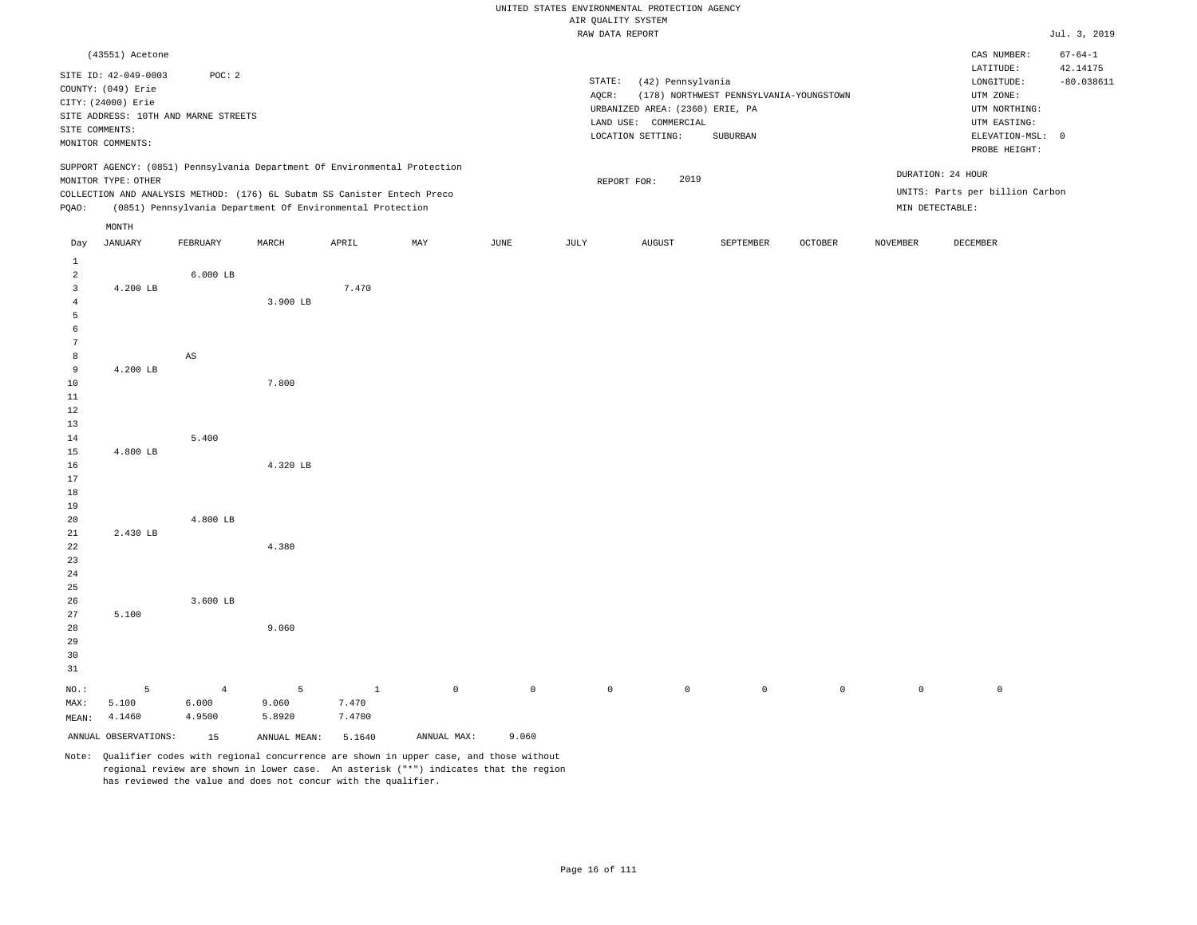UNITED STATES ENVIRONMENTAL PROTECTION AGENCY
AIR QUALITY SYSTEM
RAW DATA REPORT

Jul. 3, 2019

(43551) Acetone

SITE ID: 42-049-0003 POC: 2
COUNTY: (049) Erie
CITY: (24000) Erie
SITE ADDRESS: 10TH AND MARNE STREETS
SITE COMMENTS:
MONITOR COMMENTS:

STATE: (42) Pennsylvania
AQCR: (178) NORTHWEST PENNSYLVANIA-YOUNGSTOWN
URBANIZED AREA: (2360) ERIE, PA
LAND USE: COMMERCIAL
LOCATION SETTING: SUBURBAN

CAS NUMBER: 67-64-1
LATITUDE: 42.14175
LONGITUDE: -80.038611
UTM ZONE:
UTM NORTHING:
UTM EASTING:
ELEVATION-MSL: 0
PROBE HEIGHT:

SUPPORT AGENCY: (0851) Pennsylvania Department Of Environmental Protection
MONITOR TYPE: OTHER
COLLECTION AND ANALYSIS METHOD: (176) 6L Subatm SS Canister Entech Preco
PQAO: (0851) Pennsylvania Department Of Environmental Protection

REPORT FOR: 2019

DURATION: 24 HOUR
UNITS: Parts per billion Carbon
MIN DETECTABLE:

| Day | JANUARY | FEBRUARY | MARCH | APRIL | MAY | JUNE | JULY | AUGUST | SEPTEMBER | OCTOBER | NOVEMBER | DECEMBER |
|---|---|---|---|---|---|---|---|---|---|---|---|---|
| 1 | | | | | | | | | | | | |
| 2 | | 6.000 LB | | | | | | | | | | |
| 3 | 4.200 LB | | | 7.470 | | | | | | | | |
| 4 | | | 3.900 LB | | | | | | | | | |
| 5 | | | | | | | | | | | | |
| 6 | | | | | | | | | | | | |
| 7 | | | | | | | | | | | | |
| 8 | | AS | | | | | | | | | | |
| 9 | 4.200 LB | | | | | | | | | | | |
| 10 | | | 7.800 | | | | | | | | | |
| 11 | | | | | | | | | | | | |
| 12 | | | | | | | | | | | | |
| 13 | | | | | | | | | | | | |
| 14 | | 5.400 | | | | | | | | | | |
| 15 | 4.800 LB | | | | | | | | | | | |
| 16 | | | 4.320 LB | | | | | | | | | |
| 17 | | | | | | | | | | | | |
| 18 | | | | | | | | | | | | |
| 19 | | | | | | | | | | | | |
| 20 | | 4.800 LB | | | | | | | | | | |
| 21 | 2.430 LB | | | | | | | | | | | |
| 22 | | | 4.380 | | | | | | | | | |
| 23 | | | | | | | | | | | | |
| 24 | | | | | | | | | | | | |
| 25 | | | | | | | | | | | | |
| 26 | | 3.600 LB | | | | | | | | | | |
| 27 | 5.100 | | | | | | | | | | | |
| 28 | | | 9.060 | | | | | | | | | |
| 29 | | | | | | | | | | | | |
| 30 | | | | | | | | | | | | |
| 31 | | | | | | | | | | | | |
| NO.: | 5 | 4 | 5 | 1 | 0 | 0 | 0 | 0 | 0 | 0 | 0 | 0 |
| MAX: | 5.100 | 6.000 | 9.060 | 7.470 | | | | | | | | |
| MEAN: | 4.1460 | 4.9500 | 5.8920 | 7.4700 | | | | | | | | |

ANNUAL OBSERVATIONS: 15 ANNUAL MEAN: 5.1640 ANNUAL MAX: 9.060

Note: Qualifier codes with regional concurrence are shown in upper case, and those without regional review are shown in lower case. An asterisk ("*") indicates that the region has reviewed the value and does not concur with the qualifier.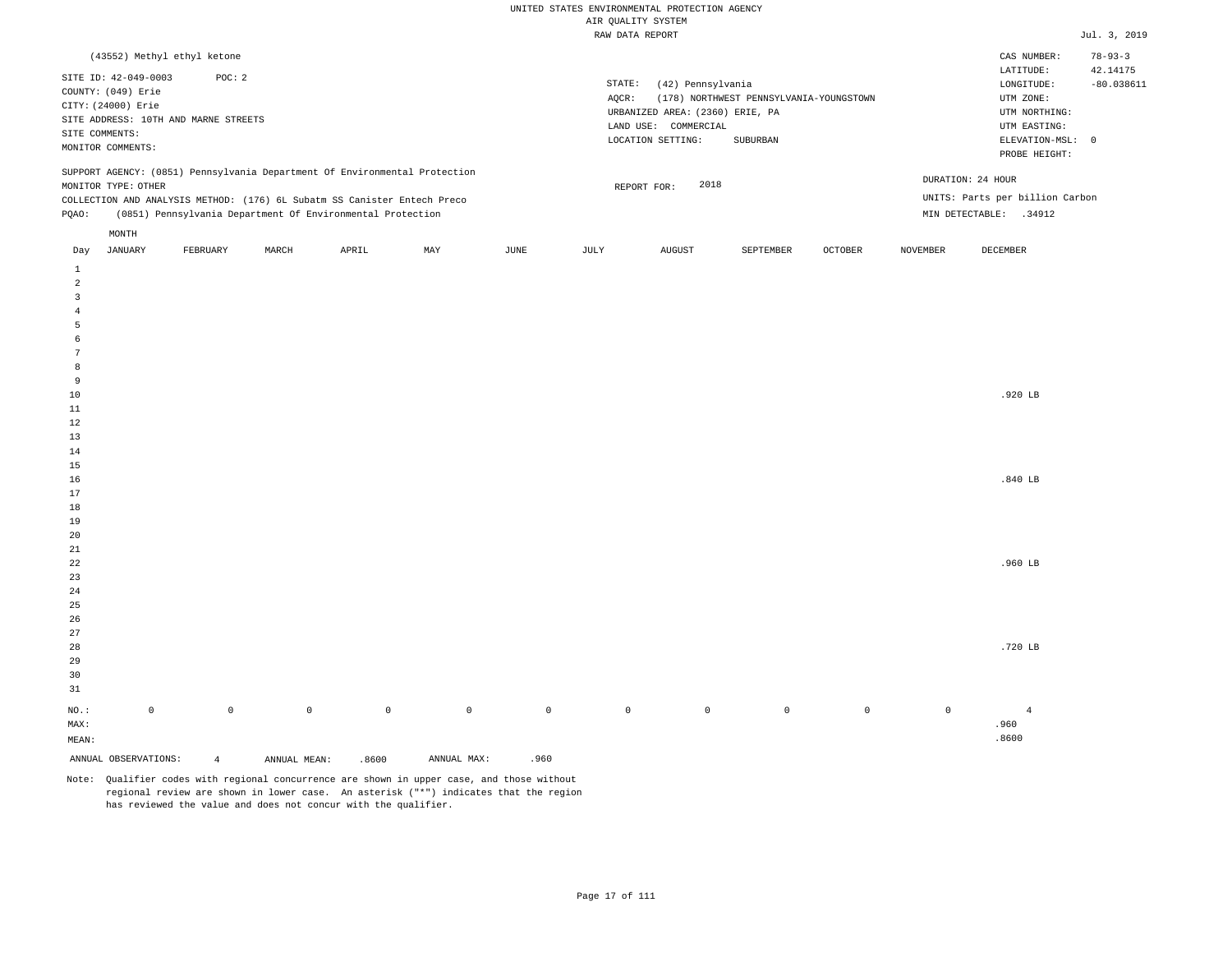UNITED STATES ENVIRONMENTAL PROTECTION AGENCY
AIR QUALITY SYSTEM
RAW DATA REPORT

Jul. 3, 2019

(43552) Methyl ethyl ketone

SITE ID: 42-049-0003 POC: 2
COUNTY: (049) Erie
CITY: (24000) Erie
SITE ADDRESS: 10TH AND MARNE STREETS
SITE COMMENTS:
MONITOR COMMENTS:

STATE: (42) Pennsylvania
AQCR: (178) NORTHWEST PENNSYLVANIA-YOUNGSTOWN
URBANIZED AREA: (2360) ERIE, PA
LAND USE: COMMERCIAL
LOCATION SETTING: SUBURBAN

CAS NUMBER: 78-93-3
LATITUDE: 42.14175
LONGITUDE: -80.038611
UTM ZONE:
UTM NORTHING:
UTM EASTING:
ELEVATION-MSL: 0
PROBE HEIGHT:

SUPPORT AGENCY: (0851) Pennsylvania Department Of Environmental Protection
MONITOR TYPE: OTHER
COLLECTION AND ANALYSIS METHOD: (176) 6L Subatm SS Canister Entech Preco
PQAO: (0851) Pennsylvania Department Of Environmental Protection

REPORT FOR: 2018

DURATION: 24 HOUR
UNITS: Parts per billion Carbon
MIN DETECTABLE: .34912

| Day | JANUARY | FEBRUARY | MARCH | APRIL | MAY | JUNE | JULY | AUGUST | SEPTEMBER | OCTOBER | NOVEMBER | DECEMBER |
|---|---|---|---|---|---|---|---|---|---|---|---|---|
| 1 | | | | | | | | | | | | |
| 2 | | | | | | | | | | | | |
| 3 | | | | | | | | | | | | |
| 4 | | | | | | | | | | | | |
| 5 | | | | | | | | | | | | |
| 6 | | | | | | | | | | | | |
| 7 | | | | | | | | | | | | |
| 8 | | | | | | | | | | | | |
| 9 | | | | | | | | | | | | |
| 10 | | | | | | | | | | | | .920 LB |
| 11 | | | | | | | | | | | | |
| 12 | | | | | | | | | | | | |
| 13 | | | | | | | | | | | | |
| 14 | | | | | | | | | | | | |
| 15 | | | | | | | | | | | | |
| 16 | | | | | | | | | | | | .840 LB |
| 17 | | | | | | | | | | | | |
| 18 | | | | | | | | | | | | |
| 19 | | | | | | | | | | | | |
| 20 | | | | | | | | | | | | |
| 21 | | | | | | | | | | | | |
| 22 | | | | | | | | | | | | .960 LB |
| 23 | | | | | | | | | | | | |
| 24 | | | | | | | | | | | | |
| 25 | | | | | | | | | | | | |
| 26 | | | | | | | | | | | | |
| 27 | | | | | | | | | | | | |
| 28 | | | | | | | | | | | | .720 LB |
| 29 | | | | | | | | | | | | |
| 30 | | | | | | | | | | | | |
| 31 | | | | | | | | | | | | |
| NO.: | 0 | 0 | 0 | 0 | 0 | 0 | 0 | 0 | 0 | 0 | 0 | 4 |
| MAX: | | | | | | | | | | | | .960 |
| MEAN: | | | | | | | | | | | | .8600 |

ANNUAL OBSERVATIONS: 4 ANNUAL MEAN: .8600 ANNUAL MAX: .960

Note: Qualifier codes with regional concurrence are shown in upper case, and those without regional review are shown in lower case. An asterisk ("*") indicates that the region has reviewed the value and does not concur with the qualifier.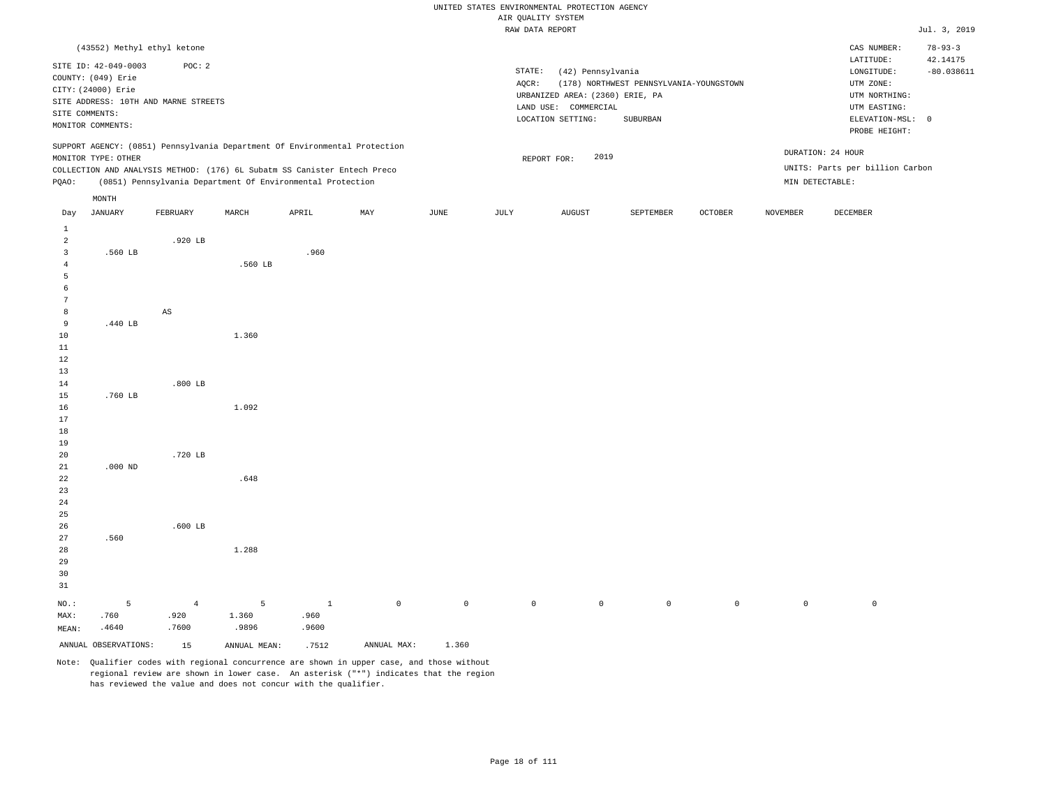UNITED STATES ENVIRONMENTAL PROTECTION AGENCY
AIR QUALITY SYSTEM
RAW DATA REPORT

Jul. 3, 2019

(43552) Methyl ethyl ketone

SITE ID: 42-049-0003　　POC: 2
COUNTY: (049) Erie
CITY: (24000) Erie
SITE ADDRESS: 10TH AND MARNE STREETS
SITE COMMENTS:
MONITOR COMMENTS:

STATE: (42) Pennsylvania
AQCR: (178) NORTHWEST PENNSYLVANIA-YOUNGSTOWN
URBANIZED AREA: (2360) ERIE, PA
LAND USE: COMMERCIAL
LOCATION SETTING: SUBURBAN

CAS NUMBER: 78-93-3
LATITUDE: 42.14175
LONGITUDE: -80.038611
UTM ZONE:
UTM NORTHING:
UTM EASTING:
ELEVATION-MSL: 0
PROBE HEIGHT:

SUPPORT AGENCY: (0851) Pennsylvania Department Of Environmental Protection
MONITOR TYPE: OTHER
COLLECTION AND ANALYSIS METHOD: (176) 6L Subatm SS Canister Entech Preco
PQAO: (0851) Pennsylvania Department Of Environmental Protection

REPORT FOR: 2019

DURATION: 24 HOUR
UNITS: Parts per billion Carbon
MIN DETECTABLE:

| Day | JANUARY | FEBRUARY | MARCH | APRIL | MAY | JUNE | JULY | AUGUST | SEPTEMBER | OCTOBER | NOVEMBER | DECEMBER |
|---|---|---|---|---|---|---|---|---|---|---|---|---|
| 1 | | | | | | | | | | | | |
| 2 | | .920 LB | | | | | | | | | | |
| 3 | .560 LB | | | .960 | | | | | | | | |
| 4 | | | .560 LB | | | | | | | | | |
| 5 | | | | | | | | | | | | |
| 6 | | | | | | | | | | | | |
| 7 | | | | | | | | | | | | |
| 8 | | AS | | | | | | | | | | |
| 9 | .440 LB | | | | | | | | | | | |
| 10 | | | 1.360 | | | | | | | | | |
| 11 | | | | | | | | | | | | |
| 12 | | | | | | | | | | | | |
| 13 | | | | | | | | | | | | |
| 14 | | .800 LB | | | | | | | | | | |
| 15 | .760 LB | | | | | | | | | | | |
| 16 | | | 1.092 | | | | | | | | | |
| 17 | | | | | | | | | | | | |
| 18 | | | | | | | | | | | | |
| 19 | | | | | | | | | | | | |
| 20 | | .720 LB | | | | | | | | | | |
| 21 | .000 ND | | | | | | | | | | | |
| 22 | | | .648 | | | | | | | | | |
| 23 | | | | | | | | | | | | |
| 24 | | | | | | | | | | | | |
| 25 | | | | | | | | | | | | |
| 26 | | .600 LB | | | | | | | | | | |
| 27 | .560 | | | | | | | | | | | |
| 28 | | | 1.288 | | | | | | | | | |
| 29 | | | | | | | | | | | | |
| 30 | | | | | | | | | | | | |
| 31 | | | | | | | | | | | | |
| NO.: | 5 | 4 | 5 | 1 | 0 | 0 | 0 | 0 | 0 | 0 | 0 | 0 |
| MAX: | .760 | .920 | 1.360 | .960 | | | | | | | | |
| MEAN: | .4640 | .7600 | .9896 | .9600 | | | | | | | | |

ANNUAL OBSERVATIONS: 15　　ANNUAL MEAN: .7512　　ANNUAL MAX: 1.360

Note: Qualifier codes with regional concurrence are shown in upper case, and those without regional review are shown in lower case. An asterisk ("*") indicates that the region has reviewed the value and does not concur with the qualifier.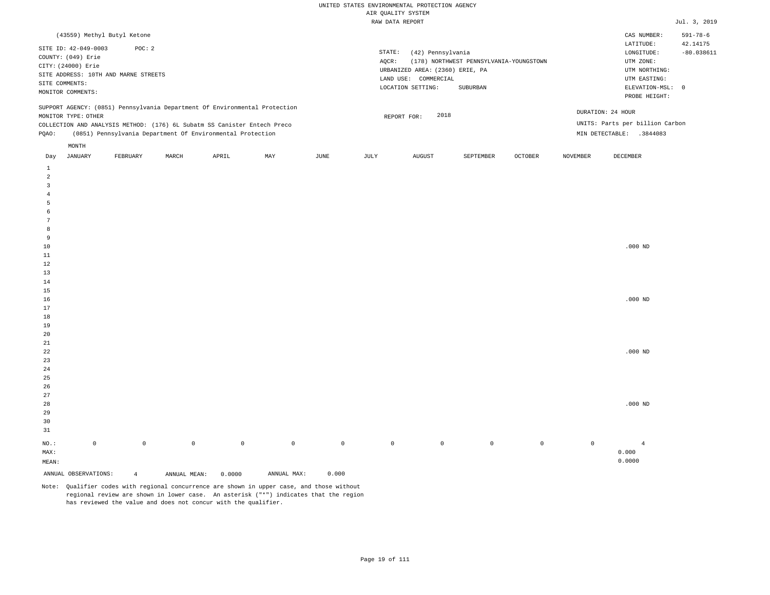UNITED STATES ENVIRONMENTAL PROTECTION AGENCY
AIR QUALITY SYSTEM
RAW DATA REPORT

Jul. 3, 2019

(43559) Methyl Butyl Ketone

CAS NUMBER: 591-78-6

SITE ID: 42-049-0003 POC: 2
COUNTY: (049) Erie
CITY: (24000) Erie
SITE ADDRESS: 10TH AND MARNE STREETS
SITE COMMENTS:
MONITOR COMMENTS:

STATE: (42) Pennsylvania
AQCR: (178) NORTHWEST PENNSYLVANIA-YOUNGSTOWN
URBANIZED AREA: (2360) ERIE, PA
LAND USE: COMMERCIAL
LOCATION SETTING: SUBURBAN

LATITUDE: 42.14175
LONGITUDE: -80.038611
UTM ZONE:
UTM NORTHING:
UTM EASTING:
ELEVATION-MSL: 0
PROBE HEIGHT:

SUPPORT AGENCY: (0851) Pennsylvania Department Of Environmental Protection
MONITOR TYPE: OTHER
COLLECTION AND ANALYSIS METHOD: (176) 6L Subatm SS Canister Entech Preco
PQAO: (0851) Pennsylvania Department Of Environmental Protection

REPORT FOR: 2018

DURATION: 24 HOUR
UNITS: Parts per billion Carbon
MIN DETECTABLE: .3844083

| Day | JANUARY | FEBRUARY | MARCH | APRIL | MAY | JUNE | JULY | AUGUST | SEPTEMBER | OCTOBER | NOVEMBER | DECEMBER |
|---|---|---|---|---|---|---|---|---|---|---|---|---|
| 1 | | | | | | | | | | | | |
| 2 | | | | | | | | | | | | |
| 3 | | | | | | | | | | | | |
| 4 | | | | | | | | | | | | |
| 5 | | | | | | | | | | | | |
| 6 | | | | | | | | | | | | |
| 7 | | | | | | | | | | | | |
| 8 | | | | | | | | | | | | |
| 9 | | | | | | | | | | | | |
| 10 | | | | | | | | | | | | .000 ND |
| 11 | | | | | | | | | | | | |
| 12 | | | | | | | | | | | | |
| 13 | | | | | | | | | | | | |
| 14 | | | | | | | | | | | | |
| 15 | | | | | | | | | | | | |
| 16 | | | | | | | | | | | | .000 ND |
| 17 | | | | | | | | | | | | |
| 18 | | | | | | | | | | | | |
| 19 | | | | | | | | | | | | |
| 20 | | | | | | | | | | | | |
| 21 | | | | | | | | | | | | |
| 22 | | | | | | | | | | | | .000 ND |
| 23 | | | | | | | | | | | | |
| 24 | | | | | | | | | | | | |
| 25 | | | | | | | | | | | | |
| 26 | | | | | | | | | | | | |
| 27 | | | | | | | | | | | | |
| 28 | | | | | | | | | | | | .000 ND |
| 29 | | | | | | | | | | | | |
| 30 | | | | | | | | | | | | |
| 31 | | | | | | | | | | | | |
| NO.: | 0 | 0 | 0 | 0 | 0 | 0 | 0 | 0 | 0 | 0 | 0 | 4 |
| MAX: | | | | | | | | | | | | 0.000 |
| MEAN: | | | | | | | | | | | | 0.0000 |

ANNUAL OBSERVATIONS: 4 ANNUAL MEAN: 0.0000 ANNUAL MAX: 0.000

Note: Qualifier codes with regional concurrence are shown in upper case, and those without regional review are shown in lower case. An asterisk ("*") indicates that the region has reviewed the value and does not concur with the qualifier.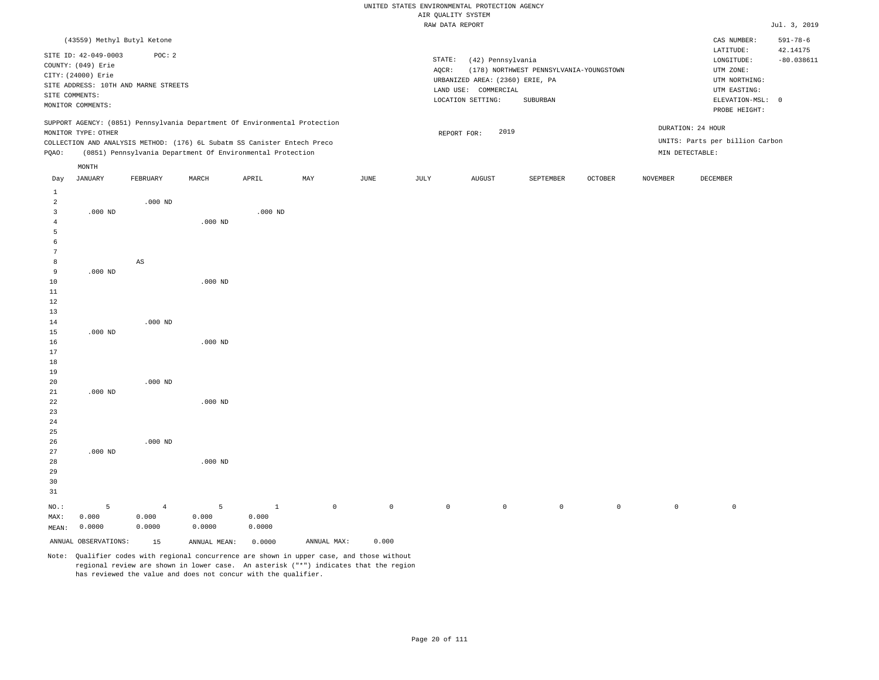UNITED STATES ENVIRONMENTAL PROTECTION AGENCY
AIR QUALITY SYSTEM
RAW DATA REPORT

Jul. 3, 2019

(43559) Methyl Butyl Ketone

SITE ID: 42-049-0003 POC: 2
COUNTY: (049) Erie
CITY: (24000) Erie
SITE ADDRESS: 10TH AND MARNE STREETS
SITE COMMENTS:
MONITOR COMMENTS:

STATE: (42) Pennsylvania
AQCR: (178) NORTHWEST PENNSYLVANIA-YOUNGSTOWN
URBANIZED AREA: (2360) ERIE, PA
LAND USE: COMMERCIAL
LOCATION SETTING: SUBURBAN

CAS NUMBER: 591-78-6
LATITUDE: 42.14175
LONGITUDE: -80.038611
UTM ZONE:
UTM NORTHING:
UTM EASTING:
ELEVATION-MSL: 0
PROBE HEIGHT:

SUPPORT AGENCY: (0851) Pennsylvania Department Of Environmental Protection
MONITOR TYPE: OTHER
COLLECTION AND ANALYSIS METHOD: (176) 6L Subatm SS Canister Entech Preco
PQAO: (0851) Pennsylvania Department Of Environmental Protection

REPORT FOR: 2019

DURATION: 24 HOUR
UNITS: Parts per billion Carbon
MIN DETECTABLE:

| Day | JANUARY | FEBRUARY | MARCH | APRIL | MAY | JUNE | JULY | AUGUST | SEPTEMBER | OCTOBER | NOVEMBER | DECEMBER |
|---|---|---|---|---|---|---|---|---|---|---|---|---|
| 1 | | | | | | | | | | | | |
| 2 | | .000 ND | | | | | | | | | | |
| 3 | .000 ND | | | .000 ND | | | | | | | | |
| 4 | | | .000 ND | | | | | | | | | |
| 5 | | | | | | | | | | | | |
| 6 | | | | | | | | | | | | |
| 7 | | | | | | | | | | | | |
| 8 | | AS | | | | | | | | | | |
| 9 | .000 ND | | | | | | | | | | | |
| 10 | | | .000 ND | | | | | | | | | |
| 11 | | | | | | | | | | | | |
| 12 | | | | | | | | | | | | |
| 13 | | | | | | | | | | | | |
| 14 | | .000 ND | | | | | | | | | | |
| 15 | .000 ND | | | | | | | | | | | |
| 16 | | | .000 ND | | | | | | | | | |
| 17 | | | | | | | | | | | | |
| 18 | | | | | | | | | | | | |
| 19 | | | | | | | | | | | | |
| 20 | | .000 ND | | | | | | | | | | |
| 21 | .000 ND | | | | | | | | | | | |
| 22 | | | .000 ND | | | | | | | | | |
| 23 | | | | | | | | | | | | |
| 24 | | | | | | | | | | | | |
| 25 | | | | | | | | | | | | |
| 26 | | .000 ND | | | | | | | | | | |
| 27 | .000 ND | | | | | | | | | | | |
| 28 | | | .000 ND | | | | | | | | | |
| 29 | | | | | | | | | | | | |
| 30 | | | | | | | | | | | | |
| 31 | | | | | | | | | | | | |
| NO.: | 5 | 4 | 5 | 1 | 0 | 0 | 0 | 0 | 0 | 0 | 0 | 0 |
| MAX: | 0.000 | 0.000 | 0.000 | 0.000 | | | | | | | | |
| MEAN: | 0.0000 | 0.0000 | 0.0000 | 0.0000 | | | | | | | | |

ANNUAL OBSERVATIONS: 15 ANNUAL MEAN: 0.0000 ANNUAL MAX: 0.000

Note: Qualifier codes with regional concurrence are shown in upper case, and those without regional review are shown in lower case. An asterisk ("*") indicates that the region has reviewed the value and does not concur with the qualifier.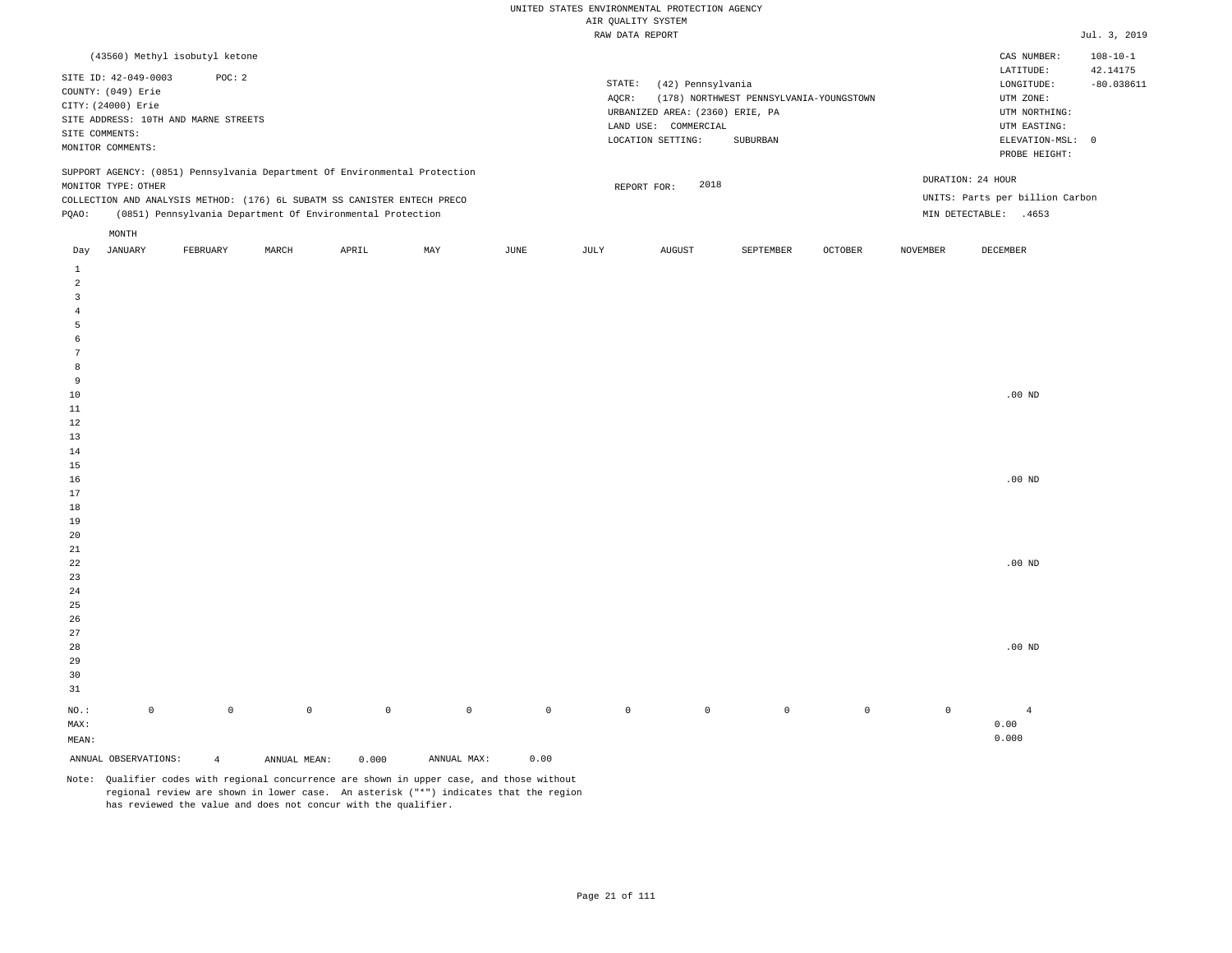UNITED STATES ENVIRONMENTAL PROTECTION AGENCY
AIR QUALITY SYSTEM
RAW DATA REPORT

Jul. 3, 2019

(43560) Methyl isobutyl ketone

SITE ID: 42-049-0003 POC: 2
COUNTY: (049) Erie
CITY: (24000) Erie
SITE ADDRESS: 10TH AND MARNE STREETS
SITE COMMENTS:
MONITOR COMMENTS:

STATE: (42) Pennsylvania
AQCR: (178) NORTHWEST PENNSYLVANIA-YOUNGSTOWN
URBANIZED AREA: (2360) ERIE, PA
LAND USE: COMMERCIAL
LOCATION SETTING: SUBURBAN

CAS NUMBER: 108-10-1
LATITUDE: 42.14175
LONGITUDE: -80.038611
UTM ZONE:
UTM NORTHING:
UTM EASTING:
ELEVATION-MSL: 0
PROBE HEIGHT:

SUPPORT AGENCY: (0851) Pennsylvania Department Of Environmental Protection
MONITOR TYPE: OTHER
COLLECTION AND ANALYSIS METHOD: (176) 6L SUBATM SS CANISTER ENTECH PRECO
PQAO: (0851) Pennsylvania Department Of Environmental Protection

REPORT FOR: 2018

DURATION: 24 HOUR
UNITS: Parts per billion Carbon
MIN DETECTABLE: .4653

| Day | JANUARY | FEBRUARY | MARCH | APRIL | MAY | JUNE | JULY | AUGUST | SEPTEMBER | OCTOBER | NOVEMBER | DECEMBER |
|---|---|---|---|---|---|---|---|---|---|---|---|---|
| 1 | | | | | | | | | | | | |
| 2 | | | | | | | | | | | | |
| 3 | | | | | | | | | | | | |
| 4 | | | | | | | | | | | | |
| 5 | | | | | | | | | | | | |
| 6 | | | | | | | | | | | | |
| 7 | | | | | | | | | | | | |
| 8 | | | | | | | | | | | | |
| 9 | | | | | | | | | | | | |
| 10 | | | | | | | | | | | | .00 ND |
| 11 | | | | | | | | | | | | |
| 12 | | | | | | | | | | | | |
| 13 | | | | | | | | | | | | |
| 14 | | | | | | | | | | | | |
| 15 | | | | | | | | | | | | |
| 16 | | | | | | | | | | | | .00 ND |
| 17 | | | | | | | | | | | | |
| 18 | | | | | | | | | | | | |
| 19 | | | | | | | | | | | | |
| 20 | | | | | | | | | | | | |
| 21 | | | | | | | | | | | | |
| 22 | | | | | | | | | | | | .00 ND |
| 23 | | | | | | | | | | | | |
| 24 | | | | | | | | | | | | |
| 25 | | | | | | | | | | | | |
| 26 | | | | | | | | | | | | |
| 27 | | | | | | | | | | | | |
| 28 | | | | | | | | | | | | .00 ND |
| 29 | | | | | | | | | | | | |
| 30 | | | | | | | | | | | | |
| 31 | | | | | | | | | | | | |
| NO.: | 0 | 0 | 0 | 0 | 0 | 0 | 0 | 0 | 0 | 0 | 0 | 4 |
| MAX: | | | | | | | | | | | | 0.00 |
| MEAN: | | | | | | | | | | | | 0.000 |

ANNUAL OBSERVATIONS: 4 ANNUAL MEAN: 0.000 ANNUAL MAX: 0.00

Note: Qualifier codes with regional concurrence are shown in upper case, and those without regional review are shown in lower case. An asterisk ("*") indicates that the region has reviewed the value and does not concur with the qualifier.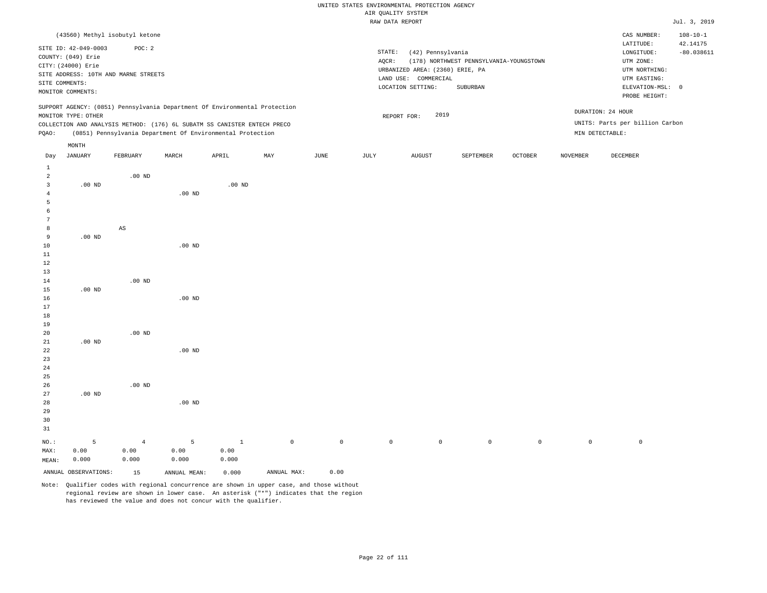UNITED STATES ENVIRONMENTAL PROTECTION AGENCY
AIR QUALITY SYSTEM
RAW DATA REPORT

Jul. 3, 2019

(43560) Methyl isobutyl ketone

SITE ID: 42-049-0003 POC: 2
COUNTY: (049) Erie
CITY: (24000) Erie
SITE ADDRESS: 10TH AND MARNE STREETS
SITE COMMENTS:
MONITOR COMMENTS:

STATE: (42) Pennsylvania
AQCR: (178) NORTHWEST PENNSYLVANIA-YOUNGSTOWN
URBANIZED AREA: (2360) ERIE, PA
LAND USE: COMMERCIAL
LOCATION SETTING: SUBURBAN

CAS NUMBER: 108-10-1
LATITUDE: 42.14175
LONGITUDE: -80.038611
UTM ZONE:
UTM NORTHING:
UTM EASTING:
ELEVATION-MSL: 0
PROBE HEIGHT:

SUPPORT AGENCY: (0851) Pennsylvania Department Of Environmental Protection
MONITOR TYPE: OTHER
COLLECTION AND ANALYSIS METHOD: (176) 6L SUBATM SS CANISTER ENTECH PRECO
PQAO: (0851) Pennsylvania Department Of Environmental Protection

REPORT FOR: 2019

DURATION: 24 HOUR
UNITS: Parts per billion Carbon
MIN DETECTABLE:

| Day | JANUARY | FEBRUARY | MARCH | APRIL | MAY | JUNE | JULY | AUGUST | SEPTEMBER | OCTOBER | NOVEMBER | DECEMBER |
|---|---|---|---|---|---|---|---|---|---|---|---|---|
| 1 | | | | | | | | | | | | |
| 2 | | .00 ND | | | | | | | | | | |
| 3 | .00 ND | | | .00 ND | | | | | | | | |
| 4 | | | .00 ND | | | | | | | | | |
| 5 | | | | | | | | | | | | |
| 6 | | | | | | | | | | | | |
| 7 | | | | | | | | | | | | |
| 8 | | AS | | | | | | | | | | |
| 9 | .00 ND | | | | | | | | | | | |
| 10 | | | .00 ND | | | | | | | | | |
| 11 | | | | | | | | | | | | |
| 12 | | | | | | | | | | | | |
| 13 | | | | | | | | | | | | |
| 14 | | .00 ND | | | | | | | | | | |
| 15 | .00 ND | | | | | | | | | | | |
| 16 | | | .00 ND | | | | | | | | | |
| 17 | | | | | | | | | | | | |
| 18 | | | | | | | | | | | | |
| 19 | | | | | | | | | | | | |
| 20 | | .00 ND | | | | | | | | | | |
| 21 | .00 ND | | | | | | | | | | | |
| 22 | | | .00 ND | | | | | | | | | |
| 23 | | | | | | | | | | | | |
| 24 | | | | | | | | | | | | |
| 25 | | | | | | | | | | | | |
| 26 | | .00 ND | | | | | | | | | | |
| 27 | .00 ND | | | | | | | | | | | |
| 28 | | | .00 ND | | | | | | | | | |
| 29 | | | | | | | | | | | | |
| 30 | | | | | | | | | | | | |
| 31 | | | | | | | | | | | | |
| NO.: | 5 | 4 | 5 | 1 | 0 | 0 | 0 | 0 | 0 | 0 | 0 | 0 |
| MAX: | 0.00 | 0.00 | 0.00 | 0.00 | | | | | | | | |
| MEAN: | 0.000 | 0.000 | 0.000 | 0.000 | | | | | | | | |

ANNUAL OBSERVATIONS: 15 ANNUAL MEAN: 0.000 ANNUAL MAX: 0.00

Note: Qualifier codes with regional concurrence are shown in upper case, and those without regional review are shown in lower case. An asterisk ("*") indicates that the region has reviewed the value and does not concur with the qualifier.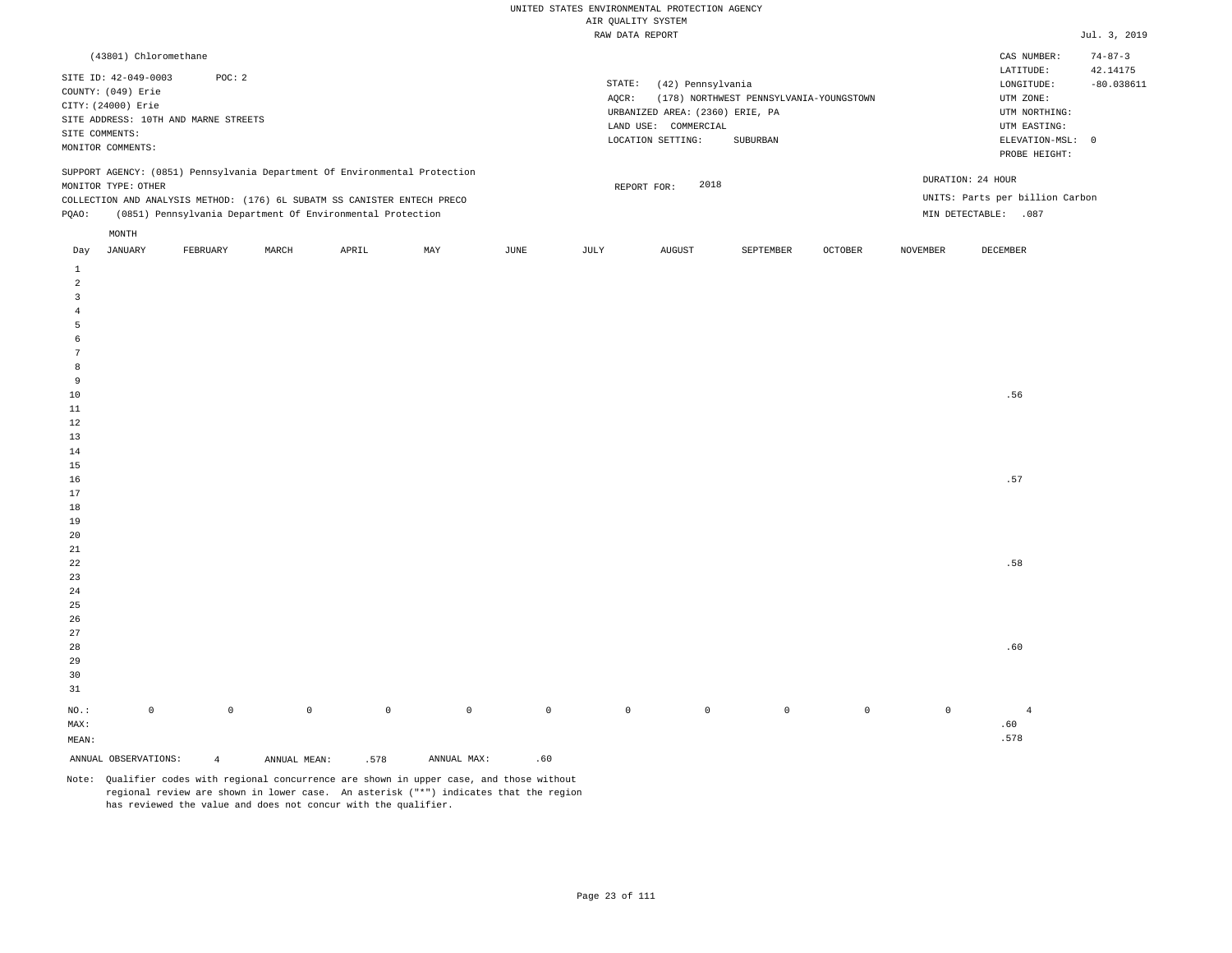UNITED STATES ENVIRONMENTAL PROTECTION AGENCY
AIR QUALITY SYSTEM
RAW DATA REPORT

Jul. 3, 2019

(43801) Chloromethane

SITE ID: 42-049-0003 POC: 2
COUNTY: (049) Erie
CITY: (24000) Erie
SITE ADDRESS: 10TH AND MARNE STREETS
SITE COMMENTS:
MONITOR COMMENTS:

STATE: (42) Pennsylvania
AQCR: (178) NORTHWEST PENNSYLVANIA-YOUNGSTOWN
URBANIZED AREA: (2360) ERIE, PA
LAND USE: COMMERCIAL
LOCATION SETTING: SUBURBAN

CAS NUMBER: 74-87-3
LATITUDE: 42.14175
LONGITUDE: -80.038611
UTM ZONE:
UTM NORTHING:
UTM EASTING:
ELEVATION-MSL: 0
PROBE HEIGHT:

SUPPORT AGENCY: (0851) Pennsylvania Department Of Environmental Protection
MONITOR TYPE: OTHER
COLLECTION AND ANALYSIS METHOD: (176) 6L SUBATM SS CANISTER ENTECH PRECO
PQAO: (0851) Pennsylvania Department Of Environmental Protection

REPORT FOR: 2018

DURATION: 24 HOUR
UNITS: Parts per billion Carbon
MIN DETECTABLE: .087

| Day | JANUARY | FEBRUARY | MARCH | APRIL | MAY | JUNE | JULY | AUGUST | SEPTEMBER | OCTOBER | NOVEMBER | DECEMBER |
|---|---|---|---|---|---|---|---|---|---|---|---|---|
| 1 | | | | | | | | | | | | |
| 2 | | | | | | | | | | | | |
| 3 | | | | | | | | | | | | |
| 4 | | | | | | | | | | | | |
| 5 | | | | | | | | | | | | |
| 6 | | | | | | | | | | | | |
| 7 | | | | | | | | | | | | |
| 8 | | | | | | | | | | | | |
| 9 | | | | | | | | | | | | |
| 10 | | | | | | | | | | | | .56 |
| 11 | | | | | | | | | | | | |
| 12 | | | | | | | | | | | | |
| 13 | | | | | | | | | | | | |
| 14 | | | | | | | | | | | | |
| 15 | | | | | | | | | | | | |
| 16 | | | | | | | | | | | | .57 |
| 17 | | | | | | | | | | | | |
| 18 | | | | | | | | | | | | |
| 19 | | | | | | | | | | | | |
| 20 | | | | | | | | | | | | |
| 21 | | | | | | | | | | | | |
| 22 | | | | | | | | | | | | .58 |
| 23 | | | | | | | | | | | | |
| 24 | | | | | | | | | | | | |
| 25 | | | | | | | | | | | | |
| 26 | | | | | | | | | | | | |
| 27 | | | | | | | | | | | | |
| 28 | | | | | | | | | | | | .60 |
| 29 | | | | | | | | | | | | |
| 30 | | | | | | | | | | | | |
| 31 | | | | | | | | | | | | |
| NO.: | 0 | 0 | 0 | 0 | 0 | 0 | 0 | 0 | 0 | 0 | 0 | 4 |
| MAX: | | | | | | | | | | | | .60 |
| MEAN: | | | | | | | | | | | | .578 |

ANNUAL OBSERVATIONS: 4 ANNUAL MEAN: .578 ANNUAL MAX: .60

Note: Qualifier codes with regional concurrence are shown in upper case, and those without regional review are shown in lower case. An asterisk ("*") indicates that the region has reviewed the value and does not concur with the qualifier.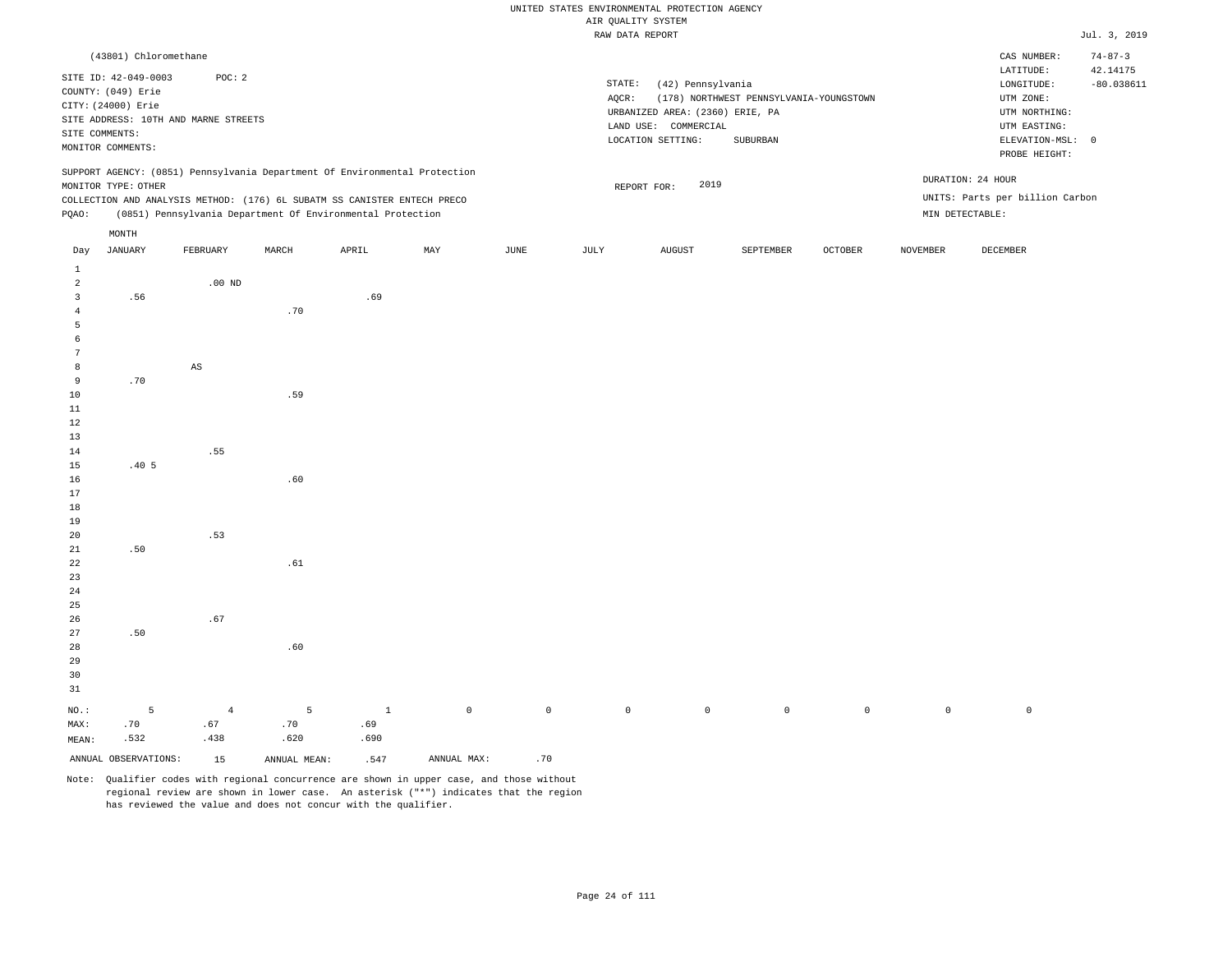UNITED STATES ENVIRONMENTAL PROTECTION AGENCY
AIR QUALITY SYSTEM
RAW DATA REPORT

Jul. 3, 2019

(43801) Chloromethane

SITE ID: 42-049-0003 POC: 2
COUNTY: (049) Erie
CITY: (24000) Erie
SITE ADDRESS: 10TH AND MARNE STREETS
SITE COMMENTS:
MONITOR COMMENTS:

STATE: (42) Pennsylvania
AQCR: (178) NORTHWEST PENNSYLVANIA-YOUNGSTOWN
URBANIZED AREA: (2360) ERIE, PA
LAND USE: COMMERCIAL
LOCATION SETTING: SUBURBAN

CAS NUMBER: 74-87-3
LATITUDE: 42.14175
LONGITUDE: -80.038611
UTM ZONE:
UTM NORTHING:
UTM EASTING:
ELEVATION-MSL: 0
PROBE HEIGHT:

SUPPORT AGENCY: (0851) Pennsylvania Department Of Environmental Protection
MONITOR TYPE: OTHER
COLLECTION AND ANALYSIS METHOD: (176) 6L SUBATM SS CANISTER ENTECH PRECO
PQAO: (0851) Pennsylvania Department Of Environmental Protection

REPORT FOR: 2019

DURATION: 24 HOUR
UNITS: Parts per billion Carbon
MIN DETECTABLE:

| Day | JANUARY | FEBRUARY | MARCH | APRIL | MAY | JUNE | JULY | AUGUST | SEPTEMBER | OCTOBER | NOVEMBER | DECEMBER |
|---|---|---|---|---|---|---|---|---|---|---|---|---|
| 1 | | | | | | | | | | | | |
| 2 | | .00 ND | | | | | | | | | | |
| 3 | .56 | | | .69 | | | | | | | | |
| 4 | | | .70 | | | | | | | | | |
| 5 | | | | | | | | | | | | |
| 6 | | | | | | | | | | | | |
| 7 | | | | | | | | | | | | |
| 8 | | AS | | | | | | | | | | |
| 9 | .70 | | | | | | | | | | | |
| 10 | | | .59 | | | | | | | | | |
| 11 | | | | | | | | | | | | |
| 12 | | | | | | | | | | | | |
| 13 | | | | | | | | | | | | |
| 14 | | .55 | | | | | | | | | | |
| 15 | .40 5 | | | | | | | | | | | |
| 16 | | | .60 | | | | | | | | | |
| 17 | | | | | | | | | | | | |
| 18 | | | | | | | | | | | | |
| 19 | | | | | | | | | | | | |
| 20 | | .53 | | | | | | | | | | |
| 21 | .50 | | | | | | | | | | | |
| 22 | | | .61 | | | | | | | | | |
| 23 | | | | | | | | | | | | |
| 24 | | | | | | | | | | | | |
| 25 | | | | | | | | | | | | |
| 26 | | .67 | | | | | | | | | | |
| 27 | .50 | | | | | | | | | | | |
| 28 | | | .60 | | | | | | | | | |
| 29 | | | | | | | | | | | | |
| 30 | | | | | | | | | | | | |
| 31 | | | | | | | | | | | | |
| NO.: | 5 | 4 | 5 | 1 | 0 | 0 | 0 | 0 | 0 | 0 | 0 | 0 |
| MAX: | .70 | .67 | .70 | .69 | | | | | | | | |
| MEAN: | .532 | .438 | .620 | .690 | | | | | | | | |

ANNUAL OBSERVATIONS: 15 ANNUAL MEAN: .547 ANNUAL MAX: .70

Note: Qualifier codes with regional concurrence are shown in upper case, and those without regional review are shown in lower case. An asterisk ("*") indicates that the region has reviewed the value and does not concur with the qualifier.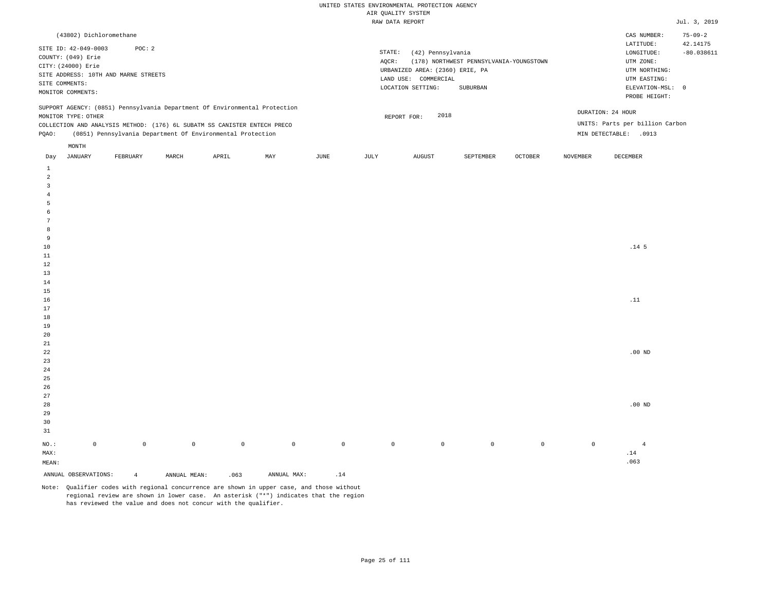UNITED STATES ENVIRONMENTAL PROTECTION AGENCY
AIR QUALITY SYSTEM
RAW DATA REPORT

Jul. 3, 2019

(43802) Dichloromethane

SITE ID: 42-049-0003  POC: 2
COUNTY: (049) Erie
CITY: (24000) Erie
SITE ADDRESS: 10TH AND MARNE STREETS
SITE COMMENTS:
MONITOR COMMENTS:

STATE: (42) Pennsylvania
AQCR: (178) NORTHWEST PENNSYLVANIA-YOUNGSTOWN
URBANIZED AREA: (2360) ERIE, PA
LAND USE: COMMERCIAL
LOCATION SETTING: SUBURBAN

CAS NUMBER: 75-09-2
LATITUDE: 42.14175
LONGITUDE: -80.038611
UTM ZONE:
UTM NORTHING:
UTM EASTING:
ELEVATION-MSL: 0
PROBE HEIGHT:

SUPPORT AGENCY: (0851) Pennsylvania Department Of Environmental Protection
MONITOR TYPE: OTHER
COLLECTION AND ANALYSIS METHOD: (176) 6L SUBATM SS CANISTER ENTECH PRECO
PQAO: (0851) Pennsylvania Department Of Environmental Protection

REPORT FOR: 2018

DURATION: 24 HOUR
UNITS: Parts per billion Carbon
MIN DETECTABLE: .0913

| Day | JANUARY | FEBRUARY | MARCH | APRIL | MAY | JUNE | JULY | AUGUST | SEPTEMBER | OCTOBER | NOVEMBER | DECEMBER |
|---|---|---|---|---|---|---|---|---|---|---|---|---|
| 1 | | | | | | | | | | | | |
| 2 | | | | | | | | | | | | |
| 3 | | | | | | | | | | | | |
| 4 | | | | | | | | | | | | |
| 5 | | | | | | | | | | | | |
| 6 | | | | | | | | | | | | |
| 7 | | | | | | | | | | | | |
| 8 | | | | | | | | | | | | |
| 9 | | | | | | | | | | | | |
| 10 | | | | | | | | | | | | .14 5 |
| 11 | | | | | | | | | | | | |
| 12 | | | | | | | | | | | | |
| 13 | | | | | | | | | | | | |
| 14 | | | | | | | | | | | | |
| 15 | | | | | | | | | | | | |
| 16 | | | | | | | | | | | | .11 |
| 17 | | | | | | | | | | | | |
| 18 | | | | | | | | | | | | |
| 19 | | | | | | | | | | | | |
| 20 | | | | | | | | | | | | |
| 21 | | | | | | | | | | | | |
| 22 | | | | | | | | | | | | .00 ND |
| 23 | | | | | | | | | | | | |
| 24 | | | | | | | | | | | | |
| 25 | | | | | | | | | | | | |
| 26 | | | | | | | | | | | | |
| 27 | | | | | | | | | | | | |
| 28 | | | | | | | | | | | | .00 ND |
| 29 | | | | | | | | | | | | |
| 30 | | | | | | | | | | | | |
| 31 | | | | | | | | | | | | |
| NO.: | 0 | 0 | 0 | 0 | 0 | 0 | 0 | 0 | 0 | 0 | 0 | 4 |
| MAX: | | | | | | | | | | | | .14 |
| MEAN: | | | | | | | | | | | | .063 |

ANNUAL OBSERVATIONS: 4  ANNUAL MEAN: .063  ANNUAL MAX: .14

Note: Qualifier codes with regional concurrence are shown in upper case, and those without regional review are shown in lower case. An asterisk ("*") indicates that the region has reviewed the value and does not concur with the qualifier.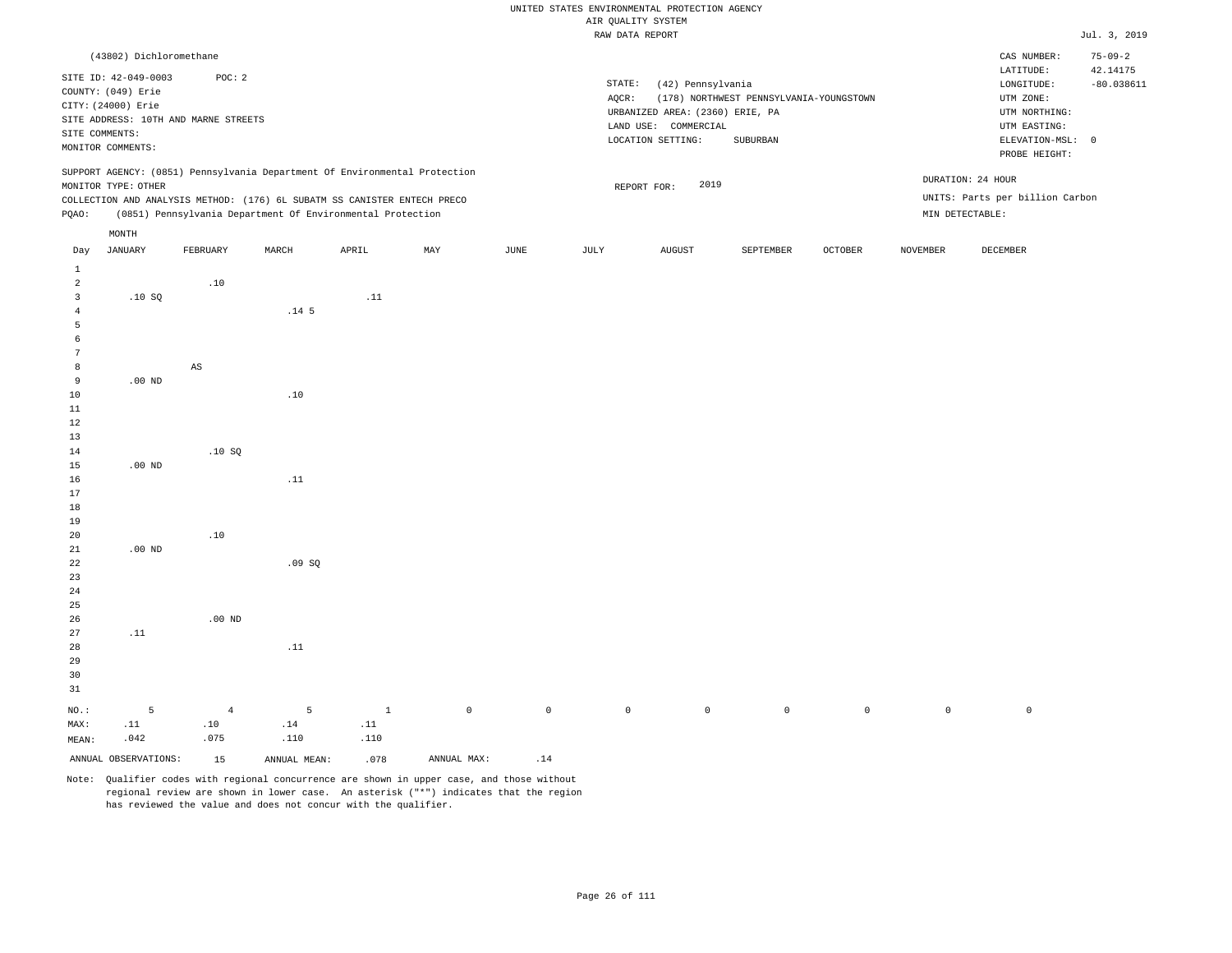UNITED STATES ENVIRONMENTAL PROTECTION AGENCY
AIR QUALITY SYSTEM
RAW DATA REPORT

Jul. 3, 2019

(43802) Dichloromethane

SITE ID: 42-049-0003 POC: 2
COUNTY: (049) Erie
CITY: (24000) Erie
SITE ADDRESS: 10TH AND MARNE STREETS
SITE COMMENTS:
MONITOR COMMENTS:

STATE: (42) Pennsylvania
AQCR: (178) NORTHWEST PENNSYLVANIA-YOUNGSTOWN
URBANIZED AREA: (2360) ERIE, PA
LAND USE: COMMERCIAL
LOCATION SETTING: SUBURBAN

CAS NUMBER: 75-09-2
LATITUDE: 42.14175
LONGITUDE: -80.038611
UTM ZONE:
UTM NORTHING:
UTM EASTING:
ELEVATION-MSL: 0
PROBE HEIGHT:

SUPPORT AGENCY: (0851) Pennsylvania Department Of Environmental Protection
MONITOR TYPE: OTHER
COLLECTION AND ANALYSIS METHOD: (176) 6L SUBATM SS CANISTER ENTECH PRECO
PQAO: (0851) Pennsylvania Department Of Environmental Protection

REPORT FOR: 2019

DURATION: 24 HOUR
UNITS: Parts per billion Carbon
MIN DETECTABLE:

| Day | JANUARY | FEBRUARY | MARCH | APRIL | MAY | JUNE | JULY | AUGUST | SEPTEMBER | OCTOBER | NOVEMBER | DECEMBER |
|---|---|---|---|---|---|---|---|---|---|---|---|---|
| 1 | | | | | | | | | | | | |
| 2 | | .10 | | | | | | | | | | |
| 3 | .10 SQ | | | .11 | | | | | | | | |
| 4 | | | .14 5 | | | | | | | | | |
| 5 | | | | | | | | | | | | |
| 6 | | | | | | | | | | | | |
| 7 | | | | | | | | | | | | |
| 8 | | AS | | | | | | | | | | |
| 9 | .00 ND | | | | | | | | | | | |
| 10 | | | .10 | | | | | | | | | |
| 11 | | | | | | | | | | | | |
| 12 | | | | | | | | | | | | |
| 13 | | | | | | | | | | | | |
| 14 | | .10 SQ | | | | | | | | | | |
| 15 | .00 ND | | | | | | | | | | | |
| 16 | | | .11 | | | | | | | | | |
| 17 | | | | | | | | | | | | |
| 18 | | | | | | | | | | | | |
| 19 | | | | | | | | | | | | |
| 20 | | .10 | | | | | | | | | | |
| 21 | .00 ND | | | | | | | | | | | |
| 22 | | | .09 SQ | | | | | | | | | |
| 23 | | | | | | | | | | | | |
| 24 | | | | | | | | | | | | |
| 25 | | | | | | | | | | | | |
| 26 | | .00 ND | | | | | | | | | | |
| 27 | .11 | | | | | | | | | | | |
| 28 | | | .11 | | | | | | | | | |
| 29 | | | | | | | | | | | | |
| 30 | | | | | | | | | | | | |
| 31 | | | | | | | | | | | | |
| NO.: | 5 | 4 | 5 | 1 | 0 | 0 | 0 | 0 | 0 | 0 | 0 | 0 |
| MAX: | .11 | .10 | .14 | .11 | | | | | | | | |
| MEAN: | .042 | .075 | .110 | .110 | | | | | | | | |

ANNUAL OBSERVATIONS: 15 ANNUAL MEAN: .078 ANNUAL MAX: .14

Note: Qualifier codes with regional concurrence are shown in upper case, and those without regional review are shown in lower case. An asterisk ("*") indicates that the region has reviewed the value and does not concur with the qualifier.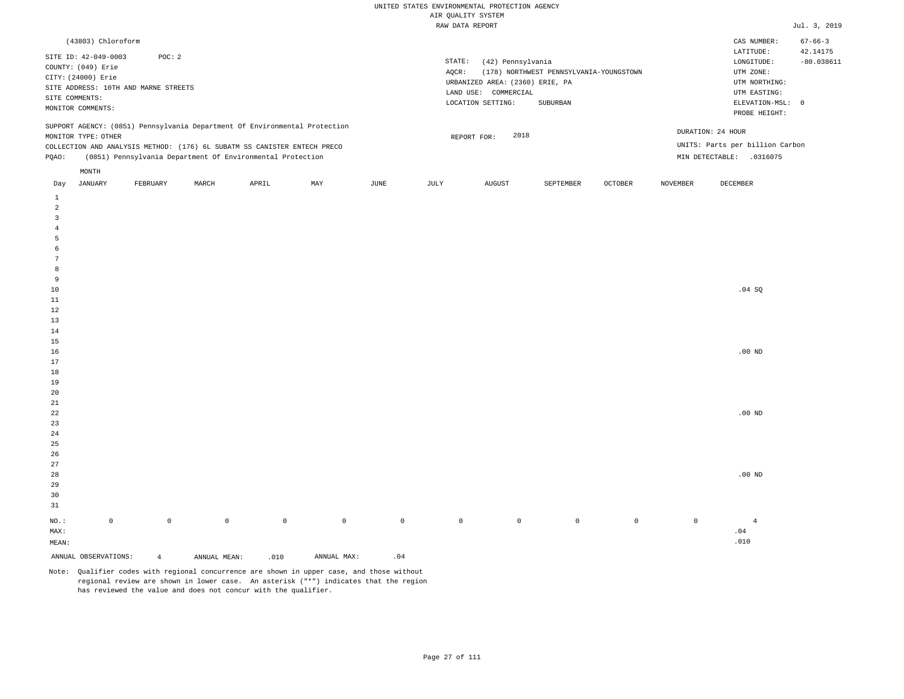UNITED STATES ENVIRONMENTAL PROTECTION AGENCY
AIR QUALITY SYSTEM
RAW DATA REPORT

Jul. 3, 2019

(43803) Chloroform

SITE ID: 42-049-0003 POC: 2
COUNTY: (049) Erie
CITY: (24000) Erie
SITE ADDRESS: 10TH AND MARNE STREETS
SITE COMMENTS:
MONITOR COMMENTS:

STATE: (42) Pennsylvania
AQCR: (178) NORTHWEST PENNSYLVANIA-YOUNGSTOWN
URBANIZED AREA: (2360) ERIE, PA
LAND USE: COMMERCIAL
LOCATION SETTING: SUBURBAN

CAS NUMBER: 67-66-3
LATITUDE: 42.14175
LONGITUDE: -80.038611
UTM ZONE:
UTM NORTHING:
UTM EASTING:
ELEVATION-MSL: 0
PROBE HEIGHT:

SUPPORT AGENCY: (0851) Pennsylvania Department Of Environmental Protection
MONITOR TYPE: OTHER
COLLECTION AND ANALYSIS METHOD: (176) 6L SUBATM SS CANISTER ENTECH PRECO
PQAO: (0851) Pennsylvania Department Of Environmental Protection

REPORT FOR: 2018

DURATION: 24 HOUR
UNITS: Parts per billion Carbon
MIN DETECTABLE: .0316075

| Day | JANUARY | FEBRUARY | MARCH | APRIL | MAY | JUNE | JULY | AUGUST | SEPTEMBER | OCTOBER | NOVEMBER | DECEMBER |
|---|---|---|---|---|---|---|---|---|---|---|---|---|
| 1 | | | | | | | | | | | | |
| 2 | | | | | | | | | | | | |
| 3 | | | | | | | | | | | | |
| 4 | | | | | | | | | | | | |
| 5 | | | | | | | | | | | | |
| 6 | | | | | | | | | | | | |
| 7 | | | | | | | | | | | | |
| 8 | | | | | | | | | | | | |
| 9 | | | | | | | | | | | | |
| 10 | | | | | | | | | | | | .04 SQ |
| 11 | | | | | | | | | | | | |
| 12 | | | | | | | | | | | | |
| 13 | | | | | | | | | | | | |
| 14 | | | | | | | | | | | | |
| 15 | | | | | | | | | | | | |
| 16 | | | | | | | | | | | | .00 ND |
| 17 | | | | | | | | | | | | |
| 18 | | | | | | | | | | | | |
| 19 | | | | | | | | | | | | |
| 20 | | | | | | | | | | | | |
| 21 | | | | | | | | | | | | |
| 22 | | | | | | | | | | | | .00 ND |
| 23 | | | | | | | | | | | | |
| 24 | | | | | | | | | | | | |
| 25 | | | | | | | | | | | | |
| 26 | | | | | | | | | | | | |
| 27 | | | | | | | | | | | | |
| 28 | | | | | | | | | | | | .00 ND |
| 29 | | | | | | | | | | | | |
| 30 | | | | | | | | | | | | |
| 31 | | | | | | | | | | | | |
| NO.: | 0 | 0 | 0 | 0 | 0 | 0 | 0 | 0 | 0 | 0 | 0 | 4 |
| MAX: | | | | | | | | | | | | .04 |
| MEAN: | | | | | | | | | | | | .010 |

ANNUAL OBSERVATIONS: 4 ANNUAL MEAN: .010 ANNUAL MAX: .04

Note: Qualifier codes with regional concurrence are shown in upper case, and those without regional review are shown in lower case. An asterisk ("*") indicates that the region has reviewed the value and does not concur with the qualifier.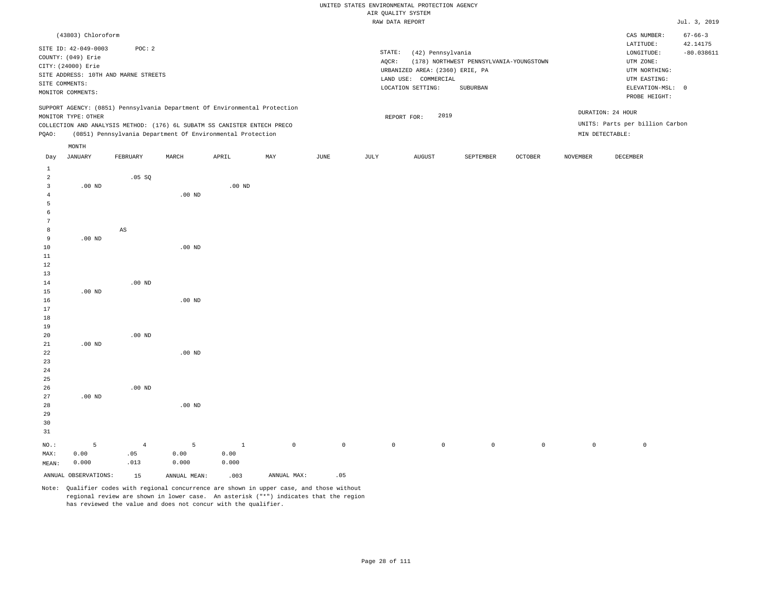UNITED STATES ENVIRONMENTAL PROTECTION AGENCY
AIR QUALITY SYSTEM
RAW DATA REPORT

Jul. 3, 2019

(43803) Chloroform

SITE ID: 42-049-0003 POC: 2
COUNTY: (049) Erie
CITY: (24000) Erie
SITE ADDRESS: 10TH AND MARNE STREETS
SITE COMMENTS:
MONITOR COMMENTS:

STATE: (42) Pennsylvania
AQCR: (178) NORTHWEST PENNSYLVANIA-YOUNGSTOWN
URBANIZED AREA: (2360) ERIE, PA
LAND USE: COMMERCIAL
LOCATION SETTING: SUBURBAN

CAS NUMBER: 67-66-3
LATITUDE: 42.14175
LONGITUDE: -80.038611
UTM ZONE:
UTM NORTHING:
UTM EASTING:
ELEVATION-MSL: 0
PROBE HEIGHT:

SUPPORT AGENCY: (0851) Pennsylvania Department Of Environmental Protection
MONITOR TYPE: OTHER
COLLECTION AND ANALYSIS METHOD: (176) 6L SUBATM SS CANISTER ENTECH PRECO
PQAO: (0851) Pennsylvania Department Of Environmental Protection

REPORT FOR: 2019

DURATION: 24 HOUR
UNITS: Parts per billion Carbon
MIN DETECTABLE:

| Day | JANUARY | FEBRUARY | MARCH | APRIL | MAY | JUNE | JULY | AUGUST | SEPTEMBER | OCTOBER | NOVEMBER | DECEMBER |
|---|---|---|---|---|---|---|---|---|---|---|---|---|
| 1 | | | | | | | | | | | | |
| 2 | | .05 SQ | | | | | | | | | | |
| 3 | .00 ND | | | .00 ND | | | | | | | | |
| 4 | | | .00 ND | | | | | | | | | |
| 5 | | | | | | | | | | | | |
| 6 | | | | | | | | | | | | |
| 7 | | | | | | | | | | | | |
| 8 | | AS | | | | | | | | | | |
| 9 | .00 ND | | | | | | | | | | | |
| 10 | | | .00 ND | | | | | | | | | |
| 11 | | | | | | | | | | | | |
| 12 | | | | | | | | | | | | |
| 13 | | | | | | | | | | | | |
| 14 | | .00 ND | | | | | | | | | | |
| 15 | .00 ND | | | | | | | | | | | |
| 16 | | | .00 ND | | | | | | | | | |
| 17 | | | | | | | | | | | | |
| 18 | | | | | | | | | | | | |
| 19 | | | | | | | | | | | | |
| 20 | | .00 ND | | | | | | | | | | |
| 21 | .00 ND | | | | | | | | | | | |
| 22 | | | .00 ND | | | | | | | | | |
| 23 | | | | | | | | | | | | |
| 24 | | | | | | | | | | | | |
| 25 | | | | | | | | | | | | |
| 26 | | .00 ND | | | | | | | | | | |
| 27 | .00 ND | | | | | | | | | | | |
| 28 | | | .00 ND | | | | | | | | | |
| 29 | | | | | | | | | | | | |
| 30 | | | | | | | | | | | | |
| 31 | | | | | | | | | | | | |
| NO.: | 5 | 4 | 5 | 1 | 0 | 0 | 0 | 0 | 0 | 0 | 0 | 0 |
| MAX: | 0.00 | .05 | 0.00 | 0.00 | | | | | | | | |
| MEAN: | 0.000 | .013 | 0.000 | 0.000 | | | | | | | | |

ANNUAL OBSERVATIONS: 15 ANNUAL MEAN: .003 ANNUAL MAX: .05

Note: Qualifier codes with regional concurrence are shown in upper case, and those without regional review are shown in lower case. An asterisk ("*") indicates that the region has reviewed the value and does not concur with the qualifier.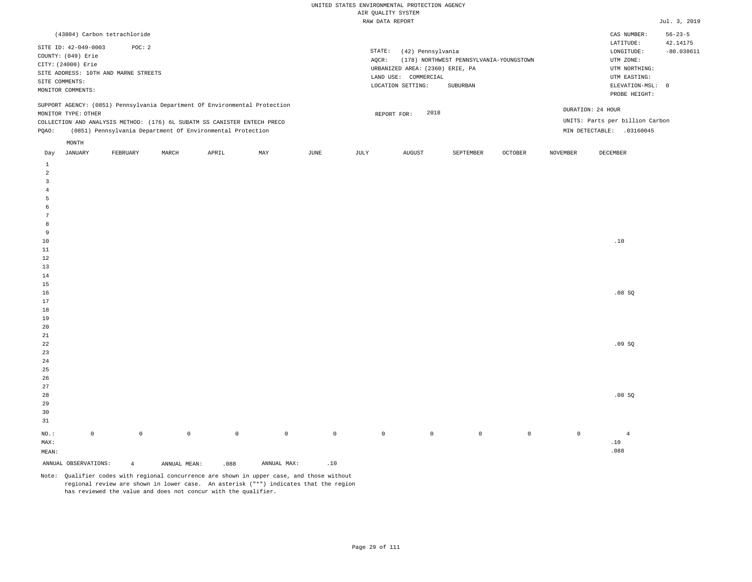UNITED STATES ENVIRONMENTAL PROTECTION AGENCY
AIR QUALITY SYSTEM
RAW DATA REPORT

Jul. 3, 2019

(43804) Carbon tetrachloride

SITE ID: 42-049-0003 POC: 2
COUNTY: (049) Erie
CITY: (24000) Erie
SITE ADDRESS: 10TH AND MARNE STREETS
SITE COMMENTS:
MONITOR COMMENTS:

STATE: (42) Pennsylvania
AQCR: (178) NORTHWEST PENNSYLVANIA-YOUNGSTOWN
URBANIZED AREA: (2360) ERIE, PA
LAND USE: COMMERCIAL
LOCATION SETTING: SUBURBAN

CAS NUMBER: 56-23-5
LATITUDE: 42.14175
LONGITUDE: -80.038611
UTM ZONE:
UTM NORTHING:
UTM EASTING:
ELEVATION-MSL: 0
PROBE HEIGHT:

SUPPORT AGENCY: (0851) Pennsylvania Department Of Environmental Protection
MONITOR TYPE: OTHER
COLLECTION AND ANALYSIS METHOD: (176) 6L SUBATM SS CANISTER ENTECH PRECO
PQAO: (0851) Pennsylvania Department Of Environmental Protection

REPORT FOR: 2018

DURATION: 24 HOUR
UNITS: Parts per billion Carbon
MIN DETECTABLE: .03160045

| Day | JANUARY | FEBRUARY | MARCH | APRIL | MAY | JUNE | JULY | AUGUST | SEPTEMBER | OCTOBER | NOVEMBER | DECEMBER |
|---|---|---|---|---|---|---|---|---|---|---|---|---|
| 1 | | | | | | | | | | | | |
| 2 | | | | | | | | | | | | |
| 3 | | | | | | | | | | | | |
| 4 | | | | | | | | | | | | |
| 5 | | | | | | | | | | | | |
| 6 | | | | | | | | | | | | |
| 7 | | | | | | | | | | | | |
| 8 | | | | | | | | | | | | |
| 9 | | | | | | | | | | | | |
| 10 | | | | | | | | | | | | .10 |
| 11 | | | | | | | | | | | | |
| 12 | | | | | | | | | | | | |
| 13 | | | | | | | | | | | | |
| 14 | | | | | | | | | | | | |
| 15 | | | | | | | | | | | | |
| 16 | | | | | | | | | | | | .08 SQ |
| 17 | | | | | | | | | | | | |
| 18 | | | | | | | | | | | | |
| 19 | | | | | | | | | | | | |
| 20 | | | | | | | | | | | | |
| 21 | | | | | | | | | | | | |
| 22 | | | | | | | | | | | | .09 SQ |
| 23 | | | | | | | | | | | | |
| 24 | | | | | | | | | | | | |
| 25 | | | | | | | | | | | | |
| 26 | | | | | | | | | | | | |
| 27 | | | | | | | | | | | | |
| 28 | | | | | | | | | | | | .08 SQ |
| 29 | | | | | | | | | | | | |
| 30 | | | | | | | | | | | | |
| 31 | | | | | | | | | | | | |
| NO.: | 0 | 0 | 0 | 0 | 0 | 0 | 0 | 0 | 0 | 0 | 0 | 4 |
| MAX: | | | | | | | | | | | | .10 |
| MEAN: | | | | | | | | | | | | .088 |

ANNUAL OBSERVATIONS: 4 ANNUAL MEAN: .088 ANNUAL MAX: .10

Note: Qualifier codes with regional concurrence are shown in upper case, and those without regional review are shown in lower case. An asterisk ("*") indicates that the region has reviewed the value and does not concur with the qualifier.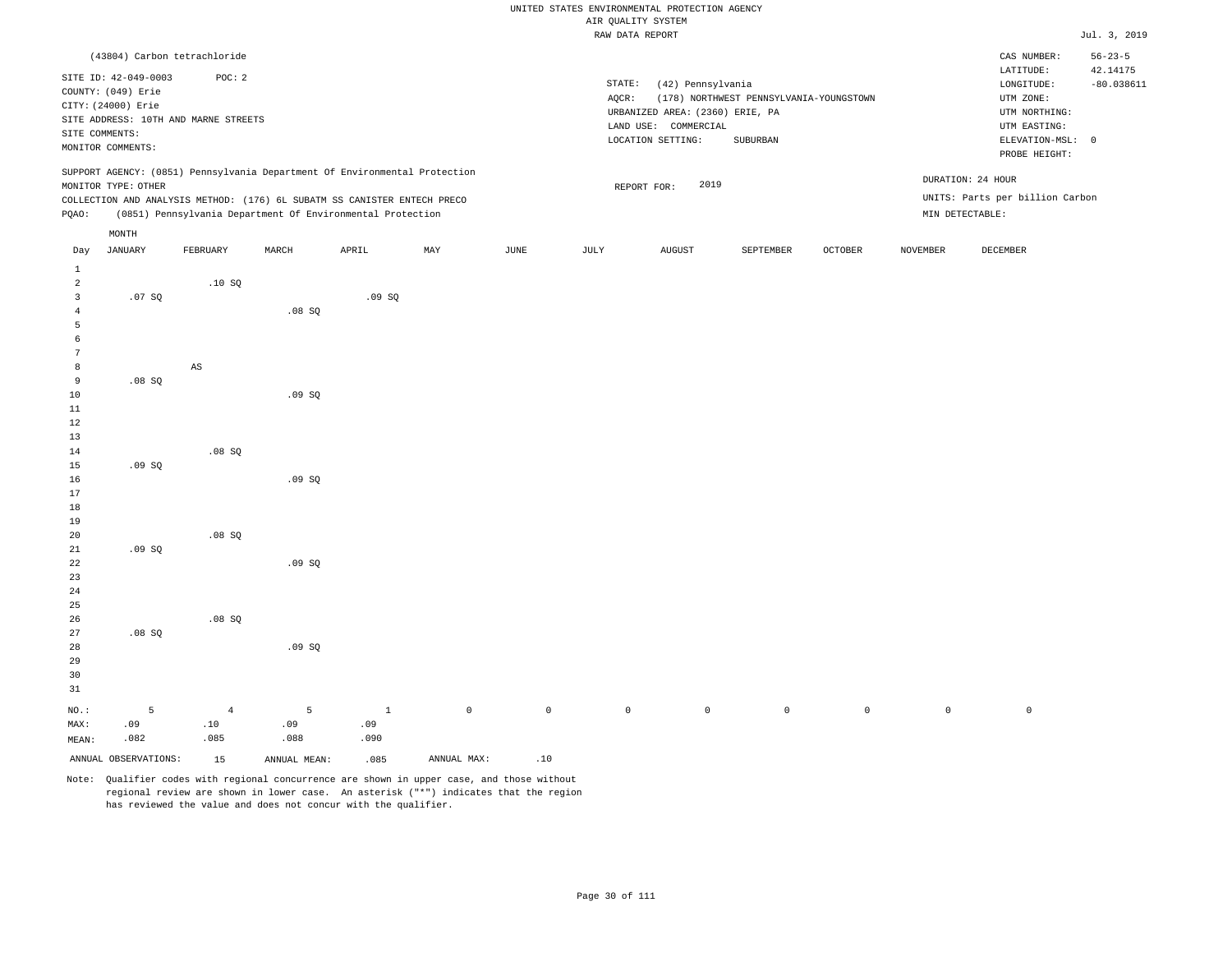UNITED STATES ENVIRONMENTAL PROTECTION AGENCY
AIR QUALITY SYSTEM
RAW DATA REPORT

Jul. 3, 2019

(43804) Carbon tetrachloride

SITE ID: 42-049-0003 POC: 2
COUNTY: (049) Erie
CITY: (24000) Erie
SITE ADDRESS: 10TH AND MARNE STREETS
SITE COMMENTS:
MONITOR COMMENTS:

STATE: (42) Pennsylvania
AQCR: (178) NORTHWEST PENNSYLVANIA-YOUNGSTOWN
URBANIZED AREA: (2360) ERIE, PA
LAND USE: COMMERCIAL
LOCATION SETTING: SUBURBAN

CAS NUMBER: 56-23-5
LATITUDE: 42.14175
LONGITUDE: -80.038611
UTM ZONE:
UTM NORTHING:
UTM EASTING:
ELEVATION-MSL: 0
PROBE HEIGHT:

SUPPORT AGENCY: (0851) Pennsylvania Department Of Environmental Protection
MONITOR TYPE: OTHER
COLLECTION AND ANALYSIS METHOD: (176) 6L SUBATM SS CANISTER ENTECH PRECO
PQAO: (0851) Pennsylvania Department Of Environmental Protection

REPORT FOR: 2019

DURATION: 24 HOUR
UNITS: Parts per billion Carbon
MIN DETECTABLE:

| Day | JANUARY | FEBRUARY | MARCH | APRIL | MAY | JUNE | JULY | AUGUST | SEPTEMBER | OCTOBER | NOVEMBER | DECEMBER |
|---|---|---|---|---|---|---|---|---|---|---|---|---|
| 1 | | | | | | | | | | | | |
| 2 | | .10 SQ | | | | | | | | | | |
| 3 | .07 SQ | | | .09 SQ | | | | | | | | |
| 4 | | | .08 SQ | | | | | | | | | |
| 5 | | | | | | | | | | | | |
| 6 | | | | | | | | | | | | |
| 7 | | | | | | | | | | | | |
| 8 | | AS | | | | | | | | | | |
| 9 | .08 SQ | | | | | | | | | | | |
| 10 | | | .09 SQ | | | | | | | | | |
| 11 | | | | | | | | | | | | |
| 12 | | | | | | | | | | | | |
| 13 | | | | | | | | | | | | |
| 14 | | .08 SQ | | | | | | | | | | |
| 15 | .09 SQ | | | | | | | | | | | |
| 16 | | | .09 SQ | | | | | | | | | |
| 17 | | | | | | | | | | | | |
| 18 | | | | | | | | | | | | |
| 19 | | | | | | | | | | | | |
| 20 | | .08 SQ | | | | | | | | | | |
| 21 | .09 SQ | | | | | | | | | | | |
| 22 | | | .09 SQ | | | | | | | | | |
| 23 | | | | | | | | | | | | |
| 24 | | | | | | | | | | | | |
| 25 | | | | | | | | | | | | |
| 26 | | .08 SQ | | | | | | | | | | |
| 27 | .08 SQ | | | | | | | | | | | |
| 28 | | | .09 SQ | | | | | | | | | |
| 29 | | | | | | | | | | | | |
| 30 | | | | | | | | | | | | |
| 31 | | | | | | | | | | | | |
| NO.: | 5 | 4 | 5 | 1 | 0 | 0 | 0 | 0 | 0 | 0 | 0 | 0 |
| MAX: | .09 | .10 | .09 | .09 | | | | | | | | |
| MEAN: | .082 | .085 | .088 | .090 | | | | | | | | |

ANNUAL OBSERVATIONS: 15 ANNUAL MEAN: .085 ANNUAL MAX: .10

Note: Qualifier codes with regional concurrence are shown in upper case, and those without regional review are shown in lower case. An asterisk ("*") indicates that the region has reviewed the value and does not concur with the qualifier.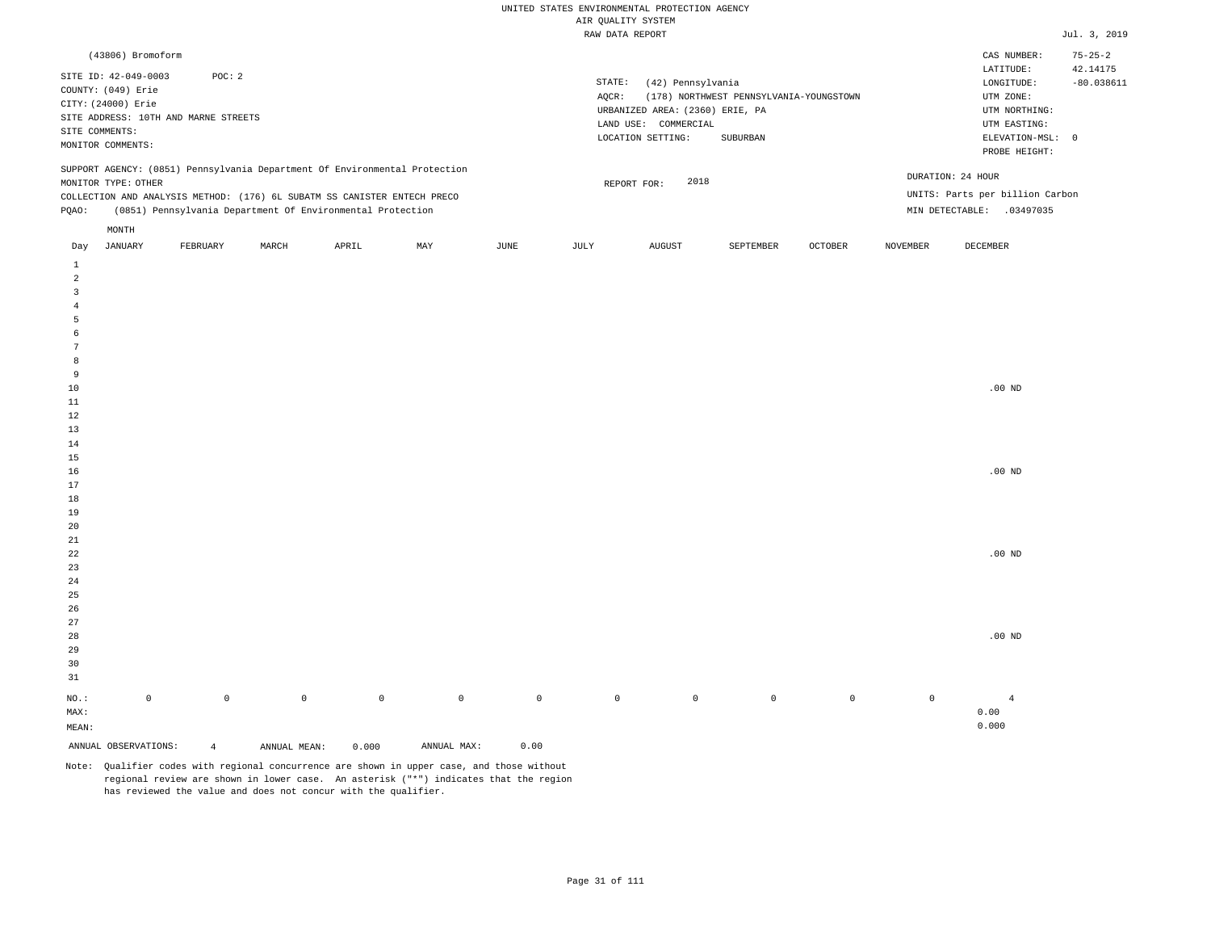UNITED STATES ENVIRONMENTAL PROTECTION AGENCY
AIR QUALITY SYSTEM
RAW DATA REPORT

Jul. 3, 2019

(43806) Bromoform

SITE ID: 42-049-0003 POC: 2
COUNTY: (049) Erie
CITY: (24000) Erie
SITE ADDRESS: 10TH AND MARNE STREETS
SITE COMMENTS:
MONITOR COMMENTS:

STATE: (42) Pennsylvania
AQCR: (178) NORTHWEST PENNSYLVANIA-YOUNGSTOWN
URBANIZED AREA: (2360) ERIE, PA
LAND USE: COMMERCIAL
LOCATION SETTING: SUBURBAN

CAS NUMBER: 75-25-2
LATITUDE: 42.14175
LONGITUDE: -80.038611
UTM ZONE:
UTM NORTHING:
UTM EASTING:
ELEVATION-MSL: 0
PROBE HEIGHT:

SUPPORT AGENCY: (0851) Pennsylvania Department Of Environmental Protection
MONITOR TYPE: OTHER
COLLECTION AND ANALYSIS METHOD: (176) 6L SUBATM SS CANISTER ENTECH PRECO
PQAO: (0851) Pennsylvania Department Of Environmental Protection

REPORT FOR: 2018

DURATION: 24 HOUR
UNITS: Parts per billion Carbon
MIN DETECTABLE: .03497035

| Day | JANUARY | FEBRUARY | MARCH | APRIL | MAY | JUNE | JULY | AUGUST | SEPTEMBER | OCTOBER | NOVEMBER | DECEMBER |
|---|---|---|---|---|---|---|---|---|---|---|---|---|
| 1 | | | | | | | | | | | | |
| 2 | | | | | | | | | | | | |
| 3 | | | | | | | | | | | | |
| 4 | | | | | | | | | | | | |
| 5 | | | | | | | | | | | | |
| 6 | | | | | | | | | | | | |
| 7 | | | | | | | | | | | | |
| 8 | | | | | | | | | | | | |
| 9 | | | | | | | | | | | | |
| 10 | | | | | | | | | | | | .00 ND |
| 11 | | | | | | | | | | | | |
| 12 | | | | | | | | | | | | |
| 13 | | | | | | | | | | | | |
| 14 | | | | | | | | | | | | |
| 15 | | | | | | | | | | | | |
| 16 | | | | | | | | | | | | .00 ND |
| 17 | | | | | | | | | | | | |
| 18 | | | | | | | | | | | | |
| 19 | | | | | | | | | | | | |
| 20 | | | | | | | | | | | | |
| 21 | | | | | | | | | | | | |
| 22 | | | | | | | | | | | | .00 ND |
| 23 | | | | | | | | | | | | |
| 24 | | | | | | | | | | | | |
| 25 | | | | | | | | | | | | |
| 26 | | | | | | | | | | | | |
| 27 | | | | | | | | | | | | |
| 28 | | | | | | | | | | | | .00 ND |
| 29 | | | | | | | | | | | | |
| 30 | | | | | | | | | | | | |
| 31 | | | | | | | | | | | | |
| NO.: | 0 | 0 | 0 | 0 | 0 | 0 | 0 | 0 | 0 | 0 | 0 | 4 |
| MAX: | | | | | | | | | | | | 0.00 |
| MEAN: | | | | | | | | | | | | 0.000 |

ANNUAL OBSERVATIONS: 4 ANNUAL MEAN: 0.000 ANNUAL MAX: 0.00

Note: Qualifier codes with regional concurrence are shown in upper case, and those without regional review are shown in lower case. An asterisk ("*") indicates that the region has reviewed the value and does not concur with the qualifier.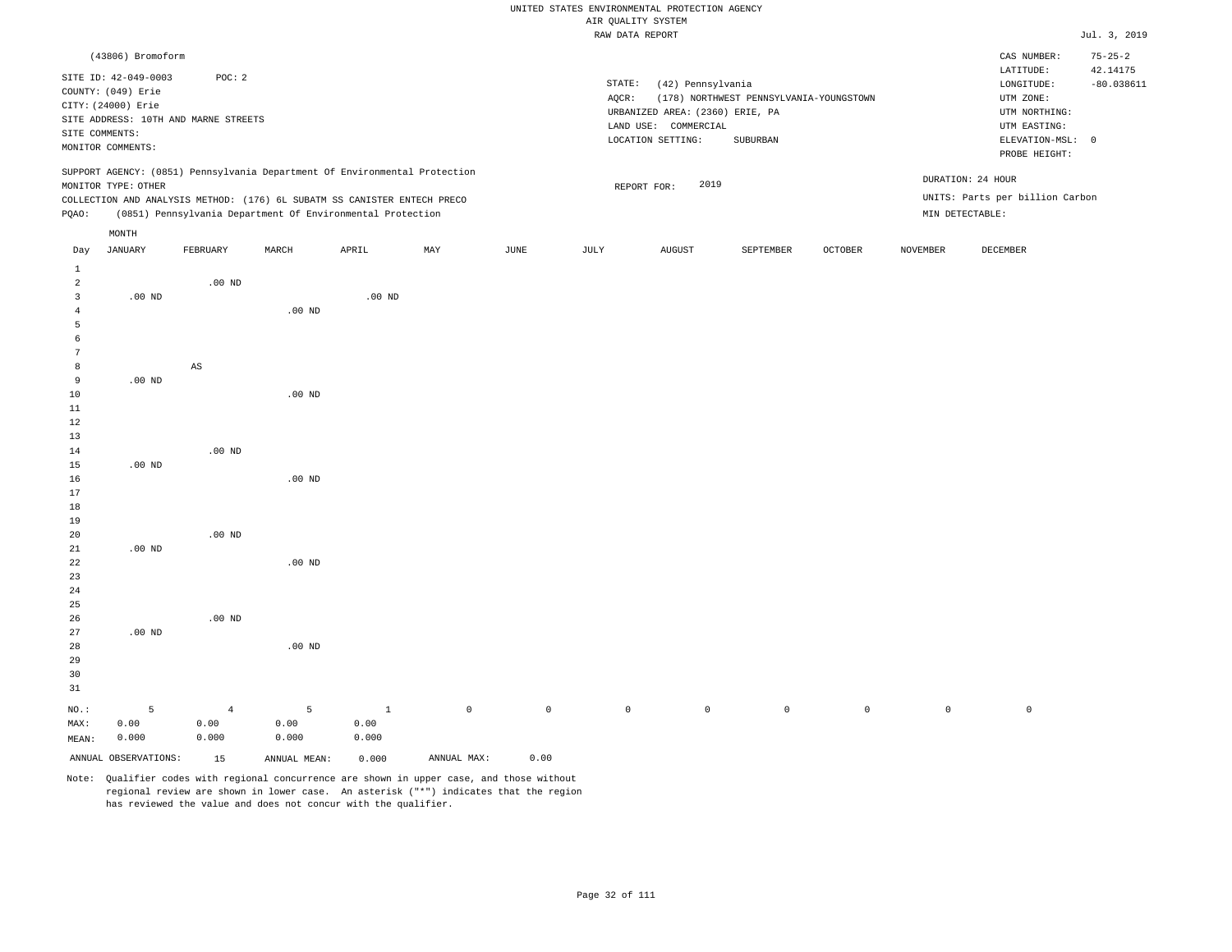UNITED STATES ENVIRONMENTAL PROTECTION AGENCY
AIR QUALITY SYSTEM
RAW DATA REPORT

Jul. 3, 2019

(43806) Bromoform

SITE ID: 42-049-0003 POC: 2
COUNTY: (049) Erie
CITY: (24000) Erie
SITE ADDRESS: 10TH AND MARNE STREETS
SITE COMMENTS:
MONITOR COMMENTS:

STATE: (42) Pennsylvania
AQCR: (178) NORTHWEST PENNSYLVANIA-YOUNGSTOWN
URBANIZED AREA: (2360) ERIE, PA
LAND USE: COMMERCIAL
LOCATION SETTING: SUBURBAN

CAS NUMBER: 75-25-2
LATITUDE: 42.14175
LONGITUDE: -80.038611
UTM ZONE:
UTM NORTHING:
UTM EASTING:
ELEVATION-MSL: 0
PROBE HEIGHT:

SUPPORT AGENCY: (0851) Pennsylvania Department Of Environmental Protection
MONITOR TYPE: OTHER
COLLECTION AND ANALYSIS METHOD: (176) 6L SUBATM SS CANISTER ENTECH PRECO
PQAO: (0851) Pennsylvania Department Of Environmental Protection

REPORT FOR: 2019

DURATION: 24 HOUR
UNITS: Parts per billion Carbon
MIN DETECTABLE:

| Day | JANUARY | FEBRUARY | MARCH | APRIL | MAY | JUNE | JULY | AUGUST | SEPTEMBER | OCTOBER | NOVEMBER | DECEMBER |
|---|---|---|---|---|---|---|---|---|---|---|---|---|
| 1 | | | | | | | | | | | | |
| 2 | | .00 ND | | | | | | | | | | |
| 3 | .00 ND | | | .00 ND | | | | | | | | |
| 4 | | | .00 ND | | | | | | | | | |
| 5 | | | | | | | | | | | | |
| 6 | | | | | | | | | | | | |
| 7 | | | | | | | | | | | | |
| 8 | | AS | | | | | | | | | | |
| 9 | .00 ND | | | | | | | | | | | |
| 10 | | | .00 ND | | | | | | | | | |
| 11 | | | | | | | | | | | | |
| 12 | | | | | | | | | | | | |
| 13 | | | | | | | | | | | | |
| 14 | | .00 ND | | | | | | | | | | |
| 15 | .00 ND | | | | | | | | | | | |
| 16 | | | .00 ND | | | | | | | | | |
| 17 | | | | | | | | | | | | |
| 18 | | | | | | | | | | | | |
| 19 | | | | | | | | | | | | |
| 20 | | .00 ND | | | | | | | | | | |
| 21 | .00 ND | | | | | | | | | | | |
| 22 | | | .00 ND | | | | | | | | | |
| 23 | | | | | | | | | | | | |
| 24 | | | | | | | | | | | | |
| 25 | | | | | | | | | | | | |
| 26 | | .00 ND | | | | | | | | | | |
| 27 | .00 ND | | | | | | | | | | | |
| 28 | | | .00 ND | | | | | | | | | |
| 29 | | | | | | | | | | | | |
| 30 | | | | | | | | | | | | |
| 31 | | | | | | | | | | | | |
| NO.: | 5 | 4 | 5 | 1 | 0 | 0 | 0 | 0 | 0 | 0 | 0 | 0 |
| MAX: | 0.00 | 0.00 | 0.00 | 0.00 | | | | | | | | |
| MEAN: | 0.000 | 0.000 | 0.000 | 0.000 | | | | | | | | |

ANNUAL OBSERVATIONS: 15 ANNUAL MEAN: 0.000 ANNUAL MAX: 0.00

Note: Qualifier codes with regional concurrence are shown in upper case, and those without regional review are shown in lower case. An asterisk ("*") indicates that the region has reviewed the value and does not concur with the qualifier.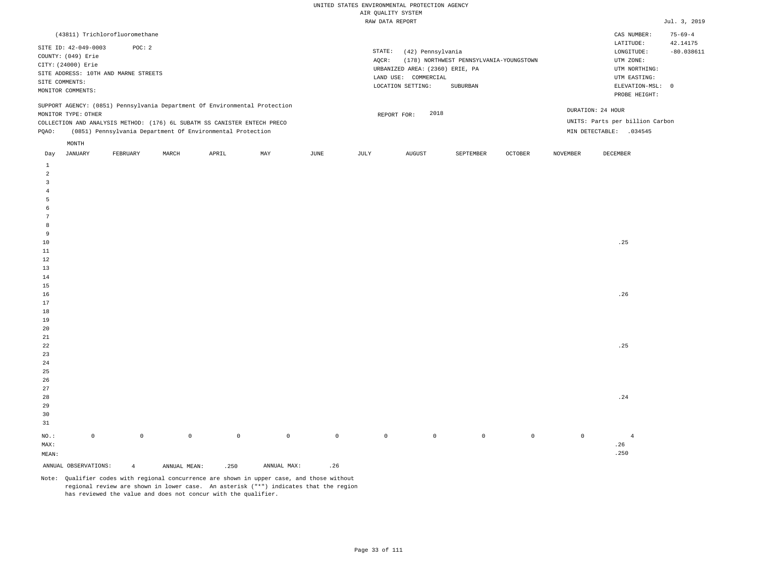UNITED STATES ENVIRONMENTAL PROTECTION AGENCY
AIR QUALITY SYSTEM
RAW DATA REPORT

Jul. 3, 2019

(43811) Trichlorofluoromethane

SITE ID: 42-049-0003 POC: 2
COUNTY: (049) Erie
CITY: (24000) Erie
SITE ADDRESS: 10TH AND MARNE STREETS
SITE COMMENTS:
MONITOR COMMENTS:

STATE: (42) Pennsylvania
AQCR: (178) NORTHWEST PENNSYLVANIA-YOUNGSTOWN
URBANIZED AREA: (2360) ERIE, PA
LAND USE: COMMERCIAL
LOCATION SETTING: SUBURBAN

CAS NUMBER: 75-69-4
LATITUDE: 42.14175
LONGITUDE: -80.038611
UTM ZONE:
UTM NORTHING:
UTM EASTING:
ELEVATION-MSL: 0
PROBE HEIGHT:

SUPPORT AGENCY: (0851) Pennsylvania Department Of Environmental Protection
MONITOR TYPE: OTHER
COLLECTION AND ANALYSIS METHOD: (176) 6L SUBATM SS CANISTER ENTECH PRECO
PQAO: (0851) Pennsylvania Department Of Environmental Protection

REPORT FOR: 2018

DURATION: 24 HOUR
UNITS: Parts per billion Carbon
MIN DETECTABLE: .034545

| Day | JANUARY | FEBRUARY | MARCH | APRIL | MAY | JUNE | JULY | AUGUST | SEPTEMBER | OCTOBER | NOVEMBER | DECEMBER |
|---|---|---|---|---|---|---|---|---|---|---|---|---|
| 1 | | | | | | | | | | | | |
| 2 | | | | | | | | | | | | |
| 3 | | | | | | | | | | | | |
| 4 | | | | | | | | | | | | |
| 5 | | | | | | | | | | | | |
| 6 | | | | | | | | | | | | |
| 7 | | | | | | | | | | | | |
| 8 | | | | | | | | | | | | |
| 9 | | | | | | | | | | | | |
| 10 | | | | | | | | | | | | .25 |
| 11 | | | | | | | | | | | | |
| 12 | | | | | | | | | | | | |
| 13 | | | | | | | | | | | | |
| 14 | | | | | | | | | | | | |
| 15 | | | | | | | | | | | | |
| 16 | | | | | | | | | | | | .26 |
| 17 | | | | | | | | | | | | |
| 18 | | | | | | | | | | | | |
| 19 | | | | | | | | | | | | |
| 20 | | | | | | | | | | | | |
| 21 | | | | | | | | | | | | |
| 22 | | | | | | | | | | | | .25 |
| 23 | | | | | | | | | | | | |
| 24 | | | | | | | | | | | | |
| 25 | | | | | | | | | | | | |
| 26 | | | | | | | | | | | | |
| 27 | | | | | | | | | | | | |
| 28 | | | | | | | | | | | | .24 |
| 29 | | | | | | | | | | | | |
| 30 | | | | | | | | | | | | |
| 31 | | | | | | | | | | | | |
| NO.: | 0 | 0 | 0 | 0 | 0 | 0 | 0 | 0 | 0 | 0 | 0 | 4 |
| MAX: | | | | | | | | | | | | .26 |
| MEAN: | | | | | | | | | | | | .250 |

ANNUAL OBSERVATIONS: 4 ANNUAL MEAN: .250 ANNUAL MAX: .26

Note: Qualifier codes with regional concurrence are shown in upper case, and those without regional review are shown in lower case. An asterisk ("*") indicates that the region has reviewed the value and does not concur with the qualifier.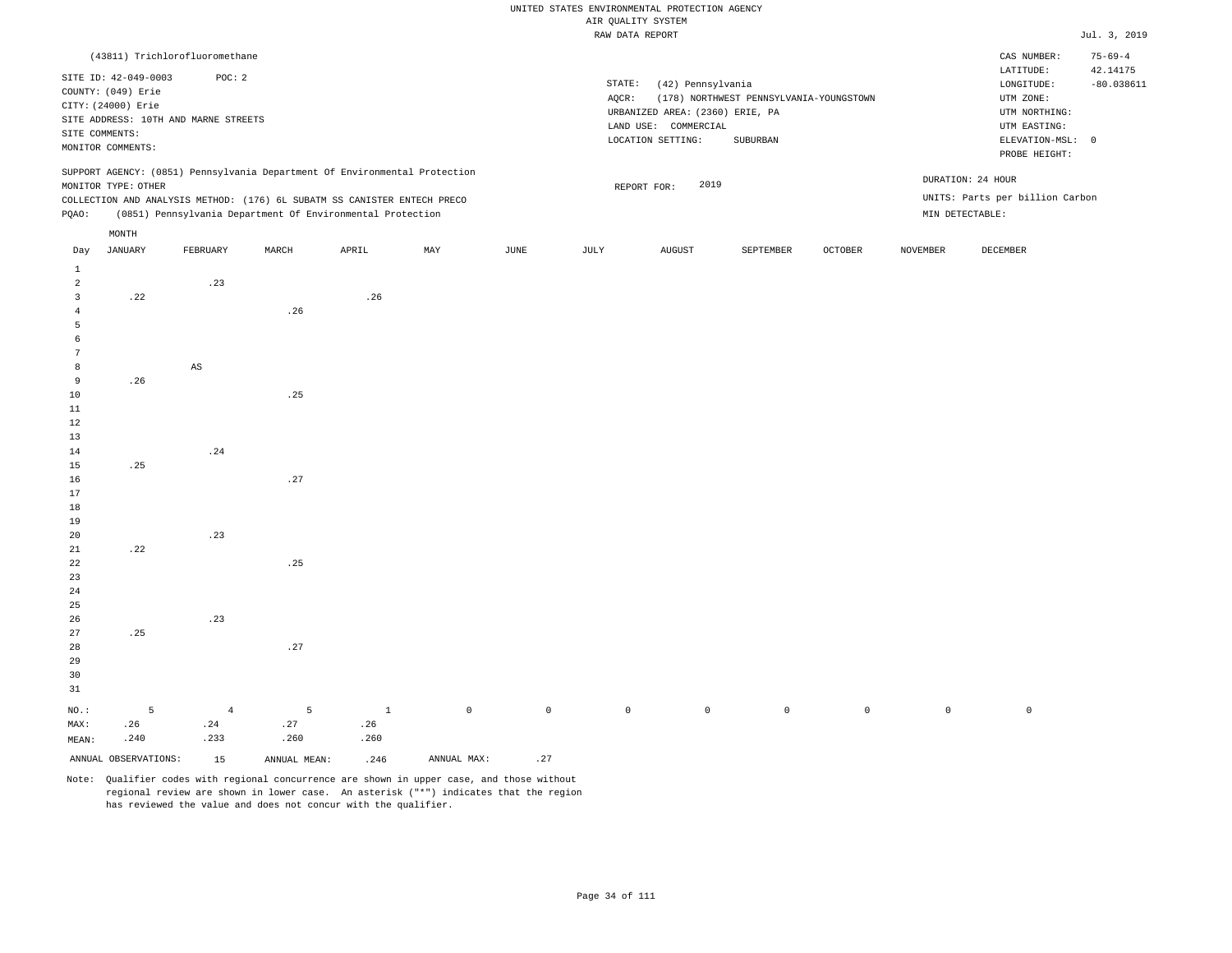UNITED STATES ENVIRONMENTAL PROTECTION AGENCY
AIR QUALITY SYSTEM
RAW DATA REPORT

Jul. 3, 2019

(43811) Trichlorofluoromethane

SITE ID: 42-049-0003 POC: 2
COUNTY: (049) Erie
CITY: (24000) Erie
SITE ADDRESS: 10TH AND MARNE STREETS
SITE COMMENTS:
MONITOR COMMENTS:

STATE: (42) Pennsylvania
AQCR: (178) NORTHWEST PENNSYLVANIA-YOUNGSTOWN
URBANIZED AREA: (2360) ERIE, PA
LAND USE: COMMERCIAL
LOCATION SETTING: SUBURBAN

CAS NUMBER: 75-69-4
LATITUDE: 42.14175
LONGITUDE: -80.038611
UTM ZONE:
UTM NORTHING:
UTM EASTING:
ELEVATION-MSL: 0
PROBE HEIGHT:

SUPPORT AGENCY: (0851) Pennsylvania Department Of Environmental Protection
MONITOR TYPE: OTHER
COLLECTION AND ANALYSIS METHOD: (176) 6L SUBATM SS CANISTER ENTECH PRECO
PQAO: (0851) Pennsylvania Department Of Environmental Protection

REPORT FOR: 2019

DURATION: 24 HOUR
UNITS: Parts per billion Carbon
MIN DETECTABLE:

| Day | JANUARY | FEBRUARY | MARCH | APRIL | MAY | JUNE | JULY | AUGUST | SEPTEMBER | OCTOBER | NOVEMBER | DECEMBER |
|---|---|---|---|---|---|---|---|---|---|---|---|---|
| 1 | | | | | | | | | | | | |
| 2 | | .23 | | | | | | | | | | |
| 3 | .22 | | | .26 | | | | | | | | |
| 4 | | | .26 | | | | | | | | | |
| 5 | | | | | | | | | | | | |
| 6 | | | | | | | | | | | | |
| 7 | | | | | | | | | | | | |
| 8 | | AS | | | | | | | | | | |
| 9 | .26 | | | | | | | | | | | |
| 10 | | | .25 | | | | | | | | | |
| 11 | | | | | | | | | | | | |
| 12 | | | | | | | | | | | | |
| 13 | | | | | | | | | | | | |
| 14 | | .24 | | | | | | | | | | |
| 15 | .25 | | | | | | | | | | | |
| 16 | | | .27 | | | | | | | | | |
| 17 | | | | | | | | | | | | |
| 18 | | | | | | | | | | | | |
| 19 | | | | | | | | | | | | |
| 20 | | .23 | | | | | | | | | | |
| 21 | .22 | | | | | | | | | | | |
| 22 | | | .25 | | | | | | | | | |
| 23 | | | | | | | | | | | | |
| 24 | | | | | | | | | | | | |
| 25 | | | | | | | | | | | | |
| 26 | | .23 | | | | | | | | | | |
| 27 | .25 | | | | | | | | | | | |
| 28 | | | .27 | | | | | | | | | |
| 29 | | | | | | | | | | | | |
| 30 | | | | | | | | | | | | |
| 31 | | | | | | | | | | | | |
| NO.: | 5 | 4 | 5 | 1 | 0 | 0 | 0 | 0 | 0 | 0 | 0 | 0 |
| MAX: | .26 | .24 | .27 | .26 | | | | | | | | |
| MEAN: | .240 | .233 | .260 | .260 | | | | | | | | |

ANNUAL OBSERVATIONS: 15 ANNUAL MEAN: .246 ANNUAL MAX: .27

Note: Qualifier codes with regional concurrence are shown in upper case, and those without regional review are shown in lower case. An asterisk ("*") indicates that the region has reviewed the value and does not concur with the qualifier.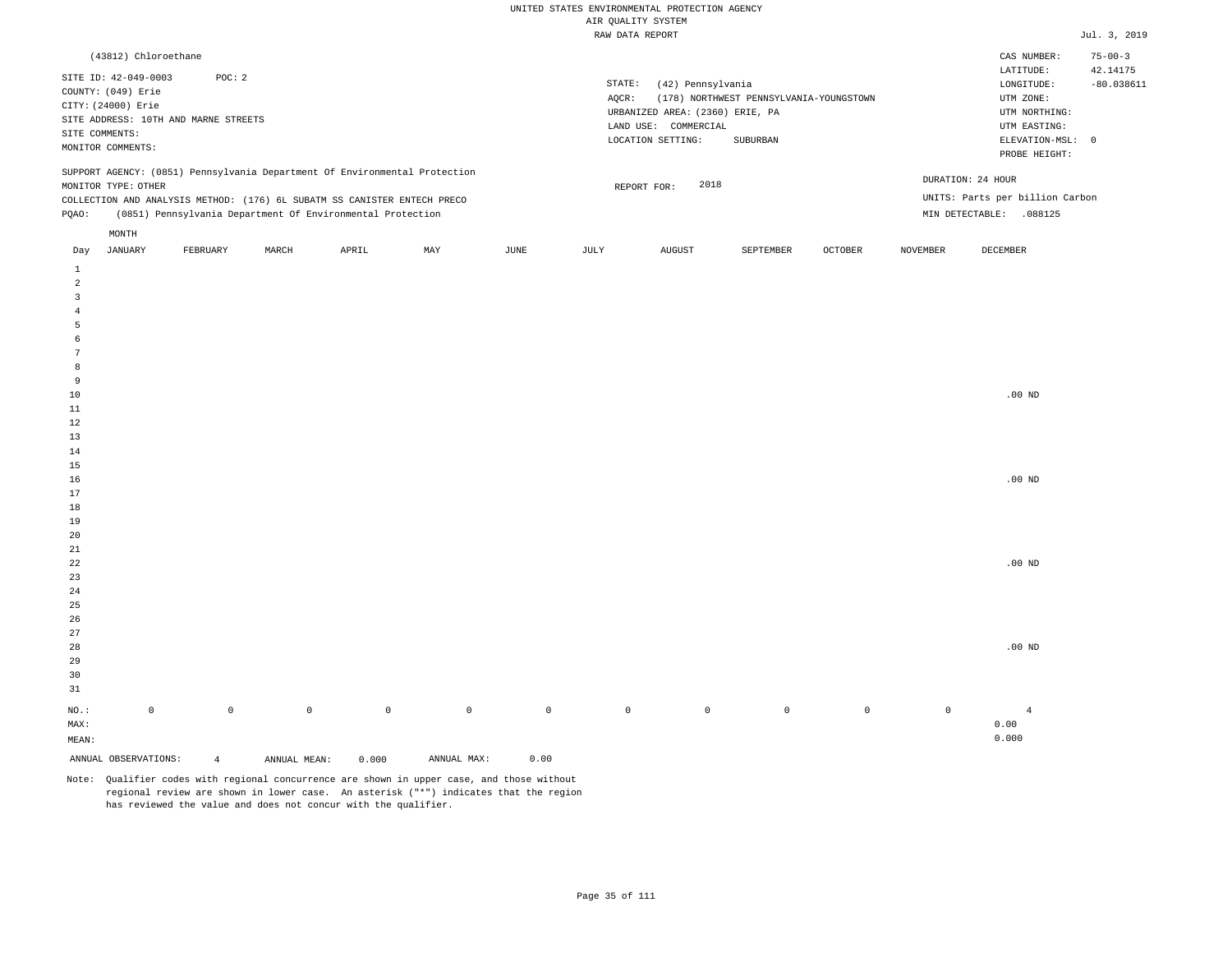UNITED STATES ENVIRONMENTAL PROTECTION AGENCY
AIR QUALITY SYSTEM
RAW DATA REPORT

Jul. 3, 2019

(43812) Chloroethane

SITE ID: 42-049-0003 POC: 2
COUNTY: (049) Erie
CITY: (24000) Erie
SITE ADDRESS: 10TH AND MARNE STREETS
SITE COMMENTS:
MONITOR COMMENTS:

STATE: (42) Pennsylvania
AQCR: (178) NORTHWEST PENNSYLVANIA-YOUNGSTOWN
URBANIZED AREA: (2360) ERIE, PA
LAND USE: COMMERCIAL
LOCATION SETTING: SUBURBAN

CAS NUMBER: 75-00-3
LATITUDE: 42.14175
LONGITUDE: -80.038611
UTM ZONE:
UTM NORTHING:
UTM EASTING:
ELEVATION-MSL: 0
PROBE HEIGHT:

SUPPORT AGENCY: (0851) Pennsylvania Department Of Environmental Protection
MONITOR TYPE: OTHER
COLLECTION AND ANALYSIS METHOD: (176) 6L SUBATM SS CANISTER ENTECH PRECO
PQAO: (0851) Pennsylvania Department Of Environmental Protection

REPORT FOR: 2018

DURATION: 24 HOUR
UNITS: Parts per billion Carbon
MIN DETECTABLE: .088125

| Day | JANUARY | FEBRUARY | MARCH | APRIL | MAY | JUNE | JULY | AUGUST | SEPTEMBER | OCTOBER | NOVEMBER | DECEMBER |
|---|---|---|---|---|---|---|---|---|---|---|---|---|
| 1 | | | | | | | | | | | | |
| 2 | | | | | | | | | | | | |
| 3 | | | | | | | | | | | | |
| 4 | | | | | | | | | | | | |
| 5 | | | | | | | | | | | | |
| 6 | | | | | | | | | | | | |
| 7 | | | | | | | | | | | | |
| 8 | | | | | | | | | | | | |
| 9 | | | | | | | | | | | | |
| 10 | | | | | | | | | | | | .00 ND |
| 11 | | | | | | | | | | | | |
| 12 | | | | | | | | | | | | |
| 13 | | | | | | | | | | | | |
| 14 | | | | | | | | | | | | |
| 15 | | | | | | | | | | | | |
| 16 | | | | | | | | | | | | .00 ND |
| 17 | | | | | | | | | | | | |
| 18 | | | | | | | | | | | | |
| 19 | | | | | | | | | | | | |
| 20 | | | | | | | | | | | | |
| 21 | | | | | | | | | | | | |
| 22 | | | | | | | | | | | | .00 ND |
| 23 | | | | | | | | | | | | |
| 24 | | | | | | | | | | | | |
| 25 | | | | | | | | | | | | |
| 26 | | | | | | | | | | | | |
| 27 | | | | | | | | | | | | |
| 28 | | | | | | | | | | | | .00 ND |
| 29 | | | | | | | | | | | | |
| 30 | | | | | | | | | | | | |
| 31 | | | | | | | | | | | | |
| NO.: | 0 | 0 | 0 | 0 | 0 | 0 | 0 | 0 | 0 | 0 | 0 | 4 |
| MAX: | | | | | | | | | | | | 0.00 |
| MEAN: | | | | | | | | | | | | 0.000 |

ANNUAL OBSERVATIONS: 4 ANNUAL MEAN: 0.000 ANNUAL MAX: 0.00

Note: Qualifier codes with regional concurrence are shown in upper case, and those without regional review are shown in lower case. An asterisk ("*") indicates that the region has reviewed the value and does not concur with the qualifier.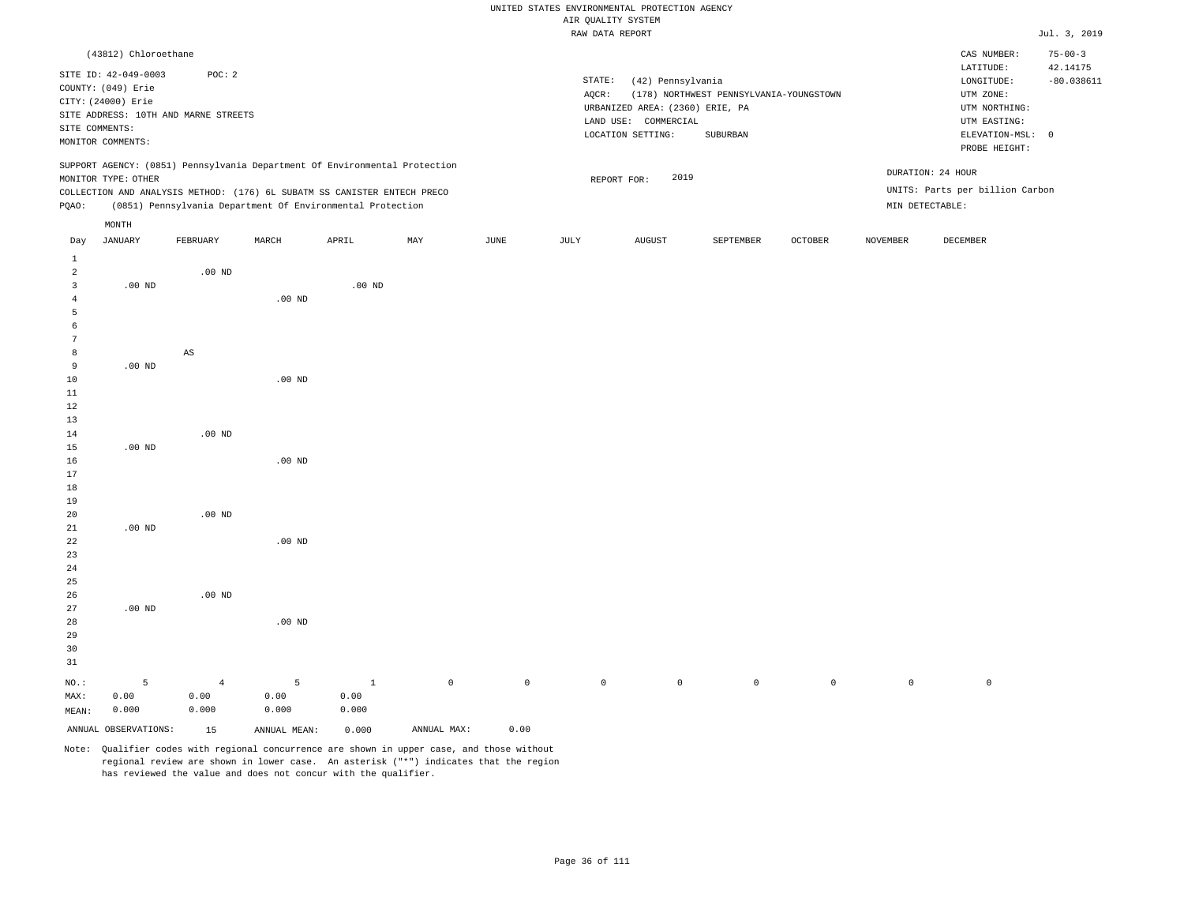UNITED STATES ENVIRONMENTAL PROTECTION AGENCY
AIR QUALITY SYSTEM
RAW DATA REPORT

Jul. 3, 2019

(43812) Chloroethane

SITE ID: 42-049-0003 POC: 2
COUNTY: (049) Erie
CITY: (24000) Erie
SITE ADDRESS: 10TH AND MARNE STREETS
SITE COMMENTS:
MONITOR COMMENTS:

STATE: (42) Pennsylvania
AQCR: (178) NORTHWEST PENNSYLVANIA-YOUNGSTOWN
URBANIZED AREA: (2360) ERIE, PA
LAND USE: COMMERCIAL
LOCATION SETTING: SUBURBAN

CAS NUMBER: 75-00-3
LATITUDE: 42.14175
LONGITUDE: -80.038611
UTM ZONE:
UTM NORTHING:
UTM EASTING:
ELEVATION-MSL: 0
PROBE HEIGHT:

SUPPORT AGENCY: (0851) Pennsylvania Department Of Environmental Protection
MONITOR TYPE: OTHER
COLLECTION AND ANALYSIS METHOD: (176) 6L SUBATM SS CANISTER ENTECH PRECO
PQAO: (0851) Pennsylvania Department Of Environmental Protection

REPORT FOR: 2019

DURATION: 24 HOUR
UNITS: Parts per billion Carbon
MIN DETECTABLE:

| Day | JANUARY | FEBRUARY | MARCH | APRIL | MAY | JUNE | JULY | AUGUST | SEPTEMBER | OCTOBER | NOVEMBER | DECEMBER |
|---|---|---|---|---|---|---|---|---|---|---|---|---|
| 1 | | | | | | | | | | | | |
| 2 | | .00 ND | | | | | | | | | | |
| 3 | .00 ND | | | .00 ND | | | | | | | | |
| 4 | | | .00 ND | | | | | | | | | |
| 5 | | | | | | | | | | | | |
| 6 | | | | | | | | | | | | |
| 7 | | | | | | | | | | | | |
| 8 | | AS | | | | | | | | | | |
| 9 | .00 ND | | | | | | | | | | | |
| 10 | | | .00 ND | | | | | | | | | |
| 11 | | | | | | | | | | | | |
| 12 | | | | | | | | | | | | |
| 13 | | | | | | | | | | | | |
| 14 | | .00 ND | | | | | | | | | | |
| 15 | .00 ND | | | | | | | | | | | |
| 16 | | | .00 ND | | | | | | | | | |
| 17 | | | | | | | | | | | | |
| 18 | | | | | | | | | | | | |
| 19 | | | | | | | | | | | | |
| 20 | | .00 ND | | | | | | | | | | |
| 21 | .00 ND | | | | | | | | | | | |
| 22 | | | .00 ND | | | | | | | | | |
| 23 | | | | | | | | | | | | |
| 24 | | | | | | | | | | | | |
| 25 | | | | | | | | | | | | |
| 26 | | .00 ND | | | | | | | | | | |
| 27 | .00 ND | | | | | | | | | | | |
| 28 | | | .00 ND | | | | | | | | | |
| 29 | | | | | | | | | | | | |
| 30 | | | | | | | | | | | | |
| 31 | | | | | | | | | | | | |
| NO.: | 5 | 4 | 5 | 1 | 0 | 0 | 0 | 0 | 0 | 0 | 0 | 0 |
| MAX: | 0.00 | 0.00 | 0.00 | 0.00 | | | | | | | | |
| MEAN: | 0.000 | 0.000 | 0.000 | 0.000 | | | | | | | | |

ANNUAL OBSERVATIONS: 15 ANNUAL MEAN: 0.000 ANNUAL MAX: 0.00

Note: Qualifier codes with regional concurrence are shown in upper case, and those without regional review are shown in lower case. An asterisk ("*") indicates that the region has reviewed the value and does not concur with the qualifier.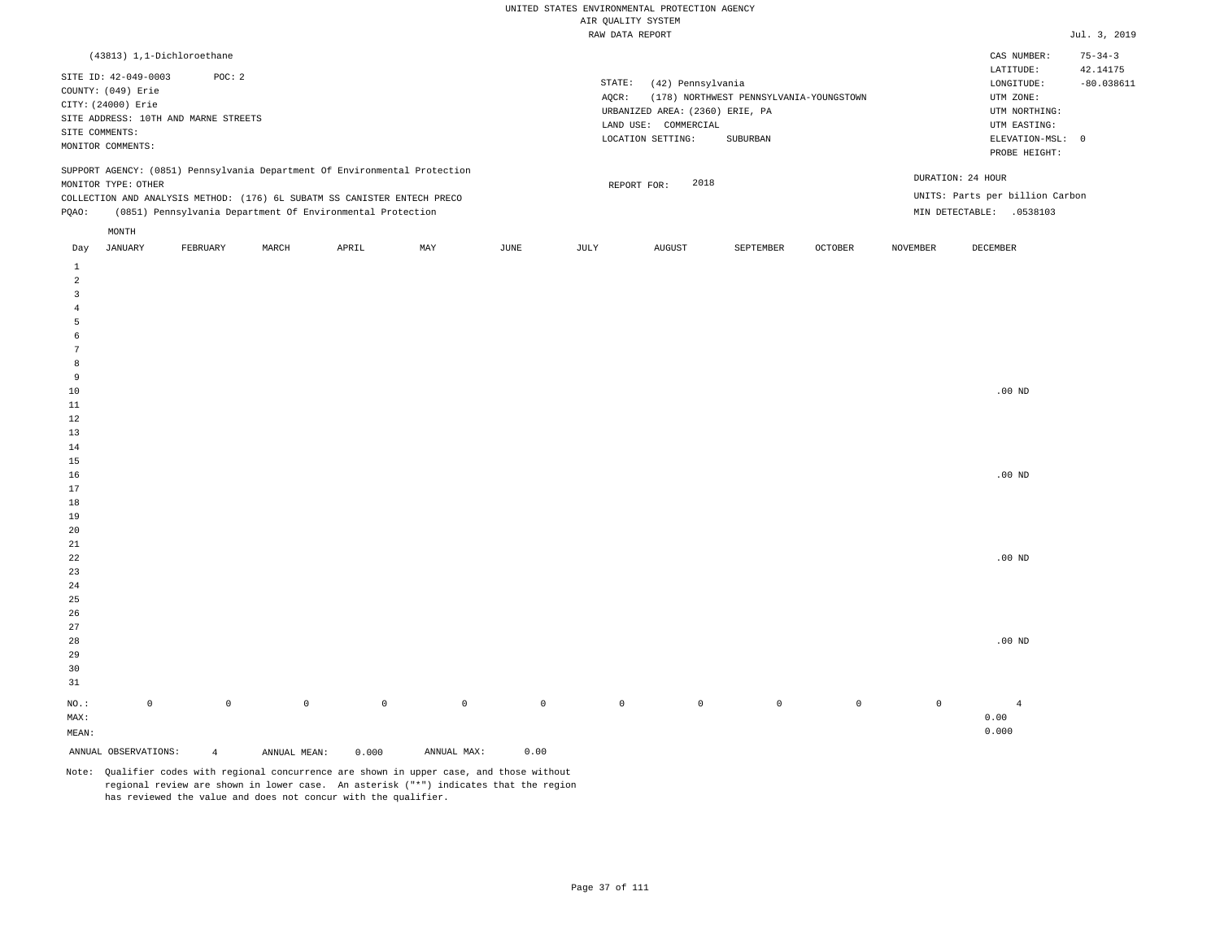UNITED STATES ENVIRONMENTAL PROTECTION AGENCY
AIR QUALITY SYSTEM
RAW DATA REPORT

Jul. 3, 2019

(43813) 1,1-Dichloroethane

SITE ID: 42-049-0003 POC: 2
COUNTY: (049) Erie
CITY: (24000) Erie
SITE ADDRESS: 10TH AND MARNE STREETS
SITE COMMENTS:
MONITOR COMMENTS:

STATE: (42) Pennsylvania
AQCR: (178) NORTHWEST PENNSYLVANIA-YOUNGSTOWN
URBANIZED AREA: (2360) ERIE, PA
LAND USE: COMMERCIAL
LOCATION SETTING: SUBURBAN

CAS NUMBER: 75-34-3
LATITUDE: 42.14175
LONGITUDE: -80.038611
UTM ZONE:
UTM NORTHING:
UTM EASTING:
ELEVATION-MSL: 0
PROBE HEIGHT:

SUPPORT AGENCY: (0851) Pennsylvania Department Of Environmental Protection
MONITOR TYPE: OTHER
COLLECTION AND ANALYSIS METHOD: (176) 6L SUBATM SS CANISTER ENTECH PRECO
PQAO: (0851) Pennsylvania Department Of Environmental Protection

REPORT FOR: 2018

DURATION: 24 HOUR
UNITS: Parts per billion Carbon
MIN DETECTABLE: .0538103

| Day | JANUARY | FEBRUARY | MARCH | APRIL | MAY | JUNE | JULY | AUGUST | SEPTEMBER | OCTOBER | NOVEMBER | DECEMBER |
|---|---|---|---|---|---|---|---|---|---|---|---|---|
| 1 | | | | | | | | | | | | |
| 2 | | | | | | | | | | | | |
| 3 | | | | | | | | | | | | |
| 4 | | | | | | | | | | | | |
| 5 | | | | | | | | | | | | |
| 6 | | | | | | | | | | | | |
| 7 | | | | | | | | | | | | |
| 8 | | | | | | | | | | | | |
| 9 | | | | | | | | | | | | |
| 10 | | | | | | | | | | | | .00 ND |
| 11 | | | | | | | | | | | | |
| 12 | | | | | | | | | | | | |
| 13 | | | | | | | | | | | | |
| 14 | | | | | | | | | | | | |
| 15 | | | | | | | | | | | | |
| 16 | | | | | | | | | | | | .00 ND |
| 17 | | | | | | | | | | | | |
| 18 | | | | | | | | | | | | |
| 19 | | | | | | | | | | | | |
| 20 | | | | | | | | | | | | |
| 21 | | | | | | | | | | | | |
| 22 | | | | | | | | | | | | .00 ND |
| 23 | | | | | | | | | | | | |
| 24 | | | | | | | | | | | | |
| 25 | | | | | | | | | | | | |
| 26 | | | | | | | | | | | | |
| 27 | | | | | | | | | | | | |
| 28 | | | | | | | | | | | | .00 ND |
| 29 | | | | | | | | | | | | |
| 30 | | | | | | | | | | | | |
| 31 | | | | | | | | | | | | |
| NO.: | 0 | 0 | 0 | 0 | 0 | 0 | 0 | 0 | 0 | 0 | 0 | 4 |
| MAX: | | | | | | | | | | | | 0.00 |
| MEAN: | | | | | | | | | | | | 0.000 |

ANNUAL OBSERVATIONS: 4   ANNUAL MEAN: 0.000   ANNUAL MAX: 0.00

Note: Qualifier codes with regional concurrence are shown in upper case, and those without regional review are shown in lower case. An asterisk ("*") indicates that the region has reviewed the value and does not concur with the qualifier.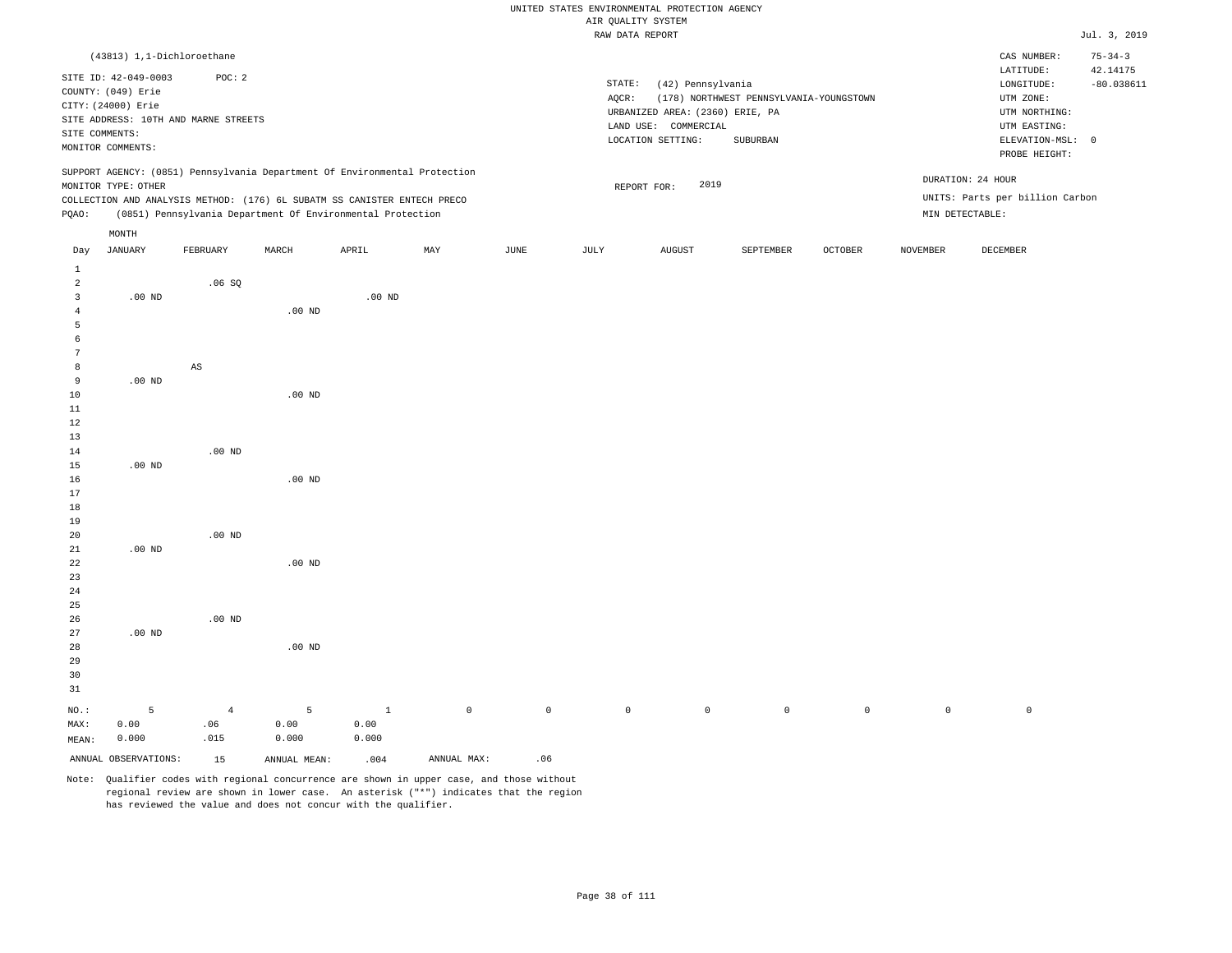UNITED STATES ENVIRONMENTAL PROTECTION AGENCY
AIR QUALITY SYSTEM
RAW DATA REPORT

Jul. 3, 2019

(43813) 1,1-Dichloroethane

SITE ID: 42-049-0003 POC: 2
COUNTY: (049) Erie
CITY: (24000) Erie
SITE ADDRESS: 10TH AND MARNE STREETS
SITE COMMENTS:
MONITOR COMMENTS:

STATE: (42) Pennsylvania
AQCR: (178) NORTHWEST PENNSYLVANIA-YOUNGSTOWN
URBANIZED AREA: (2360) ERIE, PA
LAND USE: COMMERCIAL
LOCATION SETTING: SUBURBAN

CAS NUMBER: 75-34-3
LATITUDE: 42.14175
LONGITUDE: -80.038611
UTM ZONE:
UTM NORTHING:
UTM EASTING:
ELEVATION-MSL: 0
PROBE HEIGHT:

SUPPORT AGENCY: (0851) Pennsylvania Department Of Environmental Protection
MONITOR TYPE: OTHER
COLLECTION AND ANALYSIS METHOD: (176) 6L SUBATM SS CANISTER ENTECH PRECO
PQAO: (0851) Pennsylvania Department Of Environmental Protection

REPORT FOR: 2019

DURATION: 24 HOUR
UNITS: Parts per billion Carbon
MIN DETECTABLE:

| Day | JANUARY | FEBRUARY | MARCH | APRIL | MAY | JUNE | JULY | AUGUST | SEPTEMBER | OCTOBER | NOVEMBER | DECEMBER |
|---|---|---|---|---|---|---|---|---|---|---|---|---|
| 1 | | | | | | | | | | | | |
| 2 | | .06 SQ | | | | | | | | | | |
| 3 | .00 ND | | | .00 ND | | | | | | | | |
| 4 | | | .00 ND | | | | | | | | | |
| 5 | | | | | | | | | | | | |
| 6 | | | | | | | | | | | | |
| 7 | | | | | | | | | | | | |
| 8 | | AS | | | | | | | | | | |
| 9 | .00 ND | | | | | | | | | | | |
| 10 | | | .00 ND | | | | | | | | | |
| 11 | | | | | | | | | | | | |
| 12 | | | | | | | | | | | | |
| 13 | | | | | | | | | | | | |
| 14 | | .00 ND | | | | | | | | | | |
| 15 | .00 ND | | | | | | | | | | | |
| 16 | | | .00 ND | | | | | | | | | |
| 17 | | | | | | | | | | | | |
| 18 | | | | | | | | | | | | |
| 19 | | | | | | | | | | | | |
| 20 | | .00 ND | | | | | | | | | | |
| 21 | .00 ND | | | | | | | | | | | |
| 22 | | | .00 ND | | | | | | | | | |
| 23 | | | | | | | | | | | | |
| 24 | | | | | | | | | | | | |
| 25 | | | | | | | | | | | | |
| 26 | | .00 ND | | | | | | | | | | |
| 27 | .00 ND | | | | | | | | | | | |
| 28 | | | .00 ND | | | | | | | | | |
| 29 | | | | | | | | | | | | |
| 30 | | | | | | | | | | | | |
| 31 | | | | | | | | | | | | |
| NO.: | 5 | 4 | 5 | 1 | 0 | 0 | 0 | 0 | 0 | 0 | 0 | 0 |
| MAX: | 0.00 | .06 | 0.00 | 0.00 | | | | | | | | |
| MEAN: | 0.000 | .015 | 0.000 | 0.000 | | | | | | | | |

ANNUAL OBSERVATIONS: 15 ANNUAL MEAN: .004 ANNUAL MAX: .06

Note: Qualifier codes with regional concurrence are shown in upper case, and those without regional review are shown in lower case. An asterisk ("*") indicates that the region has reviewed the value and does not concur with the qualifier.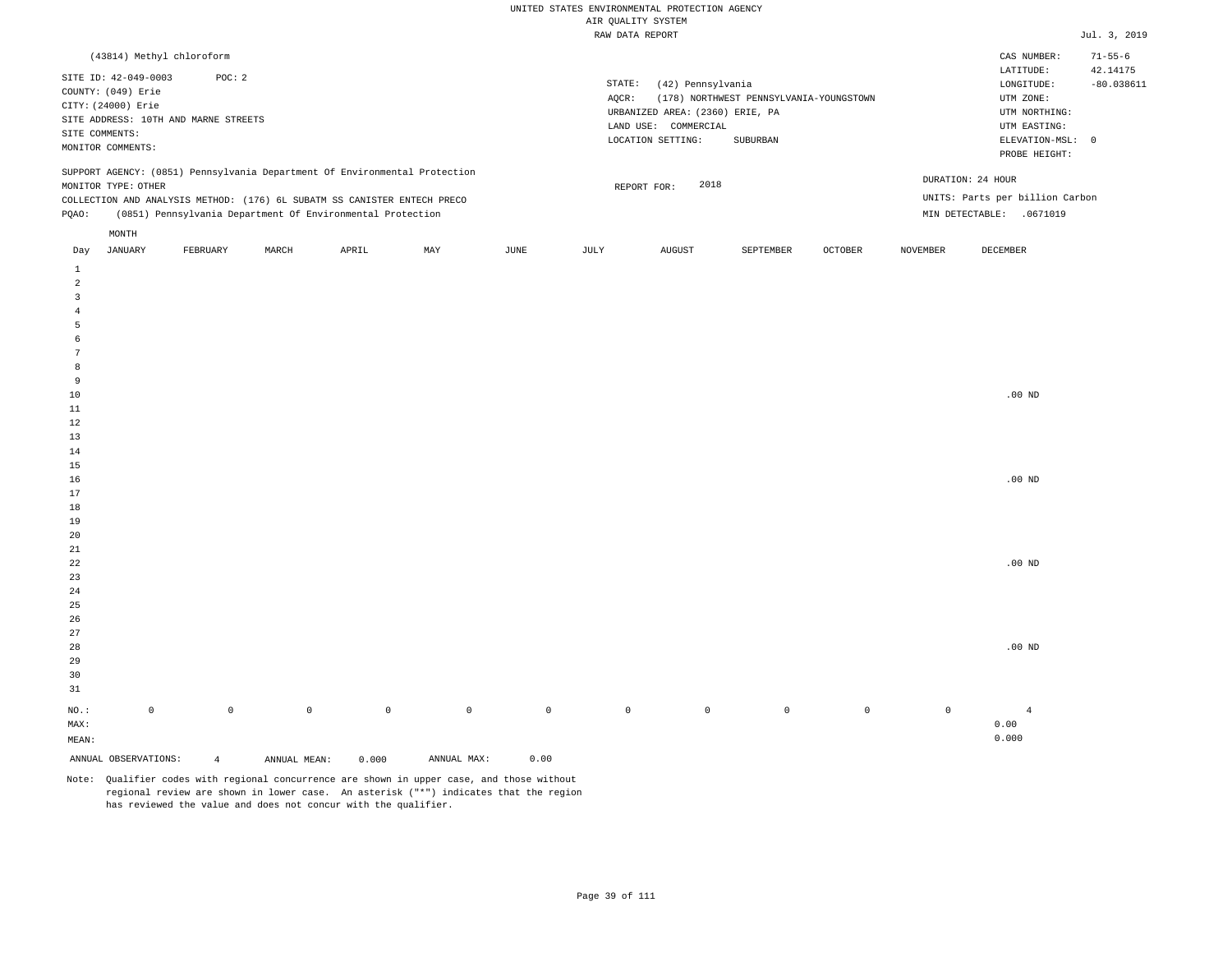UNITED STATES ENVIRONMENTAL PROTECTION AGENCY
AIR QUALITY SYSTEM
RAW DATA REPORT

Jul. 3, 2019

(43814) Methyl chloroform

SITE ID: 42-049-0003 POC: 2
COUNTY: (049) Erie
CITY: (24000) Erie
SITE ADDRESS: 10TH AND MARNE STREETS
SITE COMMENTS:
MONITOR COMMENTS:

STATE: (42) Pennsylvania
AQCR: (178) NORTHWEST PENNSYLVANIA-YOUNGSTOWN
URBANIZED AREA: (2360) ERIE, PA
LAND USE: COMMERCIAL
LOCATION SETTING: SUBURBAN

CAS NUMBER: 71-55-6
LATITUDE: 42.14175
LONGITUDE: -80.038611
UTM ZONE:
UTM NORTHING:
UTM EASTING:
ELEVATION-MSL: 0
PROBE HEIGHT:

SUPPORT AGENCY: (0851) Pennsylvania Department Of Environmental Protection
MONITOR TYPE: OTHER
COLLECTION AND ANALYSIS METHOD: (176) 6L SUBATM SS CANISTER ENTECH PRECO
PQAO: (0851) Pennsylvania Department Of Environmental Protection

REPORT FOR: 2018

DURATION: 24 HOUR
UNITS: Parts per billion Carbon
MIN DETECTABLE: .0671019

| Day | JANUARY | FEBRUARY | MARCH | APRIL | MAY | JUNE | JULY | AUGUST | SEPTEMBER | OCTOBER | NOVEMBER | DECEMBER |
|---|---|---|---|---|---|---|---|---|---|---|---|---|
| 1 | | | | | | | | | | | | |
| 2 | | | | | | | | | | | | |
| 3 | | | | | | | | | | | | |
| 4 | | | | | | | | | | | | |
| 5 | | | | | | | | | | | | |
| 6 | | | | | | | | | | | | |
| 7 | | | | | | | | | | | | |
| 8 | | | | | | | | | | | | |
| 9 | | | | | | | | | | | | |
| 10 | | | | | | | | | | | | .00 ND |
| 11 | | | | | | | | | | | | |
| 12 | | | | | | | | | | | | |
| 13 | | | | | | | | | | | | |
| 14 | | | | | | | | | | | | |
| 15 | | | | | | | | | | | | |
| 16 | | | | | | | | | | | | .00 ND |
| 17 | | | | | | | | | | | | |
| 18 | | | | | | | | | | | | |
| 19 | | | | | | | | | | | | |
| 20 | | | | | | | | | | | | |
| 21 | | | | | | | | | | | | |
| 22 | | | | | | | | | | | | .00 ND |
| 23 | | | | | | | | | | | | |
| 24 | | | | | | | | | | | | |
| 25 | | | | | | | | | | | | |
| 26 | | | | | | | | | | | | |
| 27 | | | | | | | | | | | | |
| 28 | | | | | | | | | | | | .00 ND |
| 29 | | | | | | | | | | | | |
| 30 | | | | | | | | | | | | |
| 31 | | | | | | | | | | | | |
| NO.: | 0 | 0 | 0 | 0 | 0 | 0 | 0 | 0 | 0 | 0 | 0 | 4 |
| MAX: | | | | | | | | | | | | 0.00 |
| MEAN: | | | | | | | | | | | | 0.000 |

ANNUAL OBSERVATIONS: 4 ANNUAL MEAN: 0.000 ANNUAL MAX: 0.00

Note: Qualifier codes with regional concurrence are shown in upper case, and those without regional review are shown in lower case. An asterisk ("*") indicates that the region has reviewed the value and does not concur with the qualifier.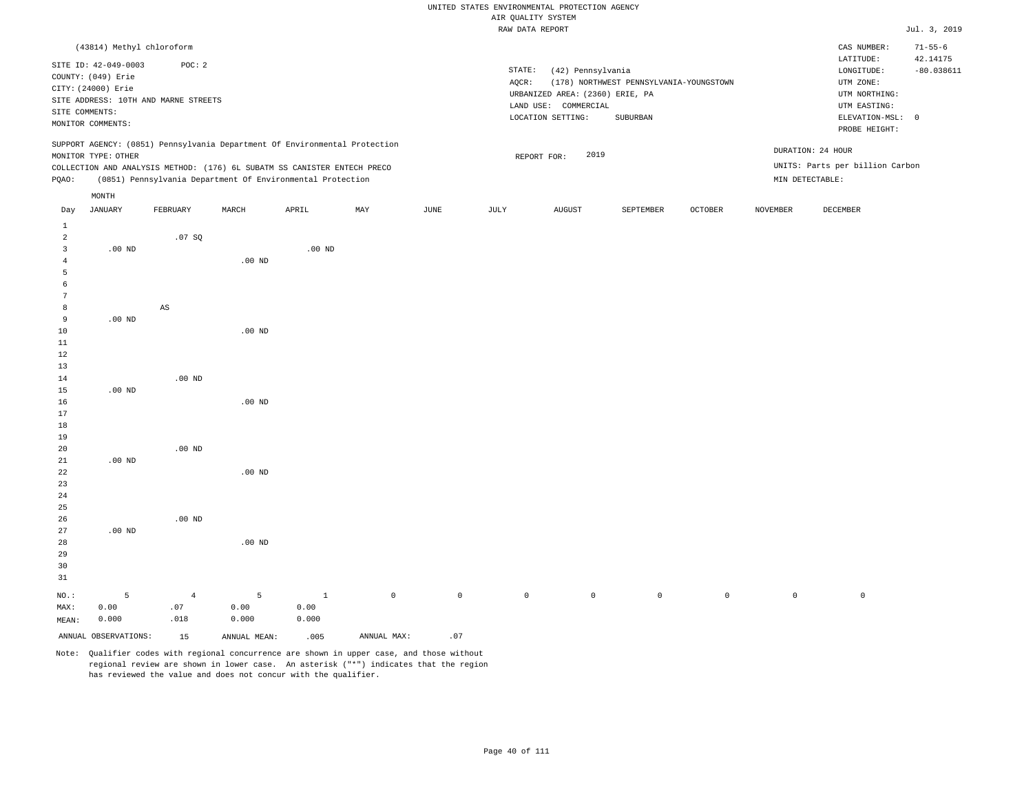UNITED STATES ENVIRONMENTAL PROTECTION AGENCY
AIR QUALITY SYSTEM
RAW DATA REPORT

Jul. 3, 2019

(43814) Methyl chloroform

SITE ID: 42-049-0003 POC: 2
COUNTY: (049) Erie
CITY: (24000) Erie
SITE ADDRESS: 10TH AND MARNE STREETS
SITE COMMENTS:
MONITOR COMMENTS:

STATE: (42) Pennsylvania
AQCR: (178) NORTHWEST PENNSYLVANIA-YOUNGSTOWN
URBANIZED AREA: (2360) ERIE, PA
LAND USE: COMMERCIAL
LOCATION SETTING: SUBURBAN

CAS NUMBER: 71-55-6
LATITUDE: 42.14175
LONGITUDE: -80.038611
UTM ZONE:
UTM NORTHING:
UTM EASTING:
ELEVATION-MSL: 0
PROBE HEIGHT:

SUPPORT AGENCY: (0851) Pennsylvania Department Of Environmental Protection
MONITOR TYPE: OTHER
COLLECTION AND ANALYSIS METHOD: (176) 6L SUBATM SS CANISTER ENTECH PRECO
PQAO: (0851) Pennsylvania Department Of Environmental Protection

REPORT FOR: 2019

DURATION: 24 HOUR
UNITS: Parts per billion Carbon
MIN DETECTABLE:

| Day | JANUARY | FEBRUARY | MARCH | APRIL | MAY | JUNE | JULY | AUGUST | SEPTEMBER | OCTOBER | NOVEMBER | DECEMBER |
|---|---|---|---|---|---|---|---|---|---|---|---|---|
| 1 | | | | | | | | | | | | |
| 2 | | .07 SQ | | | | | | | | | | |
| 3 | .00 ND | | | .00 ND | | | | | | | | |
| 4 | | | .00 ND | | | | | | | | | |
| 5 | | | | | | | | | | | | |
| 6 | | | | | | | | | | | | |
| 7 | | | | | | | | | | | | |
| 8 | | AS | | | | | | | | | | |
| 9 | .00 ND | | | | | | | | | | | |
| 10 | | | .00 ND | | | | | | | | | |
| 11 | | | | | | | | | | | | |
| 12 | | | | | | | | | | | | |
| 13 | | | | | | | | | | | | |
| 14 | | .00 ND | | | | | | | | | | |
| 15 | .00 ND | | | | | | | | | | | |
| 16 | | | .00 ND | | | | | | | | | |
| 17 | | | | | | | | | | | | |
| 18 | | | | | | | | | | | | |
| 19 | | | | | | | | | | | | |
| 20 | | .00 ND | | | | | | | | | | |
| 21 | .00 ND | | | | | | | | | | | |
| 22 | | | .00 ND | | | | | | | | | |
| 23 | | | | | | | | | | | | |
| 24 | | | | | | | | | | | | |
| 25 | | | | | | | | | | | | |
| 26 | | .00 ND | | | | | | | | | | |
| 27 | .00 ND | | | | | | | | | | | |
| 28 | | | .00 ND | | | | | | | | | |
| 29 | | | | | | | | | | | | |
| 30 | | | | | | | | | | | | |
| 31 | | | | | | | | | | | | |
| NO.: | 5 | 4 | 5 | 1 | 0 | 0 | 0 | 0 | 0 | 0 | 0 | 0 |
| MAX: | 0.00 | .07 | 0.00 | 0.00 | | | | | | | | |
| MEAN: | 0.000 | .018 | 0.000 | 0.000 | | | | | | | | |

ANNUAL OBSERVATIONS: 15 ANNUAL MEAN: .005 ANNUAL MAX: .07

Note: Qualifier codes with regional concurrence are shown in upper case, and those without regional review are shown in lower case. An asterisk ("*") indicates that the region has reviewed the value and does not concur with the qualifier.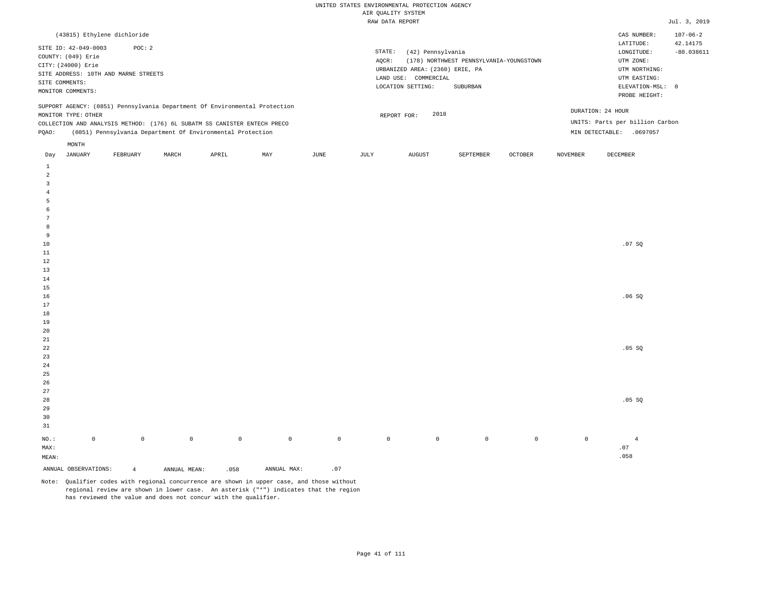UNITED STATES ENVIRONMENTAL PROTECTION AGENCY
AIR QUALITY SYSTEM
RAW DATA REPORT

Jul. 3, 2019

(43815) Ethylene dichloride

SITE ID: 42-049-0003 POC: 2
COUNTY: (049) Erie
CITY: (24000) Erie
SITE ADDRESS: 10TH AND MARNE STREETS
SITE COMMENTS:
MONITOR COMMENTS:

STATE: (42) Pennsylvania
AQCR: (178) NORTHWEST PENNSYLVANIA-YOUNGSTOWN
URBANIZED AREA: (2360) ERIE, PA
LAND USE: COMMERCIAL
LOCATION SETTING: SUBURBAN

CAS NUMBER: 107-06-2
LATITUDE: 42.14175
LONGITUDE: -80.038611
UTM ZONE:
UTM NORTHING:
UTM EASTING:
ELEVATION-MSL: 0
PROBE HEIGHT:

SUPPORT AGENCY: (0851) Pennsylvania Department Of Environmental Protection
MONITOR TYPE: OTHER
COLLECTION AND ANALYSIS METHOD: (176) 6L SUBATM SS CANISTER ENTECH PRECO
PQAO: (0851) Pennsylvania Department Of Environmental Protection

REPORT FOR: 2018

DURATION: 24 HOUR
UNITS: Parts per billion Carbon
MIN DETECTABLE: .0697057

| Day | JANUARY | FEBRUARY | MARCH | APRIL | MAY | JUNE | JULY | AUGUST | SEPTEMBER | OCTOBER | NOVEMBER | DECEMBER |
|---|---|---|---|---|---|---|---|---|---|---|---|---|
| 1 | | | | | | | | | | | | |
| 2 | | | | | | | | | | | | |
| 3 | | | | | | | | | | | | |
| 4 | | | | | | | | | | | | |
| 5 | | | | | | | | | | | | |
| 6 | | | | | | | | | | | | |
| 7 | | | | | | | | | | | | |
| 8 | | | | | | | | | | | | |
| 9 | | | | | | | | | | | | |
| 10 | | | | | | | | | | | | .07 SQ |
| 11 | | | | | | | | | | | | |
| 12 | | | | | | | | | | | | |
| 13 | | | | | | | | | | | | |
| 14 | | | | | | | | | | | | |
| 15 | | | | | | | | | | | | |
| 16 | | | | | | | | | | | | .06 SQ |
| 17 | | | | | | | | | | | | |
| 18 | | | | | | | | | | | | |
| 19 | | | | | | | | | | | | |
| 20 | | | | | | | | | | | | |
| 21 | | | | | | | | | | | | |
| 22 | | | | | | | | | | | | .05 SQ |
| 23 | | | | | | | | | | | | |
| 24 | | | | | | | | | | | | |
| 25 | | | | | | | | | | | | |
| 26 | | | | | | | | | | | | |
| 27 | | | | | | | | | | | | |
| 28 | | | | | | | | | | | | .05 SQ |
| 29 | | | | | | | | | | | | |
| 30 | | | | | | | | | | | | |
| 31 | | | | | | | | | | | | |
| NO.: | 0 | 0 | 0 | 0 | 0 | 0 | 0 | 0 | 0 | 0 | 0 | 4 |
| MAX: | | | | | | | | | | | | .07 |
| MEAN: | | | | | | | | | | | | .058 |

ANNUAL OBSERVATIONS: 4 ANNUAL MEAN: .058 ANNUAL MAX: .07

Note: Qualifier codes with regional concurrence are shown in upper case, and those without regional review are shown in lower case. An asterisk ("*") indicates that the region has reviewed the value and does not concur with the qualifier.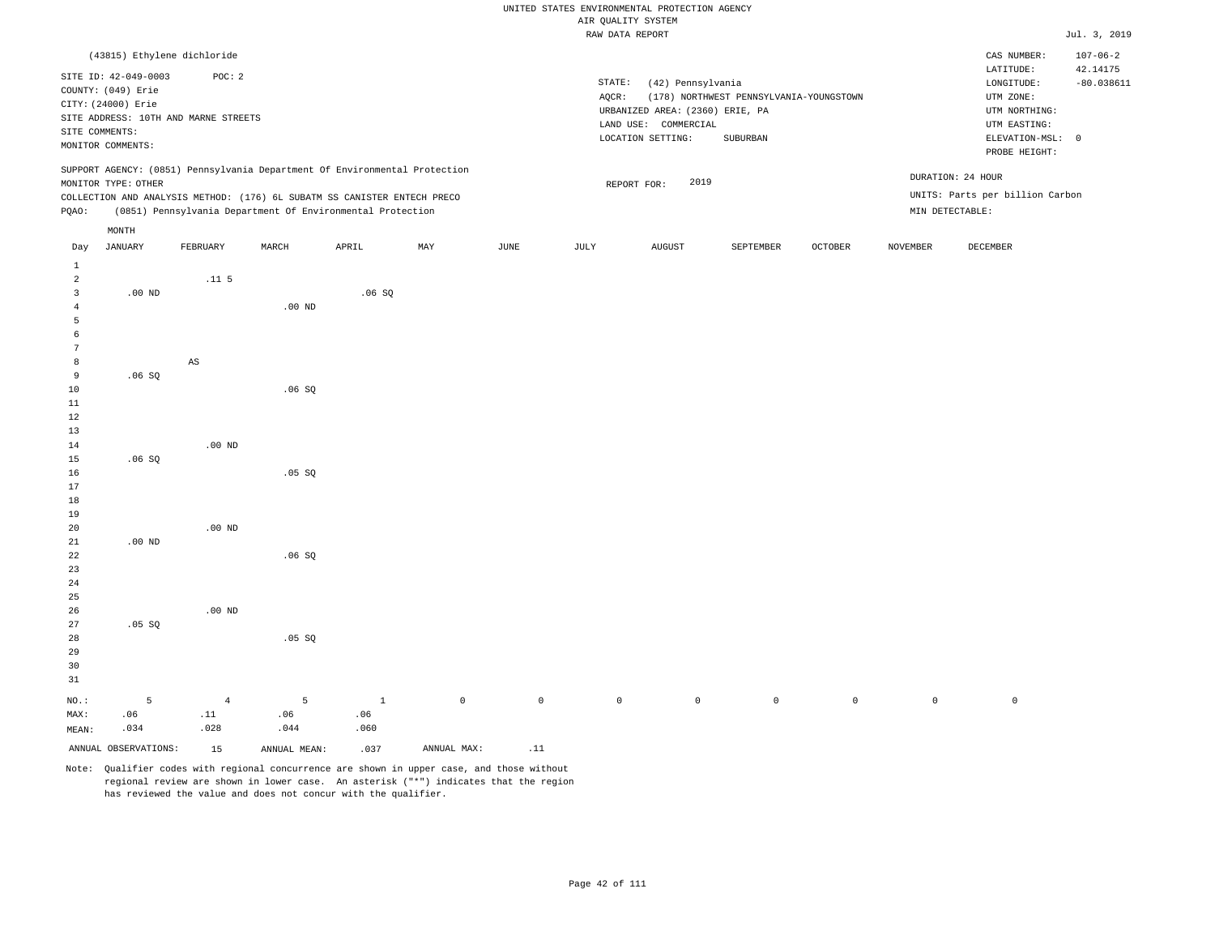UNITED STATES ENVIRONMENTAL PROTECTION AGENCY
AIR QUALITY SYSTEM
RAW DATA REPORT

Jul. 3, 2019

(43815) Ethylene dichloride

SITE ID: 42-049-0003 POC: 2
COUNTY: (049) Erie
CITY: (24000) Erie
SITE ADDRESS: 10TH AND MARNE STREETS
SITE COMMENTS:
MONITOR COMMENTS:

STATE: (42) Pennsylvania
AQCR: (178) NORTHWEST PENNSYLVANIA-YOUNGSTOWN
URBANIZED AREA: (2360) ERIE, PA
LAND USE: COMMERCIAL
LOCATION SETTING: SUBURBAN

CAS NUMBER: 107-06-2
LATITUDE: 42.14175
LONGITUDE: -80.038611
UTM ZONE:
UTM NORTHING:
UTM EASTING:
ELEVATION-MSL: 0
PROBE HEIGHT:

SUPPORT AGENCY: (0851) Pennsylvania Department Of Environmental Protection
MONITOR TYPE: OTHER
COLLECTION AND ANALYSIS METHOD: (176) 6L SUBATM SS CANISTER ENTECH PRECO
PQAO: (0851) Pennsylvania Department Of Environmental Protection

REPORT FOR: 2019

DURATION: 24 HOUR
UNITS: Parts per billion Carbon
MIN DETECTABLE:

| Day | JANUARY | FEBRUARY | MARCH | APRIL | MAY | JUNE | JULY | AUGUST | SEPTEMBER | OCTOBER | NOVEMBER | DECEMBER |
|---|---|---|---|---|---|---|---|---|---|---|---|---|
| 1 | | | | | | | | | | | | |
| 2 | | .11 5 | | | | | | | | | | |
| 3 | .00 ND | | | .06 SQ | | | | | | | | |
| 4 | | | .00 ND | | | | | | | | | |
| 5 | | | | | | | | | | | | |
| 6 | | | | | | | | | | | | |
| 7 | | | | | | | | | | | | |
| 8 | | AS | | | | | | | | | | |
| 9 | .06 SQ | | | | | | | | | | | |
| 10 | | | .06 SQ | | | | | | | | | |
| 11 | | | | | | | | | | | | |
| 12 | | | | | | | | | | | | |
| 13 | | | | | | | | | | | | |
| 14 | | .00 ND | | | | | | | | | | |
| 15 | .06 SQ | | | | | | | | | | | |
| 16 | | | .05 SQ | | | | | | | | | |
| 17 | | | | | | | | | | | | |
| 18 | | | | | | | | | | | | |
| 19 | | | | | | | | | | | | |
| 20 | | .00 ND | | | | | | | | | | |
| 21 | .00 ND | | | | | | | | | | | |
| 22 | | | .06 SQ | | | | | | | | | |
| 23 | | | | | | | | | | | | |
| 24 | | | | | | | | | | | | |
| 25 | | | | | | | | | | | | |
| 26 | | .00 ND | | | | | | | | | | |
| 27 | .05 SQ | | | | | | | | | | | |
| 28 | | | .05 SQ | | | | | | | | | |
| 29 | | | | | | | | | | | | |
| 30 | | | | | | | | | | | | |
| 31 | | | | | | | | | | | | |
| NO.: | 5 | 4 | 5 | 1 | 0 | 0 | 0 | 0 | 0 | 0 | 0 | 0 |
| MAX: | .06 | .11 | .06 | .06 | | | | | | | | |
| MEAN: | .034 | .028 | .044 | .060 | | | | | | | | |

ANNUAL OBSERVATIONS: 15 ANNUAL MEAN: .037 ANNUAL MAX: .11

Note: Qualifier codes with regional concurrence are shown in upper case, and those without regional review are shown in lower case. An asterisk ("*") indicates that the region has reviewed the value and does not concur with the qualifier.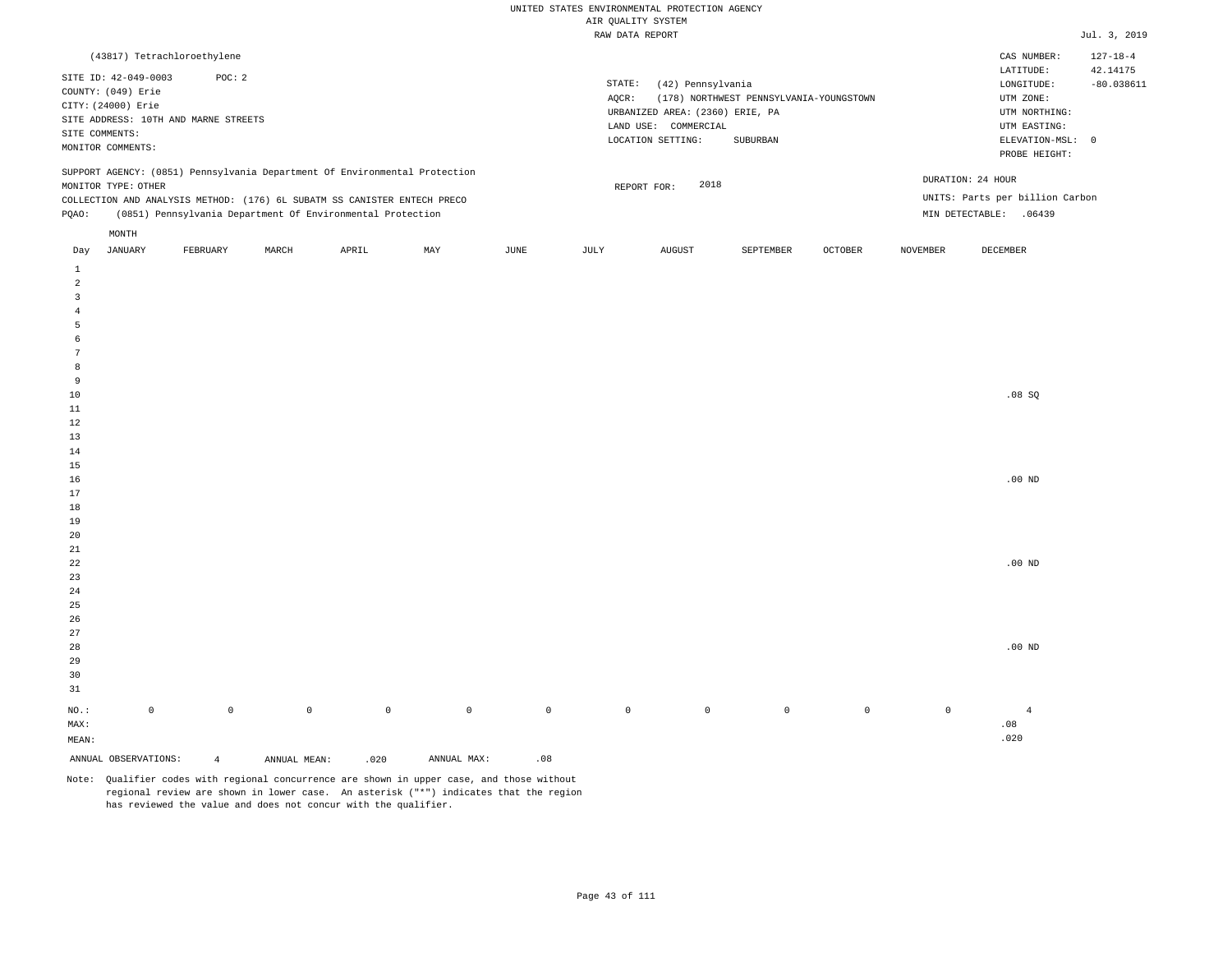UNITED STATES ENVIRONMENTAL PROTECTION AGENCY
AIR QUALITY SYSTEM
RAW DATA REPORT

Jul. 3, 2019

(43817) Tetrachloroethylene

SITE ID: 42-049-0003 POC: 2
COUNTY: (049) Erie
CITY: (24000) Erie
SITE ADDRESS: 10TH AND MARNE STREETS
SITE COMMENTS:
MONITOR COMMENTS:

STATE: (42) Pennsylvania
AQCR: (178) NORTHWEST PENNSYLVANIA-YOUNGSTOWN
URBANIZED AREA: (2360) ERIE, PA
LAND USE: COMMERCIAL
LOCATION SETTING: SUBURBAN

CAS NUMBER: 127-18-4
LATITUDE: 42.14175
LONGITUDE: -80.038611
UTM ZONE:
UTM NORTHING:
UTM EASTING:
ELEVATION-MSL: 0
PROBE HEIGHT:

SUPPORT AGENCY: (0851) Pennsylvania Department Of Environmental Protection
MONITOR TYPE: OTHER
COLLECTION AND ANALYSIS METHOD: (176) 6L SUBATM SS CANISTER ENTECH PRECO
PQAO: (0851) Pennsylvania Department Of Environmental Protection

REPORT FOR: 2018

DURATION: 24 HOUR
UNITS: Parts per billion Carbon
MIN DETECTABLE: .06439

| Day | JANUARY | FEBRUARY | MARCH | APRIL | MAY | JUNE | JULY | AUGUST | SEPTEMBER | OCTOBER | NOVEMBER | DECEMBER |
|---|---|---|---|---|---|---|---|---|---|---|---|---|
| 1 | | | | | | | | | | | | |
| 2 | | | | | | | | | | | | |
| 3 | | | | | | | | | | | | |
| 4 | | | | | | | | | | | | |
| 5 | | | | | | | | | | | | |
| 6 | | | | | | | | | | | | |
| 7 | | | | | | | | | | | | |
| 8 | | | | | | | | | | | | |
| 9 | | | | | | | | | | | | |
| 10 | | | | | | | | | | | | .08 SQ |
| 11 | | | | | | | | | | | | |
| 12 | | | | | | | | | | | | |
| 13 | | | | | | | | | | | | |
| 14 | | | | | | | | | | | | |
| 15 | | | | | | | | | | | | |
| 16 | | | | | | | | | | | | .00 ND |
| 17 | | | | | | | | | | | | |
| 18 | | | | | | | | | | | | |
| 19 | | | | | | | | | | | | |
| 20 | | | | | | | | | | | | |
| 21 | | | | | | | | | | | | |
| 22 | | | | | | | | | | | | .00 ND |
| 23 | | | | | | | | | | | | |
| 24 | | | | | | | | | | | | |
| 25 | | | | | | | | | | | | |
| 26 | | | | | | | | | | | | |
| 27 | | | | | | | | | | | | |
| 28 | | | | | | | | | | | | .00 ND |
| 29 | | | | | | | | | | | | |
| 30 | | | | | | | | | | | | |
| 31 | | | | | | | | | | | | |
| NO.: | 0 | 0 | 0 | 0 | 0 | 0 | 0 | 0 | 0 | 0 | 0 | 4 |
| MAX: | | | | | | | | | | | | .08 |
| MEAN: | | | | | | | | | | | | .020 |

ANNUAL OBSERVATIONS: 4 ANNUAL MEAN: .020 ANNUAL MAX: .08

Note: Qualifier codes with regional concurrence are shown in upper case, and those without regional review are shown in lower case. An asterisk ("*") indicates that the region has reviewed the value and does not concur with the qualifier.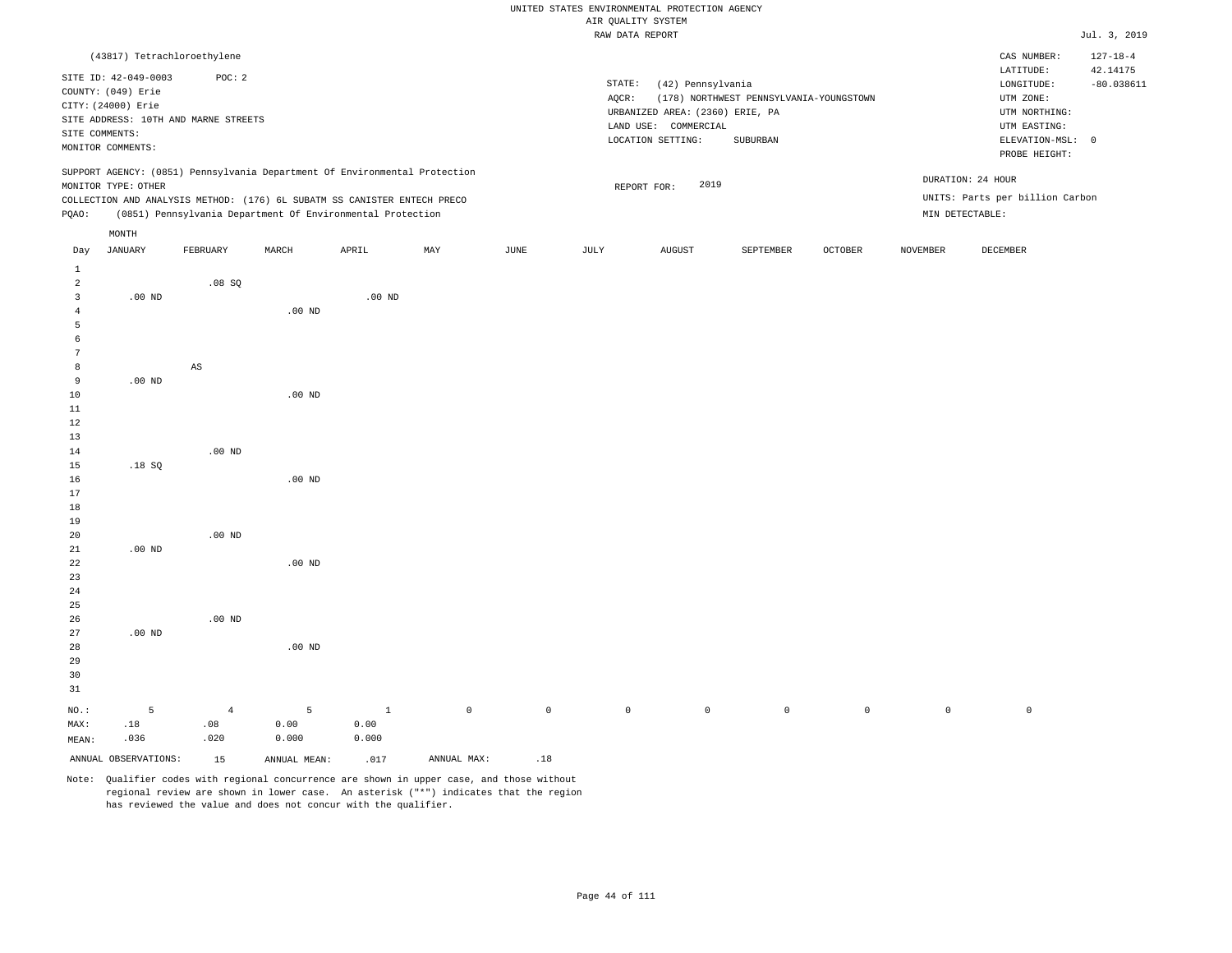UNITED STATES ENVIRONMENTAL PROTECTION AGENCY
AIR QUALITY SYSTEM
RAW DATA REPORT

Jul. 3, 2019

(43817) Tetrachloroethylene

SITE ID: 42-049-0003 POC: 2
COUNTY: (049) Erie
CITY: (24000) Erie
SITE ADDRESS: 10TH AND MARNE STREETS
SITE COMMENTS:
MONITOR COMMENTS:

STATE: (42) Pennsylvania
AQCR: (178) NORTHWEST PENNSYLVANIA-YOUNGSTOWN
URBANIZED AREA: (2360) ERIE, PA
LAND USE: COMMERCIAL
LOCATION SETTING: SUBURBAN

CAS NUMBER: 127-18-4
LATITUDE: 42.14175
LONGITUDE: -80.038611
UTM ZONE:
UTM NORTHING:
UTM EASTING:
ELEVATION-MSL: 0
PROBE HEIGHT:

SUPPORT AGENCY: (0851) Pennsylvania Department Of Environmental Protection
MONITOR TYPE: OTHER
COLLECTION AND ANALYSIS METHOD: (176) 6L SUBATM SS CANISTER ENTECH PRECO
PQAO: (0851) Pennsylvania Department Of Environmental Protection

REPORT FOR: 2019

DURATION: 24 HOUR
UNITS: Parts per billion Carbon
MIN DETECTABLE:

| Day | JANUARY | FEBRUARY | MARCH | APRIL | MAY | JUNE | JULY | AUGUST | SEPTEMBER | OCTOBER | NOVEMBER | DECEMBER |
|---|---|---|---|---|---|---|---|---|---|---|---|---|
| 1 | | | | | | | | | | | | |
| 2 | | .08 SQ | | | | | | | | | | |
| 3 | .00 ND | | | .00 ND | | | | | | | | |
| 4 | | | .00 ND | | | | | | | | | |
| 5 | | | | | | | | | | | | |
| 6 | | | | | | | | | | | | |
| 7 | | | | | | | | | | | | |
| 8 | | AS | | | | | | | | | | |
| 9 | .00 ND | | | | | | | | | | | |
| 10 | | | .00 ND | | | | | | | | | |
| 11 | | | | | | | | | | | | |
| 12 | | | | | | | | | | | | |
| 13 | | | | | | | | | | | | |
| 14 | | .00 ND | | | | | | | | | | |
| 15 | .18 SQ | | | | | | | | | | | |
| 16 | | | .00 ND | | | | | | | | | |
| 17 | | | | | | | | | | | | |
| 18 | | | | | | | | | | | | |
| 19 | | | | | | | | | | | | |
| 20 | | .00 ND | | | | | | | | | | |
| 21 | .00 ND | | | | | | | | | | | |
| 22 | | | .00 ND | | | | | | | | | |
| 23 | | | | | | | | | | | | |
| 24 | | | | | | | | | | | | |
| 25 | | | | | | | | | | | | |
| 26 | | .00 ND | | | | | | | | | | |
| 27 | .00 ND | | | | | | | | | | | |
| 28 | | | .00 ND | | | | | | | | | |
| 29 | | | | | | | | | | | | |
| 30 | | | | | | | | | | | | |
| 31 | | | | | | | | | | | | |
| NO.: | 5 | 4 | 5 | 1 | 0 | 0 | 0 | 0 | 0 | 0 | 0 | 0 |
| MAX: | .18 | .08 | 0.00 | 0.00 | | | | | | | | |
| MEAN: | .036 | .020 | 0.000 | 0.000 | | | | | | | | |

ANNUAL OBSERVATIONS: 15 ANNUAL MEAN: .017 ANNUAL MAX: .18

Note: Qualifier codes with regional concurrence are shown in upper case, and those without regional review are shown in lower case. An asterisk ("*") indicates that the region has reviewed the value and does not concur with the qualifier.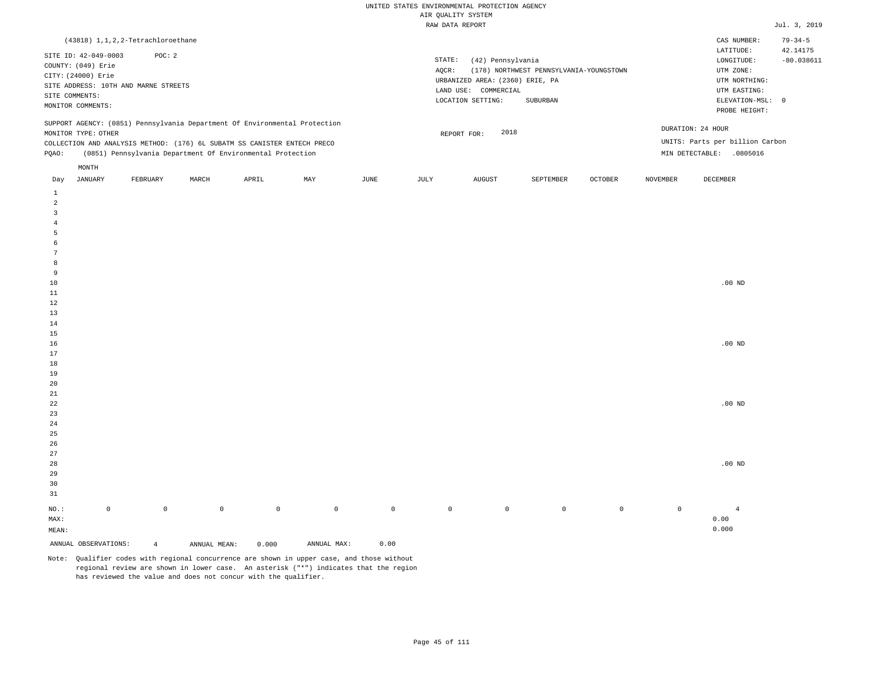UNITED STATES ENVIRONMENTAL PROTECTION AGENCY
AIR QUALITY SYSTEM
RAW DATA REPORT

Jul. 3, 2019

(43818) 1,1,2,2-Tetrachloroethane

SITE ID: 42-049-0003 POC: 2
COUNTY: (049) Erie
CITY: (24000) Erie
SITE ADDRESS: 10TH AND MARNE STREETS
SITE COMMENTS:
MONITOR COMMENTS:

STATE: (42) Pennsylvania
AQCR: (178) NORTHWEST PENNSYLVANIA-YOUNGSTOWN
URBANIZED AREA: (2360) ERIE, PA
LAND USE: COMMERCIAL
LOCATION SETTING: SUBURBAN

CAS NUMBER: 79-34-5
LATITUDE: 42.14175
LONGITUDE: -80.038611
UTM ZONE:
UTM NORTHING:
UTM EASTING:
ELEVATION-MSL: 0
PROBE HEIGHT:

SUPPORT AGENCY: (0851) Pennsylvania Department Of Environmental Protection
MONITOR TYPE: OTHER
COLLECTION AND ANALYSIS METHOD: (176) 6L SUBATM SS CANISTER ENTECH PRECO
PQAO: (0851) Pennsylvania Department Of Environmental Protection

REPORT FOR: 2018

DURATION: 24 HOUR
UNITS: Parts per billion Carbon
MIN DETECTABLE: .0805016

| Day | JANUARY | FEBRUARY | MARCH | APRIL | MAY | JUNE | JULY | AUGUST | SEPTEMBER | OCTOBER | NOVEMBER | DECEMBER |
|---|---|---|---|---|---|---|---|---|---|---|---|---|
| 1 | | | | | | | | | | | | |
| 2 | | | | | | | | | | | | |
| 3 | | | | | | | | | | | | |
| 4 | | | | | | | | | | | | |
| 5 | | | | | | | | | | | | |
| 6 | | | | | | | | | | | | |
| 7 | | | | | | | | | | | | |
| 8 | | | | | | | | | | | | |
| 9 | | | | | | | | | | | | |
| 10 | | | | | | | | | | | | .00 ND |
| 11 | | | | | | | | | | | | |
| 12 | | | | | | | | | | | | |
| 13 | | | | | | | | | | | | |
| 14 | | | | | | | | | | | | |
| 15 | | | | | | | | | | | | |
| 16 | | | | | | | | | | | | .00 ND |
| 17 | | | | | | | | | | | | |
| 18 | | | | | | | | | | | | |
| 19 | | | | | | | | | | | | |
| 20 | | | | | | | | | | | | |
| 21 | | | | | | | | | | | | |
| 22 | | | | | | | | | | | | .00 ND |
| 23 | | | | | | | | | | | | |
| 24 | | | | | | | | | | | | |
| 25 | | | | | | | | | | | | |
| 26 | | | | | | | | | | | | |
| 27 | | | | | | | | | | | | |
| 28 | | | | | | | | | | | | .00 ND |
| 29 | | | | | | | | | | | | |
| 30 | | | | | | | | | | | | |
| 31 | | | | | | | | | | | | |
| NO.: | 0 | 0 | 0 | 0 | 0 | 0 | 0 | 0 | 0 | 0 | 0 | 4 |
| MAX: | | | | | | | | | | | | 0.00 |
| MEAN: | | | | | | | | | | | | 0.000 |

ANNUAL OBSERVATIONS: 4 ANNUAL MEAN: 0.000 ANNUAL MAX: 0.00

Note: Qualifier codes with regional concurrence are shown in upper case, and those without regional review are shown in lower case. An asterisk ("*") indicates that the region has reviewed the value and does not concur with the qualifier.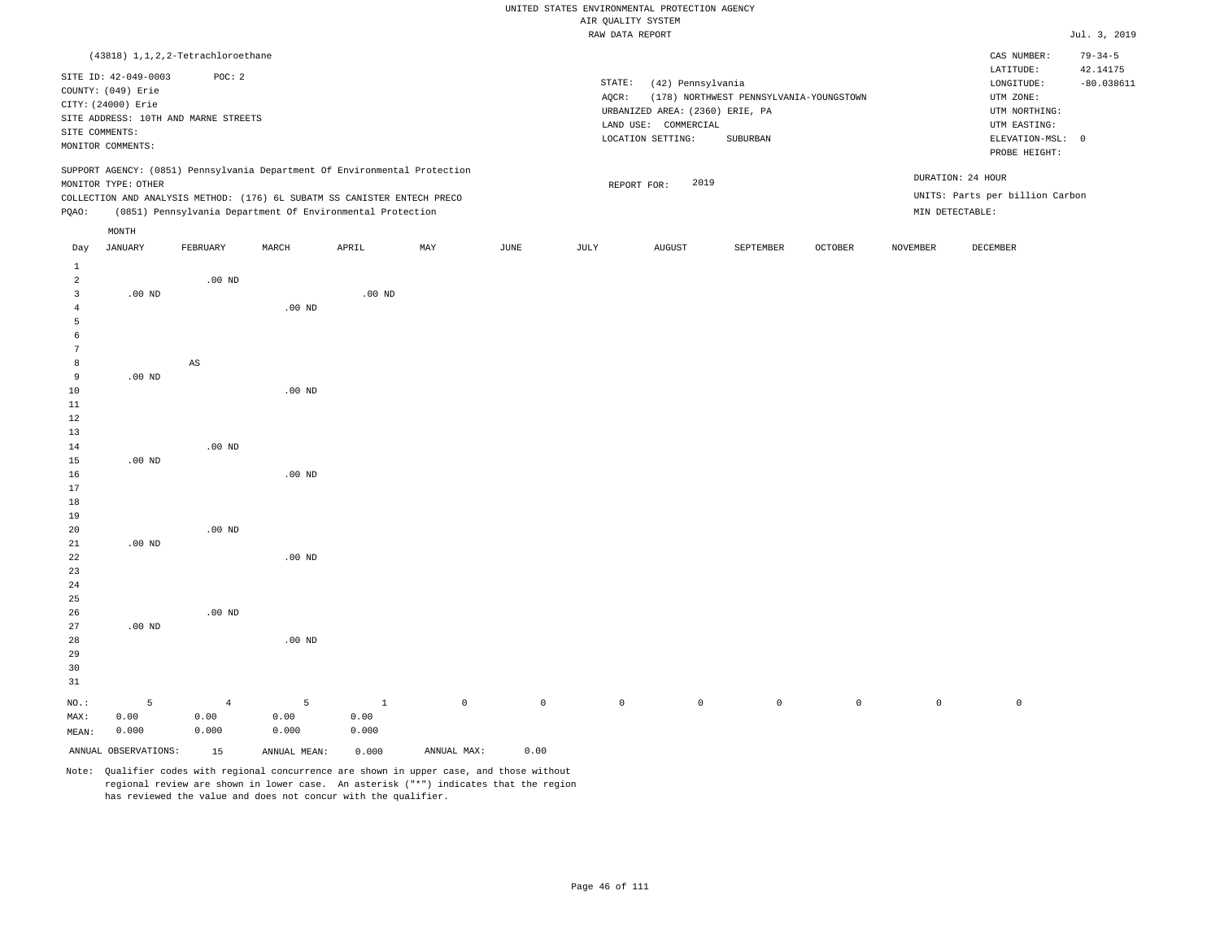UNITED STATES ENVIRONMENTAL PROTECTION AGENCY
AIR QUALITY SYSTEM
RAW DATA REPORT

Jul. 3, 2019

(43818) 1,1,2,2-Tetrachloroethane

SITE ID: 42-049-0003 POC: 2
COUNTY: (049) Erie
CITY: (24000) Erie
SITE ADDRESS: 10TH AND MARNE STREETS
SITE COMMENTS:
MONITOR COMMENTS:

STATE: (42) Pennsylvania
AQCR: (178) NORTHWEST PENNSYLVANIA-YOUNGSTOWN
URBANIZED AREA: (2360) ERIE, PA
LAND USE: COMMERCIAL
LOCATION SETTING: SUBURBAN

CAS NUMBER: 79-34-5
LATITUDE: 42.14175
LONGITUDE: -80.038611
UTM ZONE:
UTM NORTHING:
UTM EASTING:
ELEVATION-MSL: 0
PROBE HEIGHT:

SUPPORT AGENCY: (0851) Pennsylvania Department Of Environmental Protection
MONITOR TYPE: OTHER
COLLECTION AND ANALYSIS METHOD: (176) 6L SUBATM SS CANISTER ENTECH PRECO
PQAO: (0851) Pennsylvania Department Of Environmental Protection

REPORT FOR: 2019

DURATION: 24 HOUR
UNITS: Parts per billion Carbon
MIN DETECTABLE:

| Day | JANUARY | FEBRUARY | MARCH | APRIL | MAY | JUNE | JULY | AUGUST | SEPTEMBER | OCTOBER | NOVEMBER | DECEMBER |
|---|---|---|---|---|---|---|---|---|---|---|---|---|
| 1 | | | | | | | | | | | | |
| 2 | | .00 ND | | | | | | | | | | |
| 3 | .00 ND | | | .00 ND | | | | | | | | |
| 4 | | | .00 ND | | | | | | | | | |
| 5 | | | | | | | | | | | | |
| 6 | | | | | | | | | | | | |
| 7 | | | | | | | | | | | | |
| 8 | | AS | | | | | | | | | | |
| 9 | .00 ND | | | | | | | | | | | |
| 10 | | | .00 ND | | | | | | | | | |
| 11 | | | | | | | | | | | | |
| 12 | | | | | | | | | | | | |
| 13 | | | | | | | | | | | | |
| 14 | | .00 ND | | | | | | | | | | |
| 15 | .00 ND | | | | | | | | | | | |
| 16 | | | .00 ND | | | | | | | | | |
| 17 | | | | | | | | | | | | |
| 18 | | | | | | | | | | | | |
| 19 | | | | | | | | | | | | |
| 20 | | .00 ND | | | | | | | | | | |
| 21 | .00 ND | | | | | | | | | | | |
| 22 | | | .00 ND | | | | | | | | | |
| 23 | | | | | | | | | | | | |
| 24 | | | | | | | | | | | | |
| 25 | | | | | | | | | | | | |
| 26 | | .00 ND | | | | | | | | | | |
| 27 | .00 ND | | | | | | | | | | | |
| 28 | | | .00 ND | | | | | | | | | |
| 29 | | | | | | | | | | | | |
| 30 | | | | | | | | | | | | |
| 31 | | | | | | | | | | | | |
| NO.: | 5 | 4 | 5 | 1 | 0 | 0 | 0 | 0 | 0 | 0 | 0 | 0 |
| MAX: | 0.00 | 0.00 | 0.00 | 0.00 | | | | | | | | |
| MEAN: | 0.000 | 0.000 | 0.000 | 0.000 | | | | | | | | |

ANNUAL OBSERVATIONS: 15 ANNUAL MEAN: 0.000 ANNUAL MAX: 0.00

Note: Qualifier codes with regional concurrence are shown in upper case, and those without regional review are shown in lower case. An asterisk ("*") indicates that the region has reviewed the value and does not concur with the qualifier.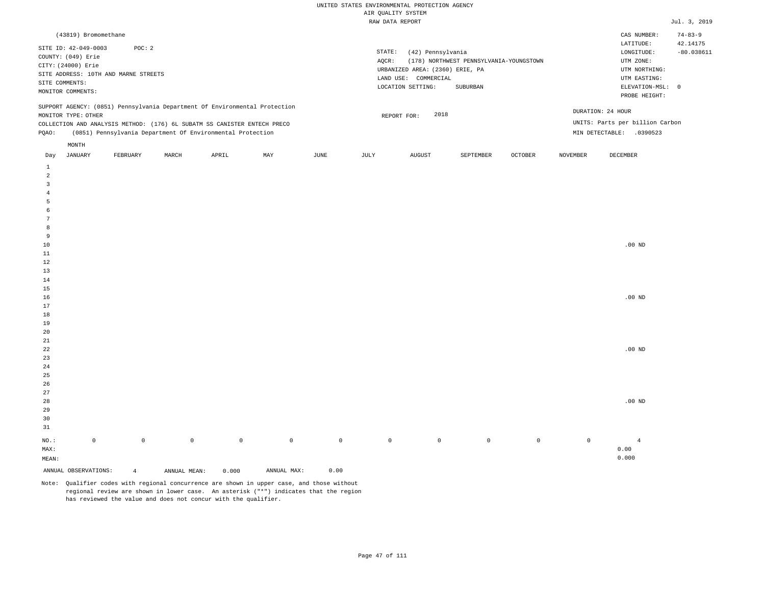UNITED STATES ENVIRONMENTAL PROTECTION AGENCY
AIR QUALITY SYSTEM
RAW DATA REPORT

Jul. 3, 2019

(43819) Bromomethane

SITE ID: 42-049-0003 POC: 2
COUNTY: (049) Erie
CITY: (24000) Erie
SITE ADDRESS: 10TH AND MARNE STREETS
SITE COMMENTS:
MONITOR COMMENTS:

STATE: (42) Pennsylvania
AQCR: (178) NORTHWEST PENNSYLVANIA-YOUNGSTOWN
URBANIZED AREA: (2360) ERIE, PA
LAND USE: COMMERCIAL
LOCATION SETTING: SUBURBAN

CAS NUMBER: 74-83-9
LATITUDE: 42.14175
LONGITUDE: -80.038611
UTM ZONE:
UTM NORTHING:
UTM EASTING:
ELEVATION-MSL: 0
PROBE HEIGHT:

SUPPORT AGENCY: (0851) Pennsylvania Department Of Environmental Protection
MONITOR TYPE: OTHER
COLLECTION AND ANALYSIS METHOD: (176) 6L SUBATM SS CANISTER ENTECH PRECO
PQAO: (0851) Pennsylvania Department Of Environmental Protection

REPORT FOR: 2018

DURATION: 24 HOUR
UNITS: Parts per billion Carbon
MIN DETECTABLE: .0390523

| Day | JANUARY | FEBRUARY | MARCH | APRIL | MAY | JUNE | JULY | AUGUST | SEPTEMBER | OCTOBER | NOVEMBER | DECEMBER |
|---|---|---|---|---|---|---|---|---|---|---|---|---|
| 1 | | | | | | | | | | | | |
| 2 | | | | | | | | | | | | |
| 3 | | | | | | | | | | | | |
| 4 | | | | | | | | | | | | |
| 5 | | | | | | | | | | | | |
| 6 | | | | | | | | | | | | |
| 7 | | | | | | | | | | | | |
| 8 | | | | | | | | | | | | |
| 9 | | | | | | | | | | | | |
| 10 | | | | | | | | | | | | .00 ND |
| 11 | | | | | | | | | | | | |
| 12 | | | | | | | | | | | | |
| 13 | | | | | | | | | | | | |
| 14 | | | | | | | | | | | | |
| 15 | | | | | | | | | | | | |
| 16 | | | | | | | | | | | | .00 ND |
| 17 | | | | | | | | | | | | |
| 18 | | | | | | | | | | | | |
| 19 | | | | | | | | | | | | |
| 20 | | | | | | | | | | | | |
| 21 | | | | | | | | | | | | |
| 22 | | | | | | | | | | | | .00 ND |
| 23 | | | | | | | | | | | | |
| 24 | | | | | | | | | | | | |
| 25 | | | | | | | | | | | | |
| 26 | | | | | | | | | | | | |
| 27 | | | | | | | | | | | | |
| 28 | | | | | | | | | | | | .00 ND |
| 29 | | | | | | | | | | | | |
| 30 | | | | | | | | | | | | |
| 31 | | | | | | | | | | | | |
| NO.: | 0 | 0 | 0 | 0 | 0 | 0 | 0 | 0 | 0 | 0 | 0 | 4 |
| MAX: | | | | | | | | | | | | 0.00 |
| MEAN: | | | | | | | | | | | | 0.000 |

ANNUAL OBSERVATIONS: 4 ANNUAL MEAN: 0.000 ANNUAL MAX: 0.00

Note: Qualifier codes with regional concurrence are shown in upper case, and those without regional review are shown in lower case. An asterisk ("*") indicates that the region has reviewed the value and does not concur with the qualifier.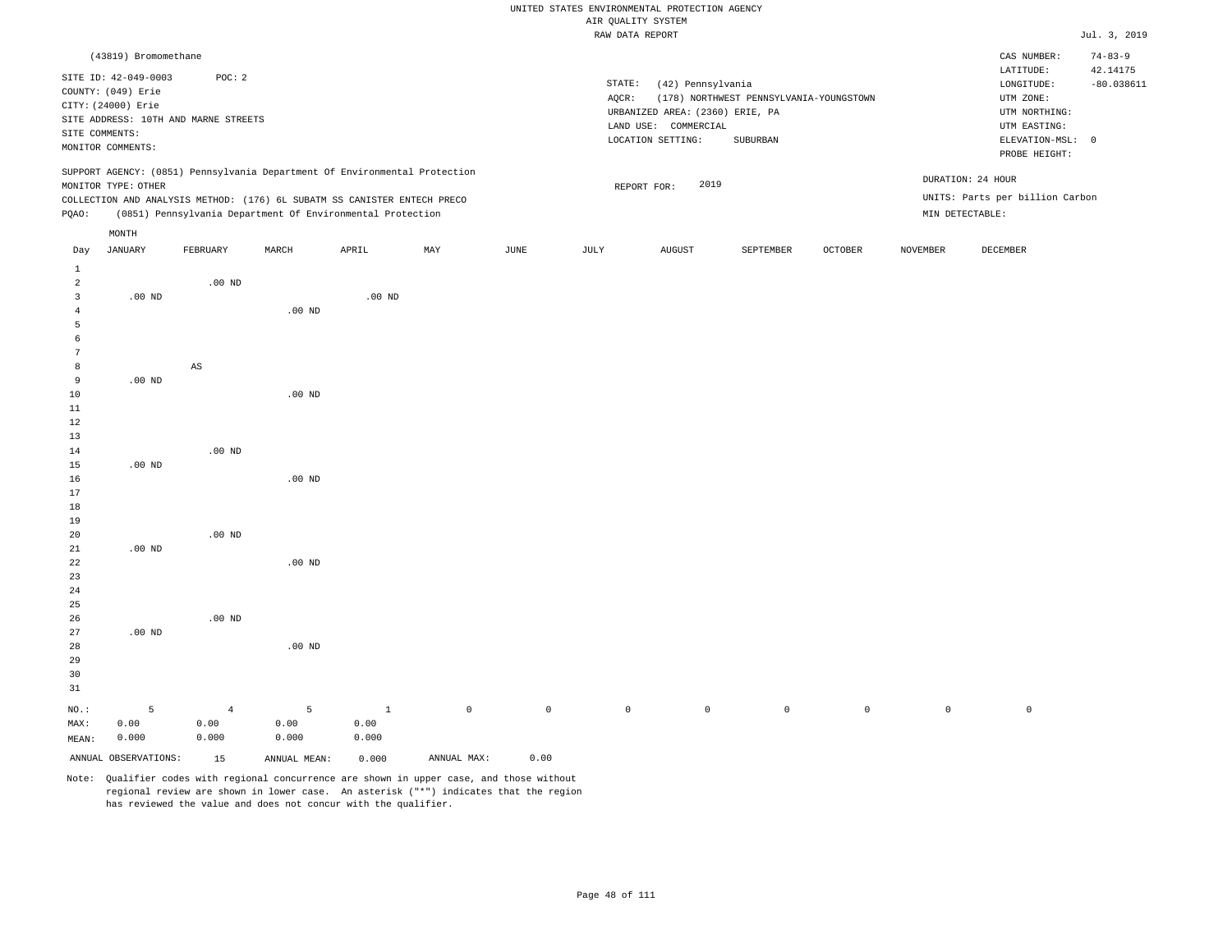UNITED STATES ENVIRONMENTAL PROTECTION AGENCY
AIR QUALITY SYSTEM
RAW DATA REPORT

Jul. 3, 2019

(43819) Bromomethane

SITE ID: 42-049-0003   POC: 2
COUNTY: (049) Erie
CITY: (24000) Erie
SITE ADDRESS: 10TH AND MARNE STREETS
SITE COMMENTS:
MONITOR COMMENTS:

STATE: (42) Pennsylvania
AQCR: (178) NORTHWEST PENNSYLVANIA-YOUNGSTOWN
URBANIZED AREA: (2360) ERIE, PA
LAND USE: COMMERCIAL
LOCATION SETTING: SUBURBAN

CAS NUMBER: 74-83-9
LATITUDE: 42.14175
LONGITUDE: -80.038611
UTM ZONE:
UTM NORTHING:
UTM EASTING:
ELEVATION-MSL: 0
PROBE HEIGHT:

SUPPORT AGENCY: (0851) Pennsylvania Department Of Environmental Protection
MONITOR TYPE: OTHER
COLLECTION AND ANALYSIS METHOD: (176) 6L SUBATM SS CANISTER ENTECH PRECO
PQAO: (0851) Pennsylvania Department Of Environmental Protection

REPORT FOR: 2019

DURATION: 24 HOUR
UNITS: Parts per billion Carbon
MIN DETECTABLE:

| Day | JANUARY | FEBRUARY | MARCH | APRIL | MAY | JUNE | JULY | AUGUST | SEPTEMBER | OCTOBER | NOVEMBER | DECEMBER |
|---|---|---|---|---|---|---|---|---|---|---|---|---|
| 1 | | | | | | | | | | | | |
| 2 | | .00 ND | | | | | | | | | | |
| 3 | .00 ND | | | .00 ND | | | | | | | | |
| 4 | | | .00 ND | | | | | | | | | |
| 5 | | | | | | | | | | | | |
| 6 | | | | | | | | | | | | |
| 7 | | | | | | | | | | | | |
| 8 | | AS | | | | | | | | | | |
| 9 | .00 ND | | | | | | | | | | | |
| 10 | | | .00 ND | | | | | | | | | |
| 11 | | | | | | | | | | | | |
| 12 | | | | | | | | | | | | |
| 13 | | | | | | | | | | | | |
| 14 | | .00 ND | | | | | | | | | | |
| 15 | .00 ND | | | | | | | | | | | |
| 16 | | | .00 ND | | | | | | | | | |
| 17 | | | | | | | | | | | | |
| 18 | | | | | | | | | | | | |
| 19 | | | | | | | | | | | | |
| 20 | | .00 ND | | | | | | | | | | |
| 21 | .00 ND | | | | | | | | | | | |
| 22 | | | .00 ND | | | | | | | | | |
| 23 | | | | | | | | | | | | |
| 24 | | | | | | | | | | | | |
| 25 | | | | | | | | | | | | |
| 26 | | .00 ND | | | | | | | | | | |
| 27 | .00 ND | | | | | | | | | | | |
| 28 | | | .00 ND | | | | | | | | | |
| 29 | | | | | | | | | | | | |
| 30 | | | | | | | | | | | | |
| 31 | | | | | | | | | | | | |
| NO.: | 5 | 4 | 5 | 1 | 0 | 0 | 0 | 0 | 0 | 0 | 0 | 0 |
| MAX: | 0.00 | 0.00 | 0.00 | 0.00 | | | | | | | | |
| MEAN: | 0.000 | 0.000 | 0.000 | 0.000 | | | | | | | | |

ANNUAL OBSERVATIONS: 15   ANNUAL MEAN: 0.000   ANNUAL MAX: 0.00

Note: Qualifier codes with regional concurrence are shown in upper case, and those without regional review are shown in lower case. An asterisk ("*") indicates that the region has reviewed the value and does not concur with the qualifier.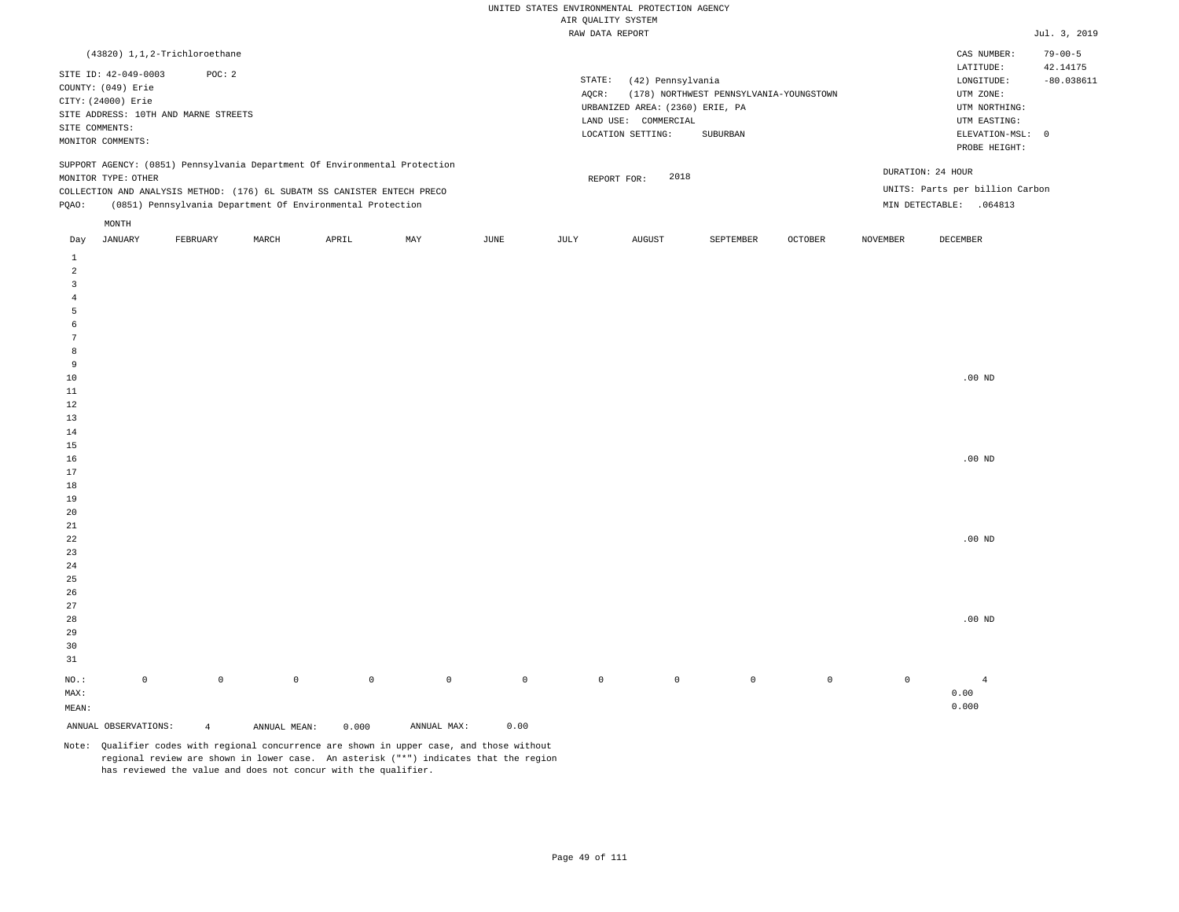UNITED STATES ENVIRONMENTAL PROTECTION AGENCY
AIR QUALITY SYSTEM
RAW DATA REPORT

Jul. 3, 2019

(43820) 1,1,2-Trichloroethane

SITE ID: 42-049-0003 POC: 2
COUNTY: (049) Erie
CITY: (24000) Erie
SITE ADDRESS: 10TH AND MARNE STREETS
SITE COMMENTS:
MONITOR COMMENTS:

STATE: (42) Pennsylvania
AQCR: (178) NORTHWEST PENNSYLVANIA-YOUNGSTOWN
URBANIZED AREA: (2360) ERIE, PA
LAND USE: COMMERCIAL
LOCATION SETTING: SUBURBAN

CAS NUMBER: 79-00-5
LATITUDE: 42.14175
LONGITUDE: -80.038611
UTM ZONE:
UTM NORTHING:
UTM EASTING:
ELEVATION-MSL: 0
PROBE HEIGHT:

SUPPORT AGENCY: (0851) Pennsylvania Department Of Environmental Protection
MONITOR TYPE: OTHER
COLLECTION AND ANALYSIS METHOD: (176) 6L SUBATM SS CANISTER ENTECH PRECO
PQAO: (0851) Pennsylvania Department Of Environmental Protection

REPORT FOR: 2018

DURATION: 24 HOUR
UNITS: Parts per billion Carbon
MIN DETECTABLE: .064813

| Day | JANUARY | FEBRUARY | MARCH | APRIL | MAY | JUNE | JULY | AUGUST | SEPTEMBER | OCTOBER | NOVEMBER | DECEMBER |
|---|---|---|---|---|---|---|---|---|---|---|---|---|
| 1 | | | | | | | | | | | | |
| 2 | | | | | | | | | | | | |
| 3 | | | | | | | | | | | | |
| 4 | | | | | | | | | | | | |
| 5 | | | | | | | | | | | | |
| 6 | | | | | | | | | | | | |
| 7 | | | | | | | | | | | | |
| 8 | | | | | | | | | | | | |
| 9 | | | | | | | | | | | | |
| 10 | | | | | | | | | | | | .00 ND |
| 11 | | | | | | | | | | | | |
| 12 | | | | | | | | | | | | |
| 13 | | | | | | | | | | | | |
| 14 | | | | | | | | | | | | |
| 15 | | | | | | | | | | | | |
| 16 | | | | | | | | | | | | .00 ND |
| 17 | | | | | | | | | | | | |
| 18 | | | | | | | | | | | | |
| 19 | | | | | | | | | | | | |
| 20 | | | | | | | | | | | | |
| 21 | | | | | | | | | | | | |
| 22 | | | | | | | | | | | | .00 ND |
| 23 | | | | | | | | | | | | |
| 24 | | | | | | | | | | | | |
| 25 | | | | | | | | | | | | |
| 26 | | | | | | | | | | | | |
| 27 | | | | | | | | | | | | |
| 28 | | | | | | | | | | | | .00 ND |
| 29 | | | | | | | | | | | | |
| 30 | | | | | | | | | | | | |
| 31 | | | | | | | | | | | | |
| NO.: | 0 | 0 | 0 | 0 | 0 | 0 | 0 | 0 | 0 | 0 | 0 | 4 |
| MAX: | | | | | | | | | | | | 0.00 |
| MEAN: | | | | | | | | | | | | 0.000 |

ANNUAL OBSERVATIONS: 4 ANNUAL MEAN: 0.000 ANNUAL MAX: 0.00

Note: Qualifier codes with regional concurrence are shown in upper case, and those without regional review are shown in lower case. An asterisk ("*") indicates that the region has reviewed the value and does not concur with the qualifier.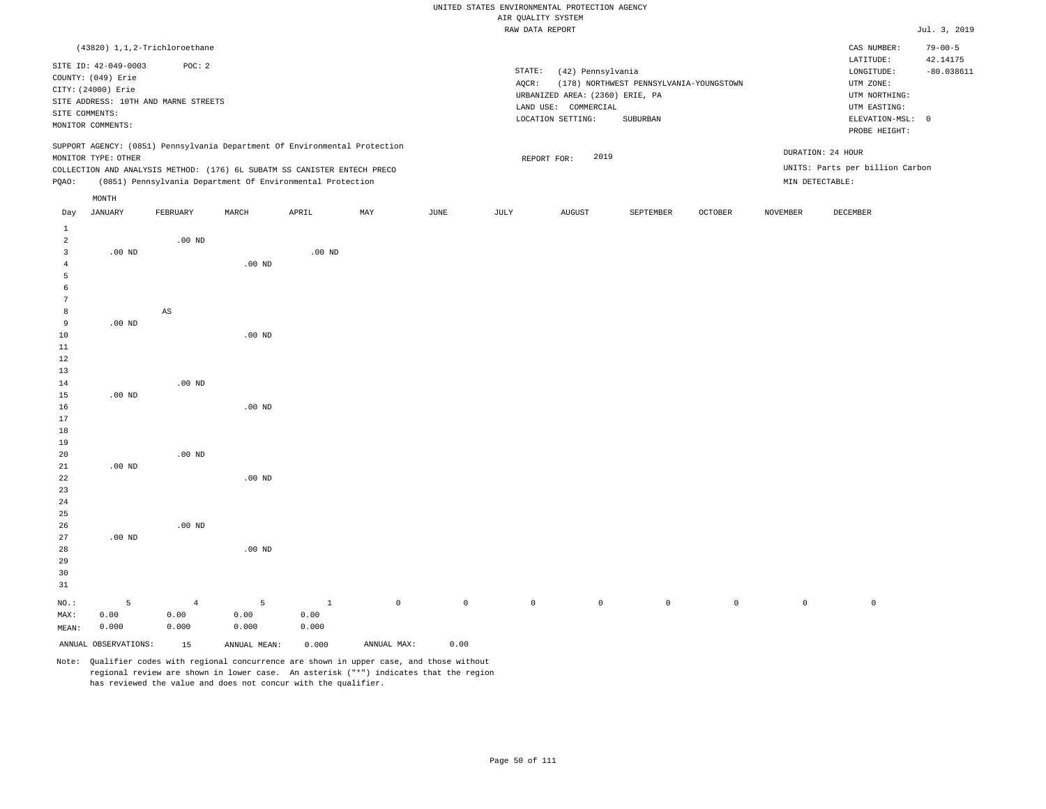UNITED STATES ENVIRONMENTAL PROTECTION AGENCY
AIR QUALITY SYSTEM
RAW DATA REPORT

Jul. 3, 2019

(43820) 1,1,2-Trichloroethane

SITE ID: 42-049-0003 POC: 2
COUNTY: (049) Erie
CITY: (24000) Erie
SITE ADDRESS: 10TH AND MARNE STREETS
SITE COMMENTS:
MONITOR COMMENTS:

STATE: (42) Pennsylvania
AQCR: (178) NORTHWEST PENNSYLVANIA-YOUNGSTOWN
URBANIZED AREA: (2360) ERIE, PA
LAND USE: COMMERCIAL
LOCATION SETTING: SUBURBAN

CAS NUMBER: 79-00-5
LATITUDE: 42.14175
LONGITUDE: -80.038611
UTM ZONE:
UTM NORTHING:
UTM EASTING:
ELEVATION-MSL: 0
PROBE HEIGHT:

SUPPORT AGENCY: (0851) Pennsylvania Department Of Environmental Protection
MONITOR TYPE: OTHER
COLLECTION AND ANALYSIS METHOD: (176) 6L SUBATM SS CANISTER ENTECH PRECO
PQAO: (0851) Pennsylvania Department Of Environmental Protection

REPORT FOR: 2019

DURATION: 24 HOUR
UNITS: Parts per billion Carbon
MIN DETECTABLE:

| Day | JANUARY | FEBRUARY | MARCH | APRIL | MAY | JUNE | JULY | AUGUST | SEPTEMBER | OCTOBER | NOVEMBER | DECEMBER |
|---|---|---|---|---|---|---|---|---|---|---|---|---|
| 1 | | | | | | | | | | | | |
| 2 | | .00 ND | | | | | | | | | | |
| 3 | .00 ND | | | .00 ND | | | | | | | | |
| 4 | | | .00 ND | | | | | | | | | |
| 5 | | | | | | | | | | | | |
| 6 | | | | | | | | | | | | |
| 7 | | | | | | | | | | | | |
| 8 | | AS | | | | | | | | | | |
| 9 | .00 ND | | | | | | | | | | | |
| 10 | | | .00 ND | | | | | | | | | |
| 11 | | | | | | | | | | | | |
| 12 | | | | | | | | | | | | |
| 13 | | | | | | | | | | | | |
| 14 | | .00 ND | | | | | | | | | | |
| 15 | .00 ND | | | | | | | | | | | |
| 16 | | | .00 ND | | | | | | | | | |
| 17 | | | | | | | | | | | | |
| 18 | | | | | | | | | | | | |
| 19 | | | | | | | | | | | | |
| 20 | | .00 ND | | | | | | | | | | |
| 21 | .00 ND | | | | | | | | | | | |
| 22 | | | .00 ND | | | | | | | | | |
| 23 | | | | | | | | | | | | |
| 24 | | | | | | | | | | | | |
| 25 | | | | | | | | | | | | |
| 26 | | .00 ND | | | | | | | | | | |
| 27 | .00 ND | | | | | | | | | | | |
| 28 | | | .00 ND | | | | | | | | | |
| 29 | | | | | | | | | | | | |
| 30 | | | | | | | | | | | | |
| 31 | | | | | | | | | | | | |
| NO.: | 5 | 4 | 5 | 1 | 0 | 0 | 0 | 0 | 0 | 0 | 0 | 0 |
| MAX: | 0.00 | 0.00 | 0.00 | 0.00 | | | | | | | | |
| MEAN: | 0.000 | 0.000 | 0.000 | 0.000 | | | | | | | | |

ANNUAL OBSERVATIONS: 15 ANNUAL MEAN: 0.000 ANNUAL MAX: 0.00

Note: Qualifier codes with regional concurrence are shown in upper case, and those without regional review are shown in lower case. An asterisk ("*") indicates that the region has reviewed the value and does not concur with the qualifier.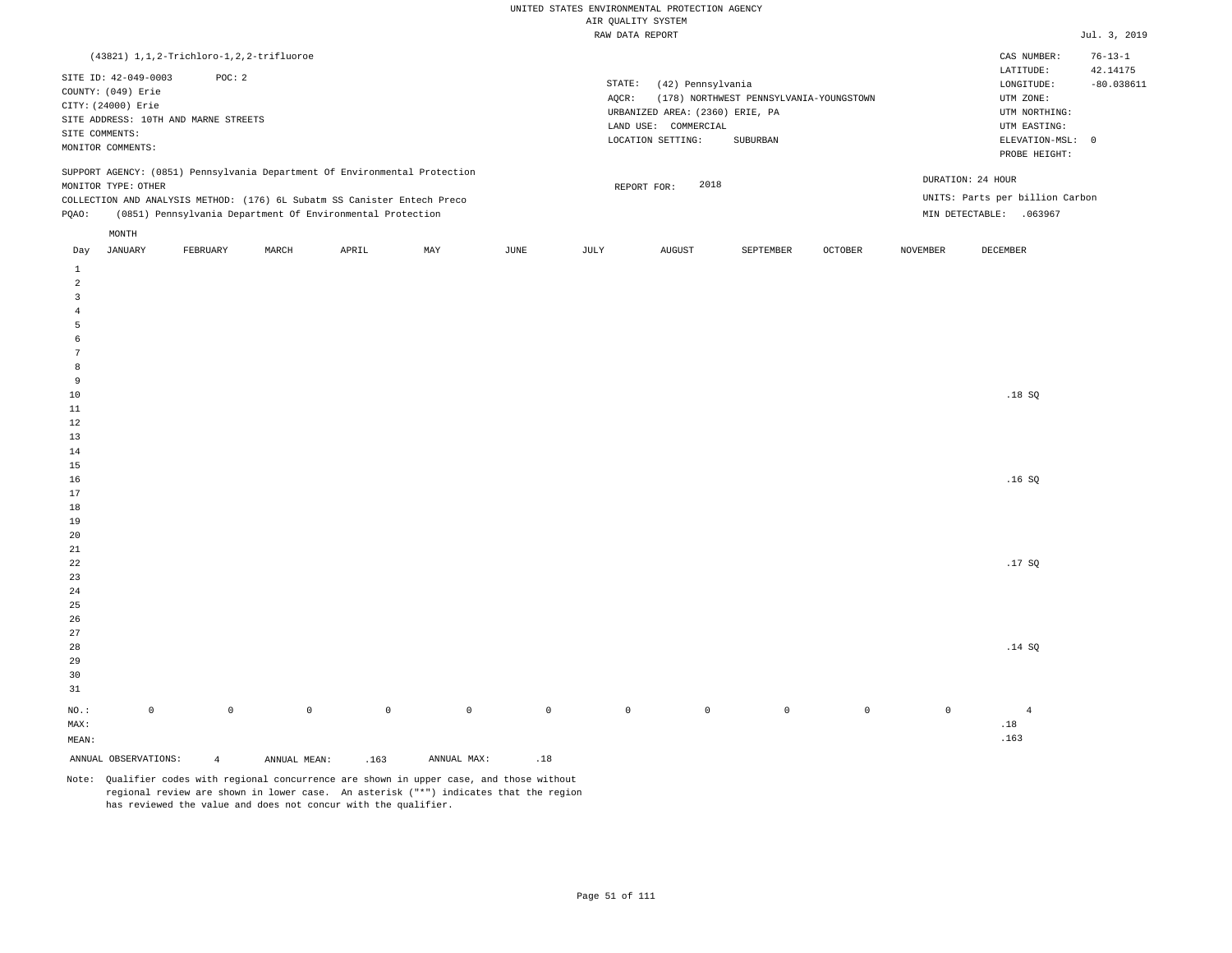UNITED STATES ENVIRONMENTAL PROTECTION AGENCY
AIR QUALITY SYSTEM
RAW DATA REPORT

Jul. 3, 2019

(43821) 1,1,2-Trichloro-1,2,2-trifluoroe

CAS NUMBER: 76-13-1

SITE ID: 42-049-0003 POC: 2
COUNTY: (049) Erie
CITY: (24000) Erie
SITE ADDRESS: 10TH AND MARNE STREETS
SITE COMMENTS:
MONITOR COMMENTS:

STATE: (42) Pennsylvania
AQCR: (178) NORTHWEST PENNSYLVANIA-YOUNGSTOWN
URBANIZED AREA: (2360) ERIE, PA
LAND USE: COMMERCIAL
LOCATION SETTING: SUBURBAN

LATITUDE: 42.14175
LONGITUDE: -80.038611
UTM ZONE:
UTM NORTHING:
UTM EASTING:
ELEVATION-MSL: 0
PROBE HEIGHT:

SUPPORT AGENCY: (0851) Pennsylvania Department Of Environmental Protection
MONITOR TYPE: OTHER
COLLECTION AND ANALYSIS METHOD: (176) 6L Subatm SS Canister Entech Preco
PQAO: (0851) Pennsylvania Department Of Environmental Protection

REPORT FOR: 2018

DURATION: 24 HOUR
UNITS: Parts per billion Carbon
MIN DETECTABLE: .063967

| Day | JANUARY | FEBRUARY | MARCH | APRIL | MAY | JUNE | JULY | AUGUST | SEPTEMBER | OCTOBER | NOVEMBER | DECEMBER |
|---|---|---|---|---|---|---|---|---|---|---|---|---|
| 1 | | | | | | | | | | | | |
| 2 | | | | | | | | | | | | |
| 3 | | | | | | | | | | | | |
| 4 | | | | | | | | | | | | |
| 5 | | | | | | | | | | | | |
| 6 | | | | | | | | | | | | |
| 7 | | | | | | | | | | | | |
| 8 | | | | | | | | | | | | |
| 9 | | | | | | | | | | | | |
| 10 | | | | | | | | | | | | .18 SQ |
| 11 | | | | | | | | | | | | |
| 12 | | | | | | | | | | | | |
| 13 | | | | | | | | | | | | |
| 14 | | | | | | | | | | | | |
| 15 | | | | | | | | | | | | |
| 16 | | | | | | | | | | | | .16 SQ |
| 17 | | | | | | | | | | | | |
| 18 | | | | | | | | | | | | |
| 19 | | | | | | | | | | | | |
| 20 | | | | | | | | | | | | |
| 21 | | | | | | | | | | | | |
| 22 | | | | | | | | | | | | .17 SQ |
| 23 | | | | | | | | | | | | |
| 24 | | | | | | | | | | | | |
| 25 | | | | | | | | | | | | |
| 26 | | | | | | | | | | | | |
| 27 | | | | | | | | | | | | |
| 28 | | | | | | | | | | | | .14 SQ |
| 29 | | | | | | | | | | | | |
| 30 | | | | | | | | | | | | |
| 31 | | | | | | | | | | | | |
| NO.: | 0 | 0 | 0 | 0 | 0 | 0 | 0 | 0 | 0 | 0 | 0 | 4 |
| MAX: | | | | | | | | | | | | .18 |
| MEAN: | | | | | | | | | | | | .163 |

ANNUAL OBSERVATIONS: 4 ANNUAL MEAN: .163 ANNUAL MAX: .18

Note: Qualifier codes with regional concurrence are shown in upper case, and those without regional review are shown in lower case. An asterisk ("*") indicates that the region has reviewed the value and does not concur with the qualifier.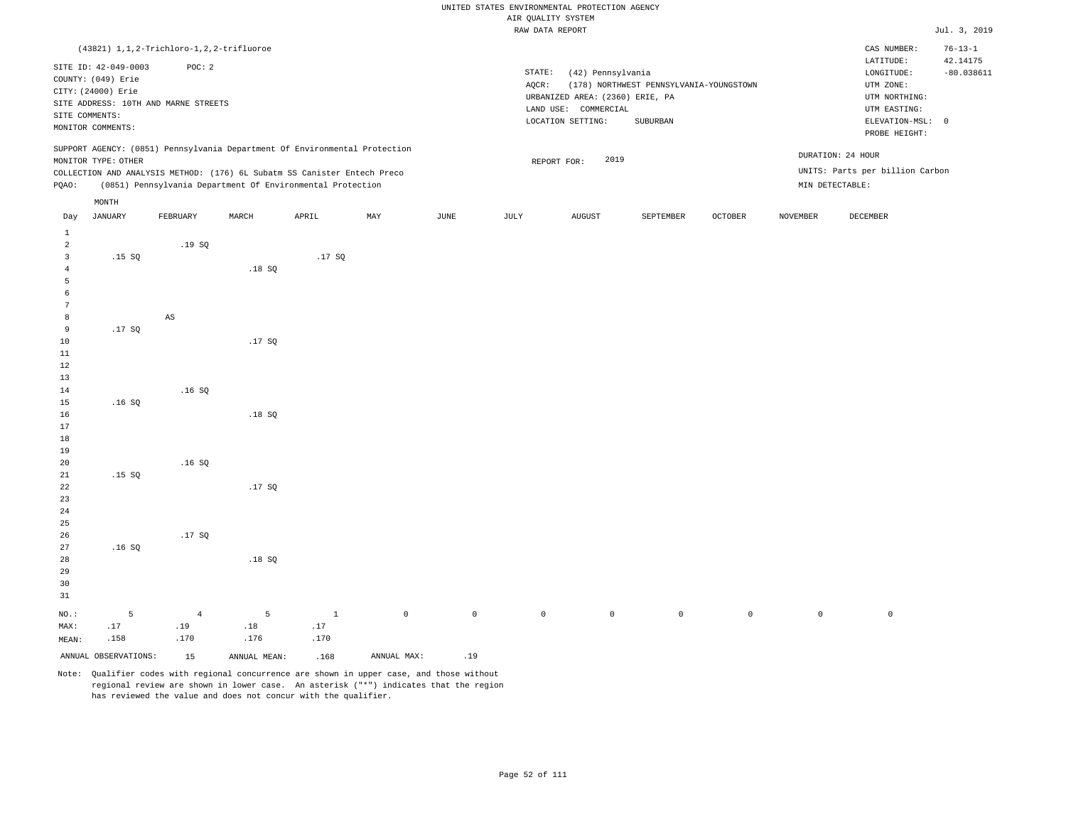UNITED STATES ENVIRONMENTAL PROTECTION AGENCY
AIR QUALITY SYSTEM
RAW DATA REPORT

Jul. 3, 2019

(43821) 1,1,2-Trichloro-1,2,2-trifluoroe

SITE ID: 42-049-0003    POC: 2
COUNTY: (049) Erie
CITY: (24000) Erie
SITE ADDRESS: 10TH AND MARNE STREETS
SITE COMMENTS:
MONITOR COMMENTS:

STATE: (42) Pennsylvania
AQCR: (178) NORTHWEST PENNSYLVANIA-YOUNGSTOWN
URBANIZED AREA: (2360) ERIE, PA
LAND USE: COMMERCIAL
LOCATION SETTING: SUBURBAN

CAS NUMBER: 76-13-1
LATITUDE: 42.14175
LONGITUDE: -80.038611
UTM ZONE:
UTM NORTHING:
UTM EASTING:
ELEVATION-MSL: 0
PROBE HEIGHT:

SUPPORT AGENCY: (0851) Pennsylvania Department Of Environmental Protection
MONITOR TYPE: OTHER
COLLECTION AND ANALYSIS METHOD: (176) 6L Subatm SS Canister Entech Preco
PQAO: (0851) Pennsylvania Department Of Environmental Protection

REPORT FOR: 2019

DURATION: 24 HOUR
UNITS: Parts per billion Carbon
MIN DETECTABLE:

| Day | JANUARY | FEBRUARY | MARCH | APRIL | MAY | JUNE | JULY | AUGUST | SEPTEMBER | OCTOBER | NOVEMBER | DECEMBER |
|---|---|---|---|---|---|---|---|---|---|---|---|---|
| 1 | | | | | | | | | | | | |
| 2 | | .19 SQ | | | | | | | | | | |
| 3 | .15 SQ | | | .17 SQ | | | | | | | | |
| 4 | | | .18 SQ | | | | | | | | | |
| 5 | | | | | | | | | | | | |
| 6 | | | | | | | | | | | | |
| 7 | | | | | | | | | | | | |
| 8 | | AS | | | | | | | | | | |
| 9 | .17 SQ | | | | | | | | | | | |
| 10 | | | .17 SQ | | | | | | | | | |
| 11 | | | | | | | | | | | | |
| 12 | | | | | | | | | | | | |
| 13 | | | | | | | | | | | | |
| 14 | | .16 SQ | | | | | | | | | | |
| 15 | .16 SQ | | | | | | | | | | | |
| 16 | | | .18 SQ | | | | | | | | | |
| 17 | | | | | | | | | | | | |
| 18 | | | | | | | | | | | | |
| 19 | | | | | | | | | | | | |
| 20 | | .16 SQ | | | | | | | | | | |
| 21 | .15 SQ | | | | | | | | | | | |
| 22 | | | .17 SQ | | | | | | | | | |
| 23 | | | | | | | | | | | | |
| 24 | | | | | | | | | | | | |
| 25 | | | | | | | | | | | | |
| 26 | | .17 SQ | | | | | | | | | | |
| 27 | .16 SQ | | | | | | | | | | | |
| 28 | | | .18 SQ | | | | | | | | | |
| 29 | | | | | | | | | | | | |
| 30 | | | | | | | | | | | | |
| 31 | | | | | | | | | | | | |
| NO.: | 5 | 4 | 5 | 1 | 0 | 0 | 0 | 0 | 0 | 0 | 0 | 0 |
| MAX: | .17 | .19 | .18 | .17 | | | | | | | | |
| MEAN: | .158 | .170 | .176 | .170 | | | | | | | | |

ANNUAL OBSERVATIONS: 15    ANNUAL MEAN: .168    ANNUAL MAX: .19

Note: Qualifier codes with regional concurrence are shown in upper case, and those without regional review are shown in lower case. An asterisk ("*") indicates that the region has reviewed the value and does not concur with the qualifier.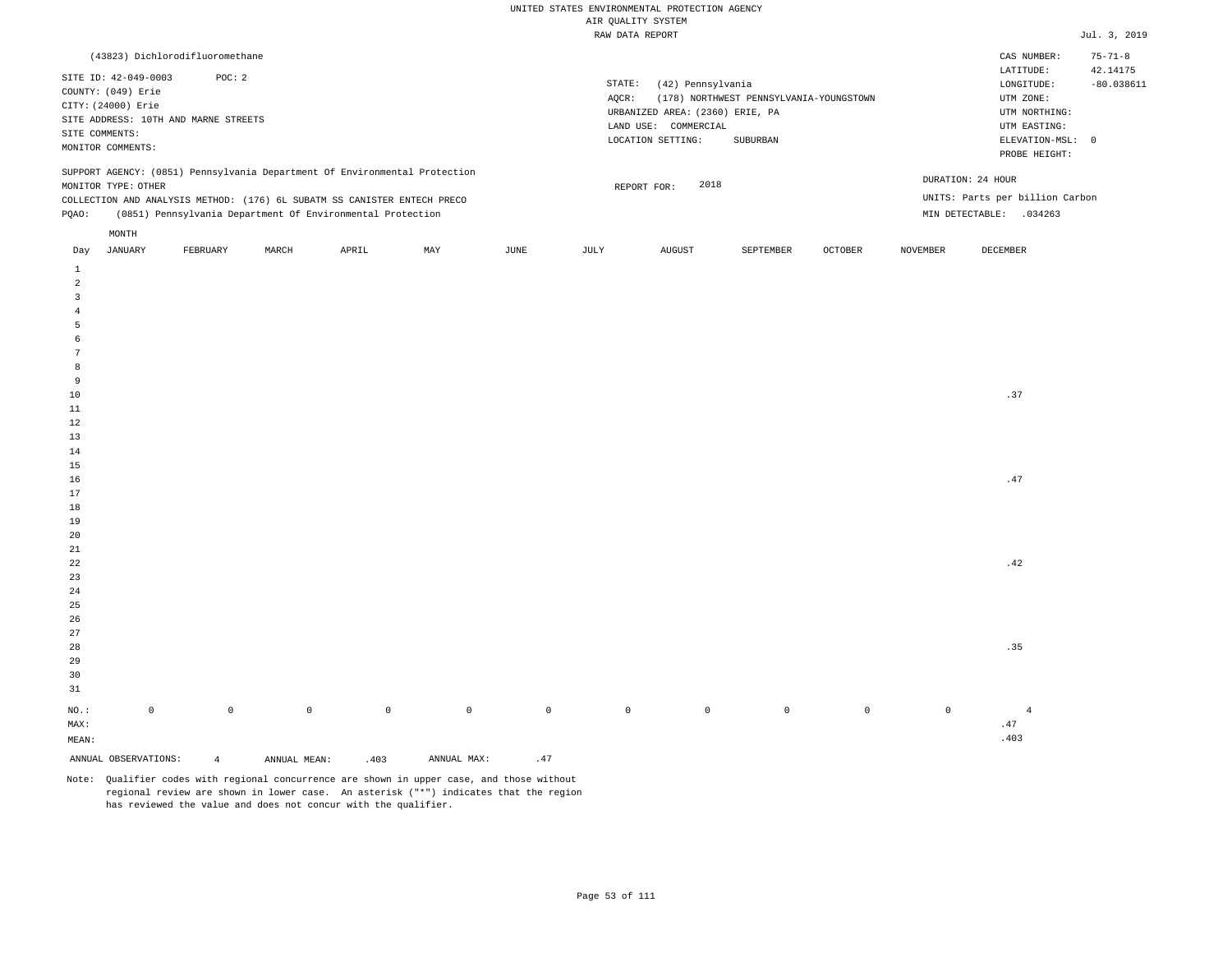UNITED STATES ENVIRONMENTAL PROTECTION AGENCY
AIR QUALITY SYSTEM
RAW DATA REPORT

Jul. 3, 2019

(43823) Dichlorodifluoromethane

SITE ID: 42-049-0003 POC: 2
COUNTY: (049) Erie
CITY: (24000) Erie
SITE ADDRESS: 10TH AND MARNE STREETS
SITE COMMENTS:
MONITOR COMMENTS:

STATE: (42) Pennsylvania
AQCR: (178) NORTHWEST PENNSYLVANIA-YOUNGSTOWN
URBANIZED AREA: (2360) ERIE, PA
LAND USE: COMMERCIAL
LOCATION SETTING: SUBURBAN

CAS NUMBER: 75-71-8
LATITUDE: 42.14175
LONGITUDE: -80.038611
UTM ZONE:
UTM NORTHING:
UTM EASTING:
ELEVATION-MSL: 0
PROBE HEIGHT:

SUPPORT AGENCY: (0851) Pennsylvania Department Of Environmental Protection
MONITOR TYPE: OTHER
COLLECTION AND ANALYSIS METHOD: (176) 6L SUBATM SS CANISTER ENTECH PRECO
PQAO: (0851) Pennsylvania Department Of Environmental Protection

REPORT FOR: 2018

DURATION: 24 HOUR
UNITS: Parts per billion Carbon
MIN DETECTABLE: .034263

| Day | JANUARY | FEBRUARY | MARCH | APRIL | MAY | JUNE | JULY | AUGUST | SEPTEMBER | OCTOBER | NOVEMBER | DECEMBER |
|---|---|---|---|---|---|---|---|---|---|---|---|---|
| 1 | | | | | | | | | | | | |
| 2 | | | | | | | | | | | | |
| 3 | | | | | | | | | | | | |
| 4 | | | | | | | | | | | | |
| 5 | | | | | | | | | | | | |
| 6 | | | | | | | | | | | | |
| 7 | | | | | | | | | | | | |
| 8 | | | | | | | | | | | | |
| 9 | | | | | | | | | | | | |
| 10 | | | | | | | | | | | | .37 |
| 11 | | | | | | | | | | | | |
| 12 | | | | | | | | | | | | |
| 13 | | | | | | | | | | | | |
| 14 | | | | | | | | | | | | |
| 15 | | | | | | | | | | | | |
| 16 | | | | | | | | | | | | .47 |
| 17 | | | | | | | | | | | | |
| 18 | | | | | | | | | | | | |
| 19 | | | | | | | | | | | | |
| 20 | | | | | | | | | | | | |
| 21 | | | | | | | | | | | | |
| 22 | | | | | | | | | | | | .42 |
| 23 | | | | | | | | | | | | |
| 24 | | | | | | | | | | | | |
| 25 | | | | | | | | | | | | |
| 26 | | | | | | | | | | | | |
| 27 | | | | | | | | | | | | |
| 28 | | | | | | | | | | | | .35 |
| 29 | | | | | | | | | | | | |
| 30 | | | | | | | | | | | | |
| 31 | | | | | | | | | | | | |
| NO.: | 0 | 0 | 0 | 0 | 0 | 0 | 0 | 0 | 0 | 0 | 0 | 4 |
| MAX: | | | | | | | | | | | | .47 |
| MEAN: | | | | | | | | | | | | .403 |

ANNUAL OBSERVATIONS: 4 ANNUAL MEAN: .403 ANNUAL MAX: .47

Note: Qualifier codes with regional concurrence are shown in upper case, and those without regional review are shown in lower case. An asterisk ("*") indicates that the region has reviewed the value and does not concur with the qualifier.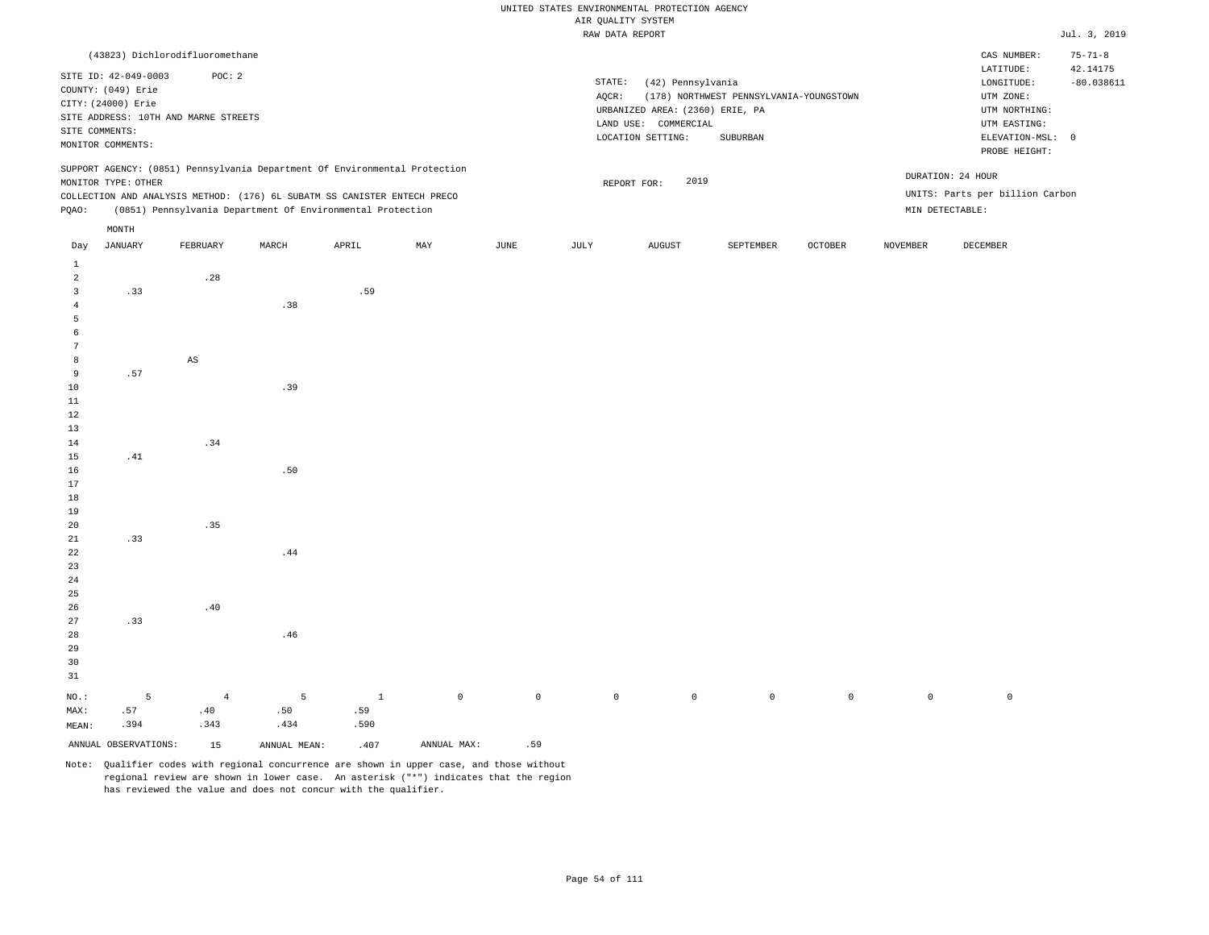UNITED STATES ENVIRONMENTAL PROTECTION AGENCY
AIR QUALITY SYSTEM
RAW DATA REPORT

Jul. 3, 2019

(43823) Dichlorodifluoromethane

SITE ID: 42-049-0003 POC: 2
COUNTY: (049) Erie
CITY: (24000) Erie
SITE ADDRESS: 10TH AND MARNE STREETS
SITE COMMENTS:
MONITOR COMMENTS:

STATE: (42) Pennsylvania
AQCR: (178) NORTHWEST PENNSYLVANIA-YOUNGSTOWN
URBANIZED AREA: (2360) ERIE, PA
LAND USE: COMMERCIAL
LOCATION SETTING: SUBURBAN

CAS NUMBER: 75-71-8
LATITUDE: 42.14175
LONGITUDE: -80.038611
UTM ZONE:
UTM NORTHING:
UTM EASTING:
ELEVATION-MSL: 0
PROBE HEIGHT:

SUPPORT AGENCY: (0851) Pennsylvania Department Of Environmental Protection
MONITOR TYPE: OTHER
COLLECTION AND ANALYSIS METHOD: (176) 6L SUBATM SS CANISTER ENTECH PRECO
PQAO: (0851) Pennsylvania Department Of Environmental Protection

REPORT FOR: 2019

DURATION: 24 HOUR
UNITS: Parts per billion Carbon
MIN DETECTABLE:

| Day | JANUARY | FEBRUARY | MARCH | APRIL | MAY | JUNE | JULY | AUGUST | SEPTEMBER | OCTOBER | NOVEMBER | DECEMBER |
|---|---|---|---|---|---|---|---|---|---|---|---|---|
| 1 | | | | | | | | | | | | |
| 2 | | .28 | | | | | | | | | | |
| 3 | .33 | | | .59 | | | | | | | | |
| 4 | | | .38 | | | | | | | | | |
| 5 | | | | | | | | | | | | |
| 6 | | | | | | | | | | | | |
| 7 | | | | | | | | | | | | |
| 8 | | AS | | | | | | | | | | |
| 9 | .57 | | | | | | | | | | | |
| 10 | | | .39 | | | | | | | | | |
| 11 | | | | | | | | | | | | |
| 12 | | | | | | | | | | | | |
| 13 | | | | | | | | | | | | |
| 14 | | .34 | | | | | | | | | | |
| 15 | .41 | | | | | | | | | | | |
| 16 | | | .50 | | | | | | | | | |
| 17 | | | | | | | | | | | | |
| 18 | | | | | | | | | | | | |
| 19 | | | | | | | | | | | | |
| 20 | | .35 | | | | | | | | | | |
| 21 | .33 | | | | | | | | | | | |
| 22 | | | .44 | | | | | | | | | |
| 23 | | | | | | | | | | | | |
| 24 | | | | | | | | | | | | |
| 25 | | | | | | | | | | | | |
| 26 | | .40 | | | | | | | | | | |
| 27 | .33 | | | | | | | | | | | |
| 28 | | | .46 | | | | | | | | | |
| 29 | | | | | | | | | | | | |
| 30 | | | | | | | | | | | | |
| 31 | | | | | | | | | | | | |
| NO.: | 5 | 4 | 5 | 1 | 0 | 0 | 0 | 0 | 0 | 0 | 0 | 0 |
| MAX: | .57 | .40 | .50 | .59 | | | | | | | | |
| MEAN: | .394 | .343 | .434 | .590 | | | | | | | | |

ANNUAL OBSERVATIONS: 15 ANNUAL MEAN: .407 ANNUAL MAX: .59

Note: Qualifier codes with regional concurrence are shown in upper case, and those without regional review are shown in lower case. An asterisk ("*") indicates that the region has reviewed the value and does not concur with the qualifier.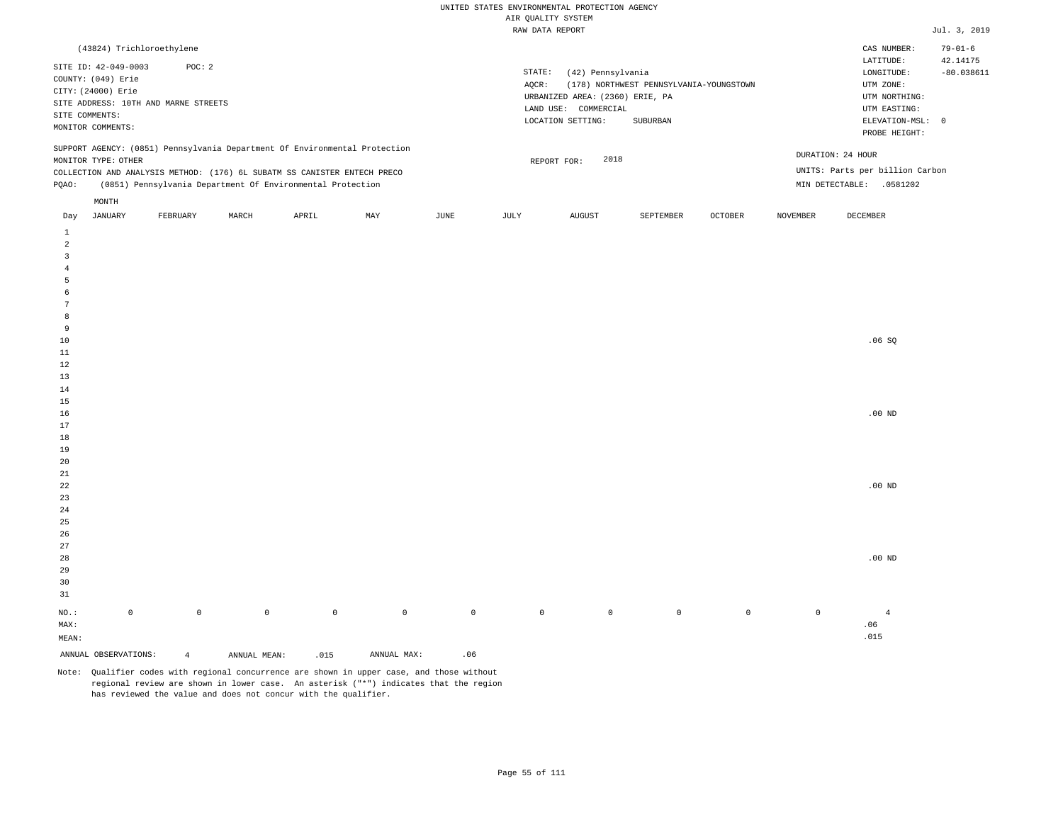UNITED STATES ENVIRONMENTAL PROTECTION AGENCY
AIR QUALITY SYSTEM
RAW DATA REPORT

Jul. 3, 2019

(43824) Trichloroethylene

SITE ID: 42-049-0003 POC: 2
COUNTY: (049) Erie
CITY: (24000) Erie
SITE ADDRESS: 10TH AND MARNE STREETS
SITE COMMENTS:
MONITOR COMMENTS:

STATE: (42) Pennsylvania
AQCR: (178) NORTHWEST PENNSYLVANIA-YOUNGSTOWN
URBANIZED AREA: (2360) ERIE, PA
LAND USE: COMMERCIAL
LOCATION SETTING: SUBURBAN

CAS NUMBER: 79-01-6
LATITUDE: 42.14175
LONGITUDE: -80.038611
UTM ZONE:
UTM NORTHING:
UTM EASTING:
ELEVATION-MSL: 0
PROBE HEIGHT:

SUPPORT AGENCY: (0851) Pennsylvania Department Of Environmental Protection
MONITOR TYPE: OTHER
COLLECTION AND ANALYSIS METHOD: (176) 6L SUBATM SS CANISTER ENTECH PRECO
PQAO: (0851) Pennsylvania Department Of Environmental Protection

REPORT FOR: 2018

DURATION: 24 HOUR
UNITS: Parts per billion Carbon
MIN DETECTABLE: .0581202

| Day | JANUARY | FEBRUARY | MARCH | APRIL | MAY | JUNE | JULY | AUGUST | SEPTEMBER | OCTOBER | NOVEMBER | DECEMBER |
|---|---|---|---|---|---|---|---|---|---|---|---|---|
| 1 | | | | | | | | | | | | |
| 2 | | | | | | | | | | | | |
| 3 | | | | | | | | | | | | |
| 4 | | | | | | | | | | | | |
| 5 | | | | | | | | | | | | |
| 6 | | | | | | | | | | | | |
| 7 | | | | | | | | | | | | |
| 8 | | | | | | | | | | | | |
| 9 | | | | | | | | | | | | |
| 10 | | | | | | | | | | | | .06 SQ |
| 11 | | | | | | | | | | | | |
| 12 | | | | | | | | | | | | |
| 13 | | | | | | | | | | | | |
| 14 | | | | | | | | | | | | |
| 15 | | | | | | | | | | | | |
| 16 | | | | | | | | | | | | .00 ND |
| 17 | | | | | | | | | | | | |
| 18 | | | | | | | | | | | | |
| 19 | | | | | | | | | | | | |
| 20 | | | | | | | | | | | | |
| 21 | | | | | | | | | | | | |
| 22 | | | | | | | | | | | | .00 ND |
| 23 | | | | | | | | | | | | |
| 24 | | | | | | | | | | | | |
| 25 | | | | | | | | | | | | |
| 26 | | | | | | | | | | | | |
| 27 | | | | | | | | | | | | |
| 28 | | | | | | | | | | | | .00 ND |
| 29 | | | | | | | | | | | | |
| 30 | | | | | | | | | | | | |
| 31 | | | | | | | | | | | | |
| NO.: | 0 | 0 | 0 | 0 | 0 | 0 | 0 | 0 | 0 | 0 | 0 | 4 |
| MAX: | | | | | | | | | | | | .06 |
| MEAN: | | | | | | | | | | | | .015 |

ANNUAL OBSERVATIONS: 4 ANNUAL MEAN: .015 ANNUAL MAX: .06

Note: Qualifier codes with regional concurrence are shown in upper case, and those without regional review are shown in lower case. An asterisk ("*") indicates that the region has reviewed the value and does not concur with the qualifier.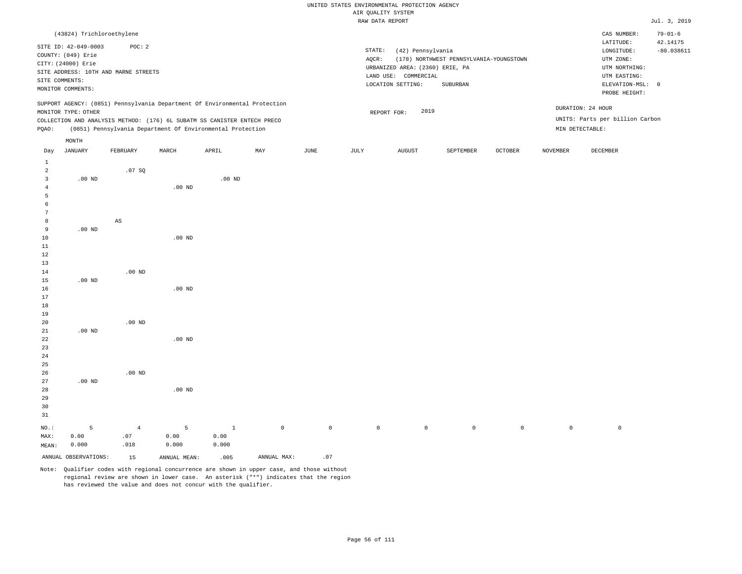UNITED STATES ENVIRONMENTAL PROTECTION AGENCY
AIR QUALITY SYSTEM
RAW DATA REPORT

Jul. 3, 2019

(43824) Trichloroethylene

SITE ID: 42-049-0003    POC: 2
COUNTY: (049) Erie
CITY: (24000) Erie
SITE ADDRESS: 10TH AND MARNE STREETS
SITE COMMENTS:
MONITOR COMMENTS:

STATE: (42) Pennsylvania
AQCR: (178) NORTHWEST PENNSYLVANIA-YOUNGSTOWN
URBANIZED AREA: (2360) ERIE, PA
LAND USE: COMMERCIAL
LOCATION SETTING: SUBURBAN

CAS NUMBER: 79-01-6
LATITUDE: 42.14175
LONGITUDE: -80.038611
UTM ZONE:
UTM NORTHING:
UTM EASTING:
ELEVATION-MSL: 0
PROBE HEIGHT:

SUPPORT AGENCY: (0851) Pennsylvania Department Of Environmental Protection
MONITOR TYPE: OTHER
COLLECTION AND ANALYSIS METHOD: (176) 6L SUBATM SS CANISTER ENTECH PRECO
PQAO: (0851) Pennsylvania Department Of Environmental Protection

REPORT FOR: 2019

DURATION: 24 HOUR
UNITS: Parts per billion Carbon
MIN DETECTABLE:

| Day | JANUARY | FEBRUARY | MARCH | APRIL | MAY | JUNE | JULY | AUGUST | SEPTEMBER | OCTOBER | NOVEMBER | DECEMBER |
|---|---|---|---|---|---|---|---|---|---|---|---|---|
| 1 | | | | | | | | | | | | |
| 2 | | .07 SQ | | | | | | | | | | |
| 3 | .00 ND | | | .00 ND | | | | | | | | |
| 4 | | | .00 ND | | | | | | | | | |
| 5 | | | | | | | | | | | | |
| 6 | | | | | | | | | | | | |
| 7 | | | | | | | | | | | | |
| 8 | | AS | | | | | | | | | | |
| 9 | .00 ND | | | | | | | | | | | |
| 10 | | | .00 ND | | | | | | | | | |
| 11 | | | | | | | | | | | | |
| 12 | | | | | | | | | | | | |
| 13 | | | | | | | | | | | | |
| 14 | | .00 ND | | | | | | | | | | |
| 15 | .00 ND | | | | | | | | | | | |
| 16 | | | .00 ND | | | | | | | | | |
| 17 | | | | | | | | | | | | |
| 18 | | | | | | | | | | | | |
| 19 | | | | | | | | | | | | |
| 20 | | .00 ND | | | | | | | | | | |
| 21 | .00 ND | | | | | | | | | | | |
| 22 | | | .00 ND | | | | | | | | | |
| 23 | | | | | | | | | | | | |
| 24 | | | | | | | | | | | | |
| 25 | | | | | | | | | | | | |
| 26 | | .00 ND | | | | | | | | | | |
| 27 | .00 ND | | | | | | | | | | | |
| 28 | | | .00 ND | | | | | | | | | |
| 29 | | | | | | | | | | | | |
| 30 | | | | | | | | | | | | |
| 31 | | | | | | | | | | | | |
| NO.: | 5 | 4 | 5 | 1 | 0 | 0 | 0 | 0 | 0 | 0 | 0 | 0 |
| MAX: | 0.00 | .07 | 0.00 | 0.00 | | | | | | | | |
| MEAN: | 0.000 | .018 | 0.000 | 0.000 | | | | | | | | |

ANNUAL OBSERVATIONS: 15    ANNUAL MEAN: .005    ANNUAL MAX: .07

Note: Qualifier codes with regional concurrence are shown in upper case, and those without regional review are shown in lower case. An asterisk ("*") indicates that the region has reviewed the value and does not concur with the qualifier.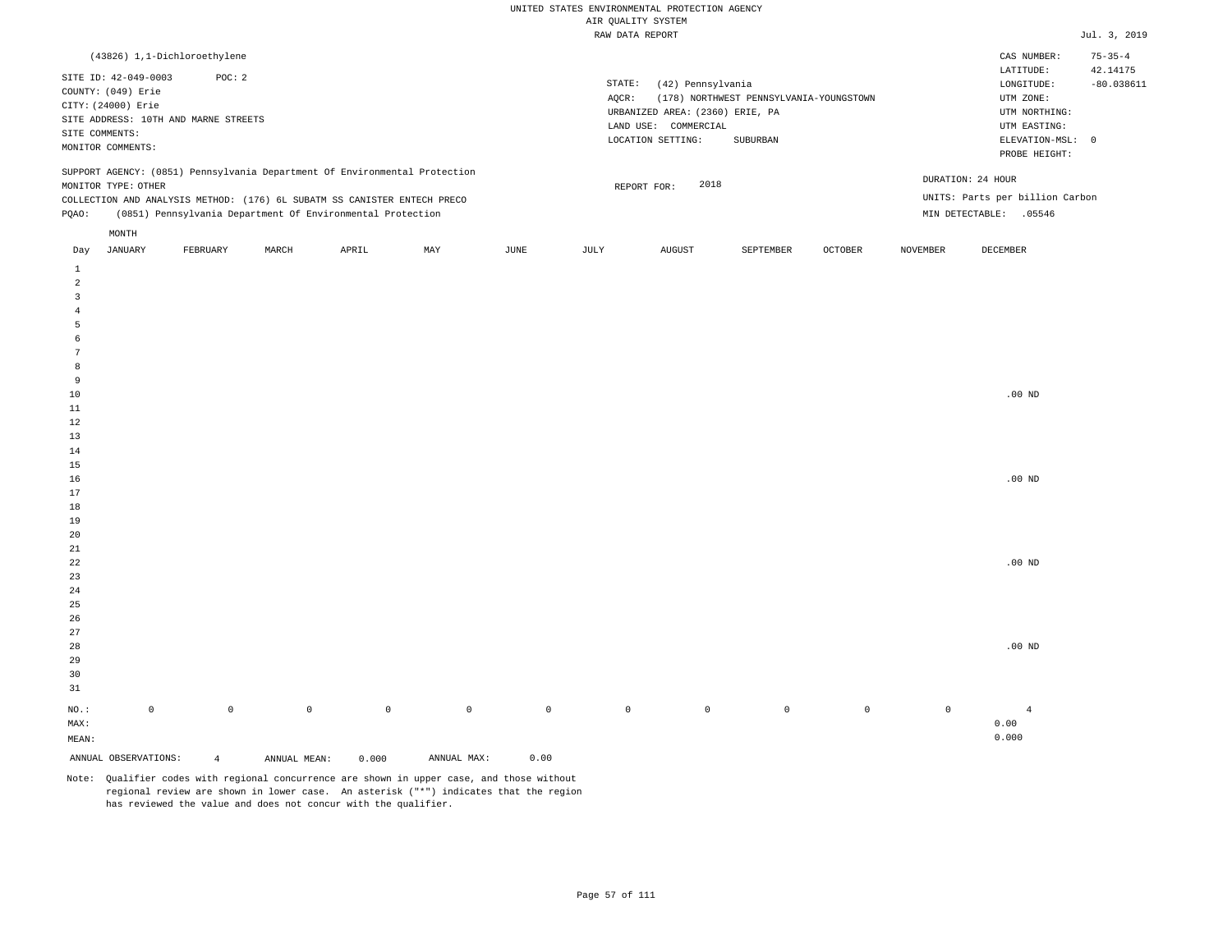UNITED STATES ENVIRONMENTAL PROTECTION AGENCY
AIR QUALITY SYSTEM
RAW DATA REPORT

Jul. 3, 2019

(43826) 1,1-Dichloroethylene

SITE ID: 42-049-0003  POC: 2
COUNTY: (049) Erie
CITY: (24000) Erie
SITE ADDRESS: 10TH AND MARNE STREETS
SITE COMMENTS:
MONITOR COMMENTS:

STATE: (42) Pennsylvania
AQCR: (178) NORTHWEST PENNSYLVANIA-YOUNGSTOWN
URBANIZED AREA: (2360) ERIE, PA
LAND USE: COMMERCIAL
LOCATION SETTING: SUBURBAN

CAS NUMBER: 75-35-4
LATITUDE: 42.14175
LONGITUDE: -80.038611
UTM ZONE:
UTM NORTHING:
UTM EASTING:
ELEVATION-MSL: 0
PROBE HEIGHT:

SUPPORT AGENCY: (0851) Pennsylvania Department Of Environmental Protection
MONITOR TYPE: OTHER
COLLECTION AND ANALYSIS METHOD: (176) 6L SUBATM SS CANISTER ENTECH PRECO
PQAO: (0851) Pennsylvania Department Of Environmental Protection

REPORT FOR: 2018

DURATION: 24 HOUR
UNITS: Parts per billion Carbon
MIN DETECTABLE: .05546

| Day | JANUARY | FEBRUARY | MARCH | APRIL | MAY | JUNE | JULY | AUGUST | SEPTEMBER | OCTOBER | NOVEMBER | DECEMBER |
|---|---|---|---|---|---|---|---|---|---|---|---|---|
| 1 | | | | | | | | | | | | |
| 2 | | | | | | | | | | | | |
| 3 | | | | | | | | | | | | |
| 4 | | | | | | | | | | | | |
| 5 | | | | | | | | | | | | |
| 6 | | | | | | | | | | | | |
| 7 | | | | | | | | | | | | |
| 8 | | | | | | | | | | | | |
| 9 | | | | | | | | | | | | |
| 10 | | | | | | | | | | | | .00 ND |
| 11 | | | | | | | | | | | | |
| 12 | | | | | | | | | | | | |
| 13 | | | | | | | | | | | | |
| 14 | | | | | | | | | | | | |
| 15 | | | | | | | | | | | | |
| 16 | | | | | | | | | | | | .00 ND |
| 17 | | | | | | | | | | | | |
| 18 | | | | | | | | | | | | |
| 19 | | | | | | | | | | | | |
| 20 | | | | | | | | | | | | |
| 21 | | | | | | | | | | | | |
| 22 | | | | | | | | | | | | .00 ND |
| 23 | | | | | | | | | | | | |
| 24 | | | | | | | | | | | | |
| 25 | | | | | | | | | | | | |
| 26 | | | | | | | | | | | | |
| 27 | | | | | | | | | | | | |
| 28 | | | | | | | | | | | | .00 ND |
| 29 | | | | | | | | | | | | |
| 30 | | | | | | | | | | | | |
| 31 | | | | | | | | | | | | |
| NO.: | 0 | 0 | 0 | 0 | 0 | 0 | 0 | 0 | 0 | 0 | 0 | 4 |
| MAX: | | | | | | | | | | | | 0.00 |
| MEAN: | | | | | | | | | | | | 0.000 |

ANNUAL OBSERVATIONS: 4  ANNUAL MEAN: 0.000  ANNUAL MAX: 0.00

Note: Qualifier codes with regional concurrence are shown in upper case, and those without regional review are shown in lower case. An asterisk ("*") indicates that the region has reviewed the value and does not concur with the qualifier.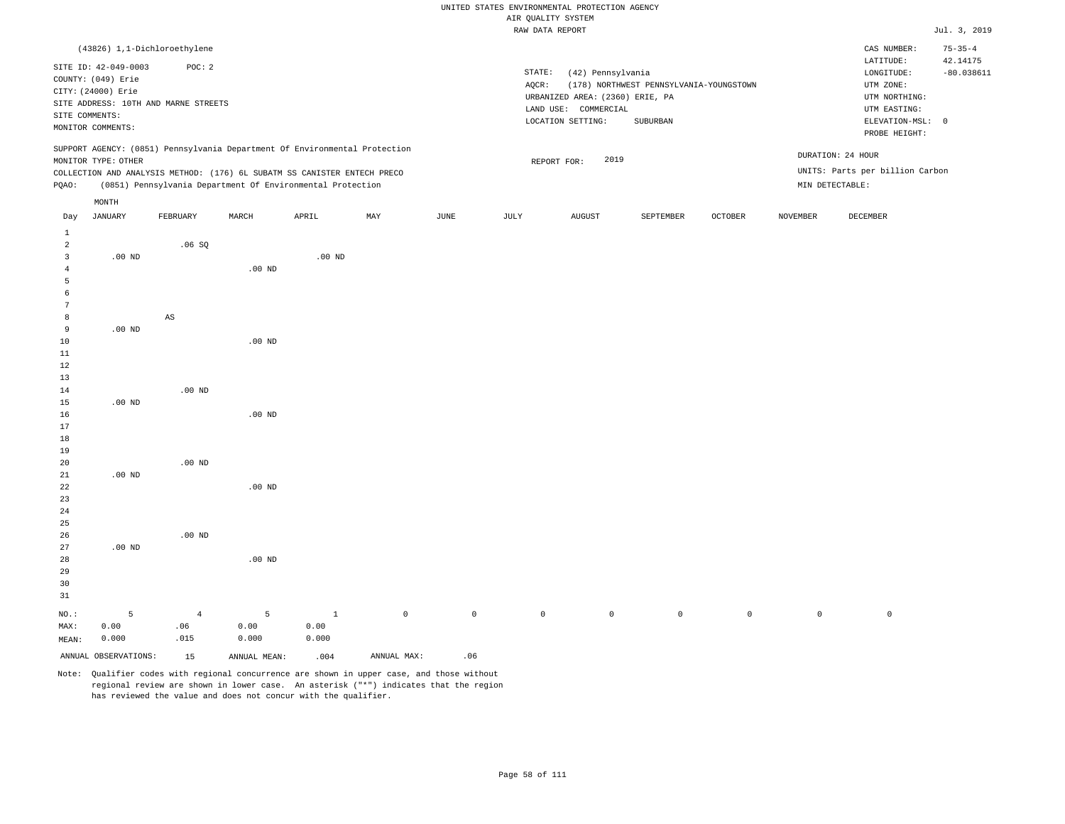UNITED STATES ENVIRONMENTAL PROTECTION AGENCY
AIR QUALITY SYSTEM
RAW DATA REPORT

Jul. 3, 2019

(43826) 1,1-Dichloroethylene

SITE ID: 42-049-0003 POC: 2
COUNTY: (049) Erie
CITY: (24000) Erie
SITE ADDRESS: 10TH AND MARNE STREETS
SITE COMMENTS:
MONITOR COMMENTS:

STATE: (42) Pennsylvania
AQCR: (178) NORTHWEST PENNSYLVANIA-YOUNGSTOWN
URBANIZED AREA: (2360) ERIE, PA
LAND USE: COMMERCIAL
LOCATION SETTING: SUBURBAN

CAS NUMBER: 75-35-4
LATITUDE: 42.14175
LONGITUDE: -80.038611
UTM ZONE:
UTM NORTHING:
UTM EASTING:
ELEVATION-MSL: 0
PROBE HEIGHT:

SUPPORT AGENCY: (0851) Pennsylvania Department Of Environmental Protection
MONITOR TYPE: OTHER
COLLECTION AND ANALYSIS METHOD: (176) 6L SUBATM SS CANISTER ENTECH PRECO
PQAO: (0851) Pennsylvania Department Of Environmental Protection

REPORT FOR: 2019

DURATION: 24 HOUR
UNITS: Parts per billion Carbon
MIN DETECTABLE:

| Day | JANUARY | FEBRUARY | MARCH | APRIL | MAY | JUNE | JULY | AUGUST | SEPTEMBER | OCTOBER | NOVEMBER | DECEMBER |
|---|---|---|---|---|---|---|---|---|---|---|---|---|
| 1 | | | | | | | | | | | | |
| 2 | | .06 SQ | | | | | | | | | | |
| 3 | .00 ND | | | .00 ND | | | | | | | | |
| 4 | | | .00 ND | | | | | | | | | |
| 5 | | | | | | | | | | | | |
| 6 | | | | | | | | | | | | |
| 7 | | | | | | | | | | | | |
| 8 | | AS | | | | | | | | | | |
| 9 | .00 ND | | | | | | | | | | | |
| 10 | | | .00 ND | | | | | | | | | |
| 11 | | | | | | | | | | | | |
| 12 | | | | | | | | | | | | |
| 13 | | | | | | | | | | | | |
| 14 | | .00 ND | | | | | | | | | | |
| 15 | .00 ND | | | | | | | | | | | |
| 16 | | | .00 ND | | | | | | | | | |
| 17 | | | | | | | | | | | | |
| 18 | | | | | | | | | | | | |
| 19 | | | | | | | | | | | | |
| 20 | | .00 ND | | | | | | | | | | |
| 21 | .00 ND | | | | | | | | | | | |
| 22 | | | .00 ND | | | | | | | | | |
| 23 | | | | | | | | | | | | |
| 24 | | | | | | | | | | | | |
| 25 | | | | | | | | | | | | |
| 26 | | .00 ND | | | | | | | | | | |
| 27 | .00 ND | | | | | | | | | | | |
| 28 | | | .00 ND | | | | | | | | | |
| 29 | | | | | | | | | | | | |
| 30 | | | | | | | | | | | | |
| 31 | | | | | | | | | | | | |
| NO.: | 5 | 4 | 5 | 1 | 0 | 0 | 0 | 0 | 0 | 0 | 0 | 0 |
| MAX: | 0.00 | .06 | 0.00 | 0.00 | | | | | | | | |
| MEAN: | 0.000 | .015 | 0.000 | 0.000 | | | | | | | | |

ANNUAL OBSERVATIONS: 15 ANNUAL MEAN: .004 ANNUAL MAX: .06

Note: Qualifier codes with regional concurrence are shown in upper case, and those without regional review are shown in lower case. An asterisk ("*") indicates that the region has reviewed the value and does not concur with the qualifier.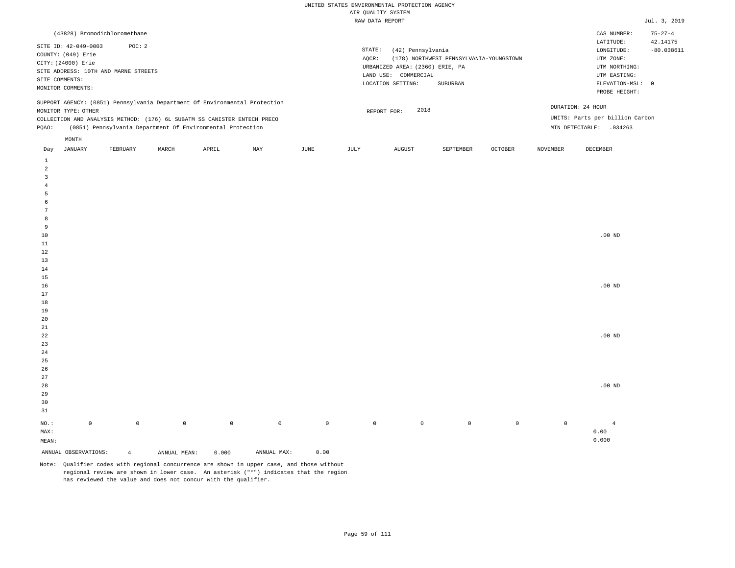UNITED STATES ENVIRONMENTAL PROTECTION AGENCY
AIR QUALITY SYSTEM
RAW DATA REPORT

Jul. 3, 2019

(43828) Bromodichloromethane

SITE ID: 42-049-0003 POC: 2
COUNTY: (049) Erie
CITY: (24000) Erie
SITE ADDRESS: 10TH AND MARNE STREETS
SITE COMMENTS:
MONITOR COMMENTS:

STATE: (42) Pennsylvania
AQCR: (178) NORTHWEST PENNSYLVANIA-YOUNGSTOWN
URBANIZED AREA: (2360) ERIE, PA
LAND USE: COMMERCIAL
LOCATION SETTING: SUBURBAN

CAS NUMBER: 75-27-4
LATITUDE: 42.14175
LONGITUDE: -80.038611
UTM ZONE:
UTM NORTHING:
UTM EASTING:
ELEVATION-MSL: 0
PROBE HEIGHT:

SUPPORT AGENCY: (0851) Pennsylvania Department Of Environmental Protection
MONITOR TYPE: OTHER
COLLECTION AND ANALYSIS METHOD: (176) 6L SUBATM SS CANISTER ENTECH PRECO
PQAO: (0851) Pennsylvania Department Of Environmental Protection

REPORT FOR: 2018

DURATION: 24 HOUR
UNITS: Parts per billion Carbon
MIN DETECTABLE: .034263

| Day | JANUARY | FEBRUARY | MARCH | APRIL | MAY | JUNE | JULY | AUGUST | SEPTEMBER | OCTOBER | NOVEMBER | DECEMBER |
|---|---|---|---|---|---|---|---|---|---|---|---|---|
| 1 | | | | | | | | | | | | |
| 2 | | | | | | | | | | | | |
| 3 | | | | | | | | | | | | |
| 4 | | | | | | | | | | | | |
| 5 | | | | | | | | | | | | |
| 6 | | | | | | | | | | | | |
| 7 | | | | | | | | | | | | |
| 8 | | | | | | | | | | | | |
| 9 | | | | | | | | | | | | |
| 10 | | | | | | | | | | | | .00 ND |
| 11 | | | | | | | | | | | | |
| 12 | | | | | | | | | | | | |
| 13 | | | | | | | | | | | | |
| 14 | | | | | | | | | | | | |
| 15 | | | | | | | | | | | | |
| 16 | | | | | | | | | | | | .00 ND |
| 17 | | | | | | | | | | | | |
| 18 | | | | | | | | | | | | |
| 19 | | | | | | | | | | | | |
| 20 | | | | | | | | | | | | |
| 21 | | | | | | | | | | | | |
| 22 | | | | | | | | | | | | .00 ND |
| 23 | | | | | | | | | | | | |
| 24 | | | | | | | | | | | | |
| 25 | | | | | | | | | | | | |
| 26 | | | | | | | | | | | | |
| 27 | | | | | | | | | | | | |
| 28 | | | | | | | | | | | | .00 ND |
| 29 | | | | | | | | | | | | |
| 30 | | | | | | | | | | | | |
| 31 | | | | | | | | | | | | |
| NO.: | 0 | 0 | 0 | 0 | 0 | 0 | 0 | 0 | 0 | 0 | 0 | 4 |
| MAX: | | | | | | | | | | | | 0.00 |
| MEAN: | | | | | | | | | | | | 0.000 |

ANNUAL OBSERVATIONS: 4 ANNUAL MEAN: 0.000 ANNUAL MAX: 0.00

Note: Qualifier codes with regional concurrence are shown in upper case, and those without regional review are shown in lower case. An asterisk ("*") indicates that the region has reviewed the value and does not concur with the qualifier.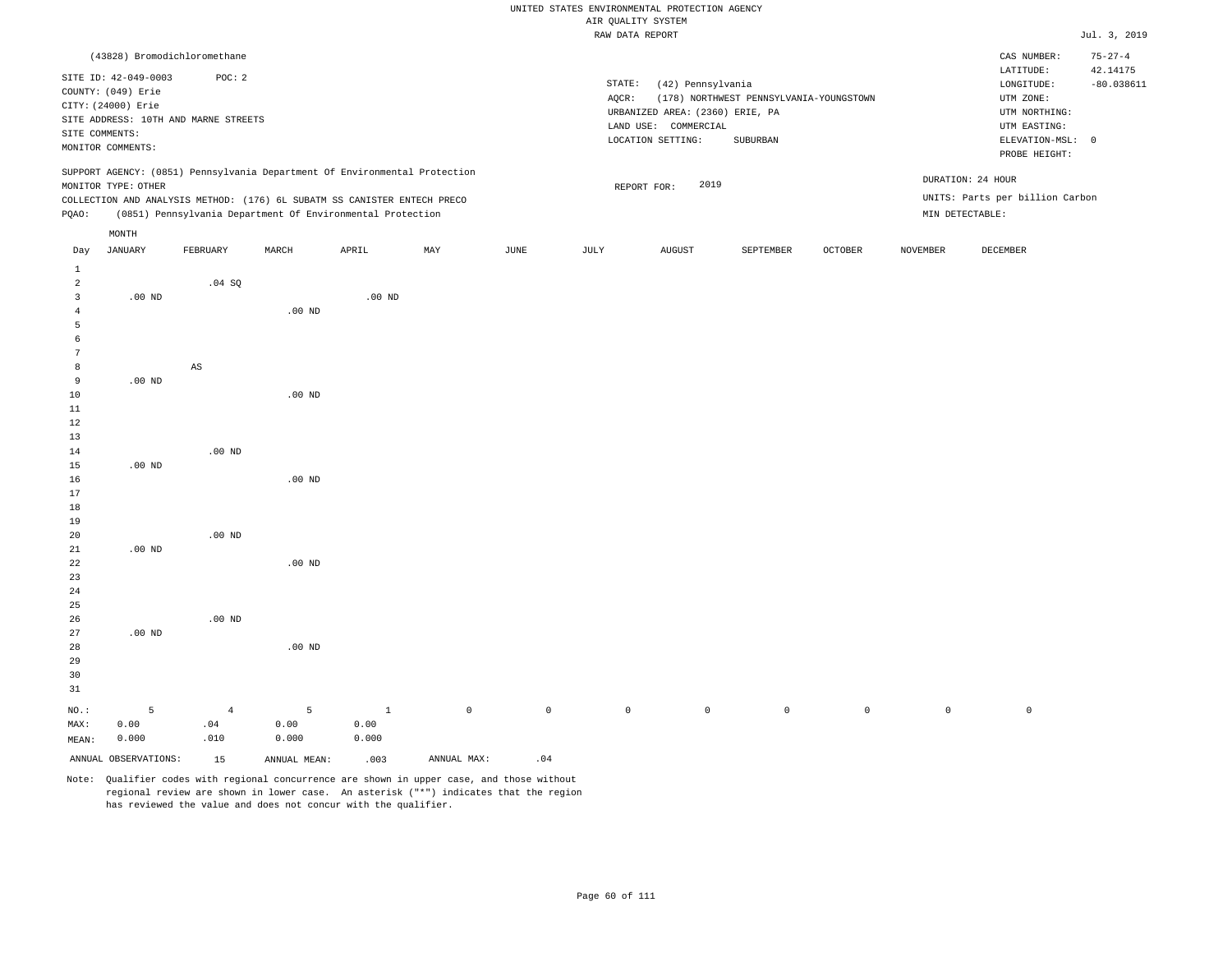UNITED STATES ENVIRONMENTAL PROTECTION AGENCY
AIR QUALITY SYSTEM
RAW DATA REPORT

Jul. 3, 2019

(43828) Bromodichloromethane

SITE ID: 42-049-0003  POC: 2
COUNTY: (049) Erie
CITY: (24000) Erie
SITE ADDRESS: 10TH AND MARNE STREETS
SITE COMMENTS:
MONITOR COMMENTS:

STATE: (42) Pennsylvania
AQCR: (178) NORTHWEST PENNSYLVANIA-YOUNGSTOWN
URBANIZED AREA: (2360) ERIE, PA
LAND USE: COMMERCIAL
LOCATION SETTING: SUBURBAN

CAS NUMBER: 75-27-4
LATITUDE: 42.14175
LONGITUDE: -80.038611
UTM ZONE:
UTM NORTHING:
UTM EASTING:
ELEVATION-MSL: 0
PROBE HEIGHT:

SUPPORT AGENCY: (0851) Pennsylvania Department Of Environmental Protection
MONITOR TYPE: OTHER
COLLECTION AND ANALYSIS METHOD: (176) 6L SUBATM SS CANISTER ENTECH PRECO
PQAO: (0851) Pennsylvania Department Of Environmental Protection

REPORT FOR: 2019

DURATION: 24 HOUR
UNITS: Parts per billion Carbon
MIN DETECTABLE:

| Day | JANUARY | FEBRUARY | MARCH | APRIL | MAY | JUNE | JULY | AUGUST | SEPTEMBER | OCTOBER | NOVEMBER | DECEMBER |
|---|---|---|---|---|---|---|---|---|---|---|---|---|
| 1 | | | | | | | | | | | | |
| 2 | | .04 SQ | | | | | | | | | | |
| 3 | .00 ND | | | .00 ND | | | | | | | | |
| 4 | | | .00 ND | | | | | | | | | |
| 5 | | | | | | | | | | | | |
| 6 | | | | | | | | | | | | |
| 7 | | | | | | | | | | | | |
| 8 | | AS | | | | | | | | | | |
| 9 | .00 ND | | | | | | | | | | | |
| 10 | | | .00 ND | | | | | | | | | |
| 11 | | | | | | | | | | | | |
| 12 | | | | | | | | | | | | |
| 13 | | | | | | | | | | | | |
| 14 | | .00 ND | | | | | | | | | | |
| 15 | .00 ND | | | | | | | | | | | |
| 16 | | | .00 ND | | | | | | | | | |
| 17 | | | | | | | | | | | | |
| 18 | | | | | | | | | | | | |
| 19 | | | | | | | | | | | | |
| 20 | | .00 ND | | | | | | | | | | |
| 21 | .00 ND | | | | | | | | | | | |
| 22 | | | .00 ND | | | | | | | | | |
| 23 | | | | | | | | | | | | |
| 24 | | | | | | | | | | | | |
| 25 | | | | | | | | | | | | |
| 26 | | .00 ND | | | | | | | | | | |
| 27 | .00 ND | | | | | | | | | | | |
| 28 | | | .00 ND | | | | | | | | | |
| 29 | | | | | | | | | | | | |
| 30 | | | | | | | | | | | | |
| 31 | | | | | | | | | | | | |
| NO.: | 5 | 4 | 5 | 1 | 0 | 0 | 0 | 0 | 0 | 0 | 0 | 0 |
| MAX: | 0.00 | .04 | 0.00 | 0.00 | | | | | | | | |
| MEAN: | 0.000 | .010 | 0.000 | 0.000 | | | | | | | | |

ANNUAL OBSERVATIONS: 15  ANNUAL MEAN: .003  ANNUAL MAX: .04

Note: Qualifier codes with regional concurrence are shown in upper case, and those without regional review are shown in lower case. An asterisk ("*") indicates that the region has reviewed the value and does not concur with the qualifier.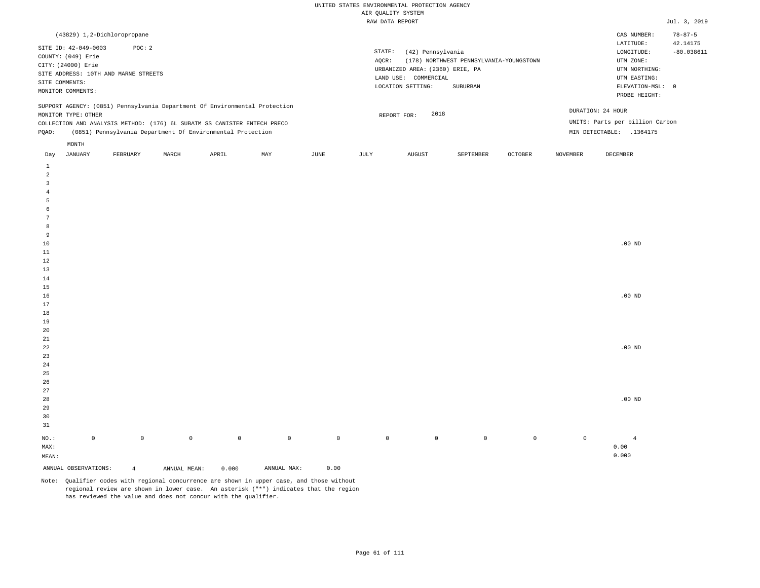UNITED STATES ENVIRONMENTAL PROTECTION AGENCY
AIR QUALITY SYSTEM
RAW DATA REPORT

Jul. 3, 2019

(43829) 1,2-Dichloropropane

SITE ID: 42-049-0003 POC: 2
COUNTY: (049) Erie
CITY: (24000) Erie
SITE ADDRESS: 10TH AND MARNE STREETS
SITE COMMENTS:
MONITOR COMMENTS:

STATE: (42) Pennsylvania
AQCR: (178) NORTHWEST PENNSYLVANIA-YOUNGSTOWN
URBANIZED AREA: (2360) ERIE, PA
LAND USE: COMMERCIAL
LOCATION SETTING: SUBURBAN

CAS NUMBER: 78-87-5
LATITUDE: 42.14175
LONGITUDE: -80.038611
UTM ZONE:
UTM NORTHING:
UTM EASTING:
ELEVATION-MSL: 0
PROBE HEIGHT:

SUPPORT AGENCY: (0851) Pennsylvania Department Of Environmental Protection
MONITOR TYPE: OTHER
COLLECTION AND ANALYSIS METHOD: (176) 6L SUBATM SS CANISTER ENTECH PRECO
PQAO: (0851) Pennsylvania Department Of Environmental Protection

REPORT FOR: 2018

DURATION: 24 HOUR
UNITS: Parts per billion Carbon
MIN DETECTABLE: .1364175

| Day | JANUARY | FEBRUARY | MARCH | APRIL | MAY | JUNE | JULY | AUGUST | SEPTEMBER | OCTOBER | NOVEMBER | DECEMBER |
|---|---|---|---|---|---|---|---|---|---|---|---|---|
| 1 | | | | | | | | | | | | |
| 2 | | | | | | | | | | | | |
| 3 | | | | | | | | | | | | |
| 4 | | | | | | | | | | | | |
| 5 | | | | | | | | | | | | |
| 6 | | | | | | | | | | | | |
| 7 | | | | | | | | | | | | |
| 8 | | | | | | | | | | | | |
| 9 | | | | | | | | | | | | |
| 10 | | | | | | | | | | | | .00 ND |
| 11 | | | | | | | | | | | | |
| 12 | | | | | | | | | | | | |
| 13 | | | | | | | | | | | | |
| 14 | | | | | | | | | | | | |
| 15 | | | | | | | | | | | | |
| 16 | | | | | | | | | | | | .00 ND |
| 17 | | | | | | | | | | | | |
| 18 | | | | | | | | | | | | |
| 19 | | | | | | | | | | | | |
| 20 | | | | | | | | | | | | |
| 21 | | | | | | | | | | | | |
| 22 | | | | | | | | | | | | .00 ND |
| 23 | | | | | | | | | | | | |
| 24 | | | | | | | | | | | | |
| 25 | | | | | | | | | | | | |
| 26 | | | | | | | | | | | | |
| 27 | | | | | | | | | | | | |
| 28 | | | | | | | | | | | | .00 ND |
| 29 | | | | | | | | | | | | |
| 30 | | | | | | | | | | | | |
| 31 | | | | | | | | | | | | |
| NO.: | 0 | 0 | 0 | 0 | 0 | 0 | 0 | 0 | 0 | 0 | 0 | 4 |
| MAX: | | | | | | | | | | | | 0.00 |
| MEAN: | | | | | | | | | | | | 0.000 |

ANNUAL OBSERVATIONS: 4 ANNUAL MEAN: 0.000 ANNUAL MAX: 0.00

Note: Qualifier codes with regional concurrence are shown in upper case, and those without regional review are shown in lower case. An asterisk ("*") indicates that the region has reviewed the value and does not concur with the qualifier.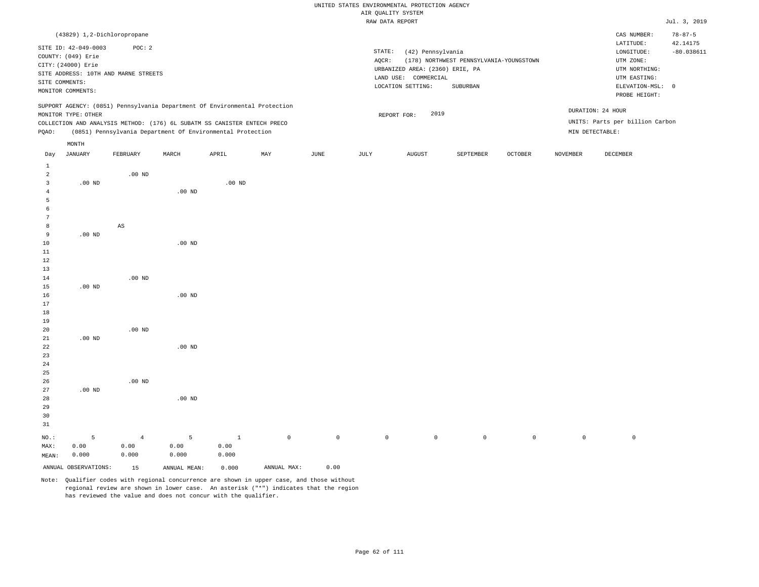UNITED STATES ENVIRONMENTAL PROTECTION AGENCY
AIR QUALITY SYSTEM
RAW DATA REPORT

Jul. 3, 2019

(43829) 1,2-Dichloropropane

SITE ID: 42-049-0003 POC: 2
COUNTY: (049) Erie
CITY: (24000) Erie
SITE ADDRESS: 10TH AND MARNE STREETS
SITE COMMENTS:
MONITOR COMMENTS:

STATE: (42) Pennsylvania
AQCR: (178) NORTHWEST PENNSYLVANIA-YOUNGSTOWN
URBANIZED AREA: (2360) ERIE, PA
LAND USE: COMMERCIAL
LOCATION SETTING: SUBURBAN

CAS NUMBER: 78-87-5
LATITUDE: 42.14175
LONGITUDE: -80.038611
UTM ZONE:
UTM NORTHING:
UTM EASTING:
ELEVATION-MSL: 0
PROBE HEIGHT:

SUPPORT AGENCY: (0851) Pennsylvania Department Of Environmental Protection
MONITOR TYPE: OTHER
COLLECTION AND ANALYSIS METHOD: (176) 6L SUBATM SS CANISTER ENTECH PRECO
PQAO: (0851) Pennsylvania Department Of Environmental Protection

REPORT FOR: 2019

DURATION: 24 HOUR
UNITS: Parts per billion Carbon
MIN DETECTABLE:

| Day | JANUARY | FEBRUARY | MARCH | APRIL | MAY | JUNE | JULY | AUGUST | SEPTEMBER | OCTOBER | NOVEMBER | DECEMBER |
|---|---|---|---|---|---|---|---|---|---|---|---|---|
| 1 | | | | | | | | | | | | |
| 2 | | .00 ND | | | | | | | | | | |
| 3 | .00 ND | | | .00 ND | | | | | | | | |
| 4 | | | .00 ND | | | | | | | | | |
| 5 | | | | | | | | | | | | |
| 6 | | | | | | | | | | | | |
| 7 | | | | | | | | | | | | |
| 8 | | AS | | | | | | | | | | |
| 9 | .00 ND | | | | | | | | | | | |
| 10 | | | .00 ND | | | | | | | | | |
| 11 | | | | | | | | | | | | |
| 12 | | | | | | | | | | | | |
| 13 | | | | | | | | | | | | |
| 14 | | .00 ND | | | | | | | | | | |
| 15 | .00 ND | | | | | | | | | | | |
| 16 | | | .00 ND | | | | | | | | | |
| 17 | | | | | | | | | | | | |
| 18 | | | | | | | | | | | | |
| 19 | | | | | | | | | | | | |
| 20 | | .00 ND | | | | | | | | | | |
| 21 | .00 ND | | | | | | | | | | | |
| 22 | | | .00 ND | | | | | | | | | |
| 23 | | | | | | | | | | | | |
| 24 | | | | | | | | | | | | |
| 25 | | | | | | | | | | | | |
| 26 | | .00 ND | | | | | | | | | | |
| 27 | .00 ND | | | | | | | | | | | |
| 28 | | | .00 ND | | | | | | | | | |
| 29 | | | | | | | | | | | | |
| 30 | | | | | | | | | | | | |
| 31 | | | | | | | | | | | | |
| NO.: | 5 | 4 | 5 | 1 | 0 | 0 | 0 | 0 | 0 | 0 | 0 | 0 |
| MAX: | 0.00 | 0.00 | 0.00 | 0.00 | | | | | | | | |
| MEAN: | 0.000 | 0.000 | 0.000 | 0.000 | | | | | | | | |

ANNUAL OBSERVATIONS: 15 ANNUAL MEAN: 0.000 ANNUAL MAX: 0.00

Note: Qualifier codes with regional concurrence are shown in upper case, and those without regional review are shown in lower case. An asterisk ("*") indicates that the region has reviewed the value and does not concur with the qualifier.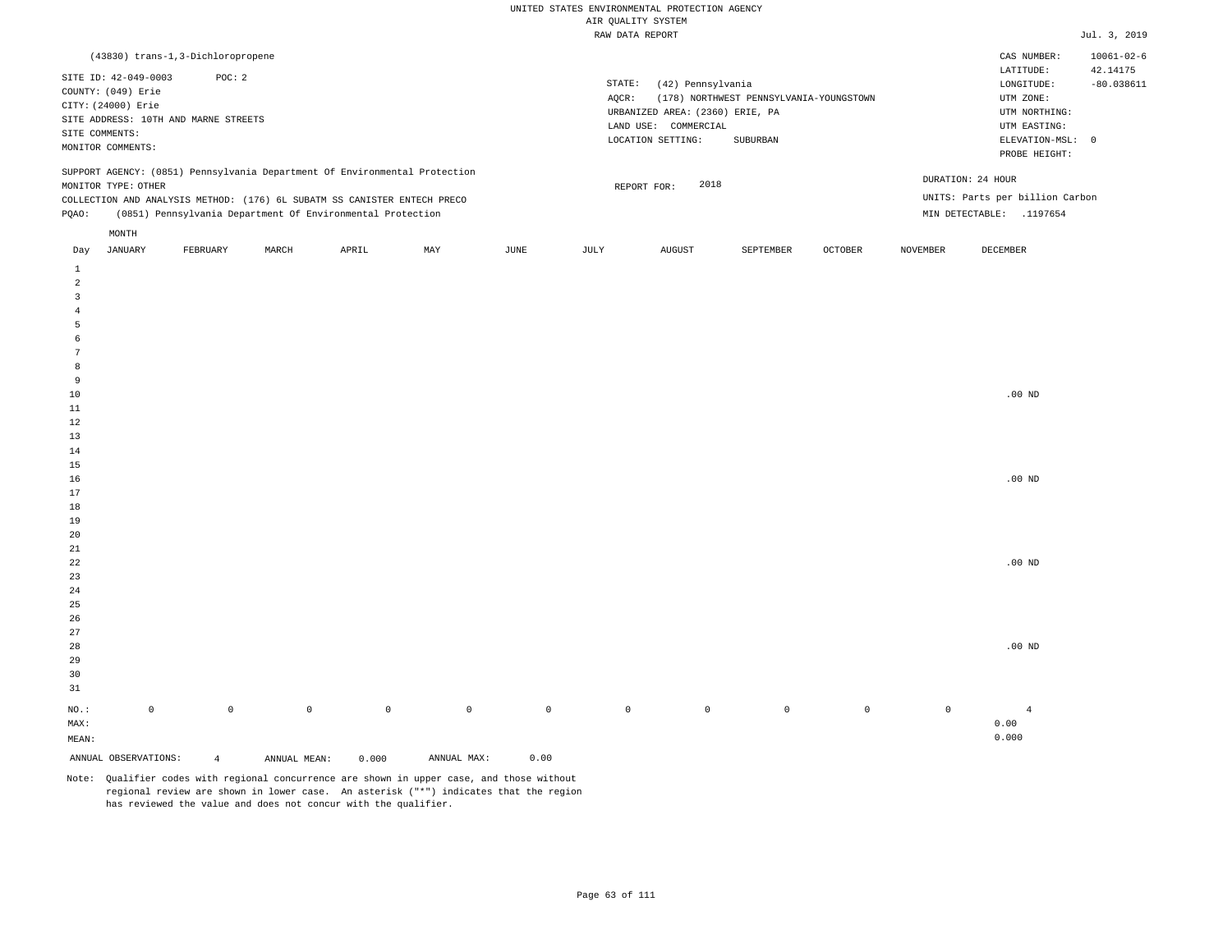UNITED STATES ENVIRONMENTAL PROTECTION AGENCY
AIR QUALITY SYSTEM
RAW DATA REPORT

Jul. 3, 2019

(43830) trans-1,3-Dichloropropene

SITE ID: 42-049-0003 POC: 2
COUNTY: (049) Erie
CITY: (24000) Erie
SITE ADDRESS: 10TH AND MARNE STREETS
SITE COMMENTS:
MONITOR COMMENTS:

STATE: (42) Pennsylvania
AQCR: (178) NORTHWEST PENNSYLVANIA-YOUNGSTOWN
URBANIZED AREA: (2360) ERIE, PA
LAND USE: COMMERCIAL
LOCATION SETTING: SUBURBAN

CAS NUMBER: 10061-02-6
LATITUDE: 42.14175
LONGITUDE: -80.038611
UTM ZONE:
UTM NORTHING:
UTM EASTING:
ELEVATION-MSL: 0
PROBE HEIGHT:

SUPPORT AGENCY: (0851) Pennsylvania Department Of Environmental Protection
MONITOR TYPE: OTHER
COLLECTION AND ANALYSIS METHOD: (176) 6L SUBATM SS CANISTER ENTECH PRECO
PQAO: (0851) Pennsylvania Department Of Environmental Protection

REPORT FOR: 2018

DURATION: 24 HOUR
UNITS: Parts per billion Carbon
MIN DETECTABLE: .1197654

| Day | JANUARY | FEBRUARY | MARCH | APRIL | MAY | JUNE | JULY | AUGUST | SEPTEMBER | OCTOBER | NOVEMBER | DECEMBER |
|---|---|---|---|---|---|---|---|---|---|---|---|---|
| 1 | | | | | | | | | | | | |
| 2 | | | | | | | | | | | | |
| 3 | | | | | | | | | | | | |
| 4 | | | | | | | | | | | | |
| 5 | | | | | | | | | | | | |
| 6 | | | | | | | | | | | | |
| 7 | | | | | | | | | | | | |
| 8 | | | | | | | | | | | | |
| 9 | | | | | | | | | | | | |
| 10 | | | | | | | | | | | | .00 ND |
| 11 | | | | | | | | | | | | |
| 12 | | | | | | | | | | | | |
| 13 | | | | | | | | | | | | |
| 14 | | | | | | | | | | | | |
| 15 | | | | | | | | | | | | |
| 16 | | | | | | | | | | | | .00 ND |
| 17 | | | | | | | | | | | | |
| 18 | | | | | | | | | | | | |
| 19 | | | | | | | | | | | | |
| 20 | | | | | | | | | | | | |
| 21 | | | | | | | | | | | | |
| 22 | | | | | | | | | | | | .00 ND |
| 23 | | | | | | | | | | | | |
| 24 | | | | | | | | | | | | |
| 25 | | | | | | | | | | | | |
| 26 | | | | | | | | | | | | |
| 27 | | | | | | | | | | | | |
| 28 | | | | | | | | | | | | .00 ND |
| 29 | | | | | | | | | | | | |
| 30 | | | | | | | | | | | | |
| 31 | | | | | | | | | | | | |
| NO.: | 0 | 0 | 0 | 0 | 0 | 0 | 0 | 0 | 0 | 0 | 0 | 4 |
| MAX: | | | | | | | | | | | | 0.00 |
| MEAN: | | | | | | | | | | | | 0.000 |

ANNUAL OBSERVATIONS: 4 ANNUAL MEAN: 0.000 ANNUAL MAX: 0.00

Note: Qualifier codes with regional concurrence are shown in upper case, and those without regional review are shown in lower case. An asterisk ("*") indicates that the region has reviewed the value and does not concur with the qualifier.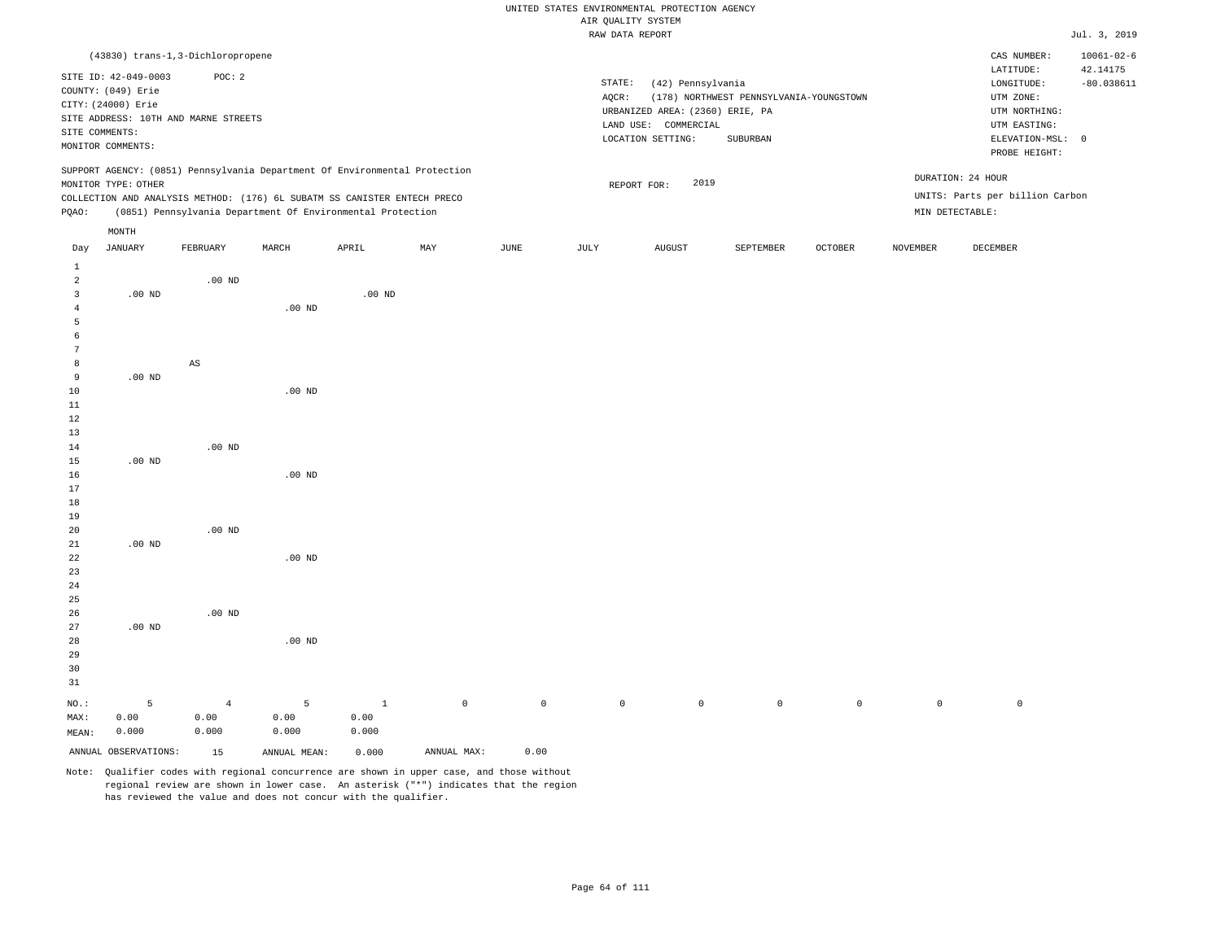UNITED STATES ENVIRONMENTAL PROTECTION AGENCY
AIR QUALITY SYSTEM
RAW DATA REPORT

Jul. 3, 2019

(43830) trans-1,3-Dichloropropene

SITE ID: 42-049-0003    POC: 2
COUNTY: (049) Erie
CITY: (24000) Erie
SITE ADDRESS: 10TH AND MARNE STREETS
SITE COMMENTS:
MONITOR COMMENTS:

STATE: (42) Pennsylvania
AQCR: (178) NORTHWEST PENNSYLVANIA-YOUNGSTOWN
URBANIZED AREA: (2360) ERIE, PA
LAND USE: COMMERCIAL
LOCATION SETTING: SUBURBAN

CAS NUMBER: 10061-02-6
LATITUDE: 42.14175
LONGITUDE: -80.038611
UTM ZONE:
UTM NORTHING:
UTM EASTING:
ELEVATION-MSL: 0
PROBE HEIGHT:

SUPPORT AGENCY: (0851) Pennsylvania Department Of Environmental Protection
MONITOR TYPE: OTHER
COLLECTION AND ANALYSIS METHOD: (176) 6L SUBATM SS CANISTER ENTECH PRECO
PQAO: (0851) Pennsylvania Department Of Environmental Protection

REPORT FOR: 2019

DURATION: 24 HOUR
UNITS: Parts per billion Carbon
MIN DETECTABLE:

| Day | JANUARY | FEBRUARY | MARCH | APRIL | MAY | JUNE | JULY | AUGUST | SEPTEMBER | OCTOBER | NOVEMBER | DECEMBER |
|---|---|---|---|---|---|---|---|---|---|---|---|---|
| 1 | | | | | | | | | | | | |
| 2 | | .00 ND | | | | | | | | | | |
| 3 | .00 ND | | | .00 ND | | | | | | | | |
| 4 | | | .00 ND | | | | | | | | | |
| 5 | | | | | | | | | | | | |
| 6 | | | | | | | | | | | | |
| 7 | | | | | | | | | | | | |
| 8 | | AS | | | | | | | | | | |
| 9 | .00 ND | | | | | | | | | | | |
| 10 | | | .00 ND | | | | | | | | | |
| 11 | | | | | | | | | | | | |
| 12 | | | | | | | | | | | | |
| 13 | | | | | | | | | | | | |
| 14 | | .00 ND | | | | | | | | | | |
| 15 | .00 ND | | | | | | | | | | | |
| 16 | | | .00 ND | | | | | | | | | |
| 17 | | | | | | | | | | | | |
| 18 | | | | | | | | | | | | |
| 19 | | | | | | | | | | | | |
| 20 | | .00 ND | | | | | | | | | | |
| 21 | .00 ND | | | | | | | | | | | |
| 22 | | | .00 ND | | | | | | | | | |
| 23 | | | | | | | | | | | | |
| 24 | | | | | | | | | | | | |
| 25 | | | | | | | | | | | | |
| 26 | | .00 ND | | | | | | | | | | |
| 27 | .00 ND | | | | | | | | | | | |
| 28 | | | .00 ND | | | | | | | | | |
| 29 | | | | | | | | | | | | |
| 30 | | | | | | | | | | | | |
| 31 | | | | | | | | | | | | |
| NO.: | 5 | 4 | 5 | 1 | 0 | 0 | 0 | 0 | 0 | 0 | 0 | 0 |
| MAX: | 0.00 | 0.00 | 0.00 | 0.00 | | | | | | | | |
| MEAN: | 0.000 | 0.000 | 0.000 | 0.000 | | | | | | | | |

ANNUAL OBSERVATIONS: 15    ANNUAL MEAN: 0.000    ANNUAL MAX: 0.00

Note: Qualifier codes with regional concurrence are shown in upper case, and those without regional review are shown in lower case. An asterisk ("*") indicates that the region has reviewed the value and does not concur with the qualifier.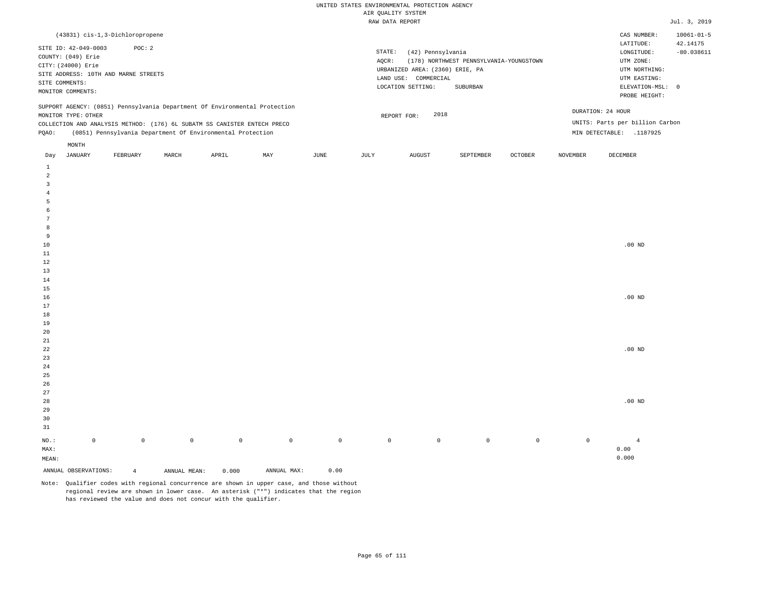UNITED STATES ENVIRONMENTAL PROTECTION AGENCY
AIR QUALITY SYSTEM
RAW DATA REPORT

Jul. 3, 2019

(43831) cis-1,3-Dichloropropene

SITE ID: 42-049-0003 POC: 2
COUNTY: (049) Erie
CITY: (24000) Erie
SITE ADDRESS: 10TH AND MARNE STREETS
SITE COMMENTS:
MONITOR COMMENTS:

STATE: (42) Pennsylvania
AQCR: (178) NORTHWEST PENNSYLVANIA-YOUNGSTOWN
URBANIZED AREA: (2360) ERIE, PA
LAND USE: COMMERCIAL
LOCATION SETTING: SUBURBAN

CAS NUMBER: 10061-01-5
LATITUDE: 42.14175
LONGITUDE: -80.038611
UTM ZONE:
UTM NORTHING:
UTM EASTING:
ELEVATION-MSL: 0
PROBE HEIGHT:

SUPPORT AGENCY: (0851) Pennsylvania Department Of Environmental Protection
MONITOR TYPE: OTHER
COLLECTION AND ANALYSIS METHOD: (176) 6L SUBATM SS CANISTER ENTECH PRECO
PQAO: (0851) Pennsylvania Department Of Environmental Protection

REPORT FOR: 2018

DURATION: 24 HOUR
UNITS: Parts per billion Carbon
MIN DETECTABLE: .1187925

| Day | JANUARY | FEBRUARY | MARCH | APRIL | MAY | JUNE | JULY | AUGUST | SEPTEMBER | OCTOBER | NOVEMBER | DECEMBER |
|---|---|---|---|---|---|---|---|---|---|---|---|---|
| 1 | | | | | | | | | | | | |
| 2 | | | | | | | | | | | | |
| 3 | | | | | | | | | | | | |
| 4 | | | | | | | | | | | | |
| 5 | | | | | | | | | | | | |
| 6 | | | | | | | | | | | | |
| 7 | | | | | | | | | | | | |
| 8 | | | | | | | | | | | | |
| 9 | | | | | | | | | | | | |
| 10 | | | | | | | | | | | | .00 ND |
| 11 | | | | | | | | | | | | |
| 12 | | | | | | | | | | | | |
| 13 | | | | | | | | | | | | |
| 14 | | | | | | | | | | | | |
| 15 | | | | | | | | | | | | |
| 16 | | | | | | | | | | | | .00 ND |
| 17 | | | | | | | | | | | | |
| 18 | | | | | | | | | | | | |
| 19 | | | | | | | | | | | | |
| 20 | | | | | | | | | | | | |
| 21 | | | | | | | | | | | | |
| 22 | | | | | | | | | | | | .00 ND |
| 23 | | | | | | | | | | | | |
| 24 | | | | | | | | | | | | |
| 25 | | | | | | | | | | | | |
| 26 | | | | | | | | | | | | |
| 27 | | | | | | | | | | | | |
| 28 | | | | | | | | | | | | .00 ND |
| 29 | | | | | | | | | | | | |
| 30 | | | | | | | | | | | | |
| 31 | | | | | | | | | | | | |
| NO.: | 0 | 0 | 0 | 0 | 0 | 0 | 0 | 0 | 0 | 0 | 0 | 4 |
| MAX: | | | | | | | | | | | | 0.00 |
| MEAN: | | | | | | | | | | | | 0.000 |

ANNUAL OBSERVATIONS: 4 ANNUAL MEAN: 0.000 ANNUAL MAX: 0.00

Note: Qualifier codes with regional concurrence are shown in upper case, and those without regional review are shown in lower case. An asterisk ("*") indicates that the region has reviewed the value and does not concur with the qualifier.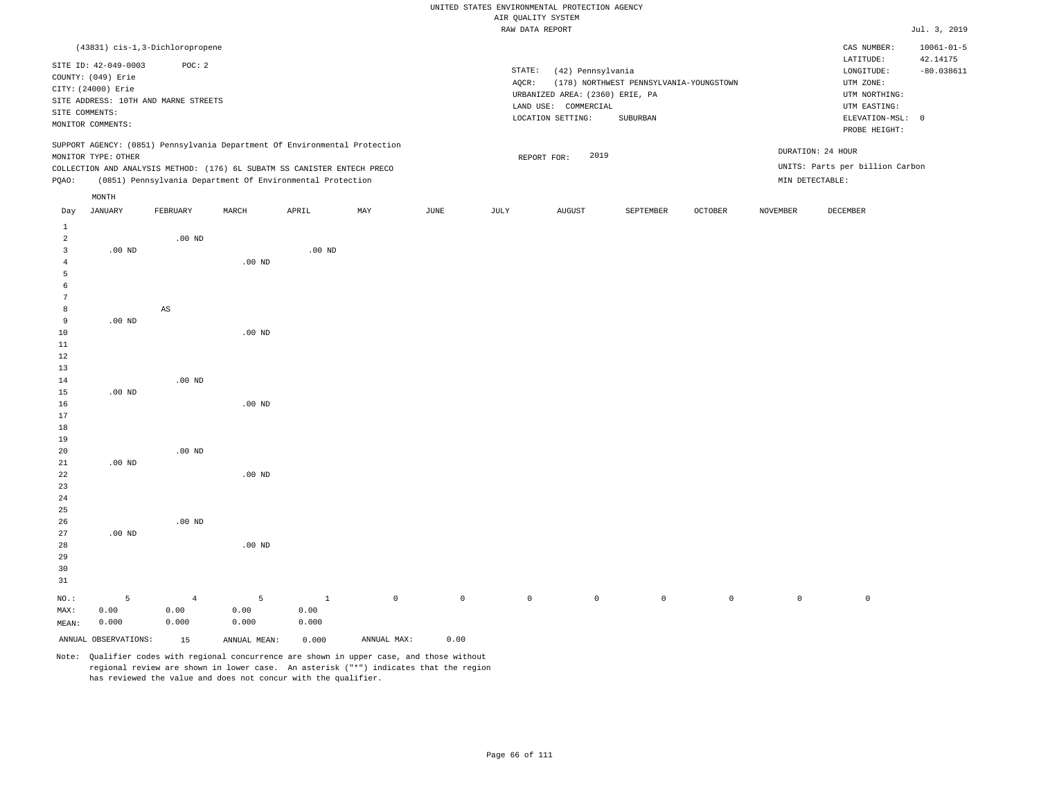UNITED STATES ENVIRONMENTAL PROTECTION AGENCY
AIR QUALITY SYSTEM
RAW DATA REPORT

Jul. 3, 2019

(43831) cis-1,3-Dichloropropene

SITE ID: 42-049-0003 POC: 2
COUNTY: (049) Erie
CITY: (24000) Erie
SITE ADDRESS: 10TH AND MARNE STREETS
SITE COMMENTS:
MONITOR COMMENTS:

STATE: (42) Pennsylvania
AQCR: (178) NORTHWEST PENNSYLVANIA-YOUNGSTOWN
URBANIZED AREA: (2360) ERIE, PA
LAND USE: COMMERCIAL
LOCATION SETTING: SUBURBAN

CAS NUMBER: 10061-01-5
LATITUDE: 42.14175
LONGITUDE: -80.038611
UTM ZONE:
UTM NORTHING:
UTM EASTING:
ELEVATION-MSL: 0
PROBE HEIGHT:

SUPPORT AGENCY: (0851) Pennsylvania Department Of Environmental Protection
MONITOR TYPE: OTHER
COLLECTION AND ANALYSIS METHOD: (176) 6L SUBATM SS CANISTER ENTECH PRECO
PQAO: (0851) Pennsylvania Department Of Environmental Protection

REPORT FOR: 2019

DURATION: 24 HOUR
UNITS: Parts per billion Carbon
MIN DETECTABLE:

| Day | JANUARY | FEBRUARY | MARCH | APRIL | MAY | JUNE | JULY | AUGUST | SEPTEMBER | OCTOBER | NOVEMBER | DECEMBER |
|---|---|---|---|---|---|---|---|---|---|---|---|---|
| 1 | | | | | | | | | | | | |
| 2 | | .00 ND | | | | | | | | | | |
| 3 | .00 ND | | | .00 ND | | | | | | | | |
| 4 | | | .00 ND | | | | | | | | | |
| 5 | | | | | | | | | | | | |
| 6 | | | | | | | | | | | | |
| 7 | | | | | | | | | | | | |
| 8 | | AS | | | | | | | | | | |
| 9 | .00 ND | | | | | | | | | | | |
| 10 | | | .00 ND | | | | | | | | | |
| 11 | | | | | | | | | | | | |
| 12 | | | | | | | | | | | | |
| 13 | | | | | | | | | | | | |
| 14 | | .00 ND | | | | | | | | | | |
| 15 | .00 ND | | | | | | | | | | | |
| 16 | | | .00 ND | | | | | | | | | |
| 17 | | | | | | | | | | | | |
| 18 | | | | | | | | | | | | |
| 19 | | | | | | | | | | | | |
| 20 | | .00 ND | | | | | | | | | | |
| 21 | .00 ND | | | | | | | | | | | |
| 22 | | | .00 ND | | | | | | | | | |
| 23 | | | | | | | | | | | | |
| 24 | | | | | | | | | | | | |
| 25 | | | | | | | | | | | | |
| 26 | | .00 ND | | | | | | | | | | |
| 27 | .00 ND | | | | | | | | | | | |
| 28 | | | .00 ND | | | | | | | | | |
| 29 | | | | | | | | | | | | |
| 30 | | | | | | | | | | | | |
| 31 | | | | | | | | | | | | |
| NO.: | 5 | 4 | 5 | 1 | 0 | 0 | 0 | 0 | 0 | 0 | 0 | 0 |
| MAX: | 0.00 | 0.00 | 0.00 | 0.00 | | | | | | | | |
| MEAN: | 0.000 | 0.000 | 0.000 | 0.000 | | | | | | | | |

ANNUAL OBSERVATIONS: 15 ANNUAL MEAN: 0.000 ANNUAL MAX: 0.00

Note: Qualifier codes with regional concurrence are shown in upper case, and those without regional review are shown in lower case. An asterisk ("*") indicates that the region has reviewed the value and does not concur with the qualifier.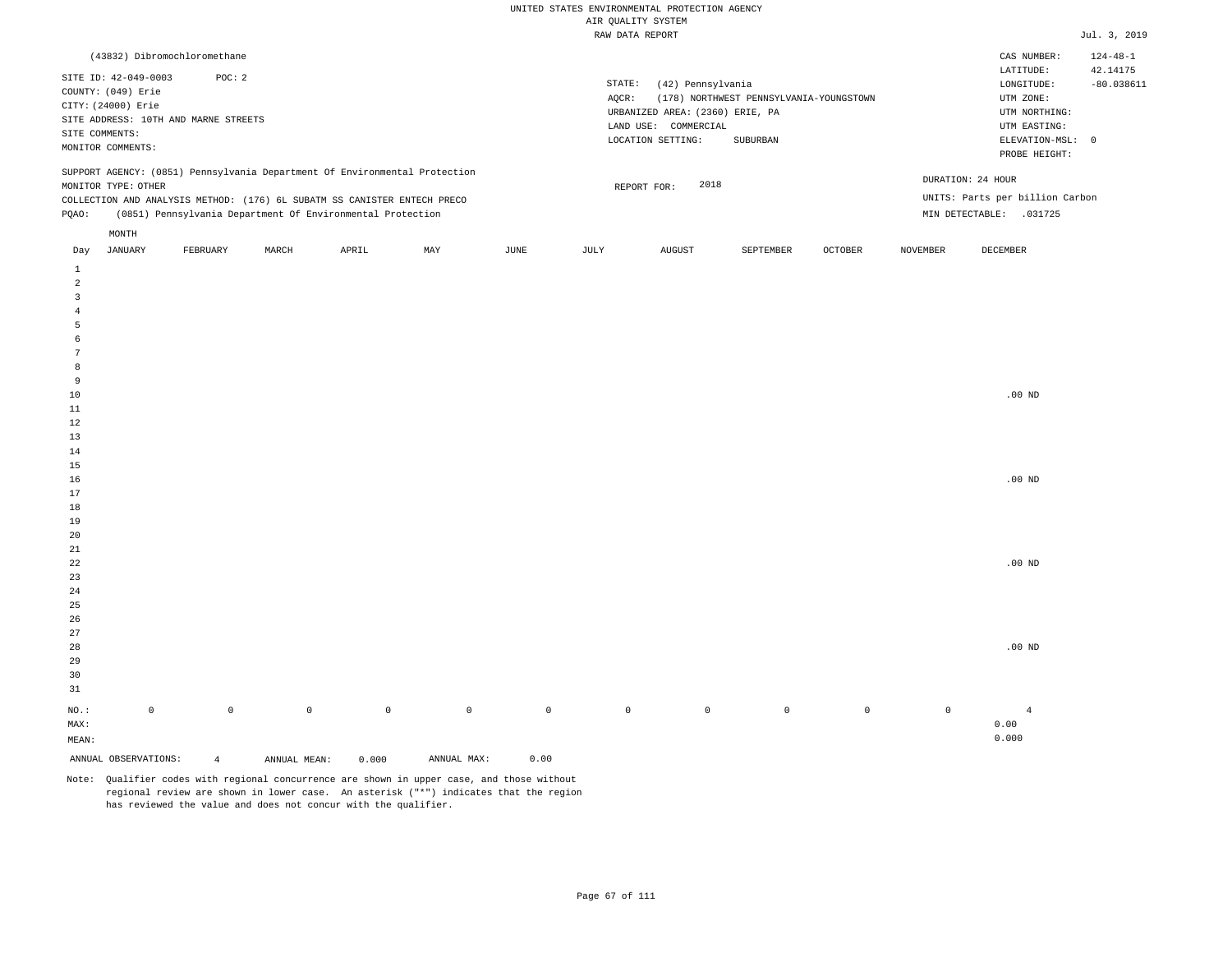UNITED STATES ENVIRONMENTAL PROTECTION AGENCY
AIR QUALITY SYSTEM
RAW DATA REPORT

Jul. 3, 2019

(43832) Dibromochloromethane

SITE ID: 42-049-0003  POC: 2
COUNTY: (049) Erie
CITY: (24000) Erie
SITE ADDRESS: 10TH AND MARNE STREETS
SITE COMMENTS:
MONITOR COMMENTS:

STATE: (42) Pennsylvania
AQCR: (178) NORTHWEST PENNSYLVANIA-YOUNGSTOWN
URBANIZED AREA: (2360) ERIE, PA
LAND USE: COMMERCIAL
LOCATION SETTING: SUBURBAN

CAS NUMBER: 124-48-1
LATITUDE: 42.14175
LONGITUDE: -80.038611
UTM ZONE:
UTM NORTHING:
UTM EASTING:
ELEVATION-MSL: 0
PROBE HEIGHT:

SUPPORT AGENCY: (0851) Pennsylvania Department Of Environmental Protection
MONITOR TYPE: OTHER
COLLECTION AND ANALYSIS METHOD: (176) 6L SUBATM SS CANISTER ENTECH PRECO
PQAO: (0851) Pennsylvania Department Of Environmental Protection

REPORT FOR: 2018

DURATION: 24 HOUR
UNITS: Parts per billion Carbon
MIN DETECTABLE: .031725

| Day | JANUARY | FEBRUARY | MARCH | APRIL | MAY | JUNE | JULY | AUGUST | SEPTEMBER | OCTOBER | NOVEMBER | DECEMBER |
|---|---|---|---|---|---|---|---|---|---|---|---|---|
| 1 | | | | | | | | | | | | |
| 2 | | | | | | | | | | | | |
| 3 | | | | | | | | | | | | |
| 4 | | | | | | | | | | | | |
| 5 | | | | | | | | | | | | |
| 6 | | | | | | | | | | | | |
| 7 | | | | | | | | | | | | |
| 8 | | | | | | | | | | | | |
| 9 | | | | | | | | | | | | |
| 10 | | | | | | | | | | | | .00 ND |
| 11 | | | | | | | | | | | | |
| 12 | | | | | | | | | | | | |
| 13 | | | | | | | | | | | | |
| 14 | | | | | | | | | | | | |
| 15 | | | | | | | | | | | | |
| 16 | | | | | | | | | | | | .00 ND |
| 17 | | | | | | | | | | | | |
| 18 | | | | | | | | | | | | |
| 19 | | | | | | | | | | | | |
| 20 | | | | | | | | | | | | |
| 21 | | | | | | | | | | | | |
| 22 | | | | | | | | | | | | .00 ND |
| 23 | | | | | | | | | | | | |
| 24 | | | | | | | | | | | | |
| 25 | | | | | | | | | | | | |
| 26 | | | | | | | | | | | | |
| 27 | | | | | | | | | | | | |
| 28 | | | | | | | | | | | | .00 ND |
| 29 | | | | | | | | | | | | |
| 30 | | | | | | | | | | | | |
| 31 | | | | | | | | | | | | |
| NO.: | 0 | 0 | 0 | 0 | 0 | 0 | 0 | 0 | 0 | 0 | 0 | 4 |
| MAX: | | | | | | | | | | | | 0.00 |
| MEAN: | | | | | | | | | | | | 0.000 |

ANNUAL OBSERVATIONS: 4  ANNUAL MEAN: 0.000  ANNUAL MAX: 0.00

Note: Qualifier codes with regional concurrence are shown in upper case, and those without regional review are shown in lower case. An asterisk ("*") indicates that the region has reviewed the value and does not concur with the qualifier.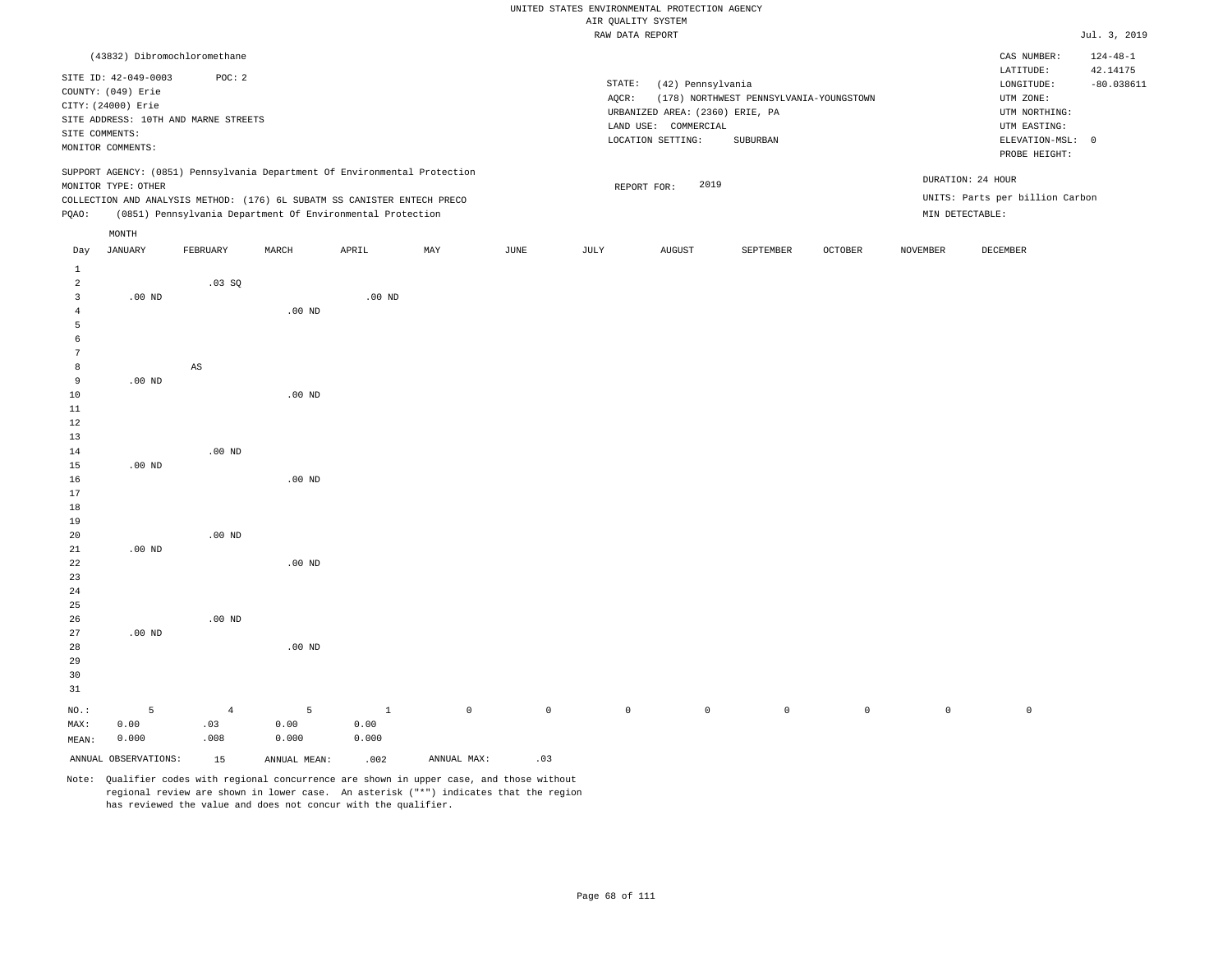UNITED STATES ENVIRONMENTAL PROTECTION AGENCY
AIR QUALITY SYSTEM
RAW DATA REPORT

Jul. 3, 2019

(43832) Dibromochloromethane

SITE ID: 42-049-0003 POC: 2
COUNTY: (049) Erie
CITY: (24000) Erie
SITE ADDRESS: 10TH AND MARNE STREETS
SITE COMMENTS:
MONITOR COMMENTS:

STATE: (42) Pennsylvania
AQCR: (178) NORTHWEST PENNSYLVANIA-YOUNGSTOWN
URBANIZED AREA: (2360) ERIE, PA
LAND USE: COMMERCIAL
LOCATION SETTING: SUBURBAN

CAS NUMBER: 124-48-1
LATITUDE: 42.14175
LONGITUDE: -80.038611
UTM ZONE:
UTM NORTHING:
UTM EASTING:
ELEVATION-MSL: 0
PROBE HEIGHT:

SUPPORT AGENCY: (0851) Pennsylvania Department Of Environmental Protection
MONITOR TYPE: OTHER
COLLECTION AND ANALYSIS METHOD: (176) 6L SUBATM SS CANISTER ENTECH PRECO
PQAO: (0851) Pennsylvania Department Of Environmental Protection

REPORT FOR: 2019

DURATION: 24 HOUR
UNITS: Parts per billion Carbon
MIN DETECTABLE:

| Day | JANUARY | FEBRUARY | MARCH | APRIL | MAY | JUNE | JULY | AUGUST | SEPTEMBER | OCTOBER | NOVEMBER | DECEMBER |
|---|---|---|---|---|---|---|---|---|---|---|---|---|
| 1 | | | | | | | | | | | | |
| 2 | | .03 SQ | | | | | | | | | | |
| 3 | .00 ND | | | .00 ND | | | | | | | | |
| 4 | | | .00 ND | | | | | | | | | |
| 5 | | | | | | | | | | | | |
| 6 | | | | | | | | | | | | |
| 7 | | | | | | | | | | | | |
| 8 | | AS | | | | | | | | | | |
| 9 | .00 ND | | | | | | | | | | | |
| 10 | | | .00 ND | | | | | | | | | |
| 11 | | | | | | | | | | | | |
| 12 | | | | | | | | | | | | |
| 13 | | | | | | | | | | | | |
| 14 | | .00 ND | | | | | | | | | | |
| 15 | .00 ND | | | | | | | | | | | |
| 16 | | | .00 ND | | | | | | | | | |
| 17 | | | | | | | | | | | | |
| 18 | | | | | | | | | | | | |
| 19 | | | | | | | | | | | | |
| 20 | | .00 ND | | | | | | | | | | |
| 21 | .00 ND | | | | | | | | | | | |
| 22 | | | .00 ND | | | | | | | | | |
| 23 | | | | | | | | | | | | |
| 24 | | | | | | | | | | | | |
| 25 | | | | | | | | | | | | |
| 26 | | .00 ND | | | | | | | | | | |
| 27 | .00 ND | | | | | | | | | | | |
| 28 | | | .00 ND | | | | | | | | | |
| 29 | | | | | | | | | | | | |
| 30 | | | | | | | | | | | | |
| 31 | | | | | | | | | | | | |
| NO.: | 5 | 4 | 5 | 1 | 0 | 0 | 0 | 0 | 0 | 0 | 0 | 0 |
| MAX: | 0.00 | .03 | 0.00 | 0.00 | | | | | | | | |
| MEAN: | 0.000 | .008 | 0.000 | 0.000 | | | | | | | | |

ANNUAL OBSERVATIONS: 15 ANNUAL MEAN: .002 ANNUAL MAX: .03

Note: Qualifier codes with regional concurrence are shown in upper case, and those without regional review are shown in lower case. An asterisk ("*") indicates that the region has reviewed the value and does not concur with the qualifier.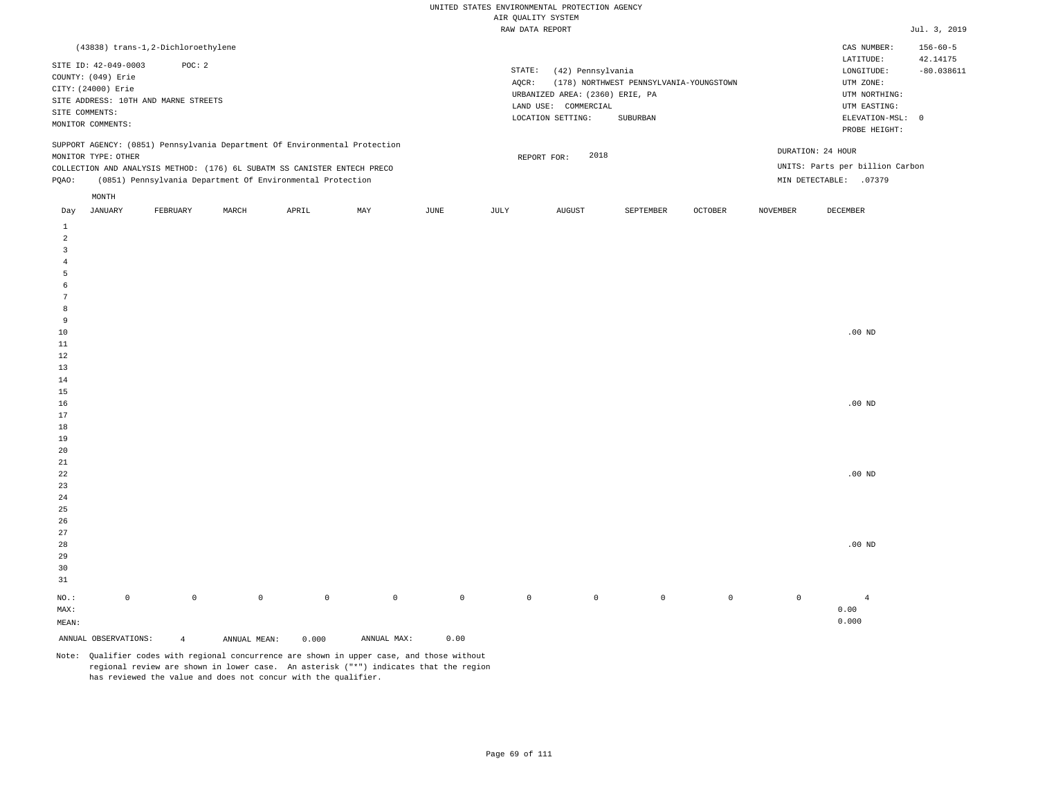UNITED STATES ENVIRONMENTAL PROTECTION AGENCY
AIR QUALITY SYSTEM
RAW DATA REPORT

Jul. 3, 2019

(43838) trans-1,2-Dichloroethylene

SITE ID: 42-049-0003 POC: 2
COUNTY: (049) Erie
CITY: (24000) Erie
SITE ADDRESS: 10TH AND MARNE STREETS
SITE COMMENTS:
MONITOR COMMENTS:

STATE: (42) Pennsylvania
AQCR: (178) NORTHWEST PENNSYLVANIA-YOUNGSTOWN
URBANIZED AREA: (2360) ERIE, PA
LAND USE: COMMERCIAL
LOCATION SETTING: SUBURBAN

CAS NUMBER: 156-60-5
LATITUDE: 42.14175
LONGITUDE: -80.038611
UTM ZONE:
UTM NORTHING:
UTM EASTING:
ELEVATION-MSL: 0
PROBE HEIGHT:

SUPPORT AGENCY: (0851) Pennsylvania Department Of Environmental Protection
MONITOR TYPE: OTHER
COLLECTION AND ANALYSIS METHOD: (176) 6L SUBATM SS CANISTER ENTECH PRECO
PQAO: (0851) Pennsylvania Department Of Environmental Protection

REPORT FOR: 2018

DURATION: 24 HOUR
UNITS: Parts per billion Carbon
MIN DETECTABLE: .07379

| Day | JANUARY | FEBRUARY | MARCH | APRIL | MAY | JUNE | JULY | AUGUST | SEPTEMBER | OCTOBER | NOVEMBER | DECEMBER |
|---|---|---|---|---|---|---|---|---|---|---|---|---|
| 1 | | | | | | | | | | | | |
| 2 | | | | | | | | | | | | |
| 3 | | | | | | | | | | | | |
| 4 | | | | | | | | | | | | |
| 5 | | | | | | | | | | | | |
| 6 | | | | | | | | | | | | |
| 7 | | | | | | | | | | | | |
| 8 | | | | | | | | | | | | |
| 9 | | | | | | | | | | | | |
| 10 | | | | | | | | | | | | .00 ND |
| 11 | | | | | | | | | | | | |
| 12 | | | | | | | | | | | | |
| 13 | | | | | | | | | | | | |
| 14 | | | | | | | | | | | | |
| 15 | | | | | | | | | | | | |
| 16 | | | | | | | | | | | | .00 ND |
| 17 | | | | | | | | | | | | |
| 18 | | | | | | | | | | | | |
| 19 | | | | | | | | | | | | |
| 20 | | | | | | | | | | | | |
| 21 | | | | | | | | | | | | |
| 22 | | | | | | | | | | | | .00 ND |
| 23 | | | | | | | | | | | | |
| 24 | | | | | | | | | | | | |
| 25 | | | | | | | | | | | | |
| 26 | | | | | | | | | | | | |
| 27 | | | | | | | | | | | | |
| 28 | | | | | | | | | | | | .00 ND |
| 29 | | | | | | | | | | | | |
| 30 | | | | | | | | | | | | |
| 31 | | | | | | | | | | | | |
| NO.: | 0 | 0 | 0 | 0 | 0 | 0 | 0 | 0 | 0 | 0 | 0 | 4 |
| MAX: | | | | | | | | | | | | 0.00 |
| MEAN: | | | | | | | | | | | | 0.000 |

ANNUAL OBSERVATIONS: 4 ANNUAL MEAN: 0.000 ANNUAL MAX: 0.00

Note: Qualifier codes with regional concurrence are shown in upper case, and those without regional review are shown in lower case. An asterisk ("*") indicates that the region has reviewed the value and does not concur with the qualifier.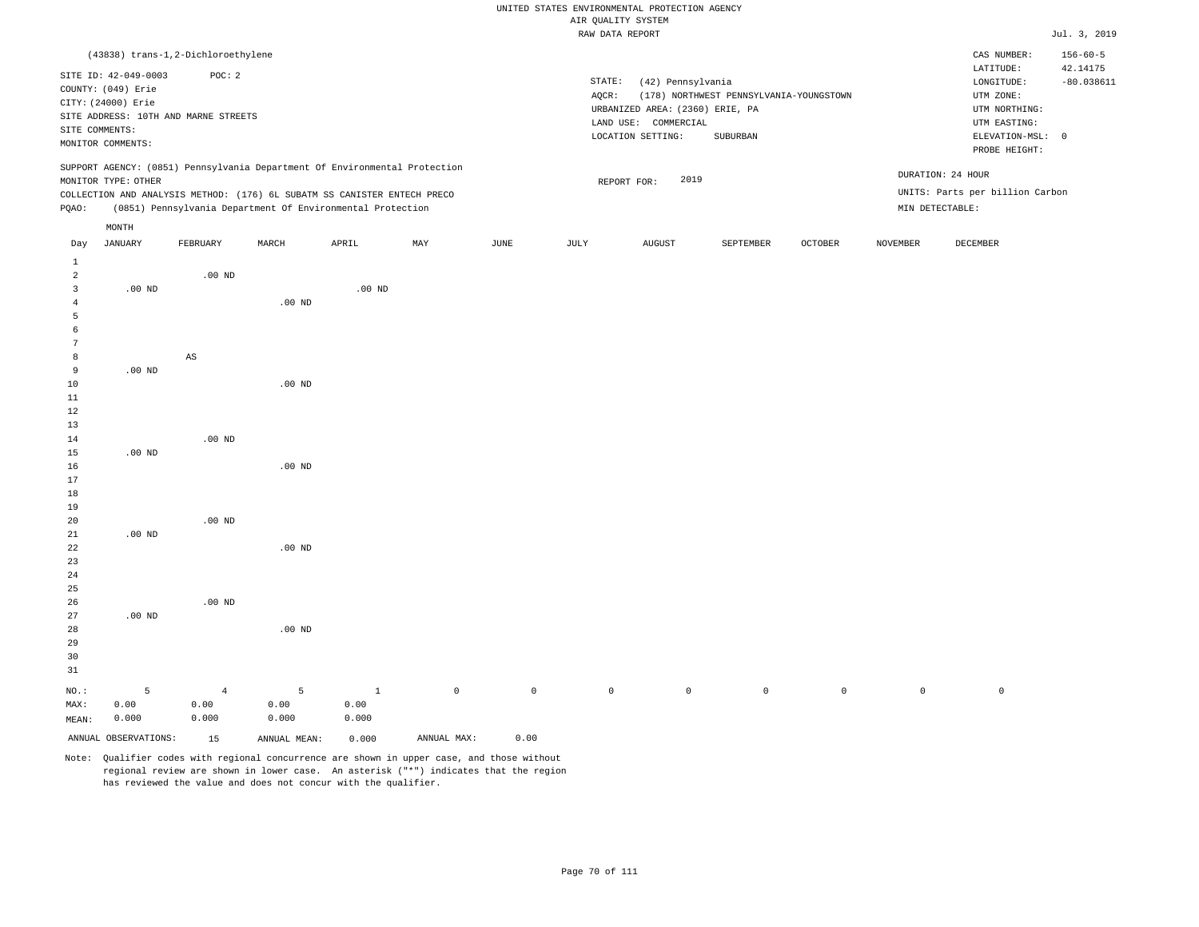UNITED STATES ENVIRONMENTAL PROTECTION AGENCY
AIR QUALITY SYSTEM
RAW DATA REPORT

Jul. 3, 2019

(43838) trans-1,2-Dichloroethylene

SITE ID: 42-049-0003 POC: 2
COUNTY: (049) Erie
CITY: (24000) Erie
SITE ADDRESS: 10TH AND MARNE STREETS
SITE COMMENTS:
MONITOR COMMENTS:

STATE: (42) Pennsylvania
AQCR: (178) NORTHWEST PENNSYLVANIA-YOUNGSTOWN
URBANIZED AREA: (2360) ERIE, PA
LAND USE: COMMERCIAL
LOCATION SETTING: SUBURBAN

CAS NUMBER: 156-60-5
LATITUDE: 42.14175
LONGITUDE: -80.038611
UTM ZONE:
UTM NORTHING:
UTM EASTING:
ELEVATION-MSL: 0
PROBE HEIGHT:

SUPPORT AGENCY: (0851) Pennsylvania Department Of Environmental Protection
MONITOR TYPE: OTHER
COLLECTION AND ANALYSIS METHOD: (176) 6L SUBATM SS CANISTER ENTECH PRECO
PQAO: (0851) Pennsylvania Department Of Environmental Protection

REPORT FOR: 2019

DURATION: 24 HOUR
UNITS: Parts per billion Carbon
MIN DETECTABLE:

| Day | JANUARY | FEBRUARY | MARCH | APRIL | MAY | JUNE | JULY | AUGUST | SEPTEMBER | OCTOBER | NOVEMBER | DECEMBER |
|---|---|---|---|---|---|---|---|---|---|---|---|---|
| 1 | | | | | | | | | | | | |
| 2 | | .00 ND | | | | | | | | | | |
| 3 | .00 ND | | | .00 ND | | | | | | | | |
| 4 | | | .00 ND | | | | | | | | | |
| 5 | | | | | | | | | | | | |
| 6 | | | | | | | | | | | | |
| 7 | | | | | | | | | | | | |
| 8 | | AS | | | | | | | | | | |
| 9 | .00 ND | | | | | | | | | | | |
| 10 | | | .00 ND | | | | | | | | | |
| 11 | | | | | | | | | | | | |
| 12 | | | | | | | | | | | | |
| 13 | | | | | | | | | | | | |
| 14 | | .00 ND | | | | | | | | | | |
| 15 | .00 ND | | | | | | | | | | | |
| 16 | | | .00 ND | | | | | | | | | |
| 17 | | | | | | | | | | | | |
| 18 | | | | | | | | | | | | |
| 19 | | | | | | | | | | | | |
| 20 | | .00 ND | | | | | | | | | | |
| 21 | .00 ND | | | | | | | | | | | |
| 22 | | | .00 ND | | | | | | | | | |
| 23 | | | | | | | | | | | | |
| 24 | | | | | | | | | | | | |
| 25 | | | | | | | | | | | | |
| 26 | | .00 ND | | | | | | | | | | |
| 27 | .00 ND | | | | | | | | | | | |
| 28 | | | .00 ND | | | | | | | | | |
| 29 | | | | | | | | | | | | |
| 30 | | | | | | | | | | | | |
| 31 | | | | | | | | | | | | |
| NO.: | 5 | 4 | 5 | 1 | 0 | 0 | 0 | 0 | 0 | 0 | 0 | 0 |
| MAX: | 0.00 | 0.00 | 0.00 | 0.00 | | | | | | | | |
| MEAN: | 0.000 | 0.000 | 0.000 | 0.000 | | | | | | | | |

ANNUAL OBSERVATIONS: 15 ANNUAL MEAN: 0.000 ANNUAL MAX: 0.00

Note: Qualifier codes with regional concurrence are shown in upper case, and those without regional review are shown in lower case. An asterisk ("*") indicates that the region has reviewed the value and does not concur with the qualifier.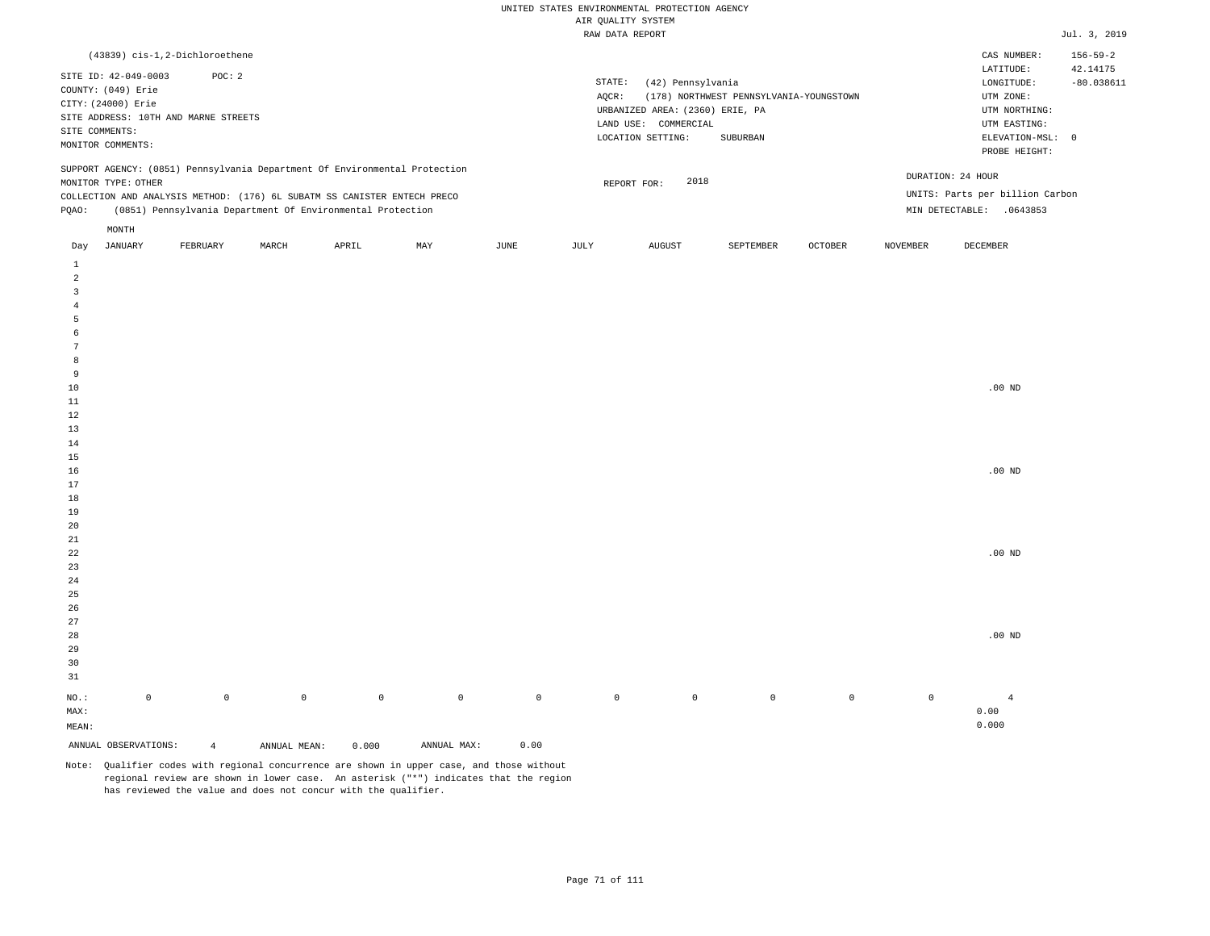UNITED STATES ENVIRONMENTAL PROTECTION AGENCY
AIR QUALITY SYSTEM
RAW DATA REPORT

Jul. 3, 2019

(43839) cis-1,2-Dichloroethene

SITE ID: 42-049-0003 POC: 2
COUNTY: (049) Erie
CITY: (24000) Erie
SITE ADDRESS: 10TH AND MARNE STREETS
SITE COMMENTS:
MONITOR COMMENTS:

STATE: (42) Pennsylvania
AQCR: (178) NORTHWEST PENNSYLVANIA-YOUNGSTOWN
URBANIZED AREA: (2360) ERIE, PA
LAND USE: COMMERCIAL
LOCATION SETTING: SUBURBAN

CAS NUMBER: 156-59-2
LATITUDE: 42.14175
LONGITUDE: -80.038611
UTM ZONE:
UTM NORTHING:
UTM EASTING:
ELEVATION-MSL: 0
PROBE HEIGHT:

SUPPORT AGENCY: (0851) Pennsylvania Department Of Environmental Protection
MONITOR TYPE: OTHER
COLLECTION AND ANALYSIS METHOD: (176) 6L SUBATM SS CANISTER ENTECH PRECO
PQAO: (0851) Pennsylvania Department Of Environmental Protection

REPORT FOR: 2018

DURATION: 24 HOUR
UNITS: Parts per billion Carbon
MIN DETECTABLE: .0643853

| Day | JANUARY | FEBRUARY | MARCH | APRIL | MAY | JUNE | JULY | AUGUST | SEPTEMBER | OCTOBER | NOVEMBER | DECEMBER |
|---|---|---|---|---|---|---|---|---|---|---|---|---|
| 1 | | | | | | | | | | | | |
| 2 | | | | | | | | | | | | |
| 3 | | | | | | | | | | | | |
| 4 | | | | | | | | | | | | |
| 5 | | | | | | | | | | | | |
| 6 | | | | | | | | | | | | |
| 7 | | | | | | | | | | | | |
| 8 | | | | | | | | | | | | |
| 9 | | | | | | | | | | | | |
| 10 | | | | | | | | | | | | .00 ND |
| 11 | | | | | | | | | | | | |
| 12 | | | | | | | | | | | | |
| 13 | | | | | | | | | | | | |
| 14 | | | | | | | | | | | | |
| 15 | | | | | | | | | | | | |
| 16 | | | | | | | | | | | | .00 ND |
| 17 | | | | | | | | | | | | |
| 18 | | | | | | | | | | | | |
| 19 | | | | | | | | | | | | |
| 20 | | | | | | | | | | | | |
| 21 | | | | | | | | | | | | |
| 22 | | | | | | | | | | | | .00 ND |
| 23 | | | | | | | | | | | | |
| 24 | | | | | | | | | | | | |
| 25 | | | | | | | | | | | | |
| 26 | | | | | | | | | | | | |
| 27 | | | | | | | | | | | | |
| 28 | | | | | | | | | | | | .00 ND |
| 29 | | | | | | | | | | | | |
| 30 | | | | | | | | | | | | |
| 31 | | | | | | | | | | | | |
| NO.: | 0 | 0 | 0 | 0 | 0 | 0 | 0 | 0 | 0 | 0 | 0 | 4 |
| MAX: | | | | | | | | | | | | 0.00 |
| MEAN: | | | | | | | | | | | | 0.000 |

ANNUAL OBSERVATIONS: 4 ANNUAL MEAN: 0.000 ANNUAL MAX: 0.00

Note: Qualifier codes with regional concurrence are shown in upper case, and those without regional review are shown in lower case. An asterisk ("*") indicates that the region has reviewed the value and does not concur with the qualifier.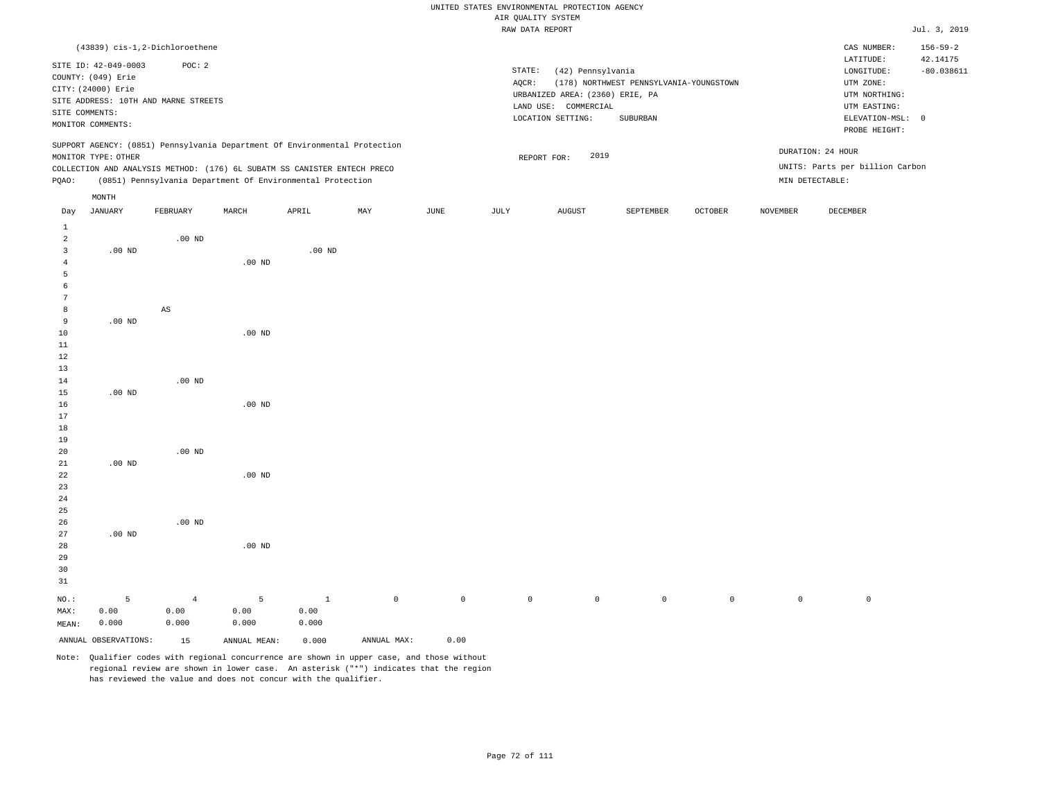UNITED STATES ENVIRONMENTAL PROTECTION AGENCY
AIR QUALITY SYSTEM
RAW DATA REPORT

Jul. 3, 2019

(43839) cis-1,2-Dichloroethene

SITE ID: 42-049-0003 POC: 2
COUNTY: (049) Erie
CITY: (24000) Erie
SITE ADDRESS: 10TH AND MARNE STREETS
SITE COMMENTS:
MONITOR COMMENTS:

STATE: (42) Pennsylvania
AQCR: (178) NORTHWEST PENNSYLVANIA-YOUNGSTOWN
URBANIZED AREA: (2360) ERIE, PA
LAND USE: COMMERCIAL
LOCATION SETTING: SUBURBAN

CAS NUMBER: 156-59-2
LATITUDE: 42.14175
LONGITUDE: -80.038611
UTM ZONE:
UTM NORTHING:
UTM EASTING:
ELEVATION-MSL: 0
PROBE HEIGHT:

SUPPORT AGENCY: (0851) Pennsylvania Department Of Environmental Protection
MONITOR TYPE: OTHER
COLLECTION AND ANALYSIS METHOD: (176) 6L SUBATM SS CANISTER ENTECH PRECO
PQAO: (0851) Pennsylvania Department Of Environmental Protection

REPORT FOR: 2019

DURATION: 24 HOUR
UNITS: Parts per billion Carbon
MIN DETECTABLE:

| Day | JANUARY | FEBRUARY | MARCH | APRIL | MAY | JUNE | JULY | AUGUST | SEPTEMBER | OCTOBER | NOVEMBER | DECEMBER |
|---|---|---|---|---|---|---|---|---|---|---|---|---|
| 1 | | | | | | | | | | | | |
| 2 | | .00 ND | | | | | | | | | | |
| 3 | .00 ND | | | .00 ND | | | | | | | | |
| 4 | | | .00 ND | | | | | | | | | |
| 5 | | | | | | | | | | | | |
| 6 | | | | | | | | | | | | |
| 7 | | | | | | | | | | | | |
| 8 | | AS | | | | | | | | | | |
| 9 | .00 ND | | | | | | | | | | | |
| 10 | | | .00 ND | | | | | | | | | |
| 11 | | | | | | | | | | | | |
| 12 | | | | | | | | | | | | |
| 13 | | | | | | | | | | | | |
| 14 | | .00 ND | | | | | | | | | | |
| 15 | .00 ND | | | | | | | | | | | |
| 16 | | | .00 ND | | | | | | | | | |
| 17 | | | | | | | | | | | | |
| 18 | | | | | | | | | | | | |
| 19 | | | | | | | | | | | | |
| 20 | | .00 ND | | | | | | | | | | |
| 21 | .00 ND | | | | | | | | | | | |
| 22 | | | .00 ND | | | | | | | | | |
| 23 | | | | | | | | | | | | |
| 24 | | | | | | | | | | | | |
| 25 | | | | | | | | | | | | |
| 26 | | .00 ND | | | | | | | | | | |
| 27 | .00 ND | | | | | | | | | | | |
| 28 | | | .00 ND | | | | | | | | | |
| 29 | | | | | | | | | | | | |
| 30 | | | | | | | | | | | | |
| 31 | | | | | | | | | | | | |
| NO.: | 5 | 4 | 5 | 1 | 0 | 0 | 0 | 0 | 0 | 0 | 0 | 0 |
| MAX: | 0.00 | 0.00 | 0.00 | 0.00 | | | | | | | | |
| MEAN: | 0.000 | 0.000 | 0.000 | 0.000 | | | | | | | | |

ANNUAL OBSERVATIONS: 15 ANNUAL MEAN: 0.000 ANNUAL MAX: 0.00

Note: Qualifier codes with regional concurrence are shown in upper case, and those without regional review are shown in lower case. An asterisk ("*") indicates that the region has reviewed the value and does not concur with the qualifier.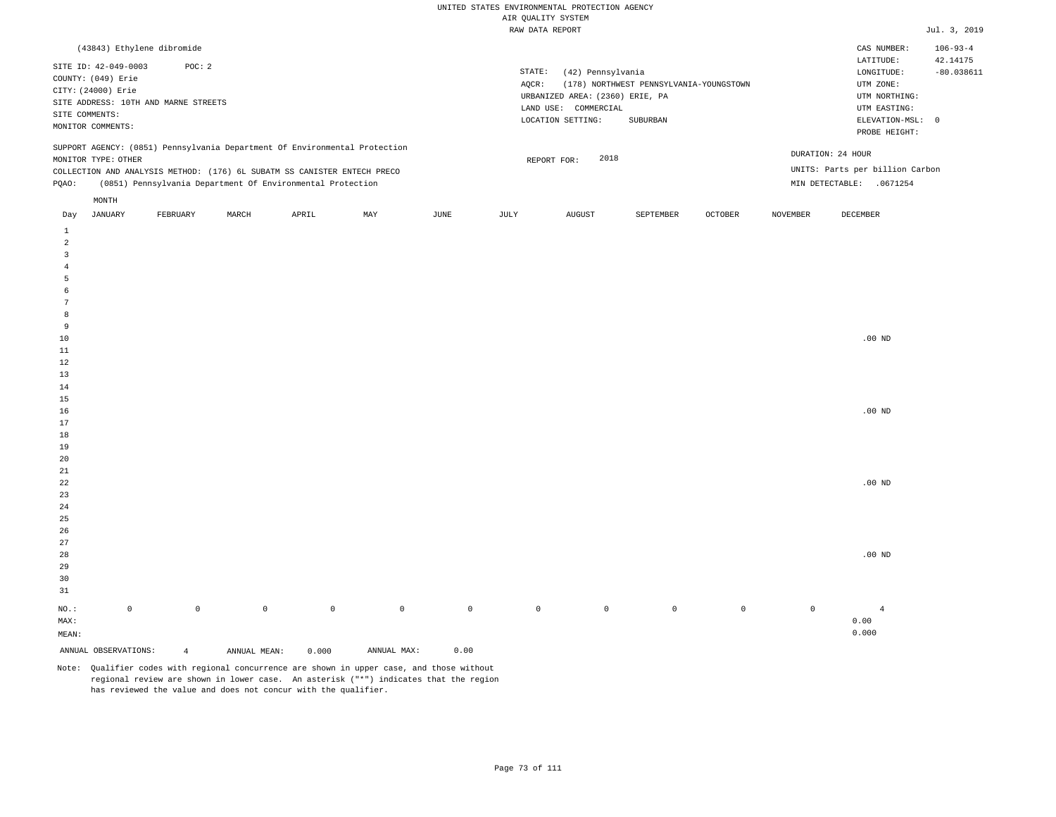UNITED STATES ENVIRONMENTAL PROTECTION AGENCY
AIR QUALITY SYSTEM
RAW DATA REPORT

Jul. 3, 2019

(43843) Ethylene dibromide

SITE ID: 42-049-0003 POC: 2
COUNTY: (049) Erie
CITY: (24000) Erie
SITE ADDRESS: 10TH AND MARNE STREETS
SITE COMMENTS:
MONITOR COMMENTS:

STATE: (42) Pennsylvania
AQCR: (178) NORTHWEST PENNSYLVANIA-YOUNGSTOWN
URBANIZED AREA: (2360) ERIE, PA
LAND USE: COMMERCIAL
LOCATION SETTING: SUBURBAN

CAS NUMBER: 106-93-4
LATITUDE: 42.14175
LONGITUDE: -80.038611
UTM ZONE:
UTM NORTHING:
UTM EASTING:
ELEVATION-MSL: 0
PROBE HEIGHT:

SUPPORT AGENCY: (0851) Pennsylvania Department Of Environmental Protection
MONITOR TYPE: OTHER
COLLECTION AND ANALYSIS METHOD: (176) 6L SUBATM SS CANISTER ENTECH PRECO
PQAO: (0851) Pennsylvania Department Of Environmental Protection

REPORT FOR: 2018

DURATION: 24 HOUR
UNITS: Parts per billion Carbon
MIN DETECTABLE: .0671254

| Day | JANUARY | FEBRUARY | MARCH | APRIL | MAY | JUNE | JULY | AUGUST | SEPTEMBER | OCTOBER | NOVEMBER | DECEMBER |
|---|---|---|---|---|---|---|---|---|---|---|---|---|
| 1 | | | | | | | | | | | | |
| 2 | | | | | | | | | | | | |
| 3 | | | | | | | | | | | | |
| 4 | | | | | | | | | | | | |
| 5 | | | | | | | | | | | | |
| 6 | | | | | | | | | | | | |
| 7 | | | | | | | | | | | | |
| 8 | | | | | | | | | | | | |
| 9 | | | | | | | | | | | | |
| 10 | | | | | | | | | | | | .00 ND |
| 11 | | | | | | | | | | | | |
| 12 | | | | | | | | | | | | |
| 13 | | | | | | | | | | | | |
| 14 | | | | | | | | | | | | |
| 15 | | | | | | | | | | | | |
| 16 | | | | | | | | | | | | .00 ND |
| 17 | | | | | | | | | | | | |
| 18 | | | | | | | | | | | | |
| 19 | | | | | | | | | | | | |
| 20 | | | | | | | | | | | | |
| 21 | | | | | | | | | | | | |
| 22 | | | | | | | | | | | | .00 ND |
| 23 | | | | | | | | | | | | |
| 24 | | | | | | | | | | | | |
| 25 | | | | | | | | | | | | |
| 26 | | | | | | | | | | | | |
| 27 | | | | | | | | | | | | |
| 28 | | | | | | | | | | | | .00 ND |
| 29 | | | | | | | | | | | | |
| 30 | | | | | | | | | | | | |
| 31 | | | | | | | | | | | | |
| NO.: | 0 | 0 | 0 | 0 | 0 | 0 | 0 | 0 | 0 | 0 | 0 | 4 |
| MAX: | | | | | | | | | | | | 0.00 |
| MEAN: | | | | | | | | | | | | 0.000 |

ANNUAL OBSERVATIONS: 4 ANNUAL MEAN: 0.000 ANNUAL MAX: 0.00

Note: Qualifier codes with regional concurrence are shown in upper case, and those without regional review are shown in lower case. An asterisk ("*") indicates that the region has reviewed the value and does not concur with the qualifier.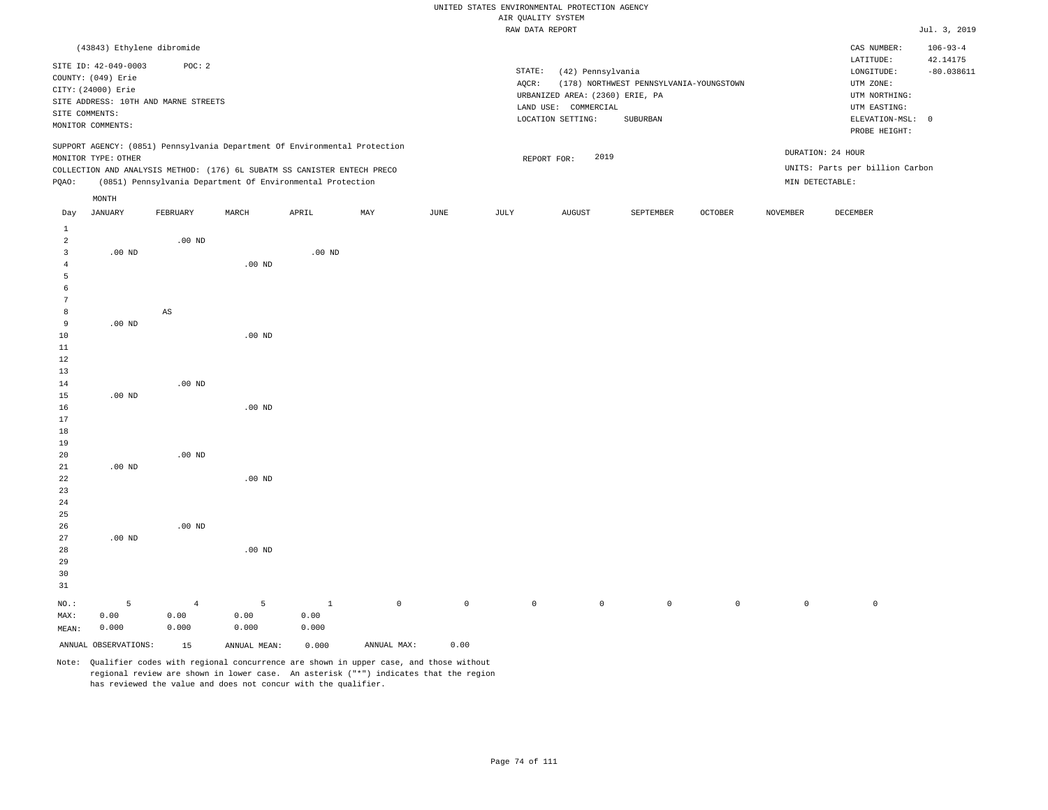UNITED STATES ENVIRONMENTAL PROTECTION AGENCY
AIR QUALITY SYSTEM
RAW DATA REPORT

Jul. 3, 2019

(43843) Ethylene dibromide

SITE ID: 42-049-0003 POC: 2
COUNTY: (049) Erie
CITY: (24000) Erie
SITE ADDRESS: 10TH AND MARNE STREETS
SITE COMMENTS:
MONITOR COMMENTS:

STATE: (42) Pennsylvania
AQCR: (178) NORTHWEST PENNSYLVANIA-YOUNGSTOWN
URBANIZED AREA: (2360) ERIE, PA
LAND USE: COMMERCIAL
LOCATION SETTING: SUBURBAN

CAS NUMBER: 106-93-4
LATITUDE: 42.14175
LONGITUDE: -80.038611
UTM ZONE:
UTM NORTHING:
UTM EASTING:
ELEVATION-MSL: 0
PROBE HEIGHT:

SUPPORT AGENCY: (0851) Pennsylvania Department Of Environmental Protection
MONITOR TYPE: OTHER
COLLECTION AND ANALYSIS METHOD: (176) 6L SUBATM SS CANISTER ENTECH PRECO
PQAO: (0851) Pennsylvania Department Of Environmental Protection

REPORT FOR: 2019

DURATION: 24 HOUR
UNITS: Parts per billion Carbon
MIN DETECTABLE:

| Day | JANUARY | FEBRUARY | MARCH | APRIL | MAY | JUNE | JULY | AUGUST | SEPTEMBER | OCTOBER | NOVEMBER | DECEMBER |
|---|---|---|---|---|---|---|---|---|---|---|---|---|
| 1 | | | | | | | | | | | | |
| 2 | | .00 ND | | | | | | | | | | |
| 3 | .00 ND | | | .00 ND | | | | | | | | |
| 4 | | | .00 ND | | | | | | | | | |
| 5 | | | | | | | | | | | | |
| 6 | | | | | | | | | | | | |
| 7 | | | | | | | | | | | | |
| 8 | | AS | | | | | | | | | | |
| 9 | .00 ND | | | | | | | | | | | |
| 10 | | | .00 ND | | | | | | | | | |
| 11 | | | | | | | | | | | | |
| 12 | | | | | | | | | | | | |
| 13 | | | | | | | | | | | | |
| 14 | | .00 ND | | | | | | | | | | |
| 15 | .00 ND | | | | | | | | | | | |
| 16 | | | .00 ND | | | | | | | | | |
| 17 | | | | | | | | | | | | |
| 18 | | | | | | | | | | | | |
| 19 | | | | | | | | | | | | |
| 20 | | .00 ND | | | | | | | | | | |
| 21 | .00 ND | | | | | | | | | | | |
| 22 | | | .00 ND | | | | | | | | | |
| 23 | | | | | | | | | | | | |
| 24 | | | | | | | | | | | | |
| 25 | | | | | | | | | | | | |
| 26 | | .00 ND | | | | | | | | | | |
| 27 | .00 ND | | | | | | | | | | | |
| 28 | | | .00 ND | | | | | | | | | |
| 29 | | | | | | | | | | | | |
| 30 | | | | | | | | | | | | |
| 31 | | | | | | | | | | | | |
| NO.: | 5 | 4 | 5 | 1 | 0 | 0 | 0 | 0 | 0 | 0 | 0 | 0 |
| MAX: | 0.00 | 0.00 | 0.00 | 0.00 | | | | | | | | |
| MEAN: | 0.000 | 0.000 | 0.000 | 0.000 | | | | | | | | |

ANNUAL OBSERVATIONS: 15 ANNUAL MEAN: 0.000 ANNUAL MAX: 0.00

Note: Qualifier codes with regional concurrence are shown in upper case, and those without regional review are shown in lower case. An asterisk ("*") indicates that the region has reviewed the value and does not concur with the qualifier.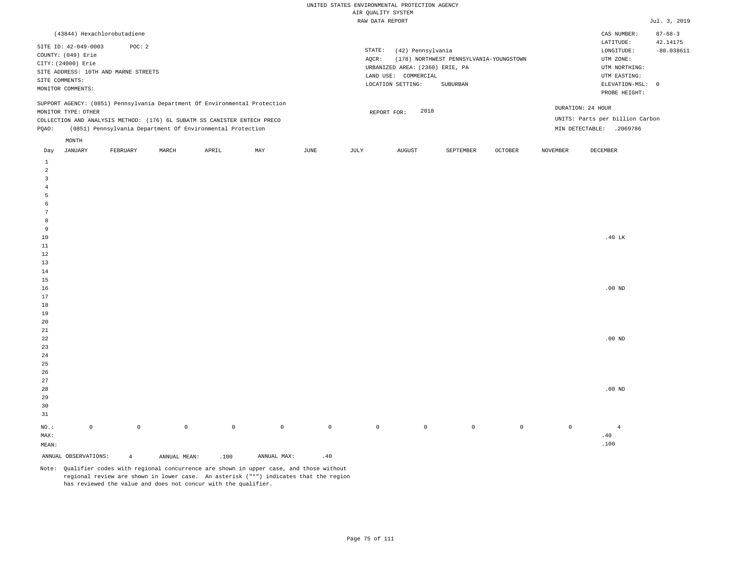UNITED STATES ENVIRONMENTAL PROTECTION AGENCY
AIR QUALITY SYSTEM
RAW DATA REPORT

Jul. 3, 2019

(43844) Hexachlorobutadiene

SITE ID: 42-049-0003 POC: 2
COUNTY: (049) Erie
CITY: (24000) Erie
SITE ADDRESS: 10TH AND MARNE STREETS
SITE COMMENTS:
MONITOR COMMENTS:

STATE: (42) Pennsylvania
AQCR: (178) NORTHWEST PENNSYLVANIA-YOUNGSTOWN
URBANIZED AREA: (2360) ERIE, PA
LAND USE: COMMERCIAL
LOCATION SETTING: SUBURBAN

CAS NUMBER: 87-68-3
LATITUDE: 42.14175
LONGITUDE: -80.038611
UTM ZONE:
UTM NORTHING:
UTM EASTING:
ELEVATION-MSL: 0
PROBE HEIGHT:

SUPPORT AGENCY: (0851) Pennsylvania Department Of Environmental Protection
MONITOR TYPE: OTHER
COLLECTION AND ANALYSIS METHOD: (176) 6L SUBATM SS CANISTER ENTECH PRECO
PQAO: (0851) Pennsylvania Department Of Environmental Protection

REPORT FOR: 2018

DURATION: 24 HOUR
UNITS: Parts per billion Carbon
MIN DETECTABLE: .2069786

| Day | JANUARY | FEBRUARY | MARCH | APRIL | MAY | JUNE | JULY | AUGUST | SEPTEMBER | OCTOBER | NOVEMBER | DECEMBER |
|---|---|---|---|---|---|---|---|---|---|---|---|---|
| 1 | | | | | | | | | | | | |
| 2 | | | | | | | | | | | | |
| 3 | | | | | | | | | | | | |
| 4 | | | | | | | | | | | | |
| 5 | | | | | | | | | | | | |
| 6 | | | | | | | | | | | | |
| 7 | | | | | | | | | | | | |
| 8 | | | | | | | | | | | | |
| 9 | | | | | | | | | | | | |
| 10 | | | | | | | | | | | | .40 LK |
| 11 | | | | | | | | | | | | |
| 12 | | | | | | | | | | | | |
| 13 | | | | | | | | | | | | |
| 14 | | | | | | | | | | | | |
| 15 | | | | | | | | | | | | |
| 16 | | | | | | | | | | | | .00 ND |
| 17 | | | | | | | | | | | | |
| 18 | | | | | | | | | | | | |
| 19 | | | | | | | | | | | | |
| 20 | | | | | | | | | | | | |
| 21 | | | | | | | | | | | | |
| 22 | | | | | | | | | | | | .00 ND |
| 23 | | | | | | | | | | | | |
| 24 | | | | | | | | | | | | |
| 25 | | | | | | | | | | | | |
| 26 | | | | | | | | | | | | |
| 27 | | | | | | | | | | | | |
| 28 | | | | | | | | | | | | .00 ND |
| 29 | | | | | | | | | | | | |
| 30 | | | | | | | | | | | | |
| 31 | | | | | | | | | | | | |
| NO.: | 0 | 0 | 0 | 0 | 0 | 0 | 0 | 0 | 0 | 0 | 0 | 4 |
| MAX: | | | | | | | | | | | | .40 |
| MEAN: | | | | | | | | | | | | .100 |

ANNUAL OBSERVATIONS: 4 ANNUAL MEAN: .100 ANNUAL MAX: .40

Note: Qualifier codes with regional concurrence are shown in upper case, and those without regional review are shown in lower case. An asterisk ("*") indicates that the region has reviewed the value and does not concur with the qualifier.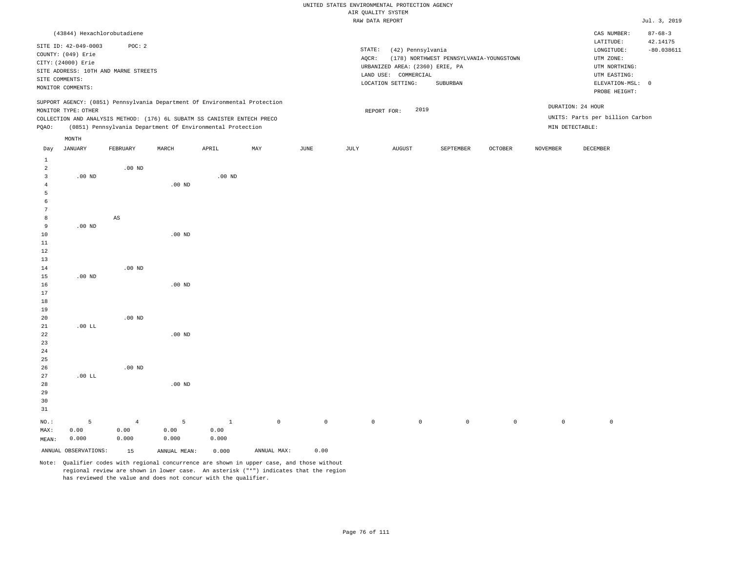UNITED STATES ENVIRONMENTAL PROTECTION AGENCY
AIR QUALITY SYSTEM
RAW DATA REPORT

Jul. 3, 2019

(43844) Hexachlorobutadiene

SITE ID: 42-049-0003 POC: 2
COUNTY: (049) Erie
CITY: (24000) Erie
SITE ADDRESS: 10TH AND MARNE STREETS
SITE COMMENTS:
MONITOR COMMENTS:

STATE: (42) Pennsylvania
AQCR: (178) NORTHWEST PENNSYLVANIA-YOUNGSTOWN
URBANIZED AREA: (2360) ERIE, PA
LAND USE: COMMERCIAL
LOCATION SETTING: SUBURBAN

CAS NUMBER: 87-68-3
LATITUDE: 42.14175
LONGITUDE: -80.038611
UTM ZONE:
UTM NORTHING:
UTM EASTING:
ELEVATION-MSL: 0
PROBE HEIGHT:

SUPPORT AGENCY: (0851) Pennsylvania Department Of Environmental Protection
MONITOR TYPE: OTHER
COLLECTION AND ANALYSIS METHOD: (176) 6L SUBATM SS CANISTER ENTECH PRECO
PQAO: (0851) Pennsylvania Department Of Environmental Protection

REPORT FOR: 2019

DURATION: 24 HOUR
UNITS: Parts per billion Carbon
MIN DETECTABLE:

| Day | JANUARY | FEBRUARY | MARCH | APRIL | MAY | JUNE | JULY | AUGUST | SEPTEMBER | OCTOBER | NOVEMBER | DECEMBER |
|---|---|---|---|---|---|---|---|---|---|---|---|---|
| 1 | | | | | | | | | | | | |
| 2 | | .00 ND | | | | | | | | | | |
| 3 | .00 ND | | | .00 ND | | | | | | | | |
| 4 | | | .00 ND | | | | | | | | | |
| 5 | | | | | | | | | | | | |
| 6 | | | | | | | | | | | | |
| 7 | | | | | | | | | | | | |
| 8 | | AS | | | | | | | | | | |
| 9 | .00 ND | | | | | | | | | | | |
| 10 | | | .00 ND | | | | | | | | | |
| 11 | | | | | | | | | | | | |
| 12 | | | | | | | | | | | | |
| 13 | | | | | | | | | | | | |
| 14 | | .00 ND | | | | | | | | | | |
| 15 | .00 ND | | | | | | | | | | | |
| 16 | | | .00 ND | | | | | | | | | |
| 17 | | | | | | | | | | | | |
| 18 | | | | | | | | | | | | |
| 19 | | | | | | | | | | | | |
| 20 | | .00 ND | | | | | | | | | | |
| 21 | .00 LL | | | | | | | | | | | |
| 22 | | | .00 ND | | | | | | | | | |
| 23 | | | | | | | | | | | | |
| 24 | | | | | | | | | | | | |
| 25 | | | | | | | | | | | | |
| 26 | | .00 ND | | | | | | | | | | |
| 27 | .00 LL | | | | | | | | | | | |
| 28 | | | .00 ND | | | | | | | | | |
| 29 | | | | | | | | | | | | |
| 30 | | | | | | | | | | | | |
| 31 | | | | | | | | | | | | |
| NO.: | 5 | 4 | 5 | 1 | 0 | 0 | 0 | 0 | 0 | 0 | 0 | 0 |
| MAX: | 0.00 | 0.00 | 0.00 | 0.00 | | | | | | | | |
| MEAN: | 0.000 | 0.000 | 0.000 | 0.000 | | | | | | | | |

ANNUAL OBSERVATIONS: 15 ANNUAL MEAN: 0.000 ANNUAL MAX: 0.00

Note: Qualifier codes with regional concurrence are shown in upper case, and those without regional review are shown in lower case. An asterisk ("*") indicates that the region has reviewed the value and does not concur with the qualifier.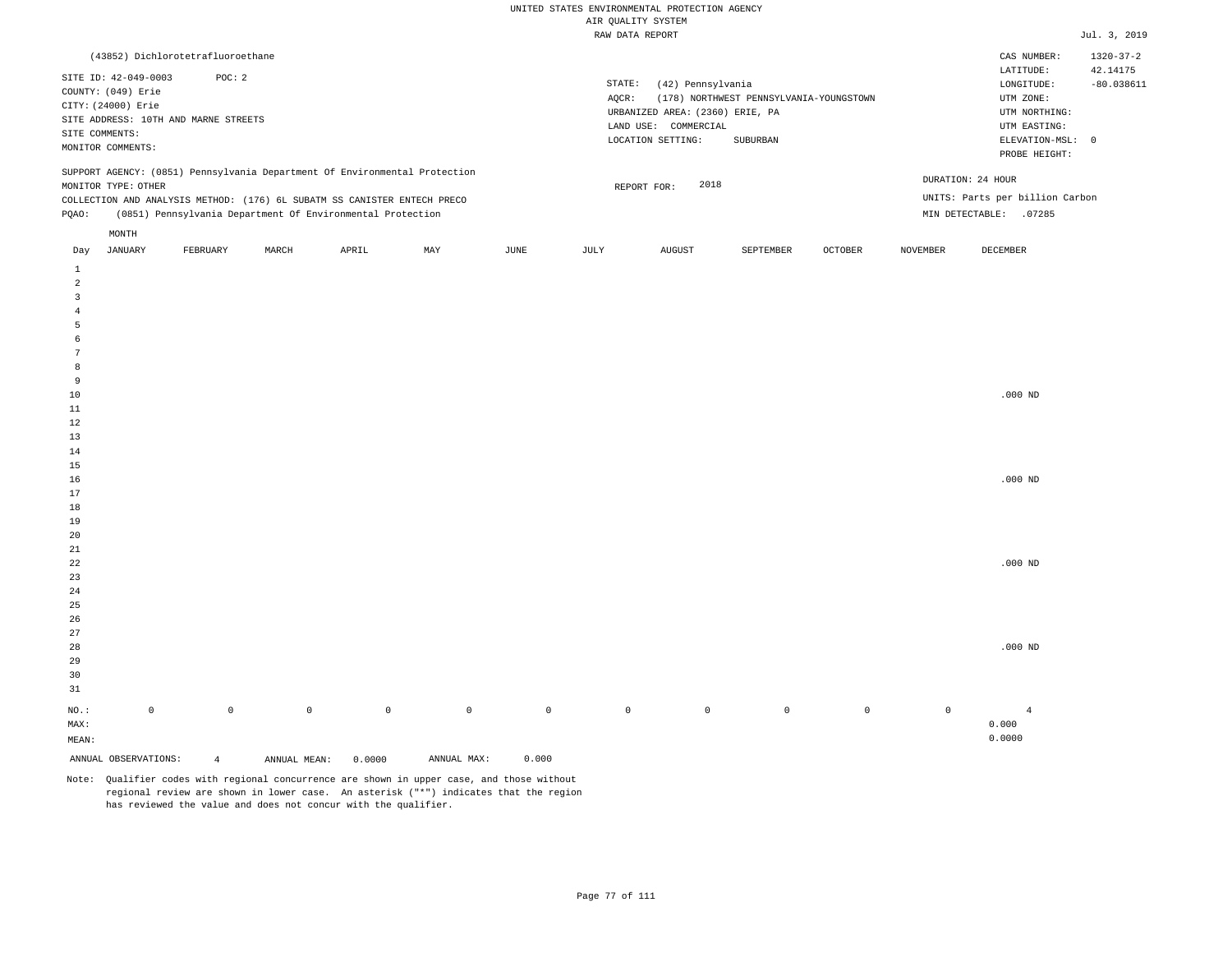UNITED STATES ENVIRONMENTAL PROTECTION AGENCY
AIR QUALITY SYSTEM
RAW DATA REPORT

Jul. 3, 2019

(43852) Dichlorotetrafluoroethane

SITE ID: 42-049-0003 POC: 2
COUNTY: (049) Erie
CITY: (24000) Erie
SITE ADDRESS: 10TH AND MARNE STREETS
SITE COMMENTS:
MONITOR COMMENTS:

STATE: (42) Pennsylvania
AQCR: (178) NORTHWEST PENNSYLVANIA-YOUNGSTOWN
URBANIZED AREA: (2360) ERIE, PA
LAND USE: COMMERCIAL
LOCATION SETTING: SUBURBAN

CAS NUMBER: 1320-37-2
LATITUDE: 42.14175
LONGITUDE: -80.038611
UTM ZONE:
UTM NORTHING:
UTM EASTING:
ELEVATION-MSL: 0
PROBE HEIGHT:

SUPPORT AGENCY: (0851) Pennsylvania Department Of Environmental Protection
MONITOR TYPE: OTHER
COLLECTION AND ANALYSIS METHOD: (176) 6L SUBATM SS CANISTER ENTECH PRECO
PQAO: (0851) Pennsylvania Department Of Environmental Protection

REPORT FOR: 2018

DURATION: 24 HOUR
UNITS: Parts per billion Carbon
MIN DETECTABLE: .07285

| Day | JANUARY | FEBRUARY | MARCH | APRIL | MAY | JUNE | JULY | AUGUST | SEPTEMBER | OCTOBER | NOVEMBER | DECEMBER |
|---|---|---|---|---|---|---|---|---|---|---|---|---|
| 1 | | | | | | | | | | | | |
| 2 | | | | | | | | | | | | |
| 3 | | | | | | | | | | | | |
| 4 | | | | | | | | | | | | |
| 5 | | | | | | | | | | | | |
| 6 | | | | | | | | | | | | |
| 7 | | | | | | | | | | | | |
| 8 | | | | | | | | | | | | |
| 9 | | | | | | | | | | | | |
| 10 | | | | | | | | | | | | .000 ND |
| 11 | | | | | | | | | | | | |
| 12 | | | | | | | | | | | | |
| 13 | | | | | | | | | | | | |
| 14 | | | | | | | | | | | | |
| 15 | | | | | | | | | | | | |
| 16 | | | | | | | | | | | | .000 ND |
| 17 | | | | | | | | | | | | |
| 18 | | | | | | | | | | | | |
| 19 | | | | | | | | | | | | |
| 20 | | | | | | | | | | | | |
| 21 | | | | | | | | | | | | |
| 22 | | | | | | | | | | | | .000 ND |
| 23 | | | | | | | | | | | | |
| 24 | | | | | | | | | | | | |
| 25 | | | | | | | | | | | | |
| 26 | | | | | | | | | | | | |
| 27 | | | | | | | | | | | | |
| 28 | | | | | | | | | | | | .000 ND |
| 29 | | | | | | | | | | | | |
| 30 | | | | | | | | | | | | |
| 31 | | | | | | | | | | | | |
| NO.: | 0 | 0 | 0 | 0 | 0 | 0 | 0 | 0 | 0 | 0 | 0 | 4 |
| MAX: | | | | | | | | | | | | 0.000 |
| MEAN: | | | | | | | | | | | | 0.0000 |

ANNUAL OBSERVATIONS: 4 ANNUAL MEAN: 0.0000 ANNUAL MAX: 0.000

Note: Qualifier codes with regional concurrence are shown in upper case, and those without regional review are shown in lower case. An asterisk ("*") indicates that the region has reviewed the value and does not concur with the qualifier.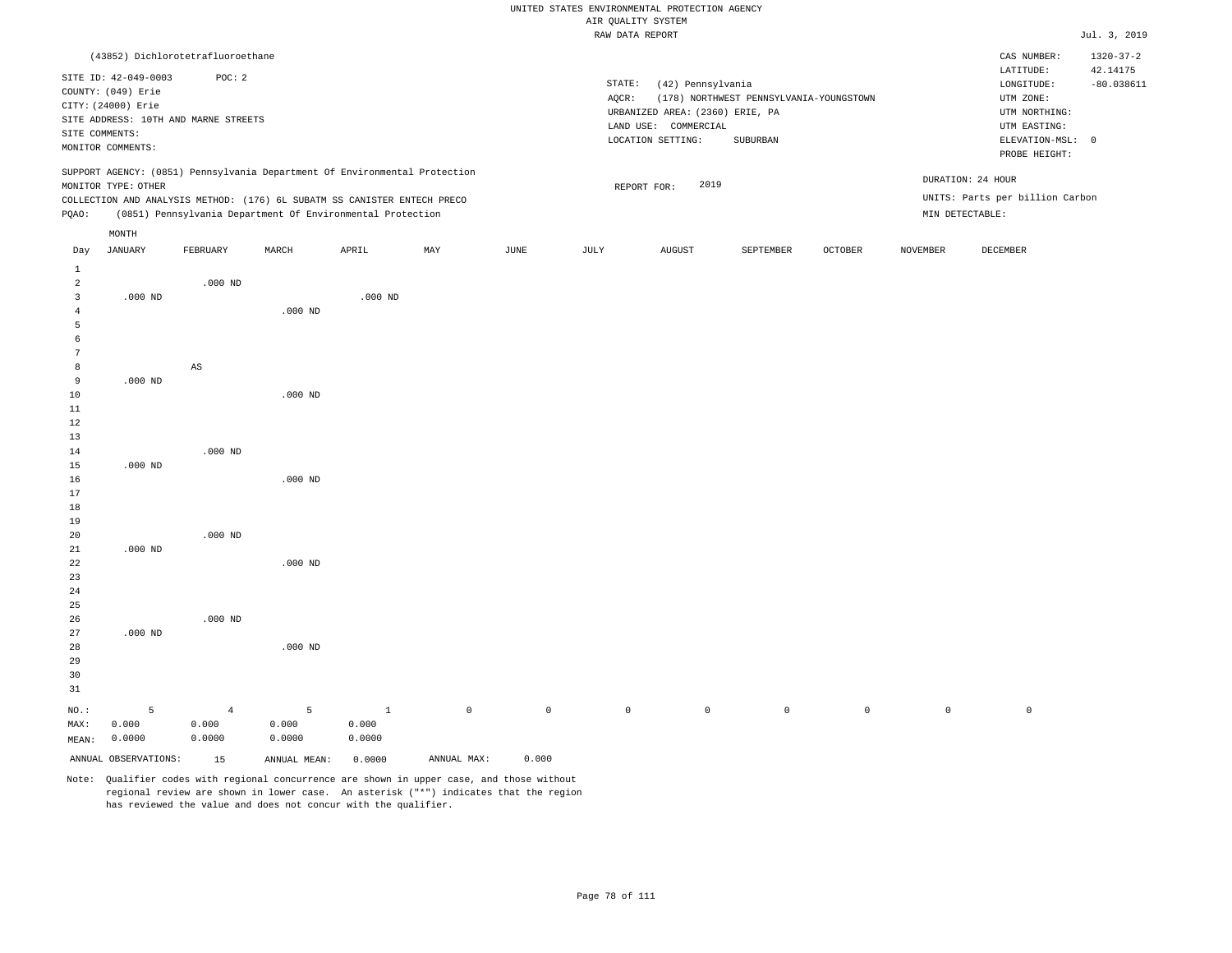UNITED STATES ENVIRONMENTAL PROTECTION AGENCY
AIR QUALITY SYSTEM
RAW DATA REPORT

Jul. 3, 2019

(43852) Dichlorotetrafluoroethane

SITE ID: 42-049-0003 POC: 2
COUNTY: (049) Erie
CITY: (24000) Erie
SITE ADDRESS: 10TH AND MARNE STREETS
SITE COMMENTS:
MONITOR COMMENTS:

STATE: (42) Pennsylvania
AQCR: (178) NORTHWEST PENNSYLVANIA-YOUNGSTOWN
URBANIZED AREA: (2360) ERIE, PA
LAND USE: COMMERCIAL
LOCATION SETTING: SUBURBAN

CAS NUMBER: 1320-37-2
LATITUDE: 42.14175
LONGITUDE: -80.038611
UTM ZONE:
UTM NORTHING:
UTM EASTING:
ELEVATION-MSL: 0
PROBE HEIGHT:

SUPPORT AGENCY: (0851) Pennsylvania Department Of Environmental Protection
MONITOR TYPE: OTHER
COLLECTION AND ANALYSIS METHOD: (176) 6L SUBATM SS CANISTER ENTECH PRECO
PQAO: (0851) Pennsylvania Department Of Environmental Protection

REPORT FOR: 2019

DURATION: 24 HOUR
UNITS: Parts per billion Carbon
MIN DETECTABLE:

| Day | JANUARY | FEBRUARY | MARCH | APRIL | MAY | JUNE | JULY | AUGUST | SEPTEMBER | OCTOBER | NOVEMBER | DECEMBER |
|---|---|---|---|---|---|---|---|---|---|---|---|---|
| 1 | | | | | | | | | | | | |
| 2 | | .000 ND | | | | | | | | | | |
| 3 | .000 ND | | | .000 ND | | | | | | | | |
| 4 | | | .000 ND | | | | | | | | | |
| 5 | | | | | | | | | | | | |
| 6 | | | | | | | | | | | | |
| 7 | | | | | | | | | | | | |
| 8 | | AS | | | | | | | | | | |
| 9 | .000 ND | | | | | | | | | | | |
| 10 | | | .000 ND | | | | | | | | | |
| 11 | | | | | | | | | | | | |
| 12 | | | | | | | | | | | | |
| 13 | | | | | | | | | | | | |
| 14 | | .000 ND | | | | | | | | | | |
| 15 | .000 ND | | | | | | | | | | | |
| 16 | | | .000 ND | | | | | | | | | |
| 17 | | | | | | | | | | | | |
| 18 | | | | | | | | | | | | |
| 19 | | | | | | | | | | | | |
| 20 | | .000 ND | | | | | | | | | | |
| 21 | .000 ND | | | | | | | | | | | |
| 22 | | | .000 ND | | | | | | | | | |
| 23 | | | | | | | | | | | | |
| 24 | | | | | | | | | | | | |
| 25 | | | | | | | | | | | | |
| 26 | | .000 ND | | | | | | | | | | |
| 27 | .000 ND | | | | | | | | | | | |
| 28 | | | .000 ND | | | | | | | | | |
| 29 | | | | | | | | | | | | |
| 30 | | | | | | | | | | | | |
| 31 | | | | | | | | | | | | |
| NO.: | 5 | 4 | 5 | 1 | 0 | 0 | 0 | 0 | 0 | 0 | 0 | 0 |
| MAX: | 0.000 | 0.000 | 0.000 | 0.000 | | | | | | | | |
| MEAN: | 0.0000 | 0.0000 | 0.0000 | 0.0000 | | | | | | | | |

ANNUAL OBSERVATIONS: 15 ANNUAL MEAN: 0.0000 ANNUAL MAX: 0.000

Note: Qualifier codes with regional concurrence are shown in upper case, and those without regional review are shown in lower case. An asterisk ("*") indicates that the region has reviewed the value and does not concur with the qualifier.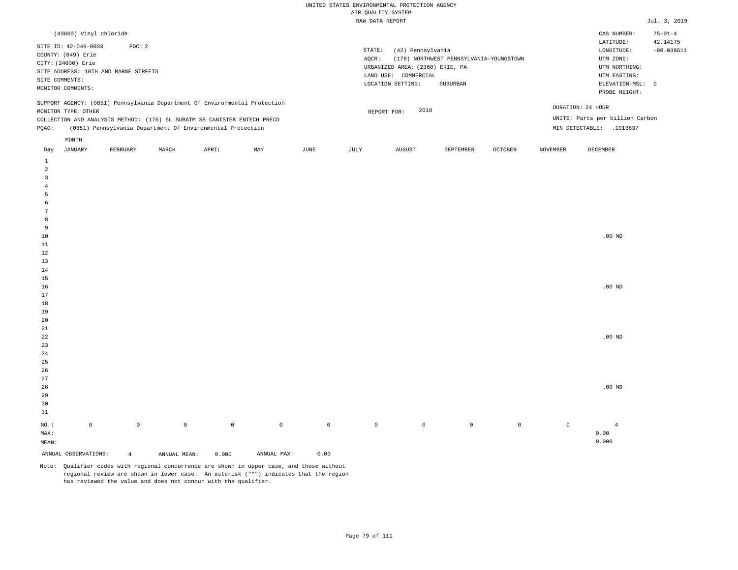UNITED STATES ENVIRONMENTAL PROTECTION AGENCY
AIR QUALITY SYSTEM
RAW DATA REPORT

Jul. 3, 2019

(43860) Vinyl chloride

SITE ID: 42-049-0003 POC: 2
COUNTY: (049) Erie
CITY: (24000) Erie
SITE ADDRESS: 10TH AND MARNE STREETS
SITE COMMENTS:
MONITOR COMMENTS:

STATE: (42) Pennsylvania
AQCR: (178) NORTHWEST PENNSYLVANIA-YOUNGSTOWN
URBANIZED AREA: (2360) ERIE, PA
LAND USE: COMMERCIAL
LOCATION SETTING: SUBURBAN

CAS NUMBER: 75-01-4
LATITUDE: 42.14175
LONGITUDE: -80.038611
UTM ZONE:
UTM NORTHING:
UTM EASTING:
ELEVATION-MSL: 0
PROBE HEIGHT:

SUPPORT AGENCY: (0851) Pennsylvania Department Of Environmental Protection
MONITOR TYPE: OTHER
COLLECTION AND ANALYSIS METHOD: (176) 6L SUBATM SS CANISTER ENTECH PRECO
PQAO: (0851) Pennsylvania Department Of Environmental Protection

REPORT FOR: 2018

DURATION: 24 HOUR
UNITS: Parts per billion Carbon
MIN DETECTABLE: .1013837

| Day | JANUARY | FEBRUARY | MARCH | APRIL | MAY | JUNE | JULY | AUGUST | SEPTEMBER | OCTOBER | NOVEMBER | DECEMBER |
|---|---|---|---|---|---|---|---|---|---|---|---|---|
| 1 | | | | | | | | | | | | |
| 2 | | | | | | | | | | | | |
| 3 | | | | | | | | | | | | |
| 4 | | | | | | | | | | | | |
| 5 | | | | | | | | | | | | |
| 6 | | | | | | | | | | | | |
| 7 | | | | | | | | | | | | |
| 8 | | | | | | | | | | | | |
| 9 | | | | | | | | | | | | |
| 10 | | | | | | | | | | | | .00 ND |
| 11 | | | | | | | | | | | | |
| 12 | | | | | | | | | | | | |
| 13 | | | | | | | | | | | | |
| 14 | | | | | | | | | | | | |
| 15 | | | | | | | | | | | | |
| 16 | | | | | | | | | | | | .00 ND |
| 17 | | | | | | | | | | | | |
| 18 | | | | | | | | | | | | |
| 19 | | | | | | | | | | | | |
| 20 | | | | | | | | | | | | |
| 21 | | | | | | | | | | | | |
| 22 | | | | | | | | | | | | .00 ND |
| 23 | | | | | | | | | | | | |
| 24 | | | | | | | | | | | | |
| 25 | | | | | | | | | | | | |
| 26 | | | | | | | | | | | | |
| 27 | | | | | | | | | | | | |
| 28 | | | | | | | | | | | | .00 ND |
| 29 | | | | | | | | | | | | |
| 30 | | | | | | | | | | | | |
| 31 | | | | | | | | | | | | |
| NO.: | 0 | 0 | 0 | 0 | 0 | 0 | 0 | 0 | 0 | 0 | 0 | 4 |
| MAX: | | | | | | | | | | | | 0.00 |
| MEAN: | | | | | | | | | | | | 0.000 |

ANNUAL OBSERVATIONS: 4 ANNUAL MEAN: 0.000 ANNUAL MAX: 0.00

Note: Qualifier codes with regional concurrence are shown in upper case, and those without regional review are shown in lower case. An asterisk ("*") indicates that the region has reviewed the value and does not concur with the qualifier.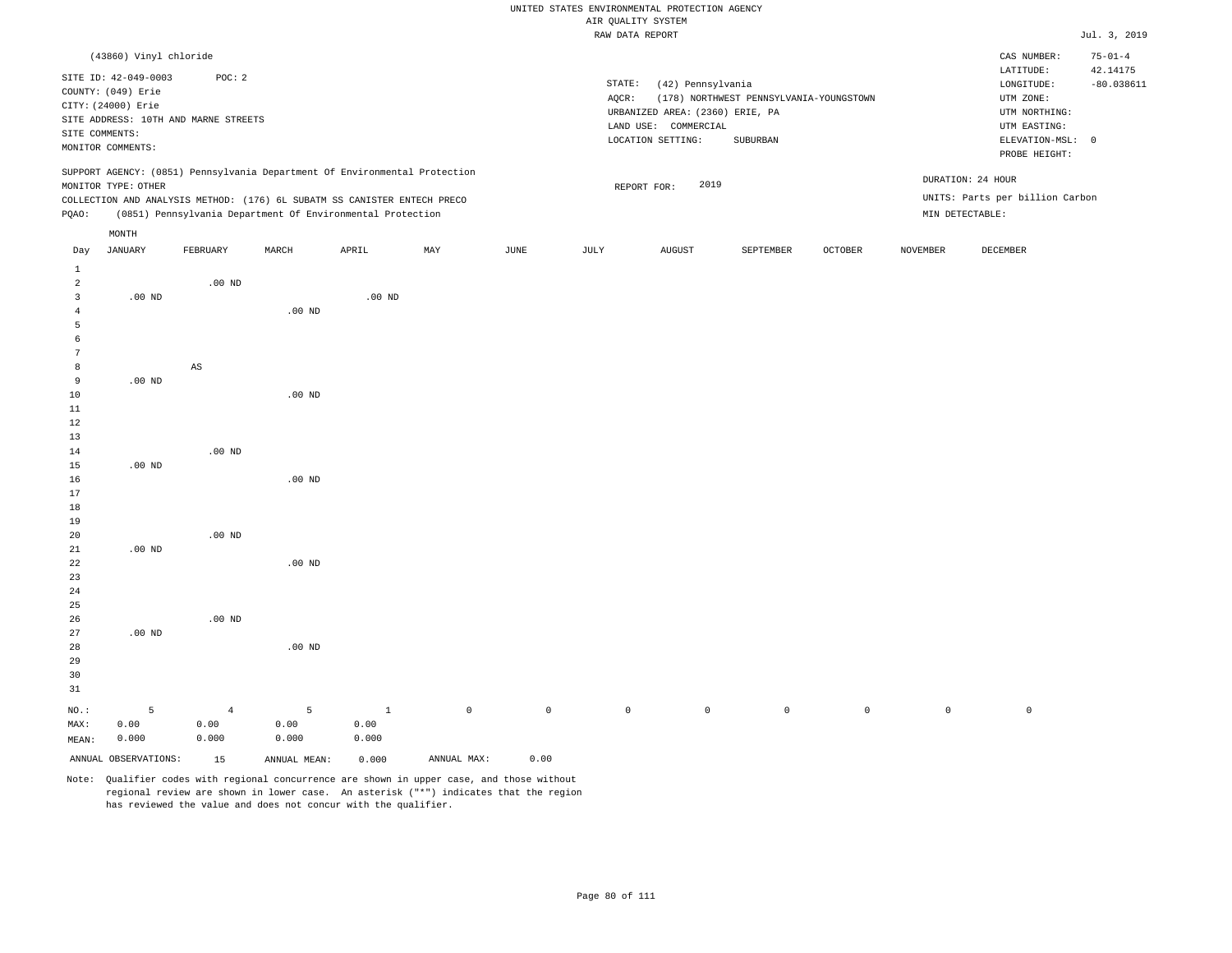UNITED STATES ENVIRONMENTAL PROTECTION AGENCY
AIR QUALITY SYSTEM
RAW DATA REPORT

Jul. 3, 2019

(43860) Vinyl chloride

SITE ID: 42-049-0003 POC: 2
COUNTY: (049) Erie
CITY: (24000) Erie
SITE ADDRESS: 10TH AND MARNE STREETS
SITE COMMENTS:
MONITOR COMMENTS:

STATE: (42) Pennsylvania
AQCR: (178) NORTHWEST PENNSYLVANIA-YOUNGSTOWN
URBANIZED AREA: (2360) ERIE, PA
LAND USE: COMMERCIAL
LOCATION SETTING: SUBURBAN

CAS NUMBER: 75-01-4
LATITUDE: 42.14175
LONGITUDE: -80.038611
UTM ZONE:
UTM NORTHING:
UTM EASTING:
ELEVATION-MSL: 0
PROBE HEIGHT:

SUPPORT AGENCY: (0851) Pennsylvania Department Of Environmental Protection
MONITOR TYPE: OTHER
COLLECTION AND ANALYSIS METHOD: (176) 6L SUBATM SS CANISTER ENTECH PRECO
PQAO: (0851) Pennsylvania Department Of Environmental Protection

REPORT FOR: 2019

DURATION: 24 HOUR
UNITS: Parts per billion Carbon
MIN DETECTABLE:

| Day | JANUARY | FEBRUARY | MARCH | APRIL | MAY | JUNE | JULY | AUGUST | SEPTEMBER | OCTOBER | NOVEMBER | DECEMBER |
|---|---|---|---|---|---|---|---|---|---|---|---|---|
| 1 | | | | | | | | | | | | |
| 2 | | .00 ND | | | | | | | | | | |
| 3 | .00 ND | | | .00 ND | | | | | | | | |
| 4 | | | .00 ND | | | | | | | | | |
| 5 | | | | | | | | | | | | |
| 6 | | | | | | | | | | | | |
| 7 | | | | | | | | | | | | |
| 8 | | AS | | | | | | | | | | |
| 9 | .00 ND | | | | | | | | | | | |
| 10 | | | .00 ND | | | | | | | | | |
| 11 | | | | | | | | | | | | |
| 12 | | | | | | | | | | | | |
| 13 | | | | | | | | | | | | |
| 14 | | .00 ND | | | | | | | | | | |
| 15 | .00 ND | | | | | | | | | | | |
| 16 | | | .00 ND | | | | | | | | | |
| 17 | | | | | | | | | | | | |
| 18 | | | | | | | | | | | | |
| 19 | | | | | | | | | | | | |
| 20 | | .00 ND | | | | | | | | | | |
| 21 | .00 ND | | | | | | | | | | | |
| 22 | | | .00 ND | | | | | | | | | |
| 23 | | | | | | | | | | | | |
| 24 | | | | | | | | | | | | |
| 25 | | | | | | | | | | | | |
| 26 | | .00 ND | | | | | | | | | | |
| 27 | .00 ND | | | | | | | | | | | |
| 28 | | | .00 ND | | | | | | | | | |
| 29 | | | | | | | | | | | | |
| 30 | | | | | | | | | | | | |
| 31 | | | | | | | | | | | | |
| NO.: | 5 | 4 | 5 | 1 | 0 | 0 | 0 | 0 | 0 | 0 | 0 | 0 |
| MAX: | 0.00 | 0.00 | 0.00 | 0.00 | | | | | | | | |
| MEAN: | 0.000 | 0.000 | 0.000 | 0.000 | | | | | | | | |

ANNUAL OBSERVATIONS: 15 ANNUAL MEAN: 0.000 ANNUAL MAX: 0.00

Note: Qualifier codes with regional concurrence are shown in upper case, and those without regional review are shown in lower case. An asterisk ("*") indicates that the region has reviewed the value and does not concur with the qualifier.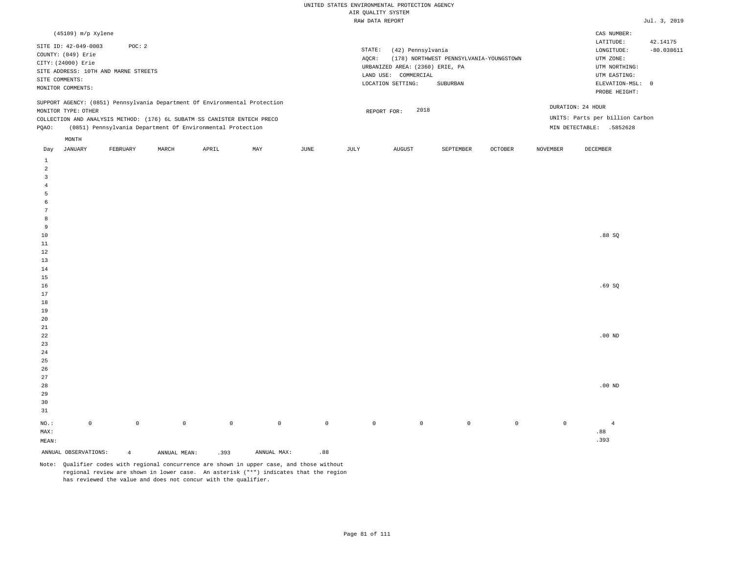UNITED STATES ENVIRONMENTAL PROTECTION AGENCY
AIR QUALITY SYSTEM
RAW DATA REPORT

Jul. 3, 2019

(45109) m/p Xylene

SITE ID: 42-049-0003 POC: 2
COUNTY: (049) Erie
CITY: (24000) Erie
SITE ADDRESS: 10TH AND MARNE STREETS
SITE COMMENTS:
MONITOR COMMENTS:

STATE: (42) Pennsylvania
AQCR: (178) NORTHWEST PENNSYLVANIA-YOUNGSTOWN
URBANIZED AREA: (2360) ERIE, PA
LAND USE: COMMERCIAL
LOCATION SETTING: SUBURBAN

CAS NUMBER:
LATITUDE: 42.14175
LONGITUDE: -80.038611
UTM ZONE:
UTM NORTHING:
UTM EASTING:
ELEVATION-MSL: 0
PROBE HEIGHT:

SUPPORT AGENCY: (0851) Pennsylvania Department Of Environmental Protection
MONITOR TYPE: OTHER
COLLECTION AND ANALYSIS METHOD: (176) 6L SUBATM SS CANISTER ENTECH PRECO
PQAO: (0851) Pennsylvania Department Of Environmental Protection

REPORT FOR: 2018

DURATION: 24 HOUR
UNITS: Parts per billion Carbon
MIN DETECTABLE: .5852628

| Day | JANUARY | FEBRUARY | MARCH | APRIL | MAY | JUNE | JULY | AUGUST | SEPTEMBER | OCTOBER | NOVEMBER | DECEMBER |
|---|---|---|---|---|---|---|---|---|---|---|---|---|
| 1 | | | | | | | | | | | | |
| 2 | | | | | | | | | | | | |
| 3 | | | | | | | | | | | | |
| 4 | | | | | | | | | | | | |
| 5 | | | | | | | | | | | | |
| 6 | | | | | | | | | | | | |
| 7 | | | | | | | | | | | | |
| 8 | | | | | | | | | | | | |
| 9 | | | | | | | | | | | | |
| 10 | | | | | | | | | | | | .88 SQ |
| 11 | | | | | | | | | | | | |
| 12 | | | | | | | | | | | | |
| 13 | | | | | | | | | | | | |
| 14 | | | | | | | | | | | | |
| 15 | | | | | | | | | | | | |
| 16 | | | | | | | | | | | | .69 SQ |
| 17 | | | | | | | | | | | | |
| 18 | | | | | | | | | | | | |
| 19 | | | | | | | | | | | | |
| 20 | | | | | | | | | | | | |
| 21 | | | | | | | | | | | | |
| 22 | | | | | | | | | | | | .00 ND |
| 23 | | | | | | | | | | | | |
| 24 | | | | | | | | | | | | |
| 25 | | | | | | | | | | | | |
| 26 | | | | | | | | | | | | |
| 27 | | | | | | | | | | | | |
| 28 | | | | | | | | | | | | .00 ND |
| 29 | | | | | | | | | | | | |
| 30 | | | | | | | | | | | | |
| 31 | | | | | | | | | | | | |
| NO.: | 0 | 0 | 0 | 0 | 0 | 0 | 0 | 0 | 0 | 0 | 0 | 4 |
| MAX: | | | | | | | | | | | | .88 |
| MEAN: | | | | | | | | | | | | .393 |

ANNUAL OBSERVATIONS: 4 ANNUAL MEAN: .393 ANNUAL MAX: .88

Note: Qualifier codes with regional concurrence are shown in upper case, and those without regional review are shown in lower case. An asterisk ("*") indicates that the region has reviewed the value and does not concur with the qualifier.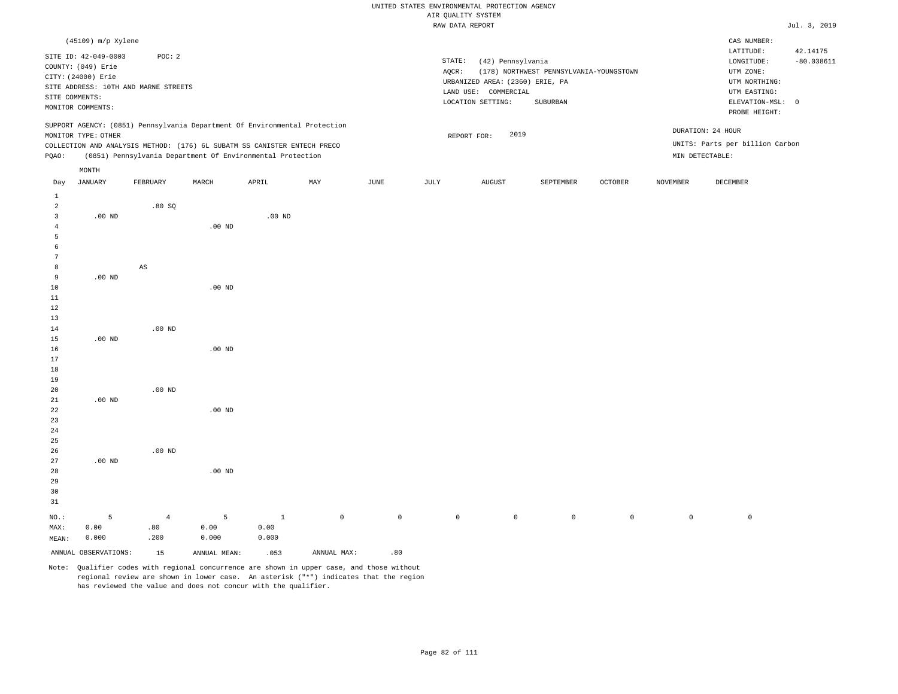UNITED STATES ENVIRONMENTAL PROTECTION AGENCY
AIR QUALITY SYSTEM
RAW DATA REPORT

Jul. 3, 2019

(45109) m/p Xylene

SITE ID: 42-049-0003 POC: 2
COUNTY: (049) Erie
CITY: (24000) Erie
SITE ADDRESS: 10TH AND MARNE STREETS
SITE COMMENTS:
MONITOR COMMENTS:

STATE: (42) Pennsylvania
AQCR: (178) NORTHWEST PENNSYLVANIA-YOUNGSTOWN
URBANIZED AREA: (2360) ERIE, PA
LAND USE: COMMERCIAL
LOCATION SETTING: SUBURBAN

CAS NUMBER:
LATITUDE: 42.14175
LONGITUDE: -80.038611
UTM ZONE:
UTM NORTHING:
UTM EASTING:
ELEVATION-MSL: 0
PROBE HEIGHT:

SUPPORT AGENCY: (0851) Pennsylvania Department Of Environmental Protection
MONITOR TYPE: OTHER
COLLECTION AND ANALYSIS METHOD: (176) 6L SUBATM SS CANISTER ENTECH PRECO
PQAO: (0851) Pennsylvania Department Of Environmental Protection

REPORT FOR: 2019

DURATION: 24 HOUR
UNITS: Parts per billion Carbon
MIN DETECTABLE:

| Day | JANUARY | FEBRUARY | MARCH | APRIL | MAY | JUNE | JULY | AUGUST | SEPTEMBER | OCTOBER | NOVEMBER | DECEMBER |
|---|---|---|---|---|---|---|---|---|---|---|---|---|
| 1 | | | | | | | | | | | | |
| 2 | | .80 SQ | | | | | | | | | | |
| 3 | .00 ND | | | .00 ND | | | | | | | | |
| 4 | | | .00 ND | | | | | | | | | |
| 5 | | | | | | | | | | | | |
| 6 | | | | | | | | | | | | |
| 7 | | | | | | | | | | | | |
| 8 | | AS | | | | | | | | | | |
| 9 | .00 ND | | | | | | | | | | | |
| 10 | | | .00 ND | | | | | | | | | |
| 11 | | | | | | | | | | | | |
| 12 | | | | | | | | | | | | |
| 13 | | | | | | | | | | | | |
| 14 | | .00 ND | | | | | | | | | | |
| 15 | .00 ND | | | | | | | | | | | |
| 16 | | | .00 ND | | | | | | | | | |
| 17 | | | | | | | | | | | | |
| 18 | | | | | | | | | | | | |
| 19 | | | | | | | | | | | | |
| 20 | | .00 ND | | | | | | | | | | |
| 21 | .00 ND | | | | | | | | | | | |
| 22 | | | .00 ND | | | | | | | | | |
| 23 | | | | | | | | | | | | |
| 24 | | | | | | | | | | | | |
| 25 | | | | | | | | | | | | |
| 26 | | .00 ND | | | | | | | | | | |
| 27 | .00 ND | | | | | | | | | | | |
| 28 | | | .00 ND | | | | | | | | | |
| 29 | | | | | | | | | | | | |
| 30 | | | | | | | | | | | | |
| 31 | | | | | | | | | | | | |
| NO.: | 5 | 4 | 5 | 1 | 0 | 0 | 0 | 0 | 0 | 0 | 0 | 0 |
| MAX: | 0.00 | .80 | 0.00 | 0.00 | | | | | | | | |
| MEAN: | 0.000 | .200 | 0.000 | 0.000 | | | | | | | | |

ANNUAL OBSERVATIONS: 15 ANNUAL MEAN: .053 ANNUAL MAX: .80

Note: Qualifier codes with regional concurrence are shown in upper case, and those without regional review are shown in lower case. An asterisk ("*") indicates that the region has reviewed the value and does not concur with the qualifier.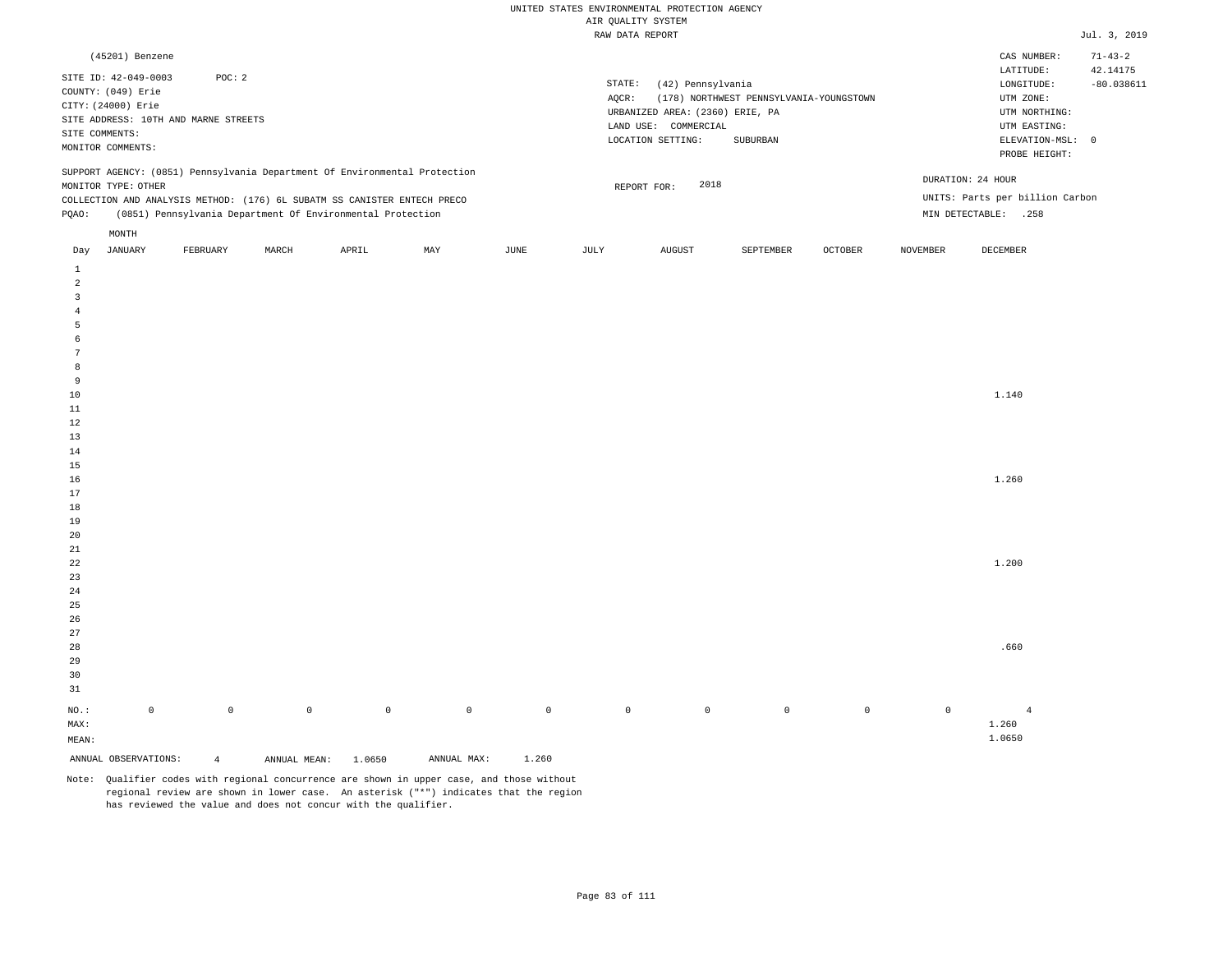UNITED STATES ENVIRONMENTAL PROTECTION AGENCY
AIR QUALITY SYSTEM
RAW DATA REPORT

Jul. 3, 2019

(45201) Benzene

SITE ID: 42-049-0003 POC: 2
COUNTY: (049) Erie
CITY: (24000) Erie
SITE ADDRESS: 10TH AND MARNE STREETS
SITE COMMENTS:
MONITOR COMMENTS:

STATE: (42) Pennsylvania
AQCR: (178) NORTHWEST PENNSYLVANIA-YOUNGSTOWN
URBANIZED AREA: (2360) ERIE, PA
LAND USE: COMMERCIAL
LOCATION SETTING: SUBURBAN

CAS NUMBER: 71-43-2
LATITUDE: 42.14175
LONGITUDE: -80.038611
UTM ZONE:
UTM NORTHING:
UTM EASTING:
ELEVATION-MSL: 0
PROBE HEIGHT:

SUPPORT AGENCY: (0851) Pennsylvania Department Of Environmental Protection
MONITOR TYPE: OTHER
COLLECTION AND ANALYSIS METHOD: (176) 6L SUBATM SS CANISTER ENTECH PRECO
PQAO: (0851) Pennsylvania Department Of Environmental Protection

REPORT FOR: 2018

DURATION: 24 HOUR
UNITS: Parts per billion Carbon
MIN DETECTABLE: .258

| Day | JANUARY | FEBRUARY | MARCH | APRIL | MAY | JUNE | JULY | AUGUST | SEPTEMBER | OCTOBER | NOVEMBER | DECEMBER |
|---|---|---|---|---|---|---|---|---|---|---|---|---|
| 1 | | | | | | | | | | | | |
| 2 | | | | | | | | | | | | |
| 3 | | | | | | | | | | | | |
| 4 | | | | | | | | | | | | |
| 5 | | | | | | | | | | | | |
| 6 | | | | | | | | | | | | |
| 7 | | | | | | | | | | | | |
| 8 | | | | | | | | | | | | |
| 9 | | | | | | | | | | | | |
| 10 | | | | | | | | | | | | 1.140 |
| 11 | | | | | | | | | | | | |
| 12 | | | | | | | | | | | | |
| 13 | | | | | | | | | | | | |
| 14 | | | | | | | | | | | | |
| 15 | | | | | | | | | | | | |
| 16 | | | | | | | | | | | | 1.260 |
| 17 | | | | | | | | | | | | |
| 18 | | | | | | | | | | | | |
| 19 | | | | | | | | | | | | |
| 20 | | | | | | | | | | | | |
| 21 | | | | | | | | | | | | |
| 22 | | | | | | | | | | | | 1.200 |
| 23 | | | | | | | | | | | | |
| 24 | | | | | | | | | | | | |
| 25 | | | | | | | | | | | | |
| 26 | | | | | | | | | | | | |
| 27 | | | | | | | | | | | | |
| 28 | | | | | | | | | | | | .660 |
| 29 | | | | | | | | | | | | |
| 30 | | | | | | | | | | | | |
| 31 | | | | | | | | | | | | |
| NO.: | 0 | 0 | 0 | 0 | 0 | 0 | 0 | 0 | 0 | 0 | 0 | 4 |
| MAX: | | | | | | | | | | | | 1.260 |
| MEAN: | | | | | | | | | | | | 1.0650 |

ANNUAL OBSERVATIONS: 4 ANNUAL MEAN: 1.0650 ANNUAL MAX: 1.260

Note: Qualifier codes with regional concurrence are shown in upper case, and those without regional review are shown in lower case. An asterisk ("*") indicates that the region has reviewed the value and does not concur with the qualifier.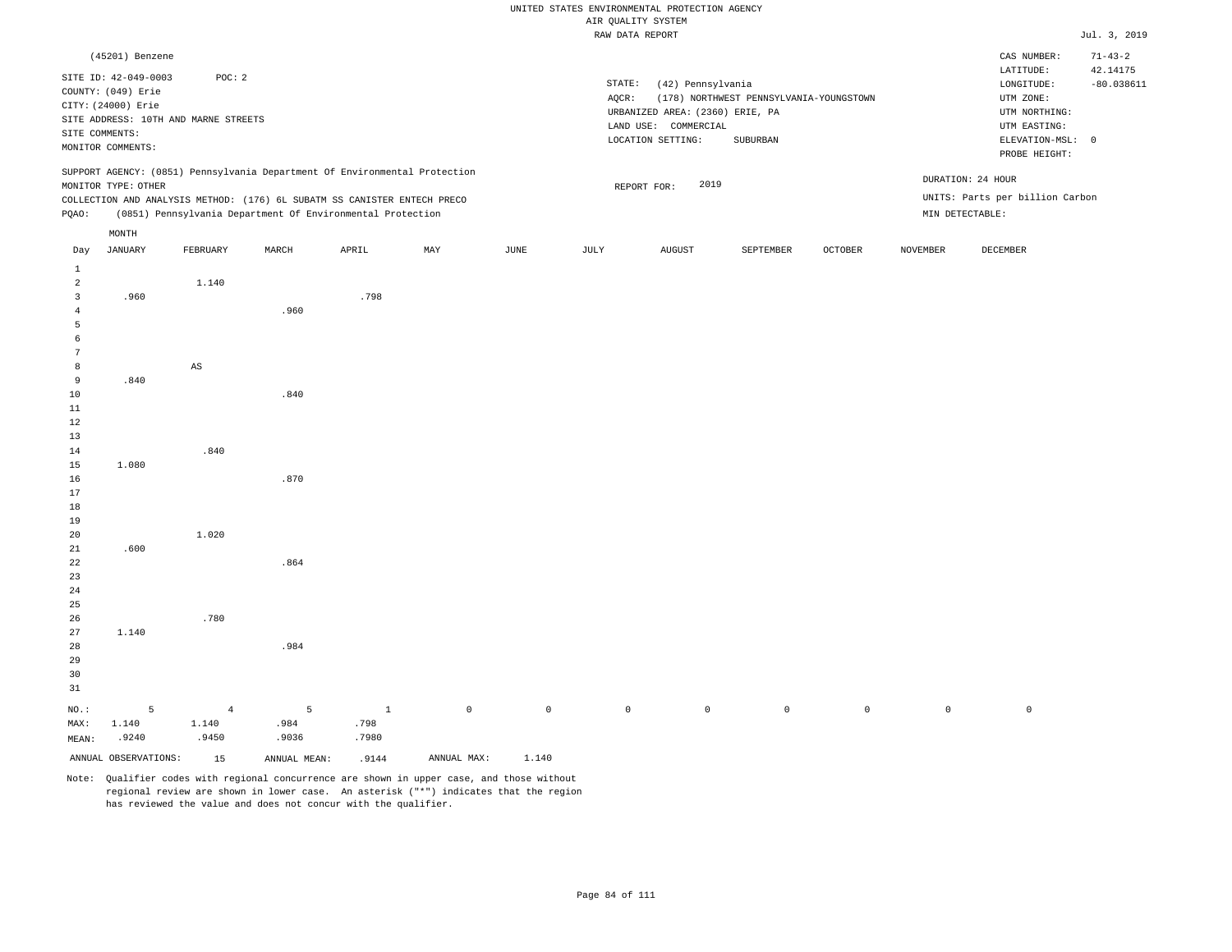UNITED STATES ENVIRONMENTAL PROTECTION AGENCY
AIR QUALITY SYSTEM
RAW DATA REPORT

Jul. 3, 2019

(45201) Benzene

SITE ID: 42-049-0003 POC: 2
COUNTY: (049) Erie
CITY: (24000) Erie
SITE ADDRESS: 10TH AND MARNE STREETS
SITE COMMENTS:
MONITOR COMMENTS:

STATE: (42) Pennsylvania
AQCR: (178) NORTHWEST PENNSYLVANIA-YOUNGSTOWN
URBANIZED AREA: (2360) ERIE, PA
LAND USE: COMMERCIAL
LOCATION SETTING: SUBURBAN

CAS NUMBER: 71-43-2
LATITUDE: 42.14175
LONGITUDE: -80.038611
UTM ZONE:
UTM NORTHING:
UTM EASTING:
ELEVATION-MSL: 0
PROBE HEIGHT:

SUPPORT AGENCY: (0851) Pennsylvania Department Of Environmental Protection
MONITOR TYPE: OTHER
COLLECTION AND ANALYSIS METHOD: (176) 6L SUBATM SS CANISTER ENTECH PRECO
PQAO: (0851) Pennsylvania Department Of Environmental Protection

REPORT FOR: 2019

DURATION: 24 HOUR
UNITS: Parts per billion Carbon
MIN DETECTABLE:

| Day | JANUARY | FEBRUARY | MARCH | APRIL | MAY | JUNE | JULY | AUGUST | SEPTEMBER | OCTOBER | NOVEMBER | DECEMBER |
|---|---|---|---|---|---|---|---|---|---|---|---|---|
| 1 | | | | | | | | | | | | |
| 2 | | 1.140 | | | | | | | | | | |
| 3 | .960 | | | .798 | | | | | | | | |
| 4 | | | .960 | | | | | | | | | |
| 5 | | | | | | | | | | | | |
| 6 | | | | | | | | | | | | |
| 7 | | | | | | | | | | | | |
| 8 | | AS | | | | | | | | | | |
| 9 | .840 | | | | | | | | | | | |
| 10 | | | .840 | | | | | | | | | |
| 11 | | | | | | | | | | | | |
| 12 | | | | | | | | | | | | |
| 13 | | | | | | | | | | | | |
| 14 | | .840 | | | | | | | | | | |
| 15 | 1.080 | | | | | | | | | | | |
| 16 | | | .870 | | | | | | | | | |
| 17 | | | | | | | | | | | | |
| 18 | | | | | | | | | | | | |
| 19 | | | | | | | | | | | | |
| 20 | | 1.020 | | | | | | | | | | |
| 21 | .600 | | | | | | | | | | | |
| 22 | | | .864 | | | | | | | | | |
| 23 | | | | | | | | | | | | |
| 24 | | | | | | | | | | | | |
| 25 | | | | | | | | | | | | |
| 26 | | .780 | | | | | | | | | | |
| 27 | 1.140 | | | | | | | | | | | |
| 28 | | | .984 | | | | | | | | | |
| 29 | | | | | | | | | | | | |
| 30 | | | | | | | | | | | | |
| 31 | | | | | | | | | | | | |
| NO.: | 5 | 4 | 5 | 1 | 0 | 0 | 0 | 0 | 0 | 0 | 0 | 0 |
| MAX: | 1.140 | 1.140 | .984 | .798 | | | | | | | | |
| MEAN: | .9240 | .9450 | .9036 | .7980 | | | | | | | | |

ANNUAL OBSERVATIONS: 15 ANNUAL MEAN: .9144 ANNUAL MAX: 1.140

Note: Qualifier codes with regional concurrence are shown in upper case, and those without regional review are shown in lower case. An asterisk ("*") indicates that the region has reviewed the value and does not concur with the qualifier.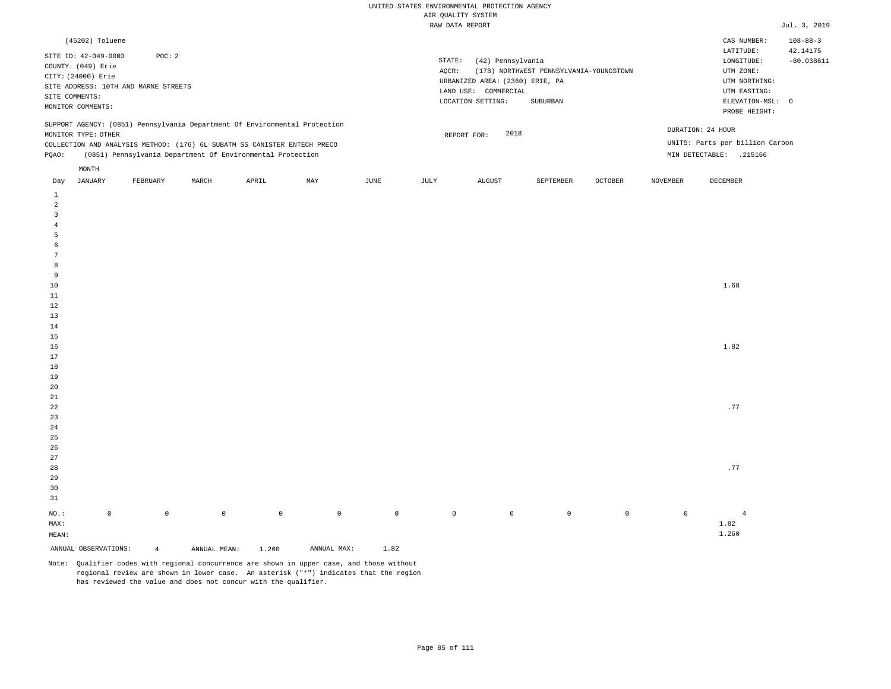UNITED STATES ENVIRONMENTAL PROTECTION AGENCY
AIR QUALITY SYSTEM
RAW DATA REPORT

Jul. 3, 2019

(45202) Toluene

SITE ID: 42-049-0003 POC: 2
COUNTY: (049) Erie
CITY: (24000) Erie
SITE ADDRESS: 10TH AND MARNE STREETS
SITE COMMENTS:
MONITOR COMMENTS:

STATE: (42) Pennsylvania
AQCR: (178) NORTHWEST PENNSYLVANIA-YOUNGSTOWN
URBANIZED AREA: (2360) ERIE, PA
LAND USE: COMMERCIAL
LOCATION SETTING: SUBURBAN

CAS NUMBER: 108-88-3
LATITUDE: 42.14175
LONGITUDE: -80.038611
UTM ZONE:
UTM NORTHING:
UTM EASTING:
ELEVATION-MSL: 0
PROBE HEIGHT:

SUPPORT AGENCY: (0851) Pennsylvania Department Of Environmental Protection
MONITOR TYPE: OTHER
COLLECTION AND ANALYSIS METHOD: (176) 6L SUBATM SS CANISTER ENTECH PRECO
PQAO: (0851) Pennsylvania Department Of Environmental Protection

REPORT FOR: 2018

DURATION: 24 HOUR
UNITS: Parts per billion Carbon
MIN DETECTABLE: .215166

| Day | JANUARY | FEBRUARY | MARCH | APRIL | MAY | JUNE | JULY | AUGUST | SEPTEMBER | OCTOBER | NOVEMBER | DECEMBER |
|---|---|---|---|---|---|---|---|---|---|---|---|---|
| 1 | | | | | | | | | | | | |
| 2 | | | | | | | | | | | | |
| 3 | | | | | | | | | | | | |
| 4 | | | | | | | | | | | | |
| 5 | | | | | | | | | | | | |
| 6 | | | | | | | | | | | | |
| 7 | | | | | | | | | | | | |
| 8 | | | | | | | | | | | | |
| 9 | | | | | | | | | | | | |
| 10 | | | | | | | | | | | | 1.68 |
| 11 | | | | | | | | | | | | |
| 12 | | | | | | | | | | | | |
| 13 | | | | | | | | | | | | |
| 14 | | | | | | | | | | | | |
| 15 | | | | | | | | | | | | |
| 16 | | | | | | | | | | | | 1.82 |
| 17 | | | | | | | | | | | | |
| 18 | | | | | | | | | | | | |
| 19 | | | | | | | | | | | | |
| 20 | | | | | | | | | | | | |
| 21 | | | | | | | | | | | | |
| 22 | | | | | | | | | | | | .77 |
| 23 | | | | | | | | | | | | |
| 24 | | | | | | | | | | | | |
| 25 | | | | | | | | | | | | |
| 26 | | | | | | | | | | | | |
| 27 | | | | | | | | | | | | |
| 28 | | | | | | | | | | | | .77 |
| 29 | | | | | | | | | | | | |
| 30 | | | | | | | | | | | | |
| 31 | | | | | | | | | | | | |
| NO.: | 0 | 0 | 0 | 0 | 0 | 0 | 0 | 0 | 0 | 0 | 0 | 4 |
| MAX: | | | | | | | | | | | | 1.82 |
| MEAN: | | | | | | | | | | | | 1.260 |

ANNUAL OBSERVATIONS: 4 ANNUAL MEAN: 1.260 ANNUAL MAX: 1.82

Note: Qualifier codes with regional concurrence are shown in upper case, and those without regional review are shown in lower case. An asterisk ("*") indicates that the region has reviewed the value and does not concur with the qualifier.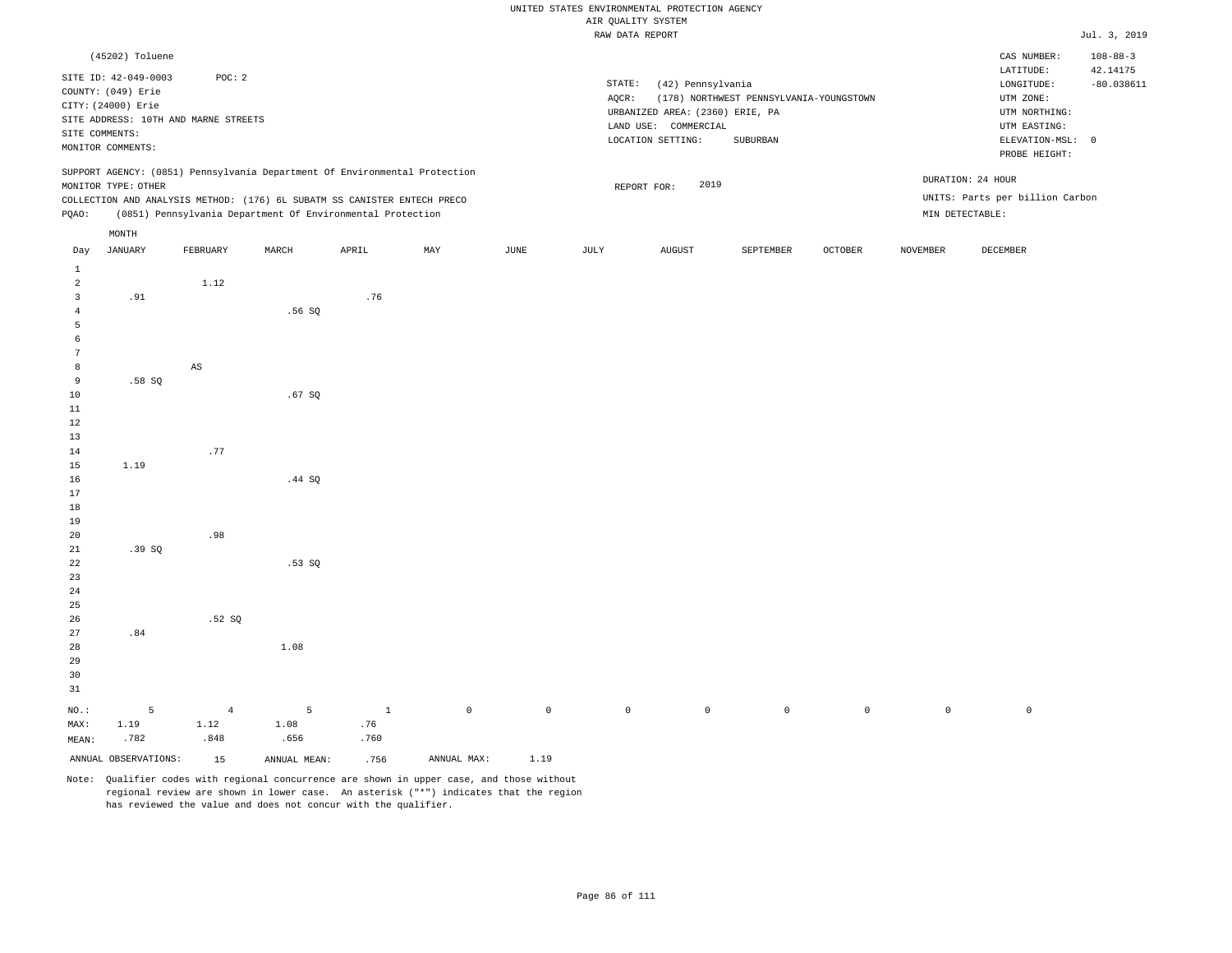UNITED STATES ENVIRONMENTAL PROTECTION AGENCY
AIR QUALITY SYSTEM
RAW DATA REPORT

Jul. 3, 2019

(45202) Toluene

SITE ID: 42-049-0003   POC: 2
COUNTY: (049) Erie
CITY: (24000) Erie
SITE ADDRESS: 10TH AND MARNE STREETS
SITE COMMENTS:
MONITOR COMMENTS:

STATE: (42) Pennsylvania
AQCR: (178) NORTHWEST PENNSYLVANIA-YOUNGSTOWN
URBANIZED AREA: (2360) ERIE, PA
LAND USE: COMMERCIAL
LOCATION SETTING: SUBURBAN

CAS NUMBER: 108-88-3
LATITUDE: 42.14175
LONGITUDE: -80.038611
UTM ZONE:
UTM NORTHING:
UTM EASTING:
ELEVATION-MSL: 0
PROBE HEIGHT:

SUPPORT AGENCY: (0851) Pennsylvania Department Of Environmental Protection
MONITOR TYPE: OTHER
COLLECTION AND ANALYSIS METHOD: (176) 6L SUBATM SS CANISTER ENTECH PRECO
PQAO: (0851) Pennsylvania Department Of Environmental Protection

REPORT FOR: 2019

DURATION: 24 HOUR
UNITS: Parts per billion Carbon
MIN DETECTABLE:

| Day | JANUARY | FEBRUARY | MARCH | APRIL | MAY | JUNE | JULY | AUGUST | SEPTEMBER | OCTOBER | NOVEMBER | DECEMBER |
|---|---|---|---|---|---|---|---|---|---|---|---|---|
| 1 | | | | | | | | | | | | |
| 2 | | 1.12 | | | | | | | | | | |
| 3 | .91 | | | .76 | | | | | | | | |
| 4 | | | .56 SQ | | | | | | | | | |
| 5 | | | | | | | | | | | | |
| 6 | | | | | | | | | | | | |
| 7 | | | | | | | | | | | | |
| 8 | | AS | | | | | | | | | | |
| 9 | .58 SQ | | | | | | | | | | | |
| 10 | | | .67 SQ | | | | | | | | | |
| 11 | | | | | | | | | | | | |
| 12 | | | | | | | | | | | | |
| 13 | | | | | | | | | | | | |
| 14 | | .77 | | | | | | | | | | |
| 15 | 1.19 | | | | | | | | | | | |
| 16 | | | .44 SQ | | | | | | | | | |
| 17 | | | | | | | | | | | | |
| 18 | | | | | | | | | | | | |
| 19 | | | | | | | | | | | | |
| 20 | | .98 | | | | | | | | | | |
| 21 | .39 SQ | | | | | | | | | | | |
| 22 | | | .53 SQ | | | | | | | | | |
| 23 | | | | | | | | | | | | |
| 24 | | | | | | | | | | | | |
| 25 | | | | | | | | | | | | |
| 26 | | .52 SQ | | | | | | | | | | |
| 27 | .84 | | | | | | | | | | | |
| 28 | | | 1.08 | | | | | | | | | |
| 29 | | | | | | | | | | | | |
| 30 | | | | | | | | | | | | |
| 31 | | | | | | | | | | | | |
| NO.: | 5 | 4 | 5 | 1 | 0 | 0 | 0 | 0 | 0 | 0 | 0 | 0 |
| MAX: | 1.19 | 1.12 | 1.08 | .76 | | | | | | | | |
| MEAN: | .782 | .848 | .656 | .760 | | | | | | | | |

ANNUAL OBSERVATIONS: 15   ANNUAL MEAN: .756   ANNUAL MAX: 1.19

Note: Qualifier codes with regional concurrence are shown in upper case, and those without regional review are shown in lower case. An asterisk ("*") indicates that the region has reviewed the value and does not concur with the qualifier.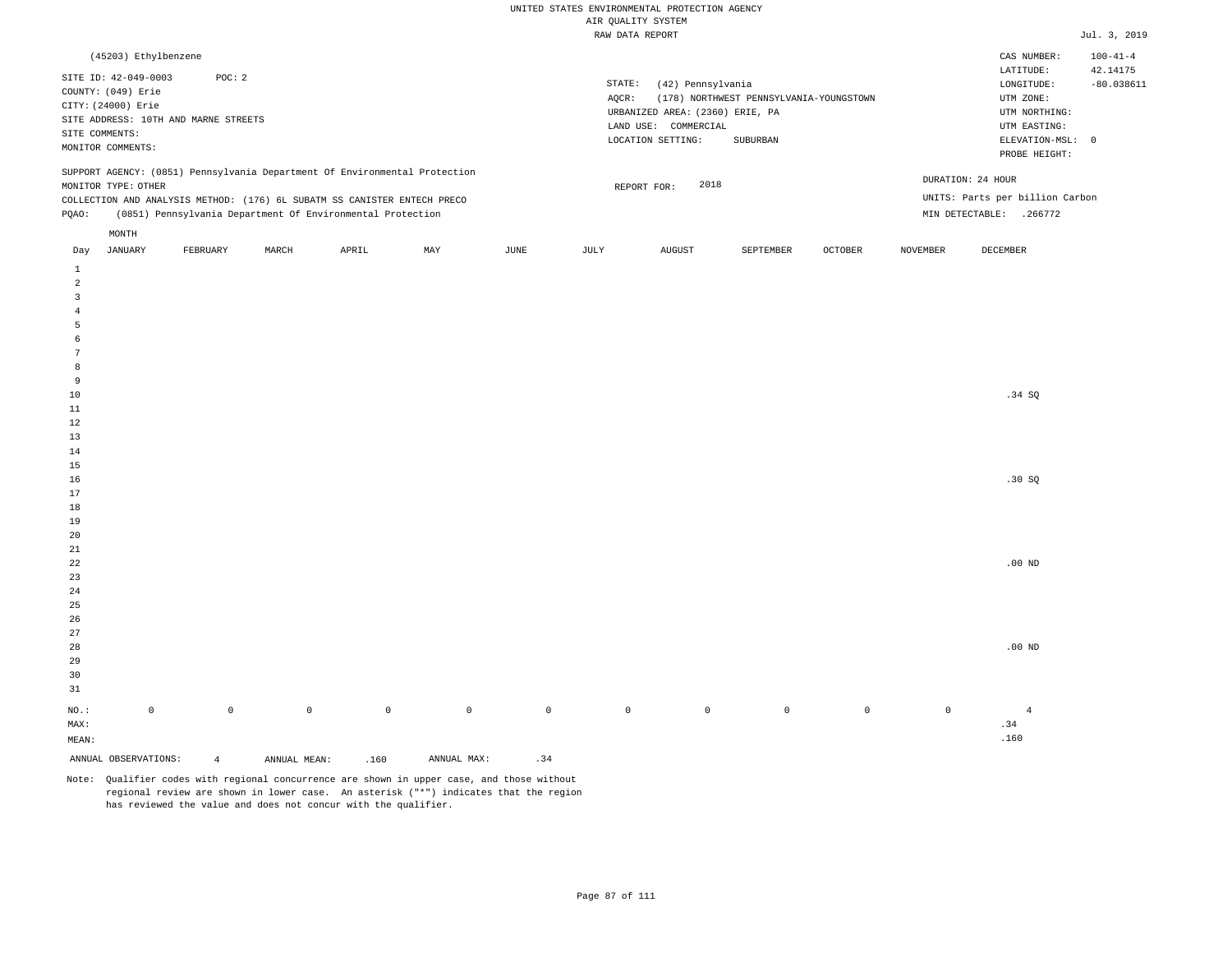UNITED STATES ENVIRONMENTAL PROTECTION AGENCY
AIR QUALITY SYSTEM
RAW DATA REPORT

Jul. 3, 2019

(45203) Ethylbenzene

CAS NUMBER: 100-41-4

SITE ID: 42-049-0003 POC: 2
COUNTY: (049) Erie
CITY: (24000) Erie
SITE ADDRESS: 10TH AND MARNE STREETS
SITE COMMENTS:
MONITOR COMMENTS:

STATE: (42) Pennsylvania
AQCR: (178) NORTHWEST PENNSYLVANIA-YOUNGSTOWN
URBANIZED AREA: (2360) ERIE, PA
LAND USE: COMMERCIAL
LOCATION SETTING: SUBURBAN

LATITUDE: 42.14175
LONGITUDE: -80.038611
UTM ZONE:
UTM NORTHING:
UTM EASTING:
ELEVATION-MSL: 0
PROBE HEIGHT:

SUPPORT AGENCY: (0851) Pennsylvania Department Of Environmental Protection
MONITOR TYPE: OTHER
COLLECTION AND ANALYSIS METHOD: (176) 6L SUBATM SS CANISTER ENTECH PRECO
PQAO: (0851) Pennsylvania Department Of Environmental Protection

REPORT FOR: 2018

DURATION: 24 HOUR
UNITS: Parts per billion Carbon
MIN DETECTABLE: .266772

| Day | JANUARY | FEBRUARY | MARCH | APRIL | MAY | JUNE | JULY | AUGUST | SEPTEMBER | OCTOBER | NOVEMBER | DECEMBER |
|---|---|---|---|---|---|---|---|---|---|---|---|---|
| 1 | | | | | | | | | | | | |
| 2 | | | | | | | | | | | | |
| 3 | | | | | | | | | | | | |
| 4 | | | | | | | | | | | | |
| 5 | | | | | | | | | | | | |
| 6 | | | | | | | | | | | | |
| 7 | | | | | | | | | | | | |
| 8 | | | | | | | | | | | | |
| 9 | | | | | | | | | | | | |
| 10 | | | | | | | | | | | | .34 SQ |
| 11 | | | | | | | | | | | | |
| 12 | | | | | | | | | | | | |
| 13 | | | | | | | | | | | | |
| 14 | | | | | | | | | | | | |
| 15 | | | | | | | | | | | | |
| 16 | | | | | | | | | | | | .30 SQ |
| 17 | | | | | | | | | | | | |
| 18 | | | | | | | | | | | | |
| 19 | | | | | | | | | | | | |
| 20 | | | | | | | | | | | | |
| 21 | | | | | | | | | | | | |
| 22 | | | | | | | | | | | | .00 ND |
| 23 | | | | | | | | | | | | |
| 24 | | | | | | | | | | | | |
| 25 | | | | | | | | | | | | |
| 26 | | | | | | | | | | | | |
| 27 | | | | | | | | | | | | |
| 28 | | | | | | | | | | | | .00 ND |
| 29 | | | | | | | | | | | | |
| 30 | | | | | | | | | | | | |
| 31 | | | | | | | | | | | | |
| NO.: | 0 | 0 | 0 | 0 | 0 | 0 | 0 | 0 | 0 | 0 | 0 | 4 |
| MAX: | | | | | | | | | | | | .34 |
| MEAN: | | | | | | | | | | | | .160 |

ANNUAL OBSERVATIONS: 4 ANNUAL MEAN: .160 ANNUAL MAX: .34

Note: Qualifier codes with regional concurrence are shown in upper case, and those without regional review are shown in lower case. An asterisk ("*") indicates that the region has reviewed the value and does not concur with the qualifier.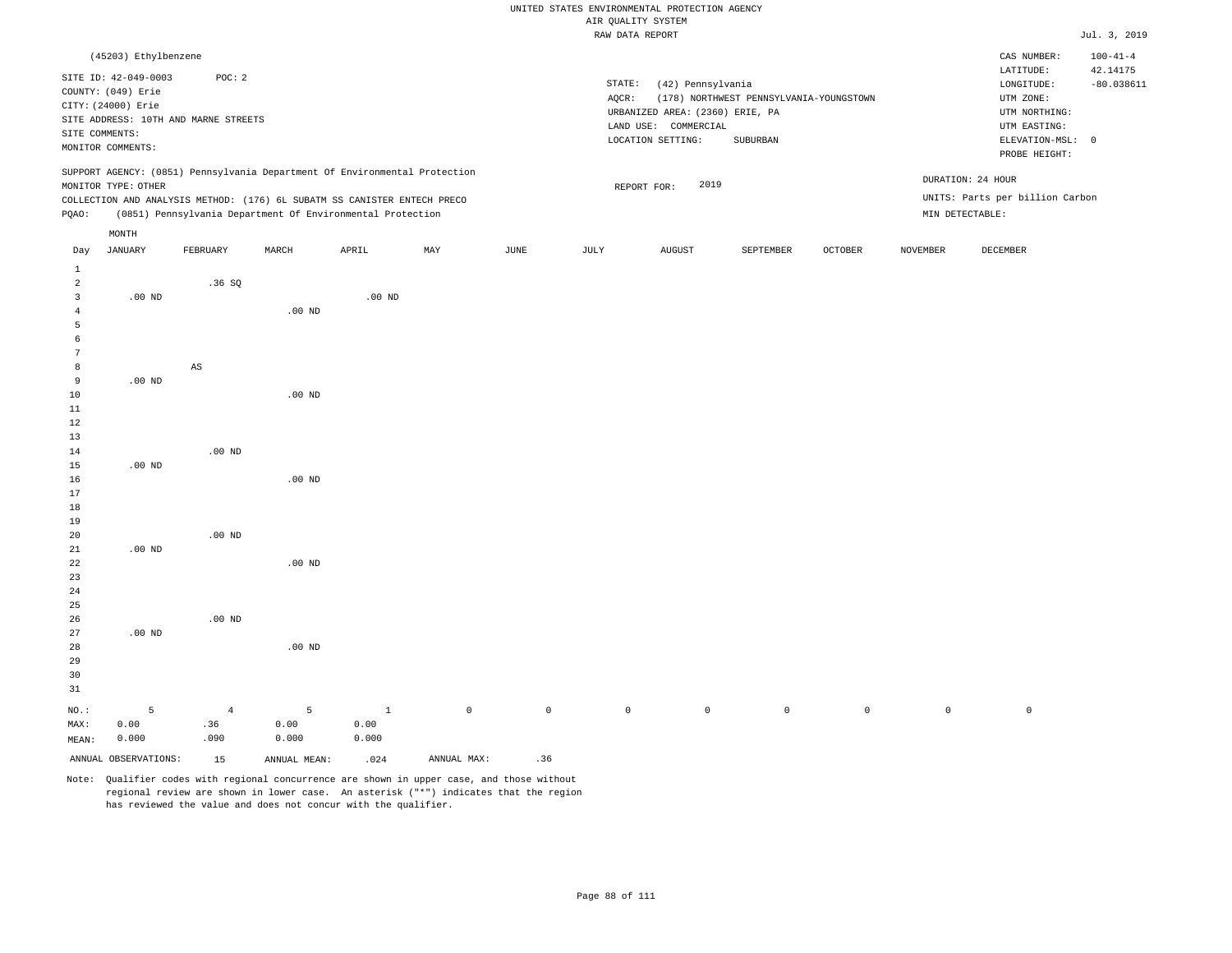UNITED STATES ENVIRONMENTAL PROTECTION AGENCY
AIR QUALITY SYSTEM
RAW DATA REPORT

Jul. 3, 2019

(45203) Ethylbenzene

SITE ID: 42-049-0003 POC: 2
COUNTY: (049) Erie
CITY: (24000) Erie
SITE ADDRESS: 10TH AND MARNE STREETS
SITE COMMENTS:
MONITOR COMMENTS:

STATE: (42) Pennsylvania
AQCR: (178) NORTHWEST PENNSYLVANIA-YOUNGSTOWN
URBANIZED AREA: (2360) ERIE, PA
LAND USE: COMMERCIAL
LOCATION SETTING: SUBURBAN

CAS NUMBER: 100-41-4
LATITUDE: 42.14175
LONGITUDE: -80.038611
UTM ZONE:
UTM NORTHING:
UTM EASTING:
ELEVATION-MSL: 0
PROBE HEIGHT:

SUPPORT AGENCY: (0851) Pennsylvania Department Of Environmental Protection
MONITOR TYPE: OTHER
COLLECTION AND ANALYSIS METHOD: (176) 6L SUBATM SS CANISTER ENTECH PRECO
PQAO: (0851) Pennsylvania Department Of Environmental Protection

REPORT FOR: 2019

DURATION: 24 HOUR
UNITS: Parts per billion Carbon
MIN DETECTABLE:

| Day | JANUARY | FEBRUARY | MARCH | APRIL | MAY | JUNE | JULY | AUGUST | SEPTEMBER | OCTOBER | NOVEMBER | DECEMBER |
|---|---|---|---|---|---|---|---|---|---|---|---|---|
| 1 | | | | | | | | | | | | |
| 2 | | .36 SQ | | | | | | | | | | |
| 3 | .00 ND | | | .00 ND | | | | | | | | |
| 4 | | | .00 ND | | | | | | | | | |
| 5 | | | | | | | | | | | | |
| 6 | | | | | | | | | | | | |
| 7 | | | | | | | | | | | | |
| 8 | | AS | | | | | | | | | | |
| 9 | .00 ND | | | | | | | | | | | |
| 10 | | | .00 ND | | | | | | | | | |
| 11 | | | | | | | | | | | | |
| 12 | | | | | | | | | | | | |
| 13 | | | | | | | | | | | | |
| 14 | | .00 ND | | | | | | | | | | |
| 15 | .00 ND | | | | | | | | | | | |
| 16 | | | .00 ND | | | | | | | | | |
| 17 | | | | | | | | | | | | |
| 18 | | | | | | | | | | | | |
| 19 | | | | | | | | | | | | |
| 20 | | .00 ND | | | | | | | | | | |
| 21 | .00 ND | | | | | | | | | | | |
| 22 | | | .00 ND | | | | | | | | | |
| 23 | | | | | | | | | | | | |
| 24 | | | | | | | | | | | | |
| 25 | | | | | | | | | | | | |
| 26 | | .00 ND | | | | | | | | | | |
| 27 | .00 ND | | | | | | | | | | | |
| 28 | | | .00 ND | | | | | | | | | |
| 29 | | | | | | | | | | | | |
| 30 | | | | | | | | | | | | |
| 31 | | | | | | | | | | | | |
| NO.: | 5 | 4 | 5 | 1 | 0 | 0 | 0 | 0 | 0 | 0 | 0 | 0 |
| MAX: | 0.00 | .36 | 0.00 | 0.00 | | | | | | | | |
| MEAN: | 0.000 | .090 | 0.000 | 0.000 | | | | | | | | |

ANNUAL OBSERVATIONS: 15 ANNUAL MEAN: .024 ANNUAL MAX: .36

Note: Qualifier codes with regional concurrence are shown in upper case, and those without regional review are shown in lower case. An asterisk ("*") indicates that the region has reviewed the value and does not concur with the qualifier.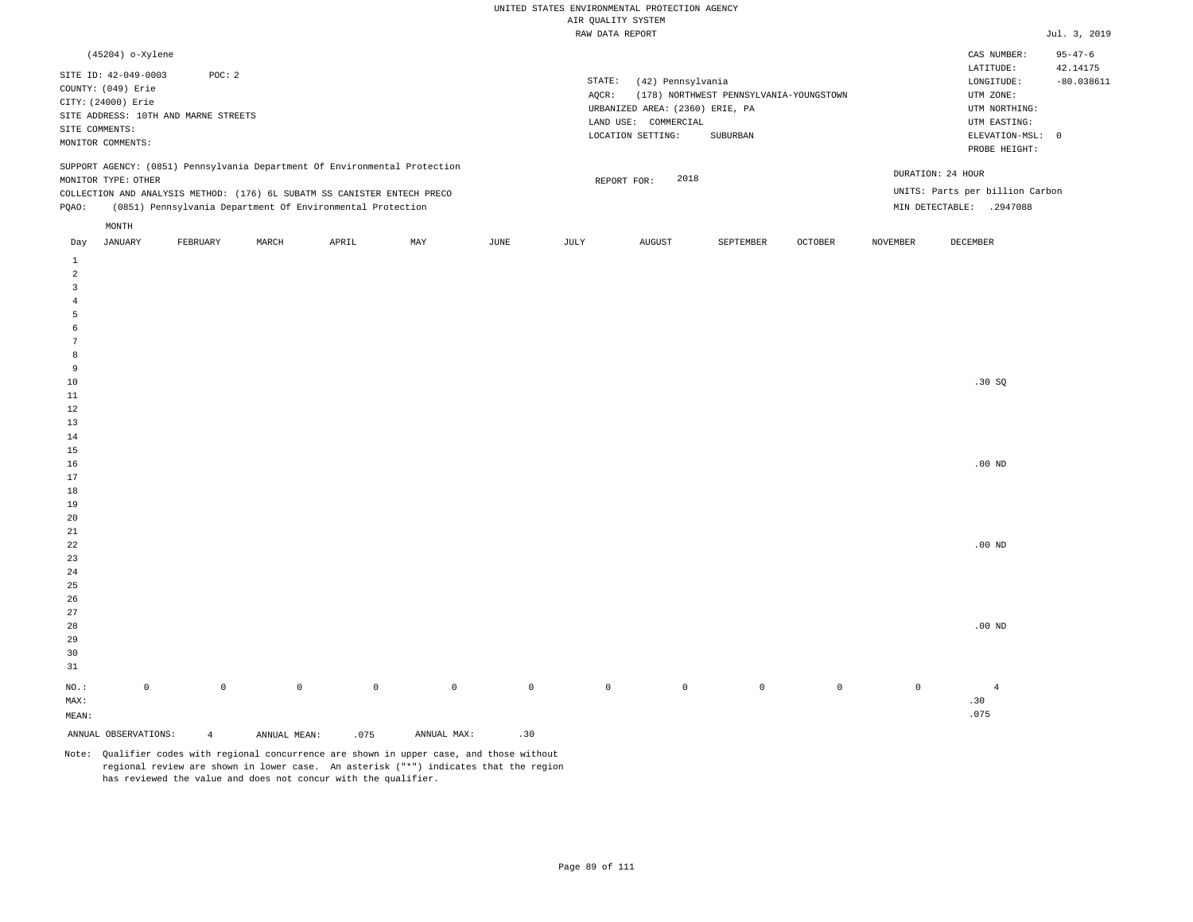UNITED STATES ENVIRONMENTAL PROTECTION AGENCY
AIR QUALITY SYSTEM
RAW DATA REPORT

Jul. 3, 2019

(45204) o-Xylene

SITE ID: 42-049-0003 POC: 2
COUNTY: (049) Erie
CITY: (24000) Erie
SITE ADDRESS: 10TH AND MARNE STREETS
SITE COMMENTS:
MONITOR COMMENTS:

STATE: (42) Pennsylvania
AQCR: (178) NORTHWEST PENNSYLVANIA-YOUNGSTOWN
URBANIZED AREA: (2360) ERIE, PA
LAND USE: COMMERCIAL
LOCATION SETTING: SUBURBAN

CAS NUMBER: 95-47-6
LATITUDE: 42.14175
LONGITUDE: -80.038611
UTM ZONE:
UTM NORTHING:
UTM EASTING:
ELEVATION-MSL: 0
PROBE HEIGHT:

SUPPORT AGENCY: (0851) Pennsylvania Department Of Environmental Protection
MONITOR TYPE: OTHER
COLLECTION AND ANALYSIS METHOD: (176) 6L SUBATM SS CANISTER ENTECH PRECO
PQAO: (0851) Pennsylvania Department Of Environmental Protection

REPORT FOR: 2018

DURATION: 24 HOUR
UNITS: Parts per billion Carbon
MIN DETECTABLE: .2947088

| Day | JANUARY | FEBRUARY | MARCH | APRIL | MAY | JUNE | JULY | AUGUST | SEPTEMBER | OCTOBER | NOVEMBER | DECEMBER |
|---|---|---|---|---|---|---|---|---|---|---|---|---|
| 1 | | | | | | | | | | | | |
| 2 | | | | | | | | | | | | |
| 3 | | | | | | | | | | | | |
| 4 | | | | | | | | | | | | |
| 5 | | | | | | | | | | | | |
| 6 | | | | | | | | | | | | |
| 7 | | | | | | | | | | | | |
| 8 | | | | | | | | | | | | |
| 9 | | | | | | | | | | | | |
| 10 | | | | | | | | | | | | .30 SQ |
| 11 | | | | | | | | | | | | |
| 12 | | | | | | | | | | | | |
| 13 | | | | | | | | | | | | |
| 14 | | | | | | | | | | | | |
| 15 | | | | | | | | | | | | |
| 16 | | | | | | | | | | | | .00 ND |
| 17 | | | | | | | | | | | | |
| 18 | | | | | | | | | | | | |
| 19 | | | | | | | | | | | | |
| 20 | | | | | | | | | | | | |
| 21 | | | | | | | | | | | | |
| 22 | | | | | | | | | | | | .00 ND |
| 23 | | | | | | | | | | | | |
| 24 | | | | | | | | | | | | |
| 25 | | | | | | | | | | | | |
| 26 | | | | | | | | | | | | |
| 27 | | | | | | | | | | | | |
| 28 | | | | | | | | | | | | .00 ND |
| 29 | | | | | | | | | | | | |
| 30 | | | | | | | | | | | | |
| 31 | | | | | | | | | | | | |
| NO.: | 0 | 0 | 0 | 0 | 0 | 0 | 0 | 0 | 0 | 0 | 0 | 4 |
| MAX: | | | | | | | | | | | | .30 |
| MEAN: | | | | | | | | | | | | .075 |

ANNUAL OBSERVATIONS: 4 ANNUAL MEAN: .075 ANNUAL MAX: .30

Note: Qualifier codes with regional concurrence are shown in upper case, and those without regional review are shown in lower case. An asterisk ("*") indicates that the region has reviewed the value and does not concur with the qualifier.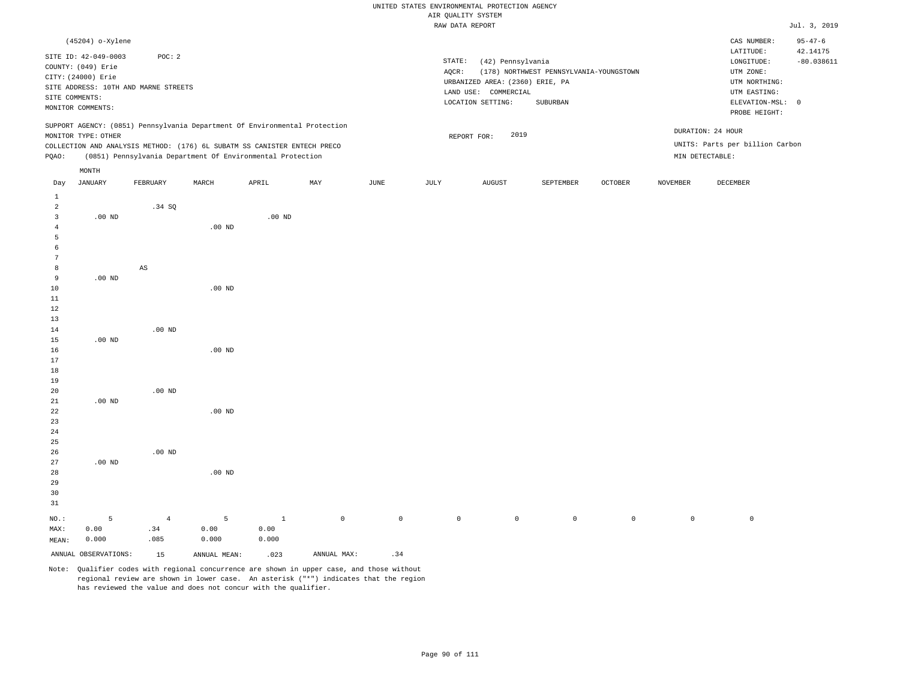UNITED STATES ENVIRONMENTAL PROTECTION AGENCY
AIR QUALITY SYSTEM
RAW DATA REPORT

Jul. 3, 2019

(45204) o-Xylene

SITE ID: 42-049-0003 POC: 2
COUNTY: (049) Erie
CITY: (24000) Erie
SITE ADDRESS: 10TH AND MARNE STREETS
SITE COMMENTS:
MONITOR COMMENTS:

STATE: (42) Pennsylvania
AQCR: (178) NORTHWEST PENNSYLVANIA-YOUNGSTOWN
URBANIZED AREA: (2360) ERIE, PA
LAND USE: COMMERCIAL
LOCATION SETTING: SUBURBAN

CAS NUMBER: 95-47-6
LATITUDE: 42.14175
LONGITUDE: -80.038611
UTM ZONE:
UTM NORTHING:
UTM EASTING:
ELEVATION-MSL: 0
PROBE HEIGHT:

SUPPORT AGENCY: (0851) Pennsylvania Department Of Environmental Protection
MONITOR TYPE: OTHER
COLLECTION AND ANALYSIS METHOD: (176) 6L SUBATM SS CANISTER ENTECH PRECO
PQAO: (0851) Pennsylvania Department Of Environmental Protection

REPORT FOR: 2019

DURATION: 24 HOUR
UNITS: Parts per billion Carbon
MIN DETECTABLE:

| Day | JANUARY | FEBRUARY | MARCH | APRIL | MAY | JUNE | JULY | AUGUST | SEPTEMBER | OCTOBER | NOVEMBER | DECEMBER |
|---|---|---|---|---|---|---|---|---|---|---|---|---|
| 1 | | | | | | | | | | | | |
| 2 | | .34 SQ | | | | | | | | | | |
| 3 | .00 ND | | | .00 ND | | | | | | | | |
| 4 | | | .00 ND | | | | | | | | | |
| 5 | | | | | | | | | | | | |
| 6 | | | | | | | | | | | | |
| 7 | | | | | | | | | | | | |
| 8 | | AS | | | | | | | | | | |
| 9 | .00 ND | | | | | | | | | | | |
| 10 | | | .00 ND | | | | | | | | | |
| 11 | | | | | | | | | | | | |
| 12 | | | | | | | | | | | | |
| 13 | | | | | | | | | | | | |
| 14 | | .00 ND | | | | | | | | | | |
| 15 | .00 ND | | | | | | | | | | | |
| 16 | | | .00 ND | | | | | | | | | |
| 17 | | | | | | | | | | | | |
| 18 | | | | | | | | | | | | |
| 19 | | | | | | | | | | | | |
| 20 | | .00 ND | | | | | | | | | | |
| 21 | .00 ND | | | | | | | | | | | |
| 22 | | | .00 ND | | | | | | | | | |
| 23 | | | | | | | | | | | | |
| 24 | | | | | | | | | | | | |
| 25 | | | | | | | | | | | | |
| 26 | | .00 ND | | | | | | | | | | |
| 27 | .00 ND | | | | | | | | | | | |
| 28 | | | .00 ND | | | | | | | | | |
| 29 | | | | | | | | | | | | |
| 30 | | | | | | | | | | | | |
| 31 | | | | | | | | | | | | |
| NO.: | 5 | 4 | 5 | 1 | 0 | 0 | 0 | 0 | 0 | 0 | 0 | 0 |
| MAX: | 0.00 | .34 | 0.00 | 0.00 | | | | | | | | |
| MEAN: | 0.000 | .085 | 0.000 | 0.000 | | | | | | | | |

ANNUAL OBSERVATIONS: 15 ANNUAL MEAN: .023 ANNUAL MAX: .34

Note: Qualifier codes with regional concurrence are shown in upper case, and those without regional review are shown in lower case. An asterisk ("*") indicates that the region has reviewed the value and does not concur with the qualifier.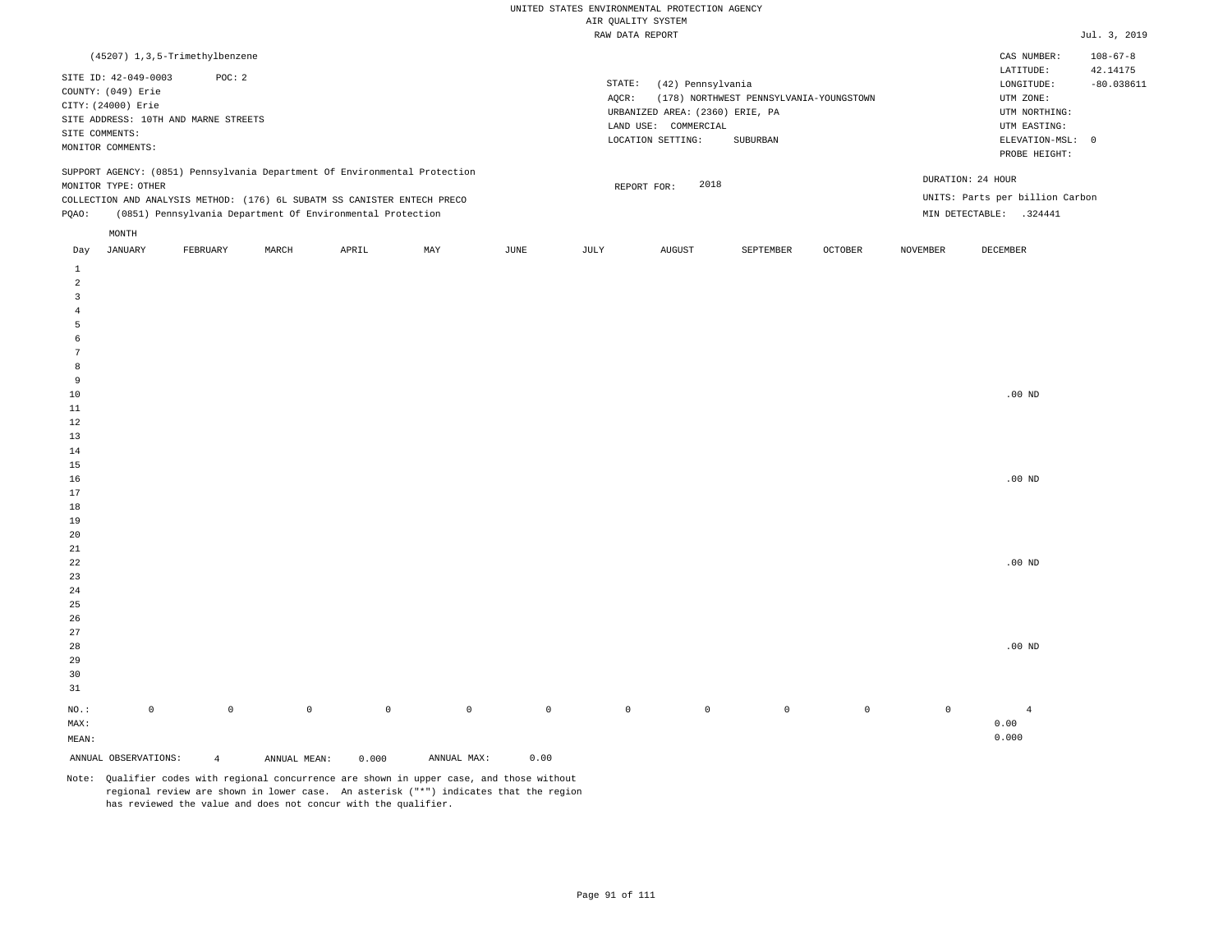UNITED STATES ENVIRONMENTAL PROTECTION AGENCY
AIR QUALITY SYSTEM
RAW DATA REPORT

Jul. 3, 2019

(45207) 1,3,5-Trimethylbenzene

SITE ID: 42-049-0003 POC: 2
COUNTY: (049) Erie
CITY: (24000) Erie
SITE ADDRESS: 10TH AND MARNE STREETS
SITE COMMENTS:
MONITOR COMMENTS:

STATE: (42) Pennsylvania
AQCR: (178) NORTHWEST PENNSYLVANIA-YOUNGSTOWN
URBANIZED AREA: (2360) ERIE, PA
LAND USE: COMMERCIAL
LOCATION SETTING: SUBURBAN

CAS NUMBER: 108-67-8
LATITUDE: 42.14175
LONGITUDE: -80.038611
UTM ZONE:
UTM NORTHING:
UTM EASTING:
ELEVATION-MSL: 0
PROBE HEIGHT:

SUPPORT AGENCY: (0851) Pennsylvania Department Of Environmental Protection
MONITOR TYPE: OTHER
COLLECTION AND ANALYSIS METHOD: (176) 6L SUBATM SS CANISTER ENTECH PRECO
PQAO: (0851) Pennsylvania Department Of Environmental Protection

REPORT FOR: 2018

DURATION: 24 HOUR
UNITS: Parts per billion Carbon
MIN DETECTABLE: .324441

| Day | JANUARY | FEBRUARY | MARCH | APRIL | MAY | JUNE | JULY | AUGUST | SEPTEMBER | OCTOBER | NOVEMBER | DECEMBER |
|---|---|---|---|---|---|---|---|---|---|---|---|---|
| 1 | | | | | | | | | | | | |
| 2 | | | | | | | | | | | | |
| 3 | | | | | | | | | | | | |
| 4 | | | | | | | | | | | | |
| 5 | | | | | | | | | | | | |
| 6 | | | | | | | | | | | | |
| 7 | | | | | | | | | | | | |
| 8 | | | | | | | | | | | | |
| 9 | | | | | | | | | | | | |
| 10 | | | | | | | | | | | | .00 ND |
| 11 | | | | | | | | | | | | |
| 12 | | | | | | | | | | | | |
| 13 | | | | | | | | | | | | |
| 14 | | | | | | | | | | | | |
| 15 | | | | | | | | | | | | |
| 16 | | | | | | | | | | | | .00 ND |
| 17 | | | | | | | | | | | | |
| 18 | | | | | | | | | | | | |
| 19 | | | | | | | | | | | | |
| 20 | | | | | | | | | | | | |
| 21 | | | | | | | | | | | | |
| 22 | | | | | | | | | | | | .00 ND |
| 23 | | | | | | | | | | | | |
| 24 | | | | | | | | | | | | |
| 25 | | | | | | | | | | | | |
| 26 | | | | | | | | | | | | |
| 27 | | | | | | | | | | | | |
| 28 | | | | | | | | | | | | .00 ND |
| 29 | | | | | | | | | | | | |
| 30 | | | | | | | | | | | | |
| 31 | | | | | | | | | | | | |
| NO.: | 0 | 0 | 0 | 0 | 0 | 0 | 0 | 0 | 0 | 0 | 0 | 4 |
| MAX: | | | | | | | | | | | | 0.00 |
| MEAN: | | | | | | | | | | | | 0.000 |

ANNUAL OBSERVATIONS: 4 ANNUAL MEAN: 0.000 ANNUAL MAX: 0.00

Note: Qualifier codes with regional concurrence are shown in upper case, and those without regional review are shown in lower case. An asterisk ("*") indicates that the region has reviewed the value and does not concur with the qualifier.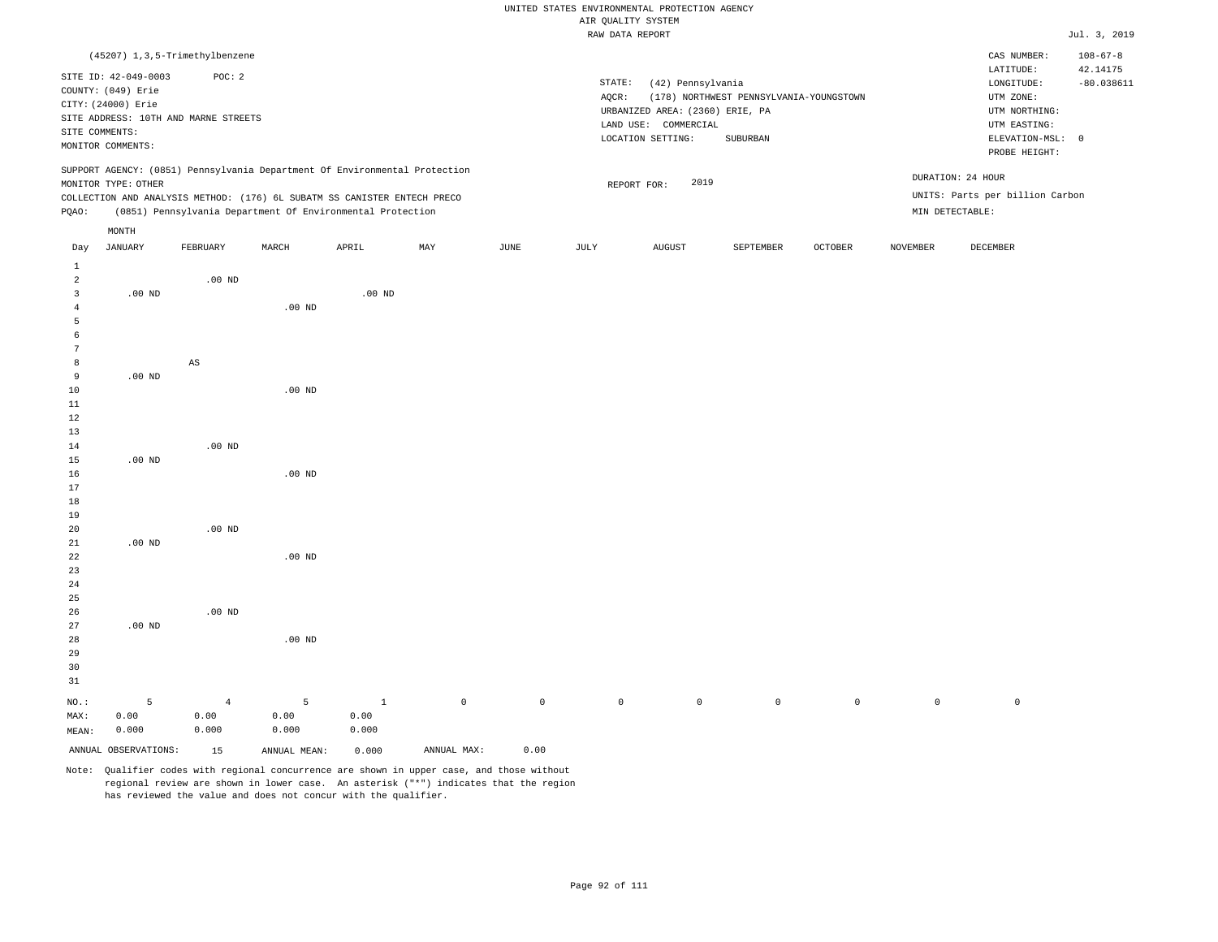UNITED STATES ENVIRONMENTAL PROTECTION AGENCY
AIR QUALITY SYSTEM
RAW DATA REPORT

Jul. 3, 2019

(45207) 1,3,5-Trimethylbenzene

SITE ID: 42-049-0003 POC: 2
COUNTY: (049) Erie
CITY: (24000) Erie
SITE ADDRESS: 10TH AND MARNE STREETS
SITE COMMENTS:
MONITOR COMMENTS:

STATE: (42) Pennsylvania
AQCR: (178) NORTHWEST PENNSYLVANIA-YOUNGSTOWN
URBANIZED AREA: (2360) ERIE, PA
LAND USE: COMMERCIAL
LOCATION SETTING: SUBURBAN

CAS NUMBER: 108-67-8
LATITUDE: 42.14175
LONGITUDE: -80.038611
UTM ZONE:
UTM NORTHING:
UTM EASTING:
ELEVATION-MSL: 0
PROBE HEIGHT:

SUPPORT AGENCY: (0851) Pennsylvania Department Of Environmental Protection
MONITOR TYPE: OTHER
COLLECTION AND ANALYSIS METHOD: (176) 6L SUBATM SS CANISTER ENTECH PRECO
PQAO: (0851) Pennsylvania Department Of Environmental Protection

REPORT FOR: 2019

DURATION: 24 HOUR
UNITS: Parts per billion Carbon
MIN DETECTABLE:

| Day | JANUARY | FEBRUARY | MARCH | APRIL | MAY | JUNE | JULY | AUGUST | SEPTEMBER | OCTOBER | NOVEMBER | DECEMBER |
|---|---|---|---|---|---|---|---|---|---|---|---|---|
| 1 | | | | | | | | | | | | |
| 2 | | .00 ND | | | | | | | | | | |
| 3 | .00 ND | | | .00 ND | | | | | | | | |
| 4 | | | .00 ND | | | | | | | | | |
| 5 | | | | | | | | | | | | |
| 6 | | | | | | | | | | | | |
| 7 | | | | | | | | | | | | |
| 8 | | AS | | | | | | | | | | |
| 9 | .00 ND | | | | | | | | | | | |
| 10 | | | .00 ND | | | | | | | | | |
| 11 | | | | | | | | | | | | |
| 12 | | | | | | | | | | | | |
| 13 | | | | | | | | | | | | |
| 14 | | .00 ND | | | | | | | | | | |
| 15 | .00 ND | | | | | | | | | | | |
| 16 | | | .00 ND | | | | | | | | | |
| 17 | | | | | | | | | | | | |
| 18 | | | | | | | | | | | | |
| 19 | | | | | | | | | | | | |
| 20 | | .00 ND | | | | | | | | | | |
| 21 | .00 ND | | | | | | | | | | | |
| 22 | | | .00 ND | | | | | | | | | |
| 23 | | | | | | | | | | | | |
| 24 | | | | | | | | | | | | |
| 25 | | | | | | | | | | | | |
| 26 | | .00 ND | | | | | | | | | | |
| 27 | .00 ND | | | | | | | | | | | |
| 28 | | | .00 ND | | | | | | | | | |
| 29 | | | | | | | | | | | | |
| 30 | | | | | | | | | | | | |
| 31 | | | | | | | | | | | | |
| NO.: | 5 | 4 | 5 | 1 | 0 | 0 | 0 | 0 | 0 | 0 | 0 | 0 |
| MAX: | 0.00 | 0.00 | 0.00 | 0.00 | | | | | | | | |
| MEAN: | 0.000 | 0.000 | 0.000 | 0.000 | | | | | | | | |

ANNUAL OBSERVATIONS: 15 ANNUAL MEAN: 0.000 ANNUAL MAX: 0.00

Note: Qualifier codes with regional concurrence are shown in upper case, and those without regional review are shown in lower case. An asterisk ("*") indicates that the region has reviewed the value and does not concur with the qualifier.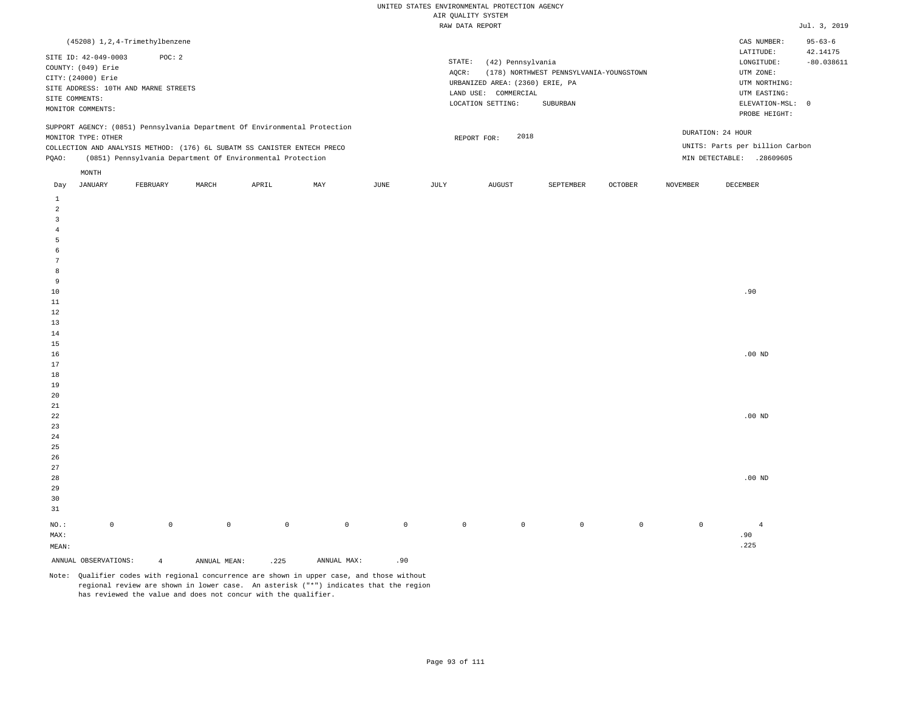UNITED STATES ENVIRONMENTAL PROTECTION AGENCY
AIR QUALITY SYSTEM
RAW DATA REPORT

Jul. 3, 2019

(45208) 1,2,4-Trimethylbenzene

SITE ID: 42-049-0003 POC: 2
COUNTY: (049) Erie
CITY: (24000) Erie
SITE ADDRESS: 10TH AND MARNE STREETS
SITE COMMENTS:
MONITOR COMMENTS:

STATE: (42) Pennsylvania
AQCR: (178) NORTHWEST PENNSYLVANIA-YOUNGSTOWN
URBANIZED AREA: (2360) ERIE, PA
LAND USE: COMMERCIAL
LOCATION SETTING: SUBURBAN

CAS NUMBER: 95-63-6
LATITUDE: 42.14175
LONGITUDE: -80.038611
UTM ZONE:
UTM NORTHING:
UTM EASTING:
ELEVATION-MSL: 0
PROBE HEIGHT:

SUPPORT AGENCY: (0851) Pennsylvania Department Of Environmental Protection
MONITOR TYPE: OTHER
COLLECTION AND ANALYSIS METHOD: (176) 6L SUBATM SS CANISTER ENTECH PRECO
PQAO: (0851) Pennsylvania Department Of Environmental Protection

REPORT FOR: 2018

DURATION: 24 HOUR
UNITS: Parts per billion Carbon
MIN DETECTABLE: .28609605

| Day | JANUARY | FEBRUARY | MARCH | APRIL | MAY | JUNE | JULY | AUGUST | SEPTEMBER | OCTOBER | NOVEMBER | DECEMBER |
|---|---|---|---|---|---|---|---|---|---|---|---|---|
| 1 | | | | | | | | | | | | |
| 2 | | | | | | | | | | | | |
| 3 | | | | | | | | | | | | |
| 4 | | | | | | | | | | | | |
| 5 | | | | | | | | | | | | |
| 6 | | | | | | | | | | | | |
| 7 | | | | | | | | | | | | |
| 8 | | | | | | | | | | | | |
| 9 | | | | | | | | | | | | |
| 10 | | | | | | | | | | | | .90 |
| 11 | | | | | | | | | | | | |
| 12 | | | | | | | | | | | | |
| 13 | | | | | | | | | | | | |
| 14 | | | | | | | | | | | | |
| 15 | | | | | | | | | | | | |
| 16 | | | | | | | | | | | | .00 ND |
| 17 | | | | | | | | | | | | |
| 18 | | | | | | | | | | | | |
| 19 | | | | | | | | | | | | |
| 20 | | | | | | | | | | | | |
| 21 | | | | | | | | | | | | |
| 22 | | | | | | | | | | | | .00 ND |
| 23 | | | | | | | | | | | | |
| 24 | | | | | | | | | | | | |
| 25 | | | | | | | | | | | | |
| 26 | | | | | | | | | | | | |
| 27 | | | | | | | | | | | | |
| 28 | | | | | | | | | | | | .00 ND |
| 29 | | | | | | | | | | | | |
| 30 | | | | | | | | | | | | |
| 31 | | | | | | | | | | | | |
| NO.: | 0 | 0 | 0 | 0 | 0 | 0 | 0 | 0 | 0 | 0 | 0 | 4 |
| MAX: | | | | | | | | | | | | .90 |
| MEAN: | | | | | | | | | | | | .225 |

ANNUAL OBSERVATIONS: 4 ANNUAL MEAN: .225 ANNUAL MAX: .90

Note: Qualifier codes with regional concurrence are shown in upper case, and those without regional review are shown in lower case. An asterisk ("*") indicates that the region has reviewed the value and does not concur with the qualifier.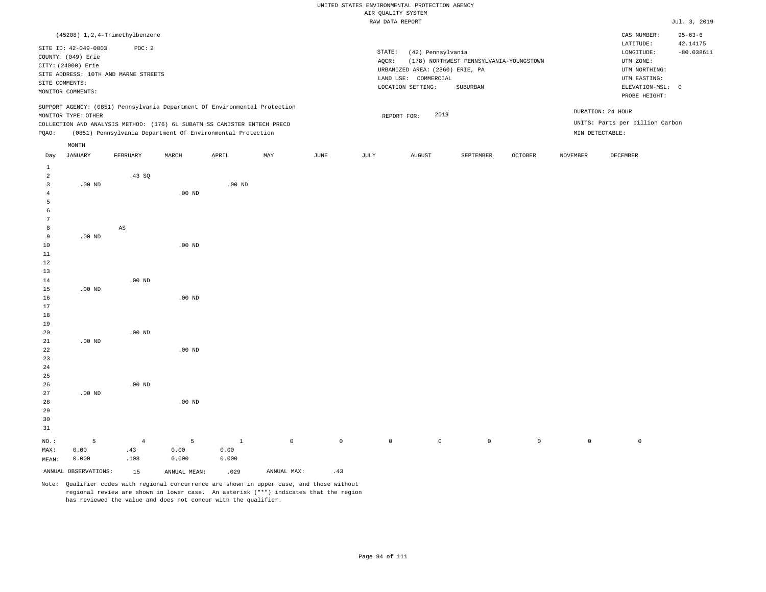UNITED STATES ENVIRONMENTAL PROTECTION AGENCY
AIR QUALITY SYSTEM
RAW DATA REPORT

Jul. 3, 2019

(45208) 1,2,4-Trimethylbenzene

SITE ID: 42-049-0003 POC: 2
COUNTY: (049) Erie
CITY: (24000) Erie
SITE ADDRESS: 10TH AND MARNE STREETS
SITE COMMENTS:
MONITOR COMMENTS:

STATE: (42) Pennsylvania
AQCR: (178) NORTHWEST PENNSYLVANIA-YOUNGSTOWN
URBANIZED AREA: (2360) ERIE, PA
LAND USE: COMMERCIAL
LOCATION SETTING: SUBURBAN

CAS NUMBER: 95-63-6
LATITUDE: 42.14175
LONGITUDE: -80.038611
UTM ZONE:
UTM NORTHING:
UTM EASTING:
ELEVATION-MSL: 0
PROBE HEIGHT:

SUPPORT AGENCY: (0851) Pennsylvania Department Of Environmental Protection
MONITOR TYPE: OTHER
COLLECTION AND ANALYSIS METHOD: (176) 6L SUBATM SS CANISTER ENTECH PRECO
PQAO: (0851) Pennsylvania Department Of Environmental Protection

REPORT FOR: 2019

DURATION: 24 HOUR
UNITS: Parts per billion Carbon
MIN DETECTABLE:

| Day | JANUARY | FEBRUARY | MARCH | APRIL | MAY | JUNE | JULY | AUGUST | SEPTEMBER | OCTOBER | NOVEMBER | DECEMBER |
|---|---|---|---|---|---|---|---|---|---|---|---|---|
| 1 | | | | | | | | | | | | |
| 2 | | .43 SQ | | | | | | | | | | |
| 3 | .00 ND | | | .00 ND | | | | | | | | |
| 4 | | | .00 ND | | | | | | | | | |
| 5 | | | | | | | | | | | | |
| 6 | | | | | | | | | | | | |
| 7 | | | | | | | | | | | | |
| 8 | | AS | | | | | | | | | | |
| 9 | .00 ND | | | | | | | | | | | |
| 10 | | | .00 ND | | | | | | | | | |
| 11 | | | | | | | | | | | | |
| 12 | | | | | | | | | | | | |
| 13 | | | | | | | | | | | | |
| 14 | | .00 ND | | | | | | | | | | |
| 15 | .00 ND | | | | | | | | | | | |
| 16 | | | .00 ND | | | | | | | | | |
| 17 | | | | | | | | | | | | |
| 18 | | | | | | | | | | | | |
| 19 | | | | | | | | | | | | |
| 20 | | .00 ND | | | | | | | | | | |
| 21 | .00 ND | | | | | | | | | | | |
| 22 | | | .00 ND | | | | | | | | | |
| 23 | | | | | | | | | | | | |
| 24 | | | | | | | | | | | | |
| 25 | | | | | | | | | | | | |
| 26 | | .00 ND | | | | | | | | | | |
| 27 | .00 ND | | | | | | | | | | | |
| 28 | | | .00 ND | | | | | | | | | |
| 29 | | | | | | | | | | | | |
| 30 | | | | | | | | | | | | |
| 31 | | | | | | | | | | | | |
| NO.: | 5 | 4 | 5 | 1 | 0 | 0 | 0 | 0 | 0 | 0 | 0 | 0 |
| MAX: | 0.00 | .43 | 0.00 | 0.00 | | | | | | | | |
| MEAN: | 0.000 | .108 | 0.000 | 0.000 | | | | | | | | |

ANNUAL OBSERVATIONS: 15 ANNUAL MEAN: .029 ANNUAL MAX: .43

Note: Qualifier codes with regional concurrence are shown in upper case, and those without regional review are shown in lower case. An asterisk ("*") indicates that the region has reviewed the value and does not concur with the qualifier.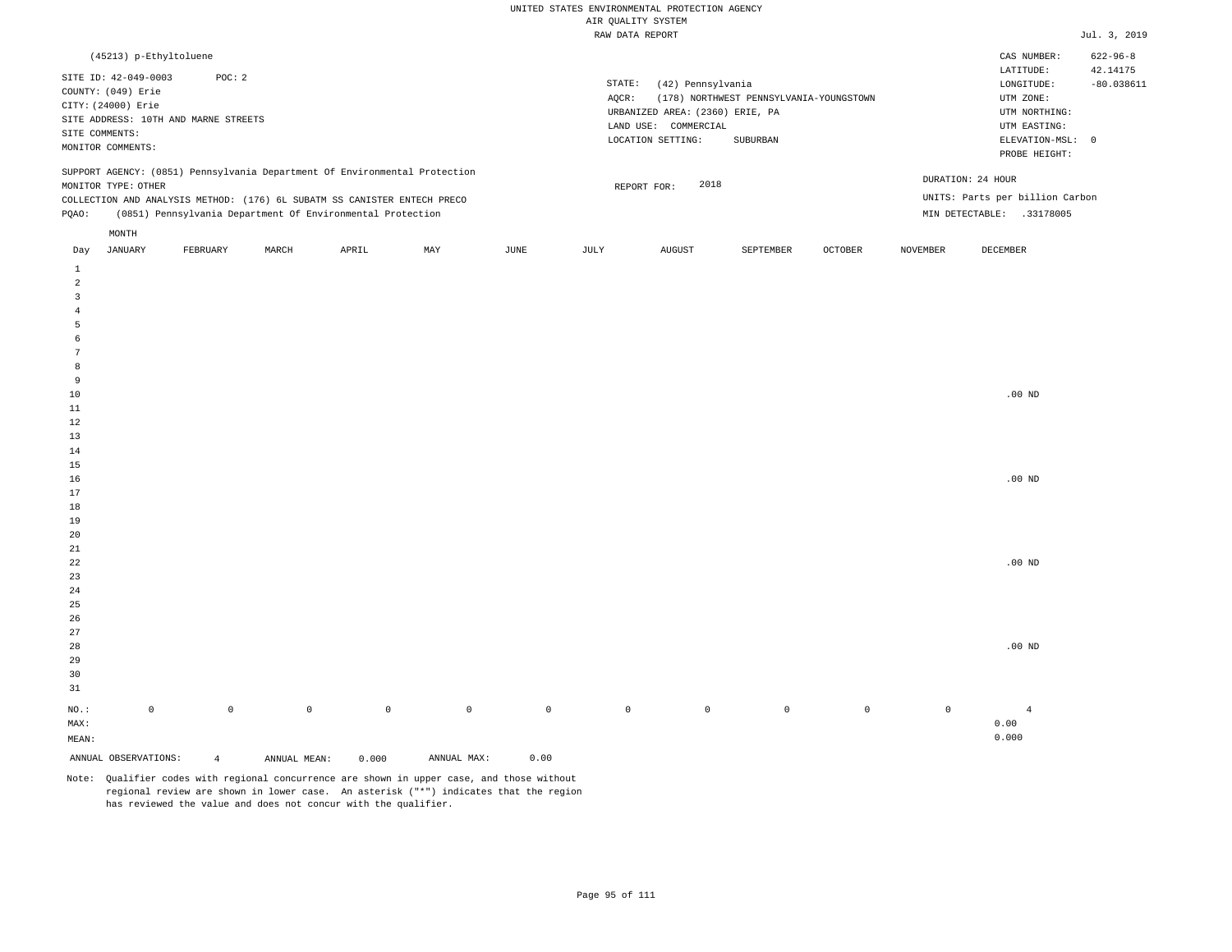UNITED STATES ENVIRONMENTAL PROTECTION AGENCY
AIR QUALITY SYSTEM
RAW DATA REPORT

Jul. 3, 2019

(45213) p-Ethyltoluene

SITE ID: 42-049-0003 POC: 2
COUNTY: (049) Erie
CITY: (24000) Erie
SITE ADDRESS: 10TH AND MARNE STREETS
SITE COMMENTS:
MONITOR COMMENTS:

STATE: (42) Pennsylvania
AQCR: (178) NORTHWEST PENNSYLVANIA-YOUNGSTOWN
URBANIZED AREA: (2360) ERIE, PA
LAND USE: COMMERCIAL
LOCATION SETTING: SUBURBAN

CAS NUMBER: 622-96-8
LATITUDE: 42.14175
LONGITUDE: -80.038611
UTM ZONE:
UTM NORTHING:
UTM EASTING:
ELEVATION-MSL: 0
PROBE HEIGHT:

SUPPORT AGENCY: (0851) Pennsylvania Department Of Environmental Protection
MONITOR TYPE: OTHER
COLLECTION AND ANALYSIS METHOD: (176) 6L SUBATM SS CANISTER ENTECH PRECO
PQAO: (0851) Pennsylvania Department Of Environmental Protection

REPORT FOR: 2018

DURATION: 24 HOUR
UNITS: Parts per billion Carbon
MIN DETECTABLE: .33178005

| Day | JANUARY | FEBRUARY | MARCH | APRIL | MAY | JUNE | JULY | AUGUST | SEPTEMBER | OCTOBER | NOVEMBER | DECEMBER |
|---|---|---|---|---|---|---|---|---|---|---|---|---|
| 1 | | | | | | | | | | | | |
| 2 | | | | | | | | | | | | |
| 3 | | | | | | | | | | | | |
| 4 | | | | | | | | | | | | |
| 5 | | | | | | | | | | | | |
| 6 | | | | | | | | | | | | |
| 7 | | | | | | | | | | | | |
| 8 | | | | | | | | | | | | |
| 9 | | | | | | | | | | | | |
| 10 | | | | | | | | | | | | .00 ND |
| 11 | | | | | | | | | | | | |
| 12 | | | | | | | | | | | | |
| 13 | | | | | | | | | | | | |
| 14 | | | | | | | | | | | | |
| 15 | | | | | | | | | | | | |
| 16 | | | | | | | | | | | | .00 ND |
| 17 | | | | | | | | | | | | |
| 18 | | | | | | | | | | | | |
| 19 | | | | | | | | | | | | |
| 20 | | | | | | | | | | | | |
| 21 | | | | | | | | | | | | |
| 22 | | | | | | | | | | | | .00 ND |
| 23 | | | | | | | | | | | | |
| 24 | | | | | | | | | | | | |
| 25 | | | | | | | | | | | | |
| 26 | | | | | | | | | | | | |
| 27 | | | | | | | | | | | | |
| 28 | | | | | | | | | | | | .00 ND |
| 29 | | | | | | | | | | | | |
| 30 | | | | | | | | | | | | |
| 31 | | | | | | | | | | | | |
| NO.: | 0 | 0 | 0 | 0 | 0 | 0 | 0 | 0 | 0 | 0 | 0 | 4 |
| MAX: | | | | | | | | | | | | 0.00 |
| MEAN: | | | | | | | | | | | | 0.000 |

ANNUAL OBSERVATIONS: 4 ANNUAL MEAN: 0.000 ANNUAL MAX: 0.00

Note: Qualifier codes with regional concurrence are shown in upper case, and those without regional review are shown in lower case. An asterisk ("*") indicates that the region has reviewed the value and does not concur with the qualifier.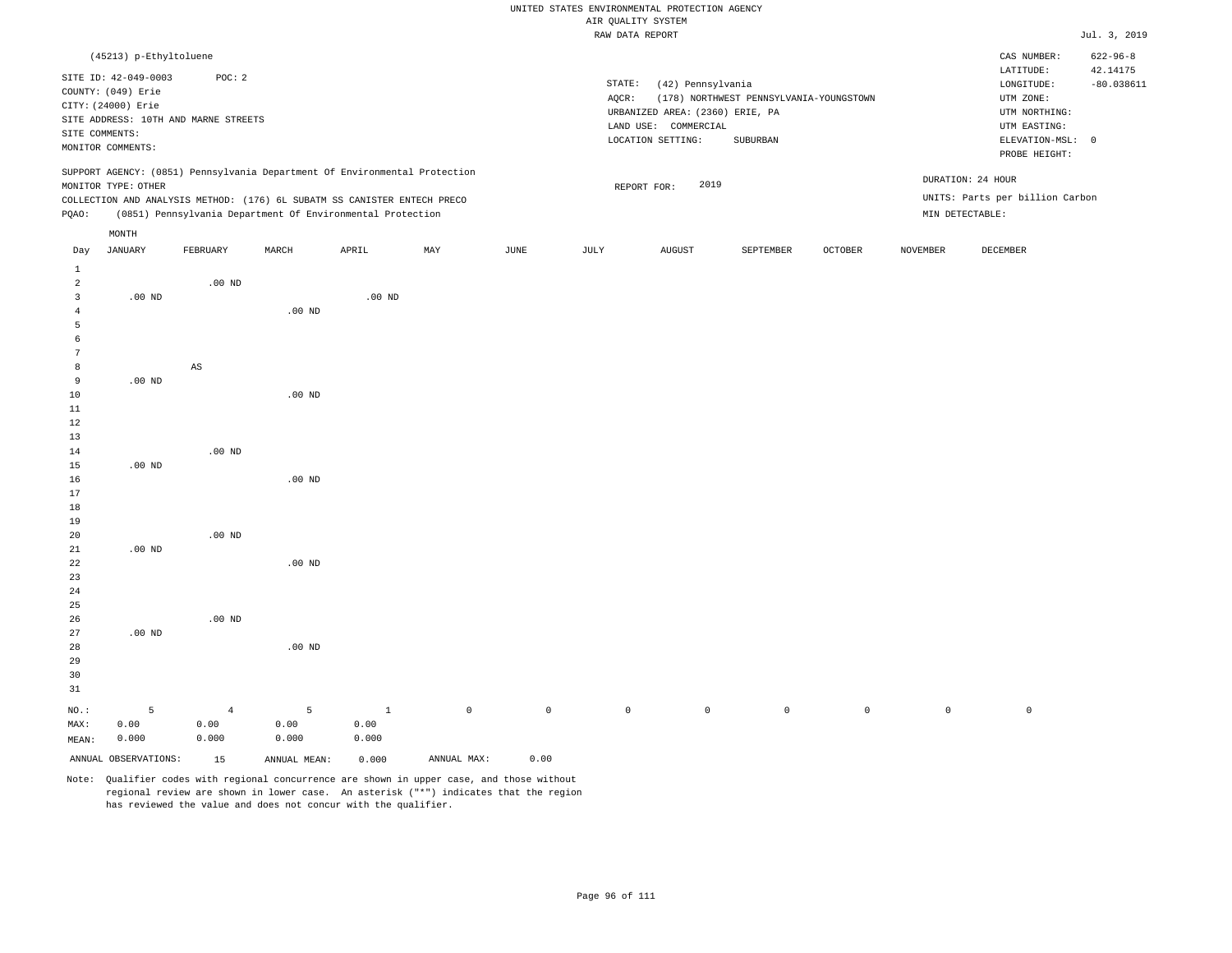UNITED STATES ENVIRONMENTAL PROTECTION AGENCY
AIR QUALITY SYSTEM
RAW DATA REPORT

Jul. 3, 2019

(45213) p-Ethyltoluene

SITE ID: 42-049-0003 POC: 2
COUNTY: (049) Erie
CITY: (24000) Erie
SITE ADDRESS: 10TH AND MARNE STREETS
SITE COMMENTS:
MONITOR COMMENTS:

STATE: (42) Pennsylvania
AQCR: (178) NORTHWEST PENNSYLVANIA-YOUNGSTOWN
URBANIZED AREA: (2360) ERIE, PA
LAND USE: COMMERCIAL
LOCATION SETTING: SUBURBAN

CAS NUMBER: 622-96-8
LATITUDE: 42.14175
LONGITUDE: -80.038611
UTM ZONE:
UTM NORTHING:
UTM EASTING:
ELEVATION-MSL: 0
PROBE HEIGHT:

SUPPORT AGENCY: (0851) Pennsylvania Department Of Environmental Protection
MONITOR TYPE: OTHER
COLLECTION AND ANALYSIS METHOD: (176) 6L SUBATM SS CANISTER ENTECH PRECO
PQAO: (0851) Pennsylvania Department Of Environmental Protection

REPORT FOR: 2019

DURATION: 24 HOUR
UNITS: Parts per billion Carbon
MIN DETECTABLE:

| Day | JANUARY | FEBRUARY | MARCH | APRIL | MAY | JUNE | JULY | AUGUST | SEPTEMBER | OCTOBER | NOVEMBER | DECEMBER |
|---|---|---|---|---|---|---|---|---|---|---|---|---|
| 1 | | | | | | | | | | | | |
| 2 | | .00 ND | | | | | | | | | | |
| 3 | .00 ND | | | .00 ND | | | | | | | | |
| 4 | | | .00 ND | | | | | | | | | |
| 5 | | | | | | | | | | | | |
| 6 | | | | | | | | | | | | |
| 7 | | | | | | | | | | | | |
| 8 | | AS | | | | | | | | | | |
| 9 | .00 ND | | | | | | | | | | | |
| 10 | | | .00 ND | | | | | | | | | |
| 11 | | | | | | | | | | | | |
| 12 | | | | | | | | | | | | |
| 13 | | | | | | | | | | | | |
| 14 | | .00 ND | | | | | | | | | | |
| 15 | .00 ND | | | | | | | | | | | |
| 16 | | | .00 ND | | | | | | | | | |
| 17 | | | | | | | | | | | | |
| 18 | | | | | | | | | | | | |
| 19 | | | | | | | | | | | | |
| 20 | | .00 ND | | | | | | | | | | |
| 21 | .00 ND | | | | | | | | | | | |
| 22 | | | .00 ND | | | | | | | | | |
| 23 | | | | | | | | | | | | |
| 24 | | | | | | | | | | | | |
| 25 | | | | | | | | | | | | |
| 26 | | .00 ND | | | | | | | | | | |
| 27 | .00 ND | | | | | | | | | | | |
| 28 | | | .00 ND | | | | | | | | | |
| 29 | | | | | | | | | | | | |
| 30 | | | | | | | | | | | | |
| 31 | | | | | | | | | | | | |
| NO.: | 5 | 4 | 5 | 1 | 0 | 0 | 0 | 0 | 0 | 0 | 0 | 0 |
| MAX: | 0.00 | 0.00 | 0.00 | 0.00 | | | | | | | | |
| MEAN: | 0.000 | 0.000 | 0.000 | 0.000 | | | | | | | | |

ANNUAL OBSERVATIONS: 15 ANNUAL MEAN: 0.000 ANNUAL MAX: 0.00

Note: Qualifier codes with regional concurrence are shown in upper case, and those without regional review are shown in lower case. An asterisk ("*") indicates that the region has reviewed the value and does not concur with the qualifier.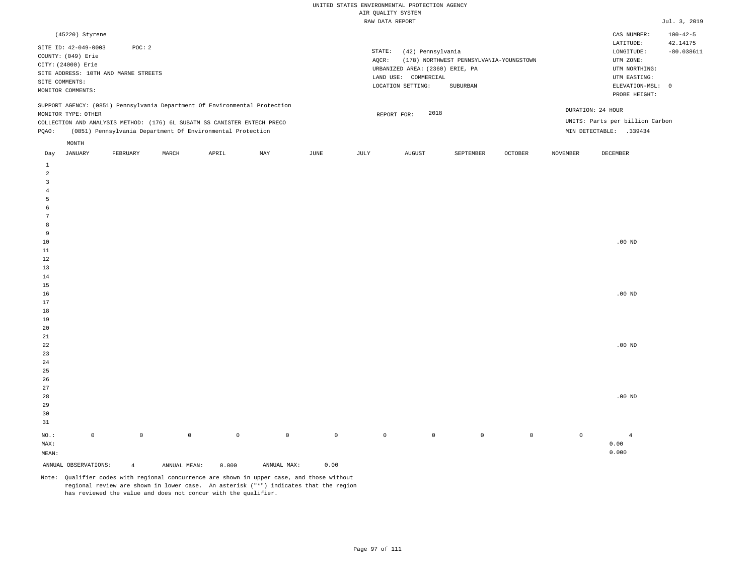UNITED STATES ENVIRONMENTAL PROTECTION AGENCY
AIR QUALITY SYSTEM
RAW DATA REPORT

Jul. 3, 2019

(45220) Styrene

SITE ID: 42-049-0003 POC: 2
COUNTY: (049) Erie
CITY: (24000) Erie
SITE ADDRESS: 10TH AND MARNE STREETS
SITE COMMENTS:
MONITOR COMMENTS:

STATE: (42) Pennsylvania
AQCR: (178) NORTHWEST PENNSYLVANIA-YOUNGSTOWN
URBANIZED AREA: (2360) ERIE, PA
LAND USE: COMMERCIAL
LOCATION SETTING: SUBURBAN

CAS NUMBER: 100-42-5
LATITUDE: 42.14175
LONGITUDE: -80.038611
UTM ZONE:
UTM NORTHING:
UTM EASTING:
ELEVATION-MSL: 0
PROBE HEIGHT:

SUPPORT AGENCY: (0851) Pennsylvania Department Of Environmental Protection
MONITOR TYPE: OTHER
COLLECTION AND ANALYSIS METHOD: (176) 6L SUBATM SS CANISTER ENTECH PRECO
PQAO: (0851) Pennsylvania Department Of Environmental Protection

REPORT FOR: 2018

DURATION: 24 HOUR
UNITS: Parts per billion Carbon
MIN DETECTABLE: .339434

| Day | JANUARY | FEBRUARY | MARCH | APRIL | MAY | JUNE | JULY | AUGUST | SEPTEMBER | OCTOBER | NOVEMBER | DECEMBER |
|---|---|---|---|---|---|---|---|---|---|---|---|---|
| 1 | | | | | | | | | | | | |
| 2 | | | | | | | | | | | | |
| 3 | | | | | | | | | | | | |
| 4 | | | | | | | | | | | | |
| 5 | | | | | | | | | | | | |
| 6 | | | | | | | | | | | | |
| 7 | | | | | | | | | | | | |
| 8 | | | | | | | | | | | | |
| 9 | | | | | | | | | | | | |
| 10 | | | | | | | | | | | | .00 ND |
| 11 | | | | | | | | | | | | |
| 12 | | | | | | | | | | | | |
| 13 | | | | | | | | | | | | |
| 14 | | | | | | | | | | | | |
| 15 | | | | | | | | | | | | |
| 16 | | | | | | | | | | | | .00 ND |
| 17 | | | | | | | | | | | | |
| 18 | | | | | | | | | | | | |
| 19 | | | | | | | | | | | | |
| 20 | | | | | | | | | | | | |
| 21 | | | | | | | | | | | | |
| 22 | | | | | | | | | | | | .00 ND |
| 23 | | | | | | | | | | | | |
| 24 | | | | | | | | | | | | |
| 25 | | | | | | | | | | | | |
| 26 | | | | | | | | | | | | |
| 27 | | | | | | | | | | | | |
| 28 | | | | | | | | | | | | .00 ND |
| 29 | | | | | | | | | | | | |
| 30 | | | | | | | | | | | | |
| 31 | | | | | | | | | | | | |
| NO.: | 0 | 0 | 0 | 0 | 0 | 0 | 0 | 0 | 0 | 0 | 0 | 4 |
| MAX: | | | | | | | | | | | | 0.00 |
| MEAN: | | | | | | | | | | | | 0.000 |

ANNUAL OBSERVATIONS: 4 ANNUAL MEAN: 0.000 ANNUAL MAX: 0.00

Note: Qualifier codes with regional concurrence are shown in upper case, and those without regional review are shown in lower case. An asterisk ("*") indicates that the region has reviewed the value and does not concur with the qualifier.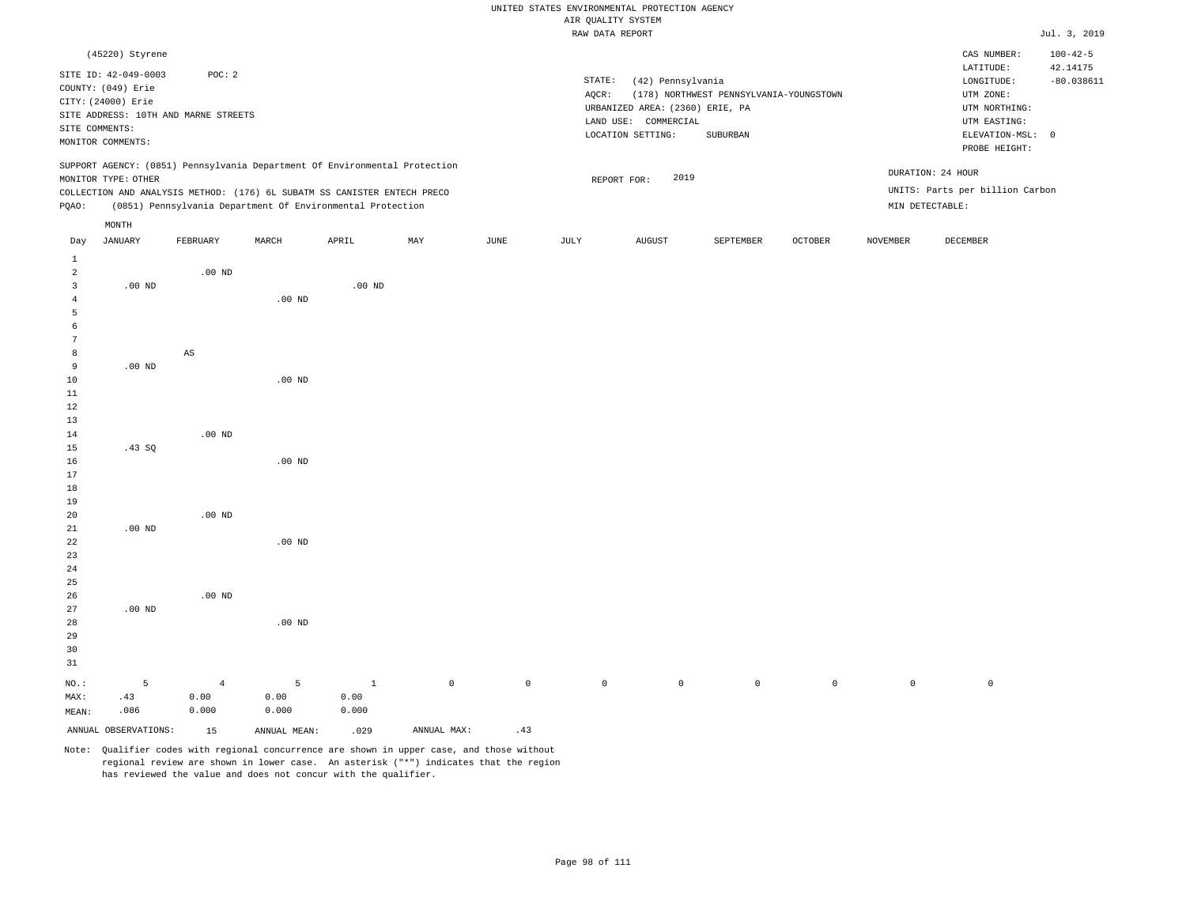UNITED STATES ENVIRONMENTAL PROTECTION AGENCY
AIR QUALITY SYSTEM
RAW DATA REPORT

Jul. 3, 2019

(45220) Styrene

SITE ID: 42-049-0003 POC: 2
COUNTY: (049) Erie
CITY: (24000) Erie
SITE ADDRESS: 10TH AND MARNE STREETS
SITE COMMENTS:
MONITOR COMMENTS:

STATE: (42) Pennsylvania
AQCR: (178) NORTHWEST PENNSYLVANIA-YOUNGSTOWN
URBANIZED AREA: (2360) ERIE, PA
LAND USE: COMMERCIAL
LOCATION SETTING: SUBURBAN

CAS NUMBER: 100-42-5
LATITUDE: 42.14175
LONGITUDE: -80.038611
UTM ZONE:
UTM NORTHING:
UTM EASTING:
ELEVATION-MSL: 0
PROBE HEIGHT:

SUPPORT AGENCY: (0851) Pennsylvania Department Of Environmental Protection
MONITOR TYPE: OTHER
COLLECTION AND ANALYSIS METHOD: (176) 6L SUBATM SS CANISTER ENTECH PRECO
PQAO: (0851) Pennsylvania Department Of Environmental Protection

REPORT FOR: 2019

DURATION: 24 HOUR
UNITS: Parts per billion Carbon
MIN DETECTABLE:

| Day | JANUARY | FEBRUARY | MARCH | APRIL | MAY | JUNE | JULY | AUGUST | SEPTEMBER | OCTOBER | NOVEMBER | DECEMBER |
|---|---|---|---|---|---|---|---|---|---|---|---|---|
| 1 | | | | | | | | | | | | |
| 2 | | .00 ND | | | | | | | | | | |
| 3 | .00 ND | | | .00 ND | | | | | | | | |
| 4 | | | .00 ND | | | | | | | | | |
| 5 | | | | | | | | | | | | |
| 6 | | | | | | | | | | | | |
| 7 | | | | | | | | | | | | |
| 8 | | AS | | | | | | | | | | |
| 9 | .00 ND | | | | | | | | | | | |
| 10 | | | .00 ND | | | | | | | | | |
| 11 | | | | | | | | | | | | |
| 12 | | | | | | | | | | | | |
| 13 | | | | | | | | | | | | |
| 14 | | .00 ND | | | | | | | | | | |
| 15 | .43 SQ | | | | | | | | | | | |
| 16 | | | .00 ND | | | | | | | | | |
| 17 | | | | | | | | | | | | |
| 18 | | | | | | | | | | | | |
| 19 | | | | | | | | | | | | |
| 20 | | .00 ND | | | | | | | | | | |
| 21 | .00 ND | | | | | | | | | | | |
| 22 | | | .00 ND | | | | | | | | | |
| 23 | | | | | | | | | | | | |
| 24 | | | | | | | | | | | | |
| 25 | | | | | | | | | | | | |
| 26 | | .00 ND | | | | | | | | | | |
| 27 | .00 ND | | | | | | | | | | | |
| 28 | | | .00 ND | | | | | | | | | |
| 29 | | | | | | | | | | | | |
| 30 | | | | | | | | | | | | |
| 31 | | | | | | | | | | | | |
| NO.: | 5 | 4 | 5 | 1 | 0 | 0 | 0 | 0 | 0 | 0 | 0 | 0 |
| MAX: | .43 | 0.00 | 0.00 | 0.00 | | | | | | | | |
| MEAN: | .086 | 0.000 | 0.000 | 0.000 | | | | | | | | |

ANNUAL OBSERVATIONS: 15 ANNUAL MEAN: .029 ANNUAL MAX: .43

Note: Qualifier codes with regional concurrence are shown in upper case, and those without regional review are shown in lower case. An asterisk ("*") indicates that the region has reviewed the value and does not concur with the qualifier.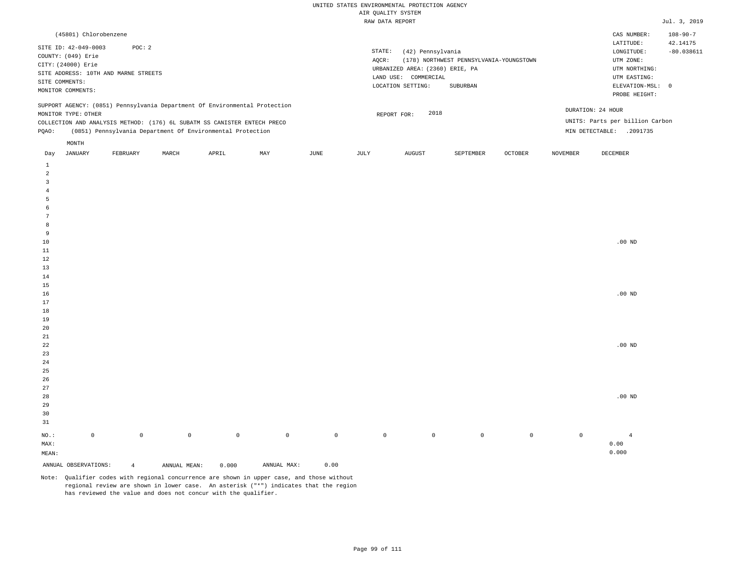UNITED STATES ENVIRONMENTAL PROTECTION AGENCY
AIR QUALITY SYSTEM
RAW DATA REPORT

Jul. 3, 2019

(45801) Chlorobenzene

SITE ID: 42-049-0003 POC: 2
COUNTY: (049) Erie
CITY: (24000) Erie
SITE ADDRESS: 10TH AND MARNE STREETS
SITE COMMENTS:
MONITOR COMMENTS:

STATE: (42) Pennsylvania
AQCR: (178) NORTHWEST PENNSYLVANIA-YOUNGSTOWN
URBANIZED AREA: (2360) ERIE, PA
LAND USE: COMMERCIAL
LOCATION SETTING: SUBURBAN

CAS NUMBER: 108-90-7
LATITUDE: 42.14175
LONGITUDE: -80.038611
UTM ZONE:
UTM NORTHING:
UTM EASTING:
ELEVATION-MSL: 0
PROBE HEIGHT:

SUPPORT AGENCY: (0851) Pennsylvania Department Of Environmental Protection
MONITOR TYPE: OTHER
COLLECTION AND ANALYSIS METHOD: (176) 6L SUBATM SS CANISTER ENTECH PRECO
PQAO: (0851) Pennsylvania Department Of Environmental Protection

REPORT FOR: 2018

DURATION: 24 HOUR
UNITS: Parts per billion Carbon
MIN DETECTABLE: .2091735

| Day | JANUARY | FEBRUARY | MARCH | APRIL | MAY | JUNE | JULY | AUGUST | SEPTEMBER | OCTOBER | NOVEMBER | DECEMBER |
|---|---|---|---|---|---|---|---|---|---|---|---|---|
| 1 | | | | | | | | | | | | |
| 2 | | | | | | | | | | | | |
| 3 | | | | | | | | | | | | |
| 4 | | | | | | | | | | | | |
| 5 | | | | | | | | | | | | |
| 6 | | | | | | | | | | | | |
| 7 | | | | | | | | | | | | |
| 8 | | | | | | | | | | | | |
| 9 | | | | | | | | | | | | |
| 10 | | | | | | | | | | | | .00 ND |
| 11 | | | | | | | | | | | | |
| 12 | | | | | | | | | | | | |
| 13 | | | | | | | | | | | | |
| 14 | | | | | | | | | | | | |
| 15 | | | | | | | | | | | | |
| 16 | | | | | | | | | | | | .00 ND |
| 17 | | | | | | | | | | | | |
| 18 | | | | | | | | | | | | |
| 19 | | | | | | | | | | | | |
| 20 | | | | | | | | | | | | |
| 21 | | | | | | | | | | | | |
| 22 | | | | | | | | | | | | .00 ND |
| 23 | | | | | | | | | | | | |
| 24 | | | | | | | | | | | | |
| 25 | | | | | | | | | | | | |
| 26 | | | | | | | | | | | | |
| 27 | | | | | | | | | | | | |
| 28 | | | | | | | | | | | | .00 ND |
| 29 | | | | | | | | | | | | |
| 30 | | | | | | | | | | | | |
| 31 | | | | | | | | | | | | |
| NO.: | 0 | 0 | 0 | 0 | 0 | 0 | 0 | 0 | 0 | 0 | 0 | 4 |
| MAX: | | | | | | | | | | | | 0.00 |
| MEAN: | | | | | | | | | | | | 0.000 |

ANNUAL OBSERVATIONS: 4 ANNUAL MEAN: 0.000 ANNUAL MAX: 0.00

Note: Qualifier codes with regional concurrence are shown in upper case, and those without regional review are shown in lower case. An asterisk ("*") indicates that the region has reviewed the value and does not concur with the qualifier.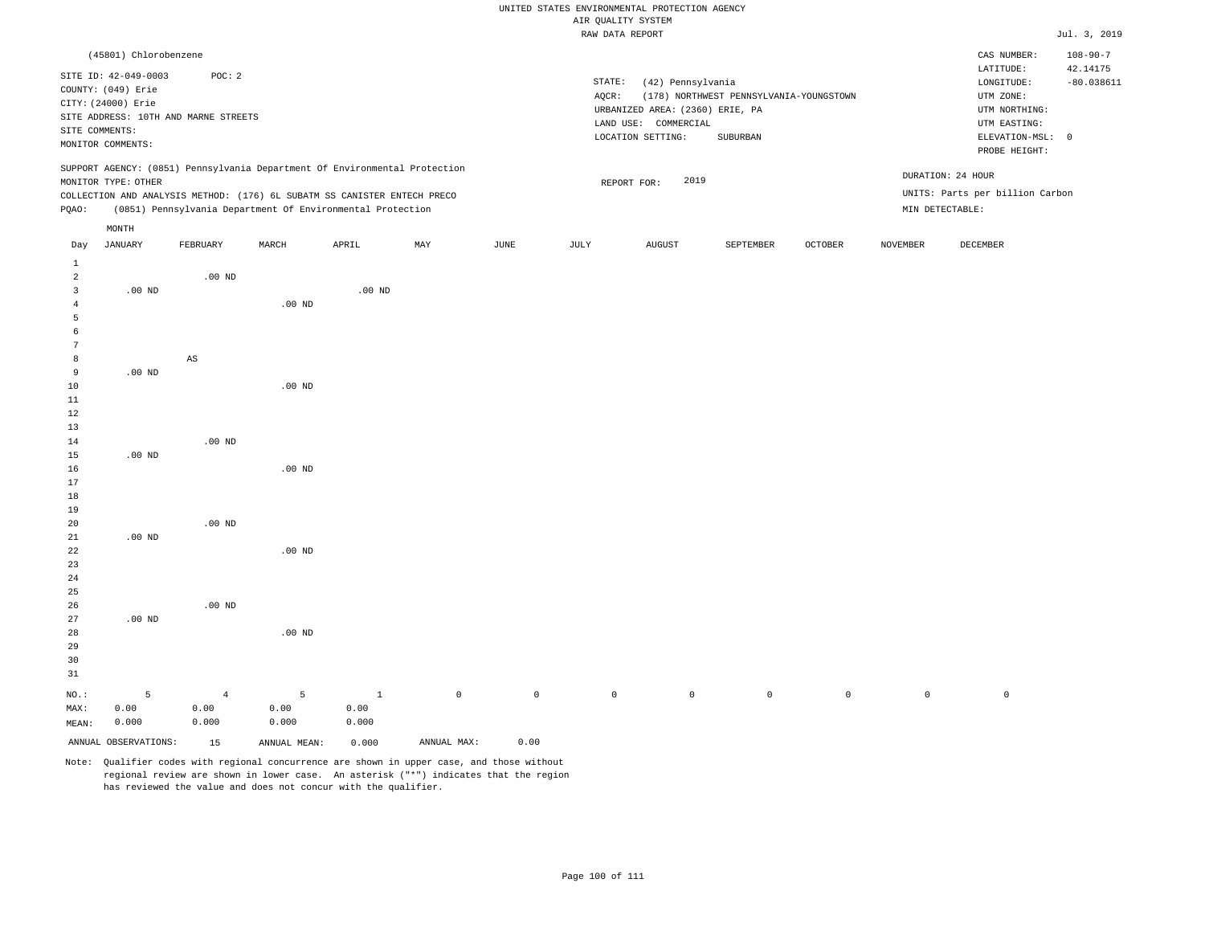UNITED STATES ENVIRONMENTAL PROTECTION AGENCY
AIR QUALITY SYSTEM
RAW DATA REPORT

Jul. 3, 2019

(45801) Chlorobenzene

SITE ID: 42-049-0003 POC: 2
COUNTY: (049) Erie
CITY: (24000) Erie
SITE ADDRESS: 10TH AND MARNE STREETS
SITE COMMENTS:
MONITOR COMMENTS:

STATE: (42) Pennsylvania
AQCR: (178) NORTHWEST PENNSYLVANIA-YOUNGSTOWN
URBANIZED AREA: (2360) ERIE, PA
LAND USE: COMMERCIAL
LOCATION SETTING: SUBURBAN

CAS NUMBER: 108-90-7
LATITUDE: 42.14175
LONGITUDE: -80.038611
UTM ZONE:
UTM NORTHING:
UTM EASTING:
ELEVATION-MSL: 0
PROBE HEIGHT:

SUPPORT AGENCY: (0851) Pennsylvania Department Of Environmental Protection
MONITOR TYPE: OTHER
COLLECTION AND ANALYSIS METHOD: (176) 6L SUBATM SS CANISTER ENTECH PRECO
PQAO: (0851) Pennsylvania Department Of Environmental Protection

REPORT FOR: 2019

DURATION: 24 HOUR
UNITS: Parts per billion Carbon
MIN DETECTABLE:

| Day | JANUARY | FEBRUARY | MARCH | APRIL | MAY | JUNE | JULY | AUGUST | SEPTEMBER | OCTOBER | NOVEMBER | DECEMBER |
|---|---|---|---|---|---|---|---|---|---|---|---|---|
| 1 | | | | | | | | | | | | |
| 2 | | .00 ND | | | | | | | | | | |
| 3 | .00 ND | | | .00 ND | | | | | | | | |
| 4 | | | .00 ND | | | | | | | | | |
| 5 | | | | | | | | | | | | |
| 6 | | | | | | | | | | | | |
| 7 | | | | | | | | | | | | |
| 8 | | AS | | | | | | | | | | |
| 9 | .00 ND | | | | | | | | | | | |
| 10 | | | .00 ND | | | | | | | | | |
| 11 | | | | | | | | | | | | |
| 12 | | | | | | | | | | | | |
| 13 | | | | | | | | | | | | |
| 14 | | .00 ND | | | | | | | | | | |
| 15 | .00 ND | | | | | | | | | | | |
| 16 | | | .00 ND | | | | | | | | | |
| 17 | | | | | | | | | | | | |
| 18 | | | | | | | | | | | | |
| 19 | | | | | | | | | | | | |
| 20 | | .00 ND | | | | | | | | | | |
| 21 | .00 ND | | | | | | | | | | | |
| 22 | | | .00 ND | | | | | | | | | |
| 23 | | | | | | | | | | | | |
| 24 | | | | | | | | | | | | |
| 25 | | | | | | | | | | | | |
| 26 | | .00 ND | | | | | | | | | | |
| 27 | .00 ND | | | | | | | | | | | |
| 28 | | | .00 ND | | | | | | | | | |
| 29 | | | | | | | | | | | | |
| 30 | | | | | | | | | | | | |
| 31 | | | | | | | | | | | | |
| NO.: | 5 | 4 | 5 | 1 | 0 | 0 | 0 | 0 | 0 | 0 | 0 | 0 |
| MAX: | 0.00 | 0.00 | 0.00 | 0.00 | | | | | | | | |
| MEAN: | 0.000 | 0.000 | 0.000 | 0.000 | | | | | | | | |

ANNUAL OBSERVATIONS: 15 ANNUAL MEAN: 0.000 ANNUAL MAX: 0.00

Note: Qualifier codes with regional concurrence are shown in upper case, and those without regional review are shown in lower case. An asterisk ("*") indicates that the region has reviewed the value and does not concur with the qualifier.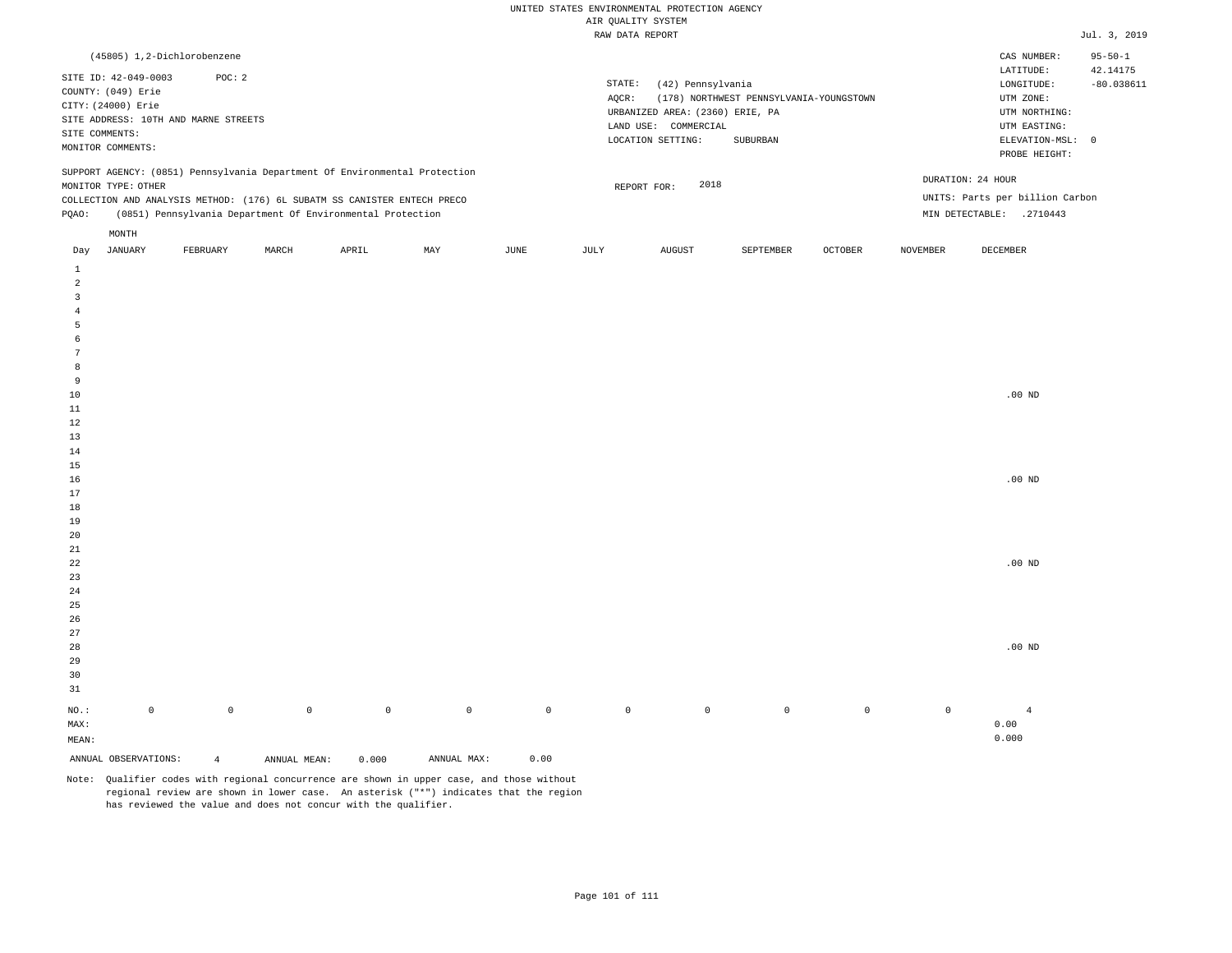UNITED STATES ENVIRONMENTAL PROTECTION AGENCY
AIR QUALITY SYSTEM
RAW DATA REPORT

Jul. 3, 2019

(45805) 1,2-Dichlorobenzene

SITE ID: 42-049-0003    POC: 2
COUNTY: (049) Erie
CITY: (24000) Erie
SITE ADDRESS: 10TH AND MARNE STREETS
SITE COMMENTS:
MONITOR COMMENTS:

STATE: (42) Pennsylvania
AQCR: (178) NORTHWEST PENNSYLVANIA-YOUNGSTOWN
URBANIZED AREA: (2360) ERIE, PA
LAND USE: COMMERCIAL
LOCATION SETTING: SUBURBAN

CAS NUMBER: 95-50-1
LATITUDE: 42.14175
LONGITUDE: -80.038611
UTM ZONE:
UTM NORTHING:
UTM EASTING:
ELEVATION-MSL: 0
PROBE HEIGHT:

SUPPORT AGENCY: (0851) Pennsylvania Department Of Environmental Protection
MONITOR TYPE: OTHER
COLLECTION AND ANALYSIS METHOD: (176) 6L SUBATM SS CANISTER ENTECH PRECO
PQAO: (0851) Pennsylvania Department Of Environmental Protection

REPORT FOR: 2018

DURATION: 24 HOUR
UNITS: Parts per billion Carbon
MIN DETECTABLE: .2710443

| Day | JANUARY | FEBRUARY | MARCH | APRIL | MAY | JUNE | JULY | AUGUST | SEPTEMBER | OCTOBER | NOVEMBER | DECEMBER |
|---|---|---|---|---|---|---|---|---|---|---|---|---|
| 1 | | | | | | | | | | | | |
| 2 | | | | | | | | | | | | |
| 3 | | | | | | | | | | | | |
| 4 | | | | | | | | | | | | |
| 5 | | | | | | | | | | | | |
| 6 | | | | | | | | | | | | |
| 7 | | | | | | | | | | | | |
| 8 | | | | | | | | | | | | |
| 9 | | | | | | | | | | | | |
| 10 | | | | | | | | | | | | .00 ND |
| 11 | | | | | | | | | | | | |
| 12 | | | | | | | | | | | | |
| 13 | | | | | | | | | | | | |
| 14 | | | | | | | | | | | | |
| 15 | | | | | | | | | | | | |
| 16 | | | | | | | | | | | | .00 ND |
| 17 | | | | | | | | | | | | |
| 18 | | | | | | | | | | | | |
| 19 | | | | | | | | | | | | |
| 20 | | | | | | | | | | | | |
| 21 | | | | | | | | | | | | |
| 22 | | | | | | | | | | | | .00 ND |
| 23 | | | | | | | | | | | | |
| 24 | | | | | | | | | | | | |
| 25 | | | | | | | | | | | | |
| 26 | | | | | | | | | | | | |
| 27 | | | | | | | | | | | | |
| 28 | | | | | | | | | | | | .00 ND |
| 29 | | | | | | | | | | | | |
| 30 | | | | | | | | | | | | |
| 31 | | | | | | | | | | | | |
| NO.: | 0 | 0 | 0 | 0 | 0 | 0 | 0 | 0 | 0 | 0 | 0 | 4 |
| MAX: | | | | | | | | | | | | 0.00 |
| MEAN: | | | | | | | | | | | | 0.000 |

ANNUAL OBSERVATIONS: 4    ANNUAL MEAN: 0.000    ANNUAL MAX: 0.00

Note: Qualifier codes with regional concurrence are shown in upper case, and those without regional review are shown in lower case. An asterisk ("*") indicates that the region has reviewed the value and does not concur with the qualifier.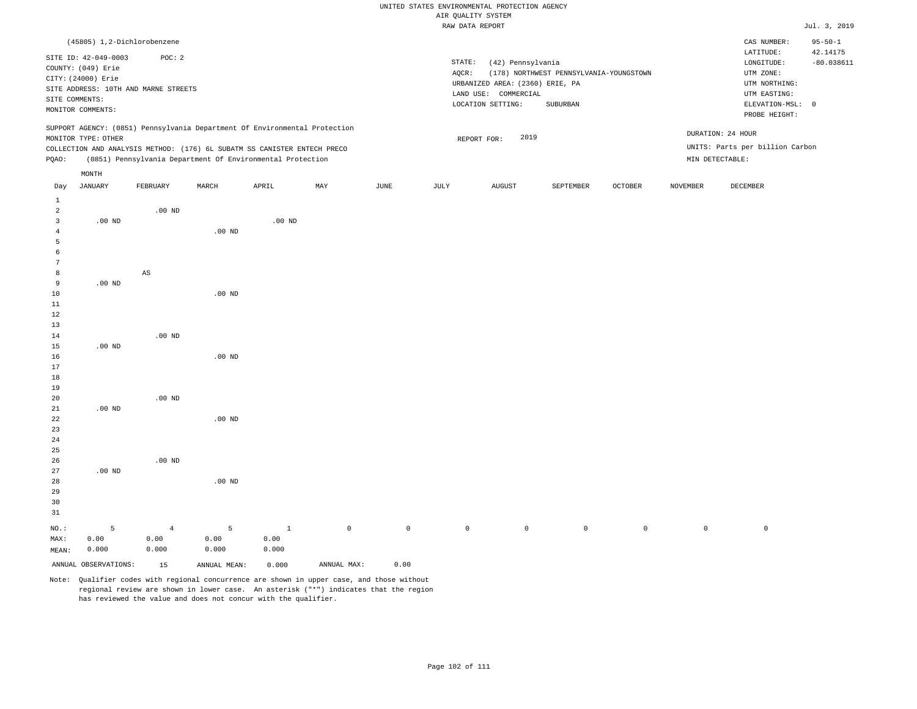UNITED STATES ENVIRONMENTAL PROTECTION AGENCY
AIR QUALITY SYSTEM
RAW DATA REPORT

Jul. 3, 2019

(45805) 1,2-Dichlorobenzene

SITE ID: 42-049-0003 POC: 2
COUNTY: (049) Erie
CITY: (24000) Erie
SITE ADDRESS: 10TH AND MARNE STREETS
SITE COMMENTS:
MONITOR COMMENTS:

STATE: (42) Pennsylvania
AQCR: (178) NORTHWEST PENNSYLVANIA-YOUNGSTOWN
URBANIZED AREA: (2360) ERIE, PA
LAND USE: COMMERCIAL
LOCATION SETTING: SUBURBAN

CAS NUMBER: 95-50-1
LATITUDE: 42.14175
LONGITUDE: -80.038611
UTM ZONE:
UTM NORTHING:
UTM EASTING:
ELEVATION-MSL: 0
PROBE HEIGHT:

SUPPORT AGENCY: (0851) Pennsylvania Department Of Environmental Protection
MONITOR TYPE: OTHER
COLLECTION AND ANALYSIS METHOD: (176) 6L SUBATM SS CANISTER ENTECH PRECO
PQAO: (0851) Pennsylvania Department Of Environmental Protection

REPORT FOR: 2019

DURATION: 24 HOUR
UNITS: Parts per billion Carbon
MIN DETECTABLE:

| Day | JANUARY | FEBRUARY | MARCH | APRIL | MAY | JUNE | JULY | AUGUST | SEPTEMBER | OCTOBER | NOVEMBER | DECEMBER |
|---|---|---|---|---|---|---|---|---|---|---|---|---|
| 1 | | | | | | | | | | | | |
| 2 | | .00 ND | | | | | | | | | | |
| 3 | .00 ND | | | .00 ND | | | | | | | | |
| 4 | | | .00 ND | | | | | | | | | |
| 5 | | | | | | | | | | | | |
| 6 | | | | | | | | | | | | |
| 7 | | | | | | | | | | | | |
| 8 | | AS | | | | | | | | | | |
| 9 | .00 ND | | | | | | | | | | | |
| 10 | | | .00 ND | | | | | | | | | |
| 11 | | | | | | | | | | | | |
| 12 | | | | | | | | | | | | |
| 13 | | | | | | | | | | | | |
| 14 | | .00 ND | | | | | | | | | | |
| 15 | .00 ND | | | | | | | | | | | |
| 16 | | | .00 ND | | | | | | | | | |
| 17 | | | | | | | | | | | | |
| 18 | | | | | | | | | | | | |
| 19 | | | | | | | | | | | | |
| 20 | | .00 ND | | | | | | | | | | |
| 21 | .00 ND | | | | | | | | | | | |
| 22 | | | .00 ND | | | | | | | | | |
| 23 | | | | | | | | | | | | |
| 24 | | | | | | | | | | | | |
| 25 | | | | | | | | | | | | |
| 26 | | .00 ND | | | | | | | | | | |
| 27 | .00 ND | | | | | | | | | | | |
| 28 | | | .00 ND | | | | | | | | | |
| 29 | | | | | | | | | | | | |
| 30 | | | | | | | | | | | | |
| 31 | | | | | | | | | | | | |
| NO.: | 5 | 4 | 5 | 1 | 0 | 0 | 0 | 0 | 0 | 0 | 0 | 0 |
| MAX: | 0.00 | 0.00 | 0.00 | 0.00 | | | | | | | | |
| MEAN: | 0.000 | 0.000 | 0.000 | 0.000 | | | | | | | | |

ANNUAL OBSERVATIONS: 15 ANNUAL MEAN: 0.000 ANNUAL MAX: 0.00

Note: Qualifier codes with regional concurrence are shown in upper case, and those without regional review are shown in lower case. An asterisk ("*") indicates that the region has reviewed the value and does not concur with the qualifier.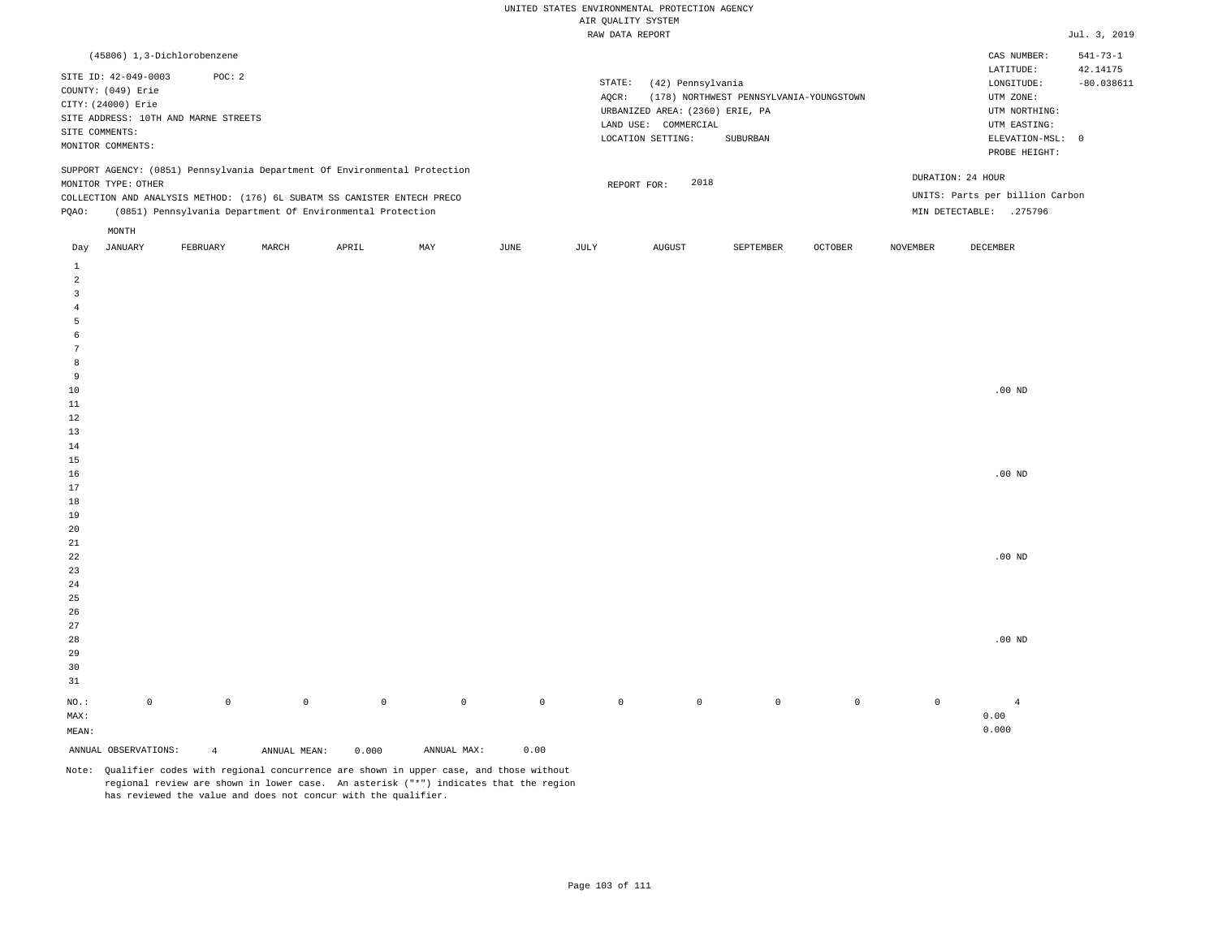UNITED STATES ENVIRONMENTAL PROTECTION AGENCY
AIR QUALITY SYSTEM
RAW DATA REPORT

Jul. 3, 2019

(45806) 1,3-Dichlorobenzene

CAS NUMBER: 541-73-1

SITE ID: 42-049-0003   POC: 2
COUNTY: (049) Erie
CITY: (24000) Erie
SITE ADDRESS: 10TH AND MARNE STREETS
SITE COMMENTS:
MONITOR COMMENTS:

STATE: (42) Pennsylvania
AQCR: (178) NORTHWEST PENNSYLVANIA-YOUNGSTOWN
URBANIZED AREA: (2360) ERIE, PA
LAND USE: COMMERCIAL
LOCATION SETTING: SUBURBAN

LATITUDE: 42.14175
LONGITUDE: -80.038611
UTM ZONE:
UTM NORTHING:
UTM EASTING:
ELEVATION-MSL: 0
PROBE HEIGHT:

SUPPORT AGENCY: (0851) Pennsylvania Department Of Environmental Protection
MONITOR TYPE: OTHER
COLLECTION AND ANALYSIS METHOD: (176) 6L SUBATM SS CANISTER ENTECH PRECO
PQAO: (0851) Pennsylvania Department Of Environmental Protection

REPORT FOR: 2018

DURATION: 24 HOUR
UNITS: Parts per billion Carbon
MIN DETECTABLE: .275796

| Day | JANUARY | FEBRUARY | MARCH | APRIL | MAY | JUNE | JULY | AUGUST | SEPTEMBER | OCTOBER | NOVEMBER | DECEMBER |
|---|---|---|---|---|---|---|---|---|---|---|---|---|
| 1 | | | | | | | | | | | | |
| 2 | | | | | | | | | | | | |
| 3 | | | | | | | | | | | | |
| 4 | | | | | | | | | | | | |
| 5 | | | | | | | | | | | | |
| 6 | | | | | | | | | | | | |
| 7 | | | | | | | | | | | | |
| 8 | | | | | | | | | | | | |
| 9 | | | | | | | | | | | | |
| 10 | | | | | | | | | | | | .00 ND |
| 11 | | | | | | | | | | | | |
| 12 | | | | | | | | | | | | |
| 13 | | | | | | | | | | | | |
| 14 | | | | | | | | | | | | |
| 15 | | | | | | | | | | | | |
| 16 | | | | | | | | | | | | .00 ND |
| 17 | | | | | | | | | | | | |
| 18 | | | | | | | | | | | | |
| 19 | | | | | | | | | | | | |
| 20 | | | | | | | | | | | | |
| 21 | | | | | | | | | | | | |
| 22 | | | | | | | | | | | | .00 ND |
| 23 | | | | | | | | | | | | |
| 24 | | | | | | | | | | | | |
| 25 | | | | | | | | | | | | |
| 26 | | | | | | | | | | | | |
| 27 | | | | | | | | | | | | |
| 28 | | | | | | | | | | | | .00 ND |
| 29 | | | | | | | | | | | | |
| 30 | | | | | | | | | | | | |
| 31 | | | | | | | | | | | | |
| NO.: | 0 | 0 | 0 | 0 | 0 | 0 | 0 | 0 | 0 | 0 | 0 | 4 |
| MAX: | | | | | | | | | | | | 0.00 |
| MEAN: | | | | | | | | | | | | 0.000 |

ANNUAL OBSERVATIONS: 4   ANNUAL MEAN: 0.000   ANNUAL MAX: 0.00

Note: Qualifier codes with regional concurrence are shown in upper case, and those without regional review are shown in lower case. An asterisk ("*") indicates that the region has reviewed the value and does not concur with the qualifier.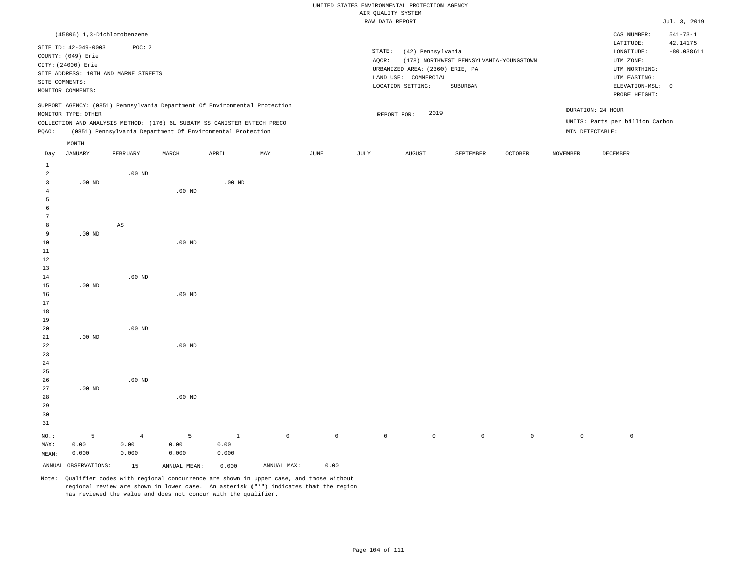UNITED STATES ENVIRONMENTAL PROTECTION AGENCY
AIR QUALITY SYSTEM
RAW DATA REPORT

Jul. 3, 2019

(45806) 1,3-Dichlorobenzene

SITE ID: 42-049-0003 POC: 2
COUNTY: (049) Erie
CITY: (24000) Erie
SITE ADDRESS: 10TH AND MARNE STREETS
SITE COMMENTS:
MONITOR COMMENTS:

STATE: (42) Pennsylvania
AQCR: (178) NORTHWEST PENNSYLVANIA-YOUNGSTOWN
URBANIZED AREA: (2360) ERIE, PA
LAND USE: COMMERCIAL
LOCATION SETTING: SUBURBAN

CAS NUMBER: 541-73-1
LATITUDE: 42.14175
LONGITUDE: -80.038611
UTM ZONE:
UTM NORTHING:
UTM EASTING:
ELEVATION-MSL: 0
PROBE HEIGHT:

SUPPORT AGENCY: (0851) Pennsylvania Department Of Environmental Protection
MONITOR TYPE: OTHER
COLLECTION AND ANALYSIS METHOD: (176) 6L SUBATM SS CANISTER ENTECH PRECO
PQAO: (0851) Pennsylvania Department Of Environmental Protection

REPORT FOR: 2019

DURATION: 24 HOUR
UNITS: Parts per billion Carbon
MIN DETECTABLE:

| Day | JANUARY | FEBRUARY | MARCH | APRIL | MAY | JUNE | JULY | AUGUST | SEPTEMBER | OCTOBER | NOVEMBER | DECEMBER |
|---|---|---|---|---|---|---|---|---|---|---|---|---|
| 1 | | | | | | | | | | | | |
| 2 | | .00 ND | | | | | | | | | | |
| 3 | .00 ND | | | .00 ND | | | | | | | | |
| 4 | | | .00 ND | | | | | | | | | |
| 5 | | | | | | | | | | | | |
| 6 | | | | | | | | | | | | |
| 7 | | | | | | | | | | | | |
| 8 | | AS | | | | | | | | | | |
| 9 | .00 ND | | | | | | | | | | | |
| 10 | | | .00 ND | | | | | | | | | |
| 11 | | | | | | | | | | | | |
| 12 | | | | | | | | | | | | |
| 13 | | | | | | | | | | | | |
| 14 | | .00 ND | | | | | | | | | | |
| 15 | .00 ND | | | | | | | | | | | |
| 16 | | | .00 ND | | | | | | | | | |
| 17 | | | | | | | | | | | | |
| 18 | | | | | | | | | | | | |
| 19 | | | | | | | | | | | | |
| 20 | | .00 ND | | | | | | | | | | |
| 21 | .00 ND | | | | | | | | | | | |
| 22 | | | .00 ND | | | | | | | | | |
| 23 | | | | | | | | | | | | |
| 24 | | | | | | | | | | | | |
| 25 | | | | | | | | | | | | |
| 26 | | .00 ND | | | | | | | | | | |
| 27 | .00 ND | | | | | | | | | | | |
| 28 | | | .00 ND | | | | | | | | | |
| 29 | | | | | | | | | | | | |
| 30 | | | | | | | | | | | | |
| 31 | | | | | | | | | | | | |
| NO.: | 5 | 4 | 5 | 1 | 0 | 0 | 0 | 0 | 0 | 0 | 0 | 0 |
| MAX: | 0.00 | 0.00 | 0.00 | 0.00 | | | | | | | | |
| MEAN: | 0.000 | 0.000 | 0.000 | 0.000 | | | | | | | | |

ANNUAL OBSERVATIONS: 15 ANNUAL MEAN: 0.000 ANNUAL MAX: 0.00

Note: Qualifier codes with regional concurrence are shown in upper case, and those without regional review are shown in lower case. An asterisk ("*") indicates that the region has reviewed the value and does not concur with the qualifier.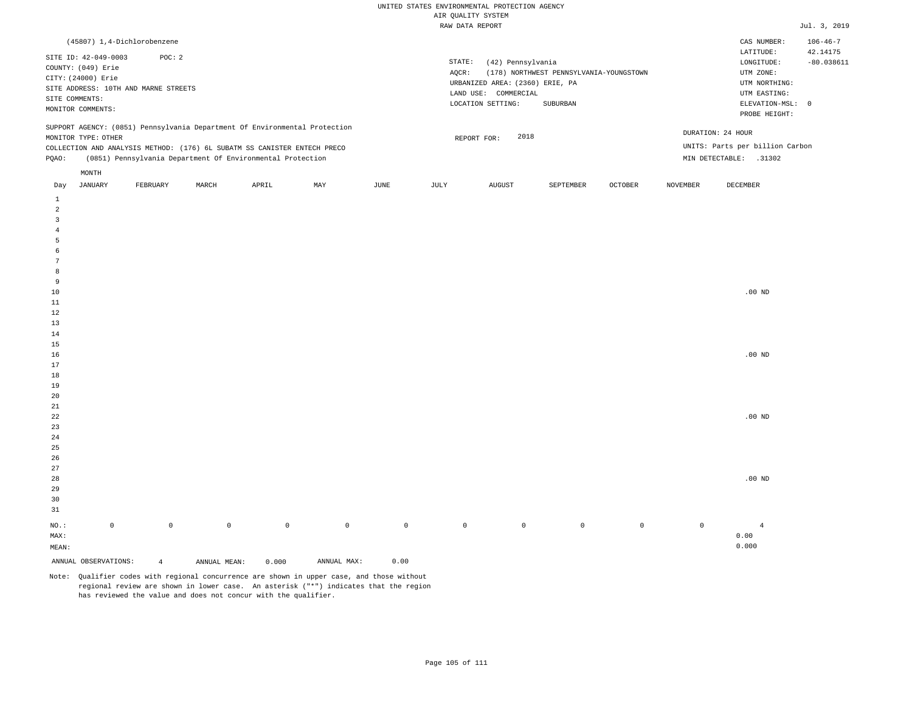UNITED STATES ENVIRONMENTAL PROTECTION AGENCY
AIR QUALITY SYSTEM
RAW DATA REPORT

Jul. 3, 2019

(45807) 1,4-Dichlorobenzene

SITE ID: 42-049-0003 POC: 2
COUNTY: (049) Erie
CITY: (24000) Erie
SITE ADDRESS: 10TH AND MARNE STREETS
SITE COMMENTS:
MONITOR COMMENTS:

STATE: (42) Pennsylvania
AQCR: (178) NORTHWEST PENNSYLVANIA-YOUNGSTOWN
URBANIZED AREA: (2360) ERIE, PA
LAND USE: COMMERCIAL
LOCATION SETTING: SUBURBAN

CAS NUMBER: 106-46-7
LATITUDE: 42.14175
LONGITUDE: -80.038611
UTM ZONE:
UTM NORTHING:
UTM EASTING:
ELEVATION-MSL: 0
PROBE HEIGHT:

SUPPORT AGENCY: (0851) Pennsylvania Department Of Environmental Protection
MONITOR TYPE: OTHER
COLLECTION AND ANALYSIS METHOD: (176) 6L SUBATM SS CANISTER ENTECH PRECO
PQAO: (0851) Pennsylvania Department Of Environmental Protection

REPORT FOR: 2018

DURATION: 24 HOUR
UNITS: Parts per billion Carbon
MIN DETECTABLE: .31302

| Day | JANUARY | FEBRUARY | MARCH | APRIL | MAY | JUNE | JULY | AUGUST | SEPTEMBER | OCTOBER | NOVEMBER | DECEMBER |
|---|---|---|---|---|---|---|---|---|---|---|---|---|
| 1 | | | | | | | | | | | | |
| 2 | | | | | | | | | | | | |
| 3 | | | | | | | | | | | | |
| 4 | | | | | | | | | | | | |
| 5 | | | | | | | | | | | | |
| 6 | | | | | | | | | | | | |
| 7 | | | | | | | | | | | | |
| 8 | | | | | | | | | | | | |
| 9 | | | | | | | | | | | | |
| 10 | | | | | | | | | | | | .00 ND |
| 11 | | | | | | | | | | | | |
| 12 | | | | | | | | | | | | |
| 13 | | | | | | | | | | | | |
| 14 | | | | | | | | | | | | |
| 15 | | | | | | | | | | | | |
| 16 | | | | | | | | | | | | .00 ND |
| 17 | | | | | | | | | | | | |
| 18 | | | | | | | | | | | | |
| 19 | | | | | | | | | | | | |
| 20 | | | | | | | | | | | | |
| 21 | | | | | | | | | | | | |
| 22 | | | | | | | | | | | | .00 ND |
| 23 | | | | | | | | | | | | |
| 24 | | | | | | | | | | | | |
| 25 | | | | | | | | | | | | |
| 26 | | | | | | | | | | | | |
| 27 | | | | | | | | | | | | |
| 28 | | | | | | | | | | | | .00 ND |
| 29 | | | | | | | | | | | | |
| 30 | | | | | | | | | | | | |
| 31 | | | | | | | | | | | | |
| NO.: | 0 | 0 | 0 | 0 | 0 | 0 | 0 | 0 | 0 | 0 | 0 | 4 |
| MAX: | | | | | | | | | | | | 0.00 |
| MEAN: | | | | | | | | | | | | 0.000 |

ANNUAL OBSERVATIONS: 4 ANNUAL MEAN: 0.000 ANNUAL MAX: 0.00

Note: Qualifier codes with regional concurrence are shown in upper case, and those without regional review are shown in lower case. An asterisk ("*") indicates that the region has reviewed the value and does not concur with the qualifier.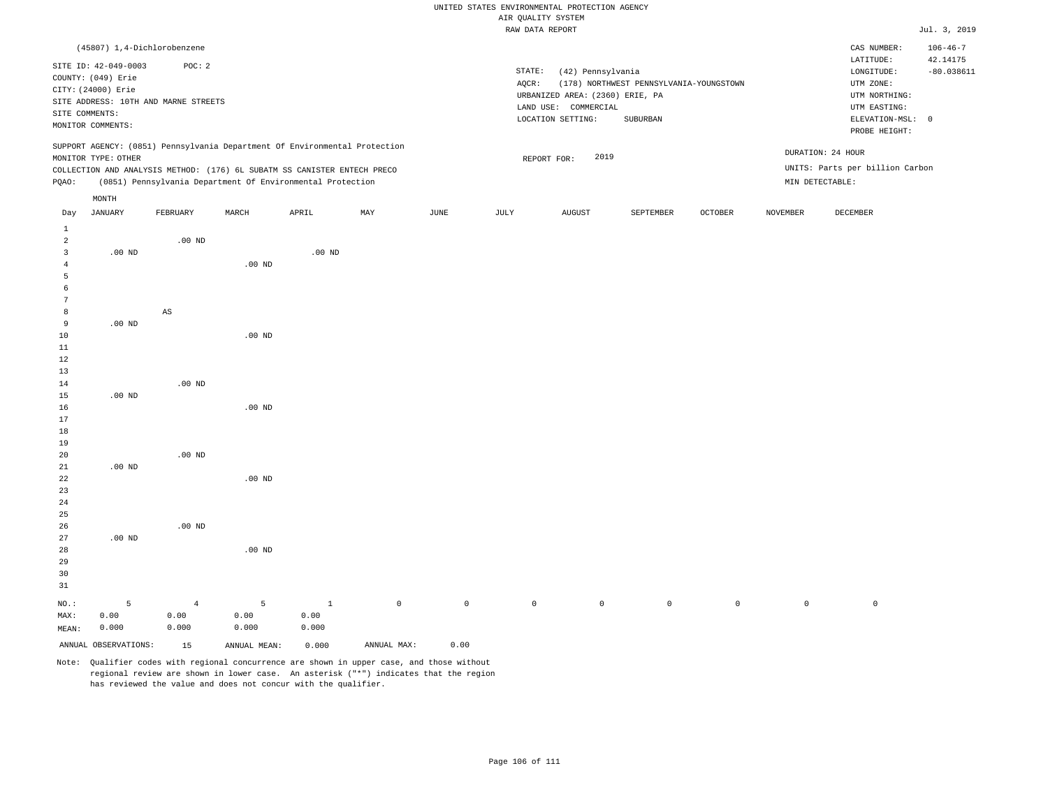UNITED STATES ENVIRONMENTAL PROTECTION AGENCY
AIR QUALITY SYSTEM
RAW DATA REPORT

Jul. 3, 2019

(45807) 1,4-Dichlorobenzene

SITE ID: 42-049-0003 POC: 2
COUNTY: (049) Erie
CITY: (24000) Erie
SITE ADDRESS: 10TH AND MARNE STREETS
SITE COMMENTS:
MONITOR COMMENTS:

STATE: (42) Pennsylvania
AQCR: (178) NORTHWEST PENNSYLVANIA-YOUNGSTOWN
URBANIZED AREA: (2360) ERIE, PA
LAND USE: COMMERCIAL
LOCATION SETTING: SUBURBAN

CAS NUMBER: 106-46-7
LATITUDE: 42.14175
LONGITUDE: -80.038611
UTM ZONE:
UTM NORTHING:
UTM EASTING:
ELEVATION-MSL: 0
PROBE HEIGHT:

SUPPORT AGENCY: (0851) Pennsylvania Department Of Environmental Protection
MONITOR TYPE: OTHER
COLLECTION AND ANALYSIS METHOD: (176) 6L SUBATM SS CANISTER ENTECH PRECO
PQAO: (0851) Pennsylvania Department Of Environmental Protection

REPORT FOR: 2019

DURATION: 24 HOUR
UNITS: Parts per billion Carbon
MIN DETECTABLE:

| Day | JANUARY | FEBRUARY | MARCH | APRIL | MAY | JUNE | JULY | AUGUST | SEPTEMBER | OCTOBER | NOVEMBER | DECEMBER |
|---|---|---|---|---|---|---|---|---|---|---|---|---|
| 1 | | | | | | | | | | | | |
| 2 | | .00 ND | | | | | | | | | | |
| 3 | .00 ND | | | .00 ND | | | | | | | | |
| 4 | | | .00 ND | | | | | | | | | |
| 5 | | | | | | | | | | | | |
| 6 | | | | | | | | | | | | |
| 7 | | | | | | | | | | | | |
| 8 | | AS | | | | | | | | | | |
| 9 | .00 ND | | | | | | | | | | | |
| 10 | | | .00 ND | | | | | | | | | |
| 11 | | | | | | | | | | | | |
| 12 | | | | | | | | | | | | |
| 13 | | | | | | | | | | | | |
| 14 | | .00 ND | | | | | | | | | | |
| 15 | .00 ND | | | | | | | | | | | |
| 16 | | | .00 ND | | | | | | | | | |
| 17 | | | | | | | | | | | | |
| 18 | | | | | | | | | | | | |
| 19 | | | | | | | | | | | | |
| 20 | | .00 ND | | | | | | | | | | |
| 21 | .00 ND | | | | | | | | | | | |
| 22 | | | .00 ND | | | | | | | | | |
| 23 | | | | | | | | | | | | |
| 24 | | | | | | | | | | | | |
| 25 | | | | | | | | | | | | |
| 26 | | .00 ND | | | | | | | | | | |
| 27 | .00 ND | | | | | | | | | | | |
| 28 | | | .00 ND | | | | | | | | | |
| 29 | | | | | | | | | | | | |
| 30 | | | | | | | | | | | | |
| 31 | | | | | | | | | | | | |
| NO.: | 5 | 4 | 5 | 1 | 0 | 0 | 0 | 0 | 0 | 0 | 0 | 0 |
| MAX: | 0.00 | 0.00 | 0.00 | 0.00 | | | | | | | | |
| MEAN: | 0.000 | 0.000 | 0.000 | 0.000 | | | | | | | | |

ANNUAL OBSERVATIONS: 15 ANNUAL MEAN: 0.000 ANNUAL MAX: 0.00

Note: Qualifier codes with regional concurrence are shown in upper case, and those without regional review are shown in lower case. An asterisk ("*") indicates that the region has reviewed the value and does not concur with the qualifier.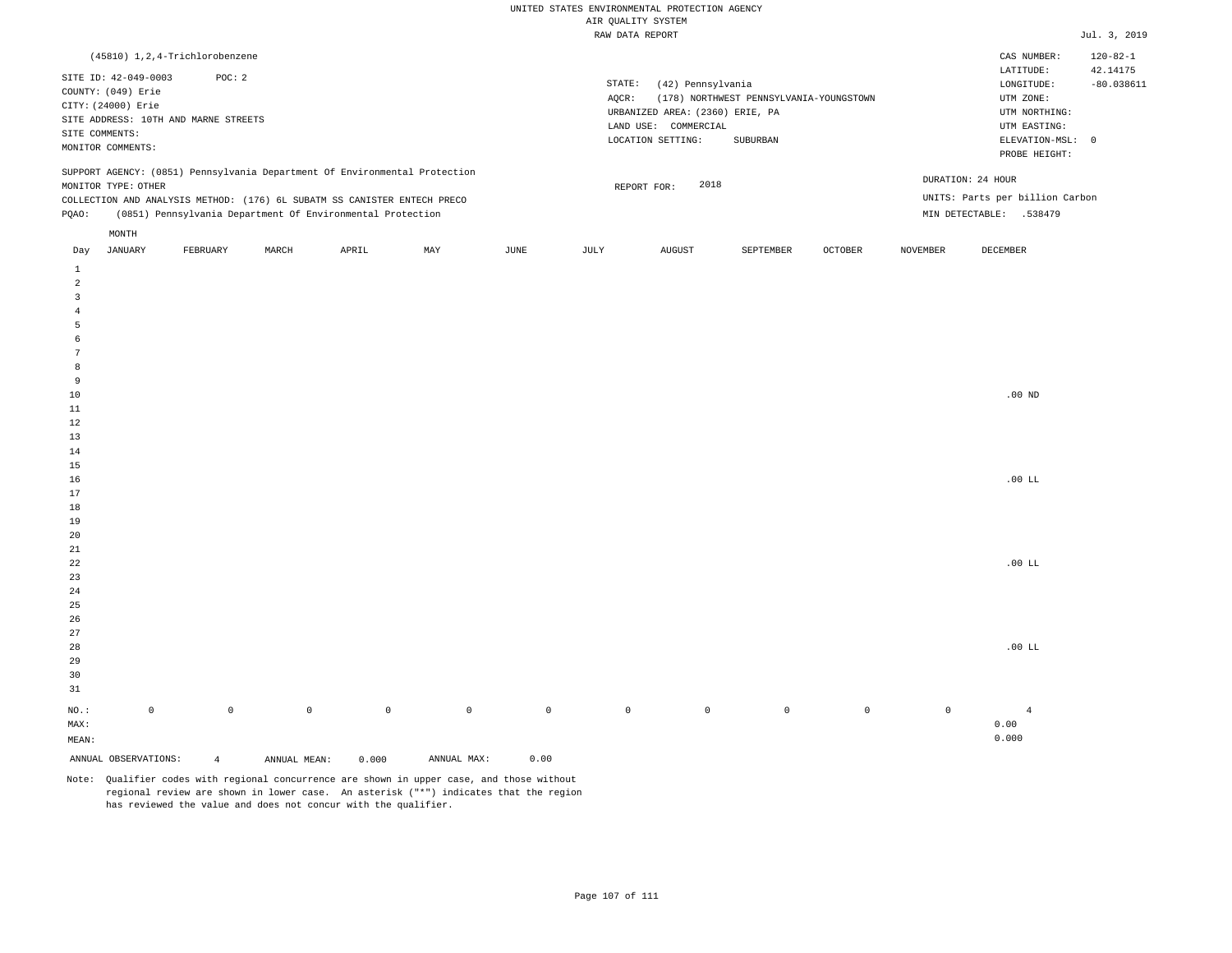UNITED STATES ENVIRONMENTAL PROTECTION AGENCY
AIR QUALITY SYSTEM
RAW DATA REPORT

Jul. 3, 2019

(45810) 1,2,4-Trichlorobenzene

SITE ID: 42-049-0003 POC: 2
COUNTY: (049) Erie
CITY: (24000) Erie
SITE ADDRESS: 10TH AND MARNE STREETS
SITE COMMENTS:
MONITOR COMMENTS:

STATE: (42) Pennsylvania
AQCR: (178) NORTHWEST PENNSYLVANIA-YOUNGSTOWN
URBANIZED AREA: (2360) ERIE, PA
LAND USE: COMMERCIAL
LOCATION SETTING: SUBURBAN

CAS NUMBER: 120-82-1
LATITUDE: 42.14175
LONGITUDE: -80.038611
UTM ZONE:
UTM NORTHING:
UTM EASTING:
ELEVATION-MSL: 0
PROBE HEIGHT:

SUPPORT AGENCY: (0851) Pennsylvania Department Of Environmental Protection
MONITOR TYPE: OTHER
COLLECTION AND ANALYSIS METHOD: (176) 6L SUBATM SS CANISTER ENTECH PRECO
PQAO: (0851) Pennsylvania Department Of Environmental Protection

REPORT FOR: 2018

DURATION: 24 HOUR
UNITS: Parts per billion Carbon
MIN DETECTABLE: .538479

| Day | JANUARY | FEBRUARY | MARCH | APRIL | MAY | JUNE | JULY | AUGUST | SEPTEMBER | OCTOBER | NOVEMBER | DECEMBER |
|---|---|---|---|---|---|---|---|---|---|---|---|---|
| 1 | | | | | | | | | | | | |
| 2 | | | | | | | | | | | | |
| 3 | | | | | | | | | | | | |
| 4 | | | | | | | | | | | | |
| 5 | | | | | | | | | | | | |
| 6 | | | | | | | | | | | | |
| 7 | | | | | | | | | | | | |
| 8 | | | | | | | | | | | | |
| 9 | | | | | | | | | | | | |
| 10 | | | | | | | | | | | | .00 ND |
| 11 | | | | | | | | | | | | |
| 12 | | | | | | | | | | | | |
| 13 | | | | | | | | | | | | |
| 14 | | | | | | | | | | | | |
| 15 | | | | | | | | | | | | |
| 16 | | | | | | | | | | | | .00 LL |
| 17 | | | | | | | | | | | | |
| 18 | | | | | | | | | | | | |
| 19 | | | | | | | | | | | | |
| 20 | | | | | | | | | | | | |
| 21 | | | | | | | | | | | | |
| 22 | | | | | | | | | | | | .00 LL |
| 23 | | | | | | | | | | | | |
| 24 | | | | | | | | | | | | |
| 25 | | | | | | | | | | | | |
| 26 | | | | | | | | | | | | |
| 27 | | | | | | | | | | | | |
| 28 | | | | | | | | | | | | .00 LL |
| 29 | | | | | | | | | | | | |
| 30 | | | | | | | | | | | | |
| 31 | | | | | | | | | | | | |
| NO.: | 0 | 0 | 0 | 0 | 0 | 0 | 0 | 0 | 0 | 0 | 0 | 4 |
| MAX: | | | | | | | | | | | | 0.00 |
| MEAN: | | | | | | | | | | | | 0.000 |

ANNUAL OBSERVATIONS: 4 ANNUAL MEAN: 0.000 ANNUAL MAX: 0.00

Note: Qualifier codes with regional concurrence are shown in upper case, and those without regional review are shown in lower case. An asterisk ("*") indicates that the region has reviewed the value and does not concur with the qualifier.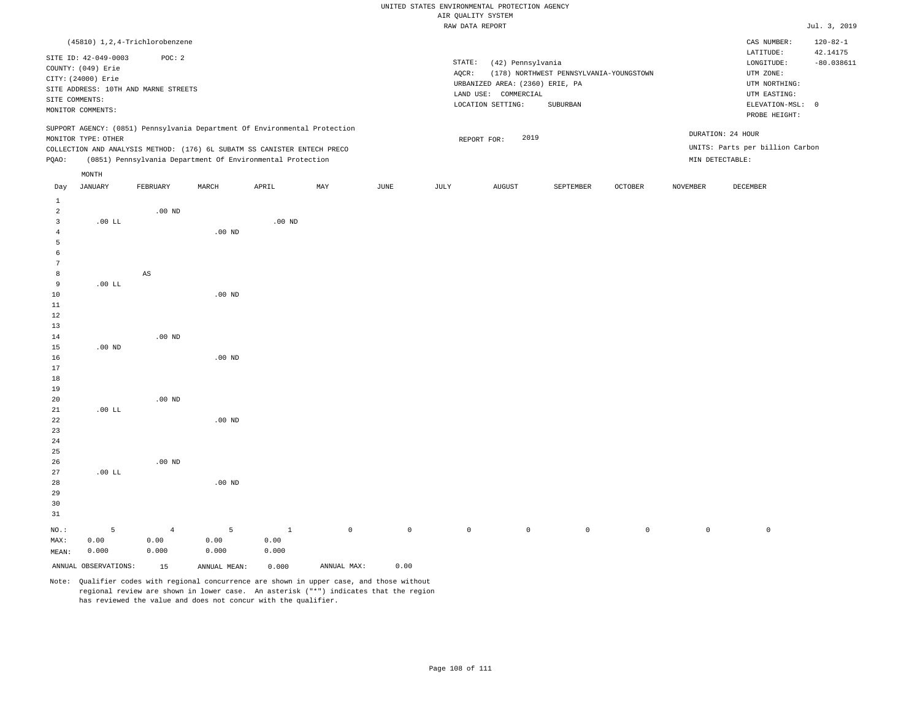UNITED STATES ENVIRONMENTAL PROTECTION AGENCY
AIR QUALITY SYSTEM
RAW DATA REPORT

Jul. 3, 2019

(45810) 1,2,4-Trichlorobenzene

SITE ID: 42-049-0003 POC: 2
COUNTY: (049) Erie
CITY: (24000) Erie
SITE ADDRESS: 10TH AND MARNE STREETS
SITE COMMENTS:
MONITOR COMMENTS:

STATE: (42) Pennsylvania
AQCR: (178) NORTHWEST PENNSYLVANIA-YOUNGSTOWN
URBANIZED AREA: (2360) ERIE, PA
LAND USE: COMMERCIAL
LOCATION SETTING: SUBURBAN

CAS NUMBER: 120-82-1
LATITUDE: 42.14175
LONGITUDE: -80.038611
UTM ZONE:
UTM NORTHING:
UTM EASTING:
ELEVATION-MSL: 0
PROBE HEIGHT:

SUPPORT AGENCY: (0851) Pennsylvania Department Of Environmental Protection
MONITOR TYPE: OTHER
COLLECTION AND ANALYSIS METHOD: (176) 6L SUBATM SS CANISTER ENTECH PRECO
PQAO: (0851) Pennsylvania Department Of Environmental Protection

REPORT FOR: 2019

DURATION: 24 HOUR
UNITS: Parts per billion Carbon
MIN DETECTABLE:

| Day | JANUARY | FEBRUARY | MARCH | APRIL | MAY | JUNE | JULY | AUGUST | SEPTEMBER | OCTOBER | NOVEMBER | DECEMBER |
|---|---|---|---|---|---|---|---|---|---|---|---|---|
| 1 | | | | | | | | | | | | |
| 2 | | .00 ND | | | | | | | | | | |
| 3 | .00 LL | | | .00 ND | | | | | | | | |
| 4 | | | .00 ND | | | | | | | | | |
| 5 | | | | | | | | | | | | |
| 6 | | | | | | | | | | | | |
| 7 | | | | | | | | | | | | |
| 8 | | AS | | | | | | | | | | |
| 9 | .00 LL | | | | | | | | | | | |
| 10 | | | .00 ND | | | | | | | | | |
| 11 | | | | | | | | | | | | |
| 12 | | | | | | | | | | | | |
| 13 | | | | | | | | | | | | |
| 14 | | .00 ND | | | | | | | | | | |
| 15 | .00 ND | | | | | | | | | | | |
| 16 | | | .00 ND | | | | | | | | | |
| 17 | | | | | | | | | | | | |
| 18 | | | | | | | | | | | | |
| 19 | | | | | | | | | | | | |
| 20 | | .00 ND | | | | | | | | | | |
| 21 | .00 LL | | | | | | | | | | | |
| 22 | | | .00 ND | | | | | | | | | |
| 23 | | | | | | | | | | | | |
| 24 | | | | | | | | | | | | |
| 25 | | | | | | | | | | | | |
| 26 | | .00 ND | | | | | | | | | | |
| 27 | .00 LL | | | | | | | | | | | |
| 28 | | | .00 ND | | | | | | | | | |
| 29 | | | | | | | | | | | | |
| 30 | | | | | | | | | | | | |
| 31 | | | | | | | | | | | | |
| NO.: | 5 | 4 | 5 | 1 | 0 | 0 | 0 | 0 | 0 | 0 | 0 | 0 |
| MAX: | 0.00 | 0.00 | 0.00 | 0.00 | | | | | | | | |
| MEAN: | 0.000 | 0.000 | 0.000 | 0.000 | | | | | | | | |

ANNUAL OBSERVATIONS: 15 ANNUAL MEAN: 0.000 ANNUAL MAX: 0.00

Note: Qualifier codes with regional concurrence are shown in upper case, and those without regional review are shown in lower case. An asterisk ("*") indicates that the region has reviewed the value and does not concur with the qualifier.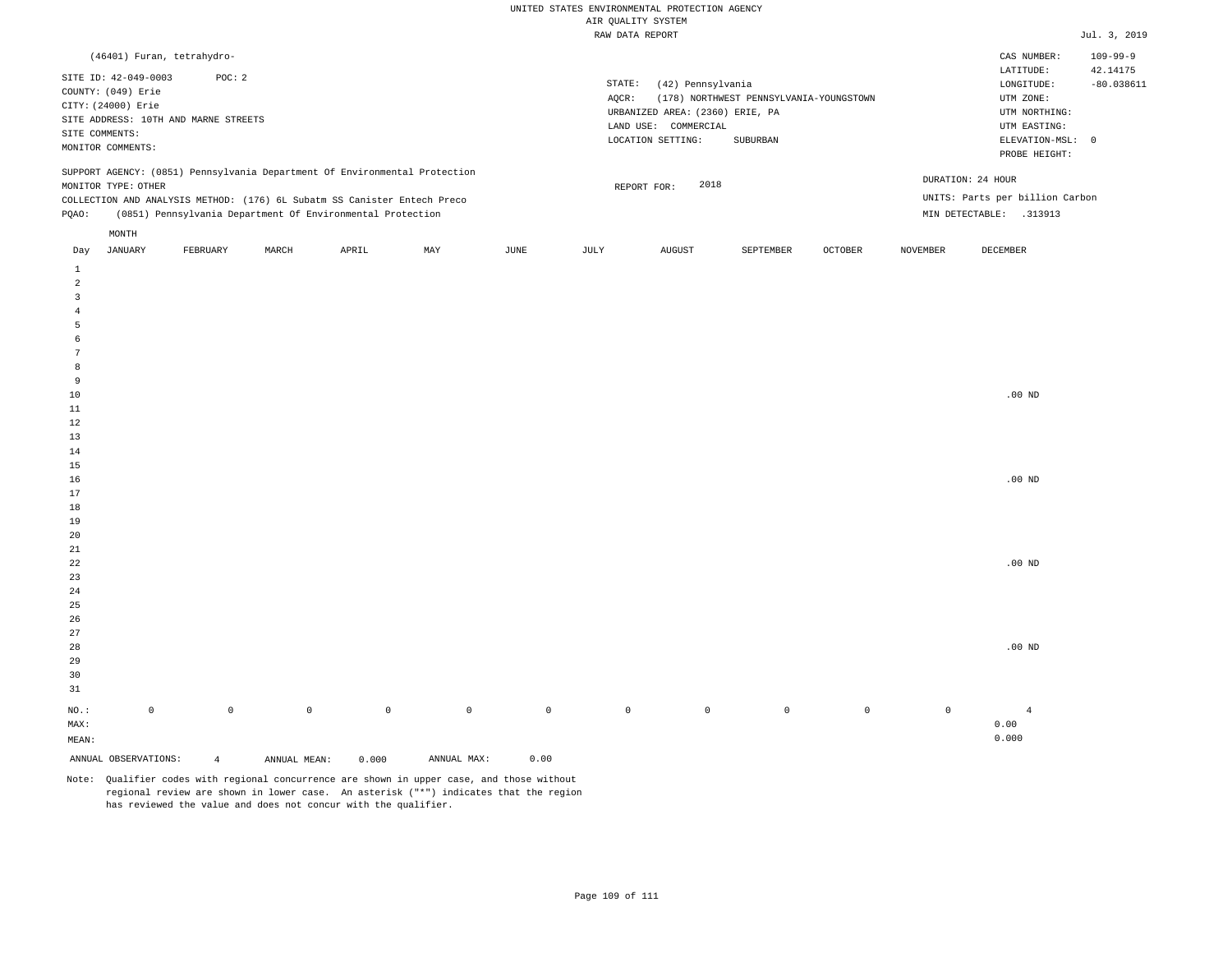UNITED STATES ENVIRONMENTAL PROTECTION AGENCY
AIR QUALITY SYSTEM
RAW DATA REPORT

Jul. 3, 2019

(46401) Furan, tetrahydro-

SITE ID: 42-049-0003 POC: 2
COUNTY: (049) Erie
CITY: (24000) Erie
SITE ADDRESS: 10TH AND MARNE STREETS
SITE COMMENTS:
MONITOR COMMENTS:

STATE: (42) Pennsylvania
AQCR: (178) NORTHWEST PENNSYLVANIA-YOUNGSTOWN
URBANIZED AREA: (2360) ERIE, PA
LAND USE: COMMERCIAL
LOCATION SETTING: SUBURBAN

CAS NUMBER: 109-99-9
LATITUDE: 42.14175
LONGITUDE: -80.038611
UTM ZONE:
UTM NORTHING:
UTM EASTING:
ELEVATION-MSL: 0
PROBE HEIGHT:

SUPPORT AGENCY: (0851) Pennsylvania Department Of Environmental Protection
MONITOR TYPE: OTHER
COLLECTION AND ANALYSIS METHOD: (176) 6L Subatm SS Canister Entech Preco
PQAO: (0851) Pennsylvania Department Of Environmental Protection

REPORT FOR: 2018

DURATION: 24 HOUR
UNITS: Parts per billion Carbon
MIN DETECTABLE: .313913

| Day | JANUARY | FEBRUARY | MARCH | APRIL | MAY | JUNE | JULY | AUGUST | SEPTEMBER | OCTOBER | NOVEMBER | DECEMBER |
|---|---|---|---|---|---|---|---|---|---|---|---|---|
| 1 | | | | | | | | | | | | |
| 2 | | | | | | | | | | | | |
| 3 | | | | | | | | | | | | |
| 4 | | | | | | | | | | | | |
| 5 | | | | | | | | | | | | |
| 6 | | | | | | | | | | | | |
| 7 | | | | | | | | | | | | |
| 8 | | | | | | | | | | | | |
| 9 | | | | | | | | | | | | |
| 10 | | | | | | | | | | | | .00 ND |
| 11 | | | | | | | | | | | | |
| 12 | | | | | | | | | | | | |
| 13 | | | | | | | | | | | | |
| 14 | | | | | | | | | | | | |
| 15 | | | | | | | | | | | | |
| 16 | | | | | | | | | | | | .00 ND |
| 17 | | | | | | | | | | | | |
| 18 | | | | | | | | | | | | |
| 19 | | | | | | | | | | | | |
| 20 | | | | | | | | | | | | |
| 21 | | | | | | | | | | | | |
| 22 | | | | | | | | | | | | .00 ND |
| 23 | | | | | | | | | | | | |
| 24 | | | | | | | | | | | | |
| 25 | | | | | | | | | | | | |
| 26 | | | | | | | | | | | | |
| 27 | | | | | | | | | | | | |
| 28 | | | | | | | | | | | | .00 ND |
| 29 | | | | | | | | | | | | |
| 30 | | | | | | | | | | | | |
| 31 | | | | | | | | | | | | |
| NO.: | 0 | 0 | 0 | 0 | 0 | 0 | 0 | 0 | 0 | 0 | 0 | 4 |
| MAX: | | | | | | | | | | | | 0.00 |
| MEAN: | | | | | | | | | | | | 0.000 |

ANNUAL OBSERVATIONS: 4 ANNUAL MEAN: 0.000 ANNUAL MAX: 0.00

Note: Qualifier codes with regional concurrence are shown in upper case, and those without regional review are shown in lower case. An asterisk ("*") indicates that the region has reviewed the value and does not concur with the qualifier.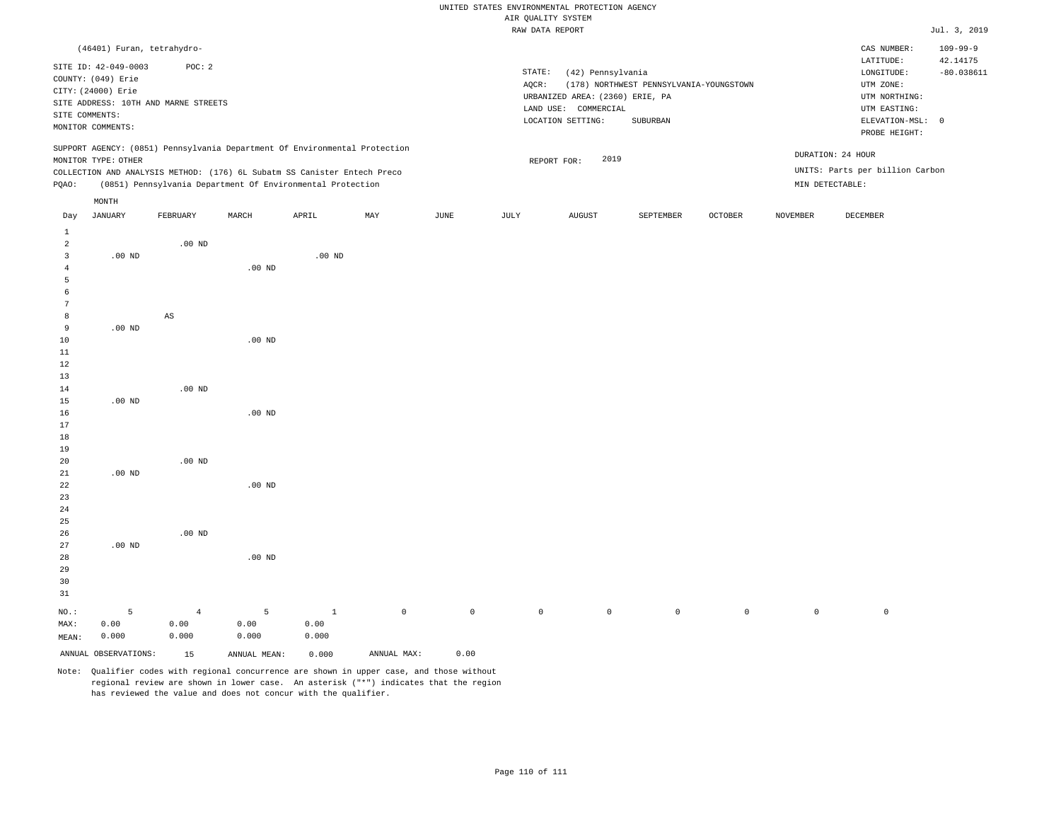UNITED STATES ENVIRONMENTAL PROTECTION AGENCY
AIR QUALITY SYSTEM
RAW DATA REPORT

Jul. 3, 2019

(46401) Furan, tetrahydro-

SITE ID: 42-049-0003 POC: 2
COUNTY: (049) Erie
CITY: (24000) Erie
SITE ADDRESS: 10TH AND MARNE STREETS
SITE COMMENTS:
MONITOR COMMENTS:

STATE: (42) Pennsylvania
AQCR: (178) NORTHWEST PENNSYLVANIA-YOUNGSTOWN
URBANIZED AREA: (2360) ERIE, PA
LAND USE: COMMERCIAL
LOCATION SETTING: SUBURBAN

CAS NUMBER: 109-99-9
LATITUDE: 42.14175
LONGITUDE: -80.038611
UTM ZONE:
UTM NORTHING:
UTM EASTING:
ELEVATION-MSL: 0
PROBE HEIGHT:

SUPPORT AGENCY: (0851) Pennsylvania Department Of Environmental Protection
MONITOR TYPE: OTHER
COLLECTION AND ANALYSIS METHOD: (176) 6L Subatm SS Canister Entech Preco
PQAO: (0851) Pennsylvania Department Of Environmental Protection

REPORT FOR: 2019

DURATION: 24 HOUR
UNITS: Parts per billion Carbon
MIN DETECTABLE:

| Day | JANUARY | FEBRUARY | MARCH | APRIL | MAY | JUNE | JULY | AUGUST | SEPTEMBER | OCTOBER | NOVEMBER | DECEMBER |
|---|---|---|---|---|---|---|---|---|---|---|---|---|
| 1 | | | | | | | | | | | | |
| 2 | | .00 ND | | | | | | | | | | |
| 3 | .00 ND | | | .00 ND | | | | | | | | |
| 4 | | | .00 ND | | | | | | | | | |
| 5 | | | | | | | | | | | | |
| 6 | | | | | | | | | | | | |
| 7 | | | | | | | | | | | | |
| 8 | | AS | | | | | | | | | | |
| 9 | .00 ND | | | | | | | | | | | |
| 10 | | | .00 ND | | | | | | | | | |
| 11 | | | | | | | | | | | | |
| 12 | | | | | | | | | | | | |
| 13 | | | | | | | | | | | | |
| 14 | | .00 ND | | | | | | | | | | |
| 15 | .00 ND | | | | | | | | | | | |
| 16 | | | .00 ND | | | | | | | | | |
| 17 | | | | | | | | | | | | |
| 18 | | | | | | | | | | | | |
| 19 | | | | | | | | | | | | |
| 20 | | .00 ND | | | | | | | | | | |
| 21 | .00 ND | | | | | | | | | | | |
| 22 | | | .00 ND | | | | | | | | | |
| 23 | | | | | | | | | | | | |
| 24 | | | | | | | | | | | | |
| 25 | | | | | | | | | | | | |
| 26 | | .00 ND | | | | | | | | | | |
| 27 | .00 ND | | | | | | | | | | | |
| 28 | | | .00 ND | | | | | | | | | |
| 29 | | | | | | | | | | | | |
| 30 | | | | | | | | | | | | |
| 31 | | | | | | | | | | | | |
| NO.: | 5 | 4 | 5 | 1 | 0 | 0 | 0 | 0 | 0 | 0 | 0 | 0 |
| MAX: | 0.00 | 0.00 | 0.00 | 0.00 | | | | | | | | |
| MEAN: | 0.000 | 0.000 | 0.000 | 0.000 | | | | | | | | |

ANNUAL OBSERVATIONS: 15 ANNUAL MEAN: 0.000 ANNUAL MAX: 0.00

Note: Qualifier codes with regional concurrence are shown in upper case, and those without regional review are shown in lower case. An asterisk ("*") indicates that the region has reviewed the value and does not concur with the qualifier.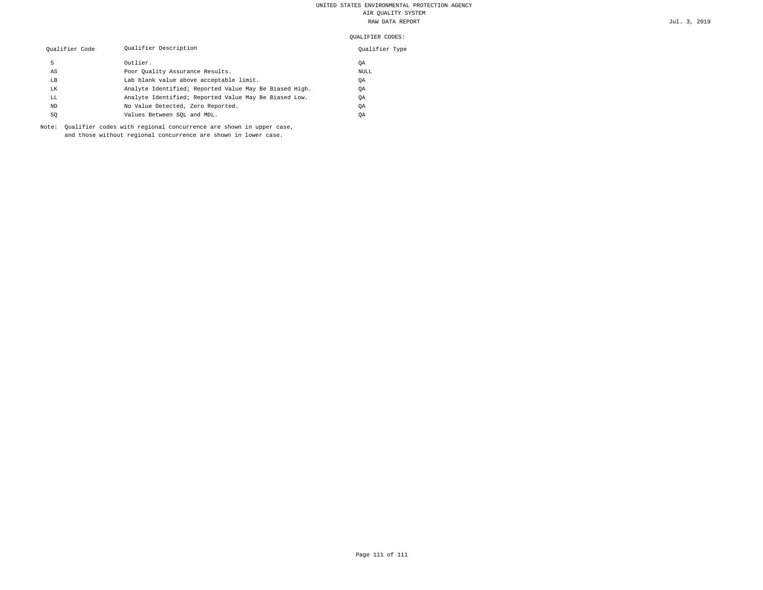QUALIFIER CODES:

| Qualifier Code | Qualifier Description | Qualifier Type |
|---|---|---|
| 5 | Outlier. | QA |
| AS | Poor Quality Assurance Results. | NULL |
| LB | Lab blank value above acceptable limit. | QA |
| LK | Analyte Identified; Reported Value May Be Biased High. | QA |
| LL | Analyte Identified; Reported Value May Be Biased Low. | QA |
| ND | No Value Detected, Zero Reported. | QA |
| SQ | Values Between SQL and MDL. | QA |

Note: Qualifier codes with regional concurrence are shown in upper case, and those without regional concurrence are shown in lower case.